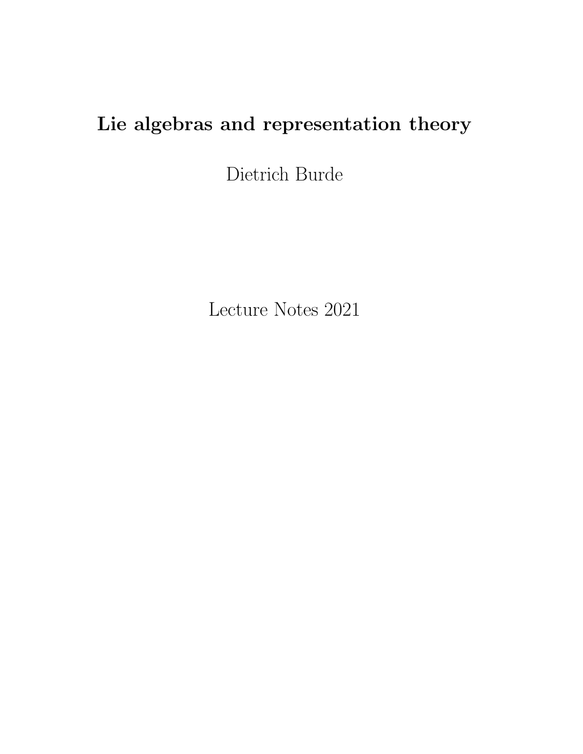# Lie algebras and representation theory

Dietrich Burde

Lecture Notes 2021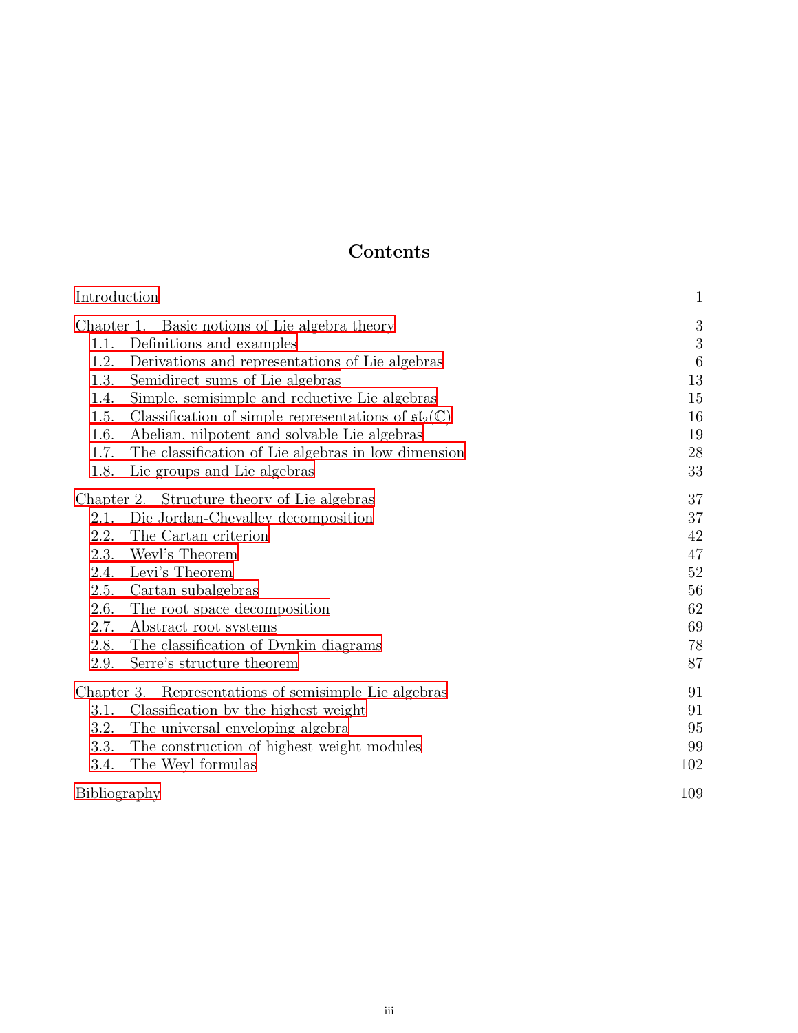# Contents

| | |
|---|---|
| Introduction | 1 |
| Chapter 1. Basic notions of Lie algebra theory | 3 |
| 1.1. Definitions and examples | 3 |
| 1.2. Derivations and representations of Lie algebras | 6 |
| 1.3. Semidirect sums of Lie algebras | 13 |
| 1.4. Simple, semisimple and reductive Lie algebras | 15 |
| 1.5. Classification of simple representations of $\mathfrak{sl}_2(\mathbb{C})$ | 16 |
| 1.6. Abelian, nilpotent and solvable Lie algebras | 19 |
| 1.7. The classification of Lie algebras in low dimension | 28 |
| 1.8. Lie groups and Lie algebras | 33 |
| Chapter 2. Structure theory of Lie algebras | 37 |
| 2.1. Die Jordan-Chevalley decomposition | 37 |
| 2.2. The Cartan criterion | 42 |
| 2.3. Weyl's Theorem | 47 |
| 2.4. Levi's Theorem | 52 |
| 2.5. Cartan subalgebras | 56 |
| 2.6. The root space decomposition | 62 |
| 2.7. Abstract root systems | 69 |
| 2.8. The classification of Dynkin diagrams | 78 |
| 2.9. Serre's structure theorem | 87 |
| Chapter 3. Representations of semisimple Lie algebras | 91 |
| 3.1. Classification by the highest weight | 91 |
| 3.2. The universal enveloping algebra | 95 |
| 3.3. The construction of highest weight modules | 99 |
| 3.4. The Weyl formulas | 102 |
| Bibliography | 109 |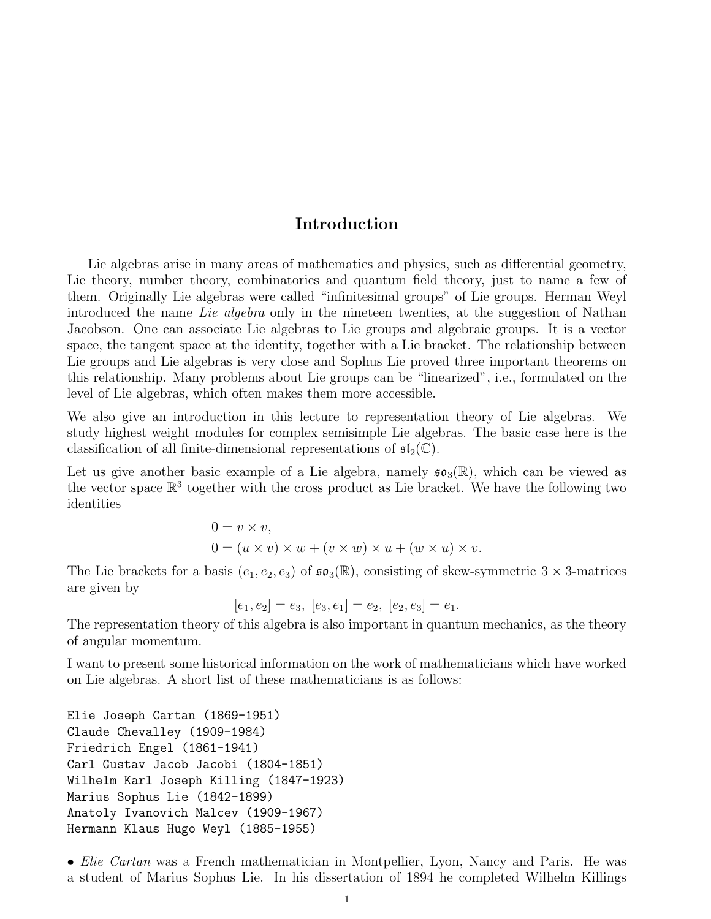# Introduction

Lie algebras arise in many areas of mathematics and physics, such as differential geometry, Lie theory, number theory, combinatorics and quantum field theory, just to name a few of them. Originally Lie algebras were called "infinitesimal groups" of Lie groups. Herman Weyl introduced the name *Lie algebra* only in the nineteen twenties, at the suggestion of Nathan Jacobson. One can associate Lie algebras to Lie groups and algebraic groups. It is a vector space, the tangent space at the identity, together with a Lie bracket. The relationship between Lie groups and Lie algebras is very close and Sophus Lie proved three important theorems on this relationship. Many problems about Lie groups can be "linearized", i.e., formulated on the level of Lie algebras, which often makes them more accessible.

We also give an introduction in this lecture to representation theory of Lie algebras. We study highest weight modules for complex semisimple Lie algebras. The basic case here is the classification of all finite-dimensional representations of $\mathfrak{sl}_2(\mathbb{C})$.

Let us give another basic example of a Lie algebra, namely $\mathfrak{so}_3(\mathbb{R})$, which can be viewed as the vector space $\mathbb{R}^3$ together with the cross product as Lie bracket. We have the following two identities

$$
\begin{aligned}
0 &= v \times v, \\
0 &= (u \times v) \times w + (v \times w) \times u + (w \times u) \times v.
\end{aligned}
$$

The Lie brackets for a basis $(e_1, e_2, e_3)$ of $\mathfrak{so}_3(\mathbb{R})$, consisting of skew-symmetric $3 \times 3$-matrices are given by

$$
[e_1, e_2] = e_3, \ [e_3, e_1] = e_2, \ [e_2, e_3] = e_1.
$$

The representation theory of this algebra is also important in quantum mechanics, as the theory of angular momentum.

I want to present some historical information on the work of mathematicians which have worked on Lie algebras. A short list of these mathematicians is as follows:

```
Elie Joseph Cartan (1869-1951)
Claude Chevalley (1909-1984)
Friedrich Engel (1861-1941)
Carl Gustav Jacob Jacobi (1804-1851)
Wilhelm Karl Joseph Killing (1847-1923)
Marius Sophus Lie (1842-1899)
Anatoly Ivanovich Malcev (1909-1967)
Hermann Klaus Hugo Weyl (1885-1955)
```

• *Elie Cartan* was a French mathematician in Montpellier, Lyon, Nancy and Paris. He was a student of Marius Sophus Lie. In his dissertation of 1894 he completed Wilhelm Killings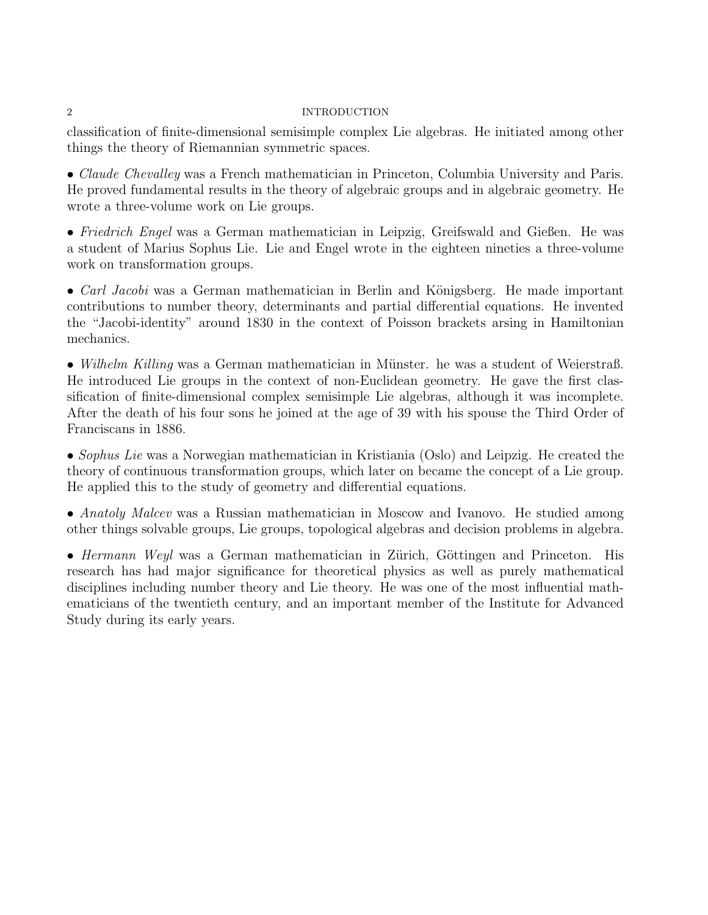classification of finite-dimensional semisimple complex Lie algebras. He initiated among other things the theory of Riemannian symmetric spaces.

• *Claude Chevalley* was a French mathematician in Princeton, Columbia University and Paris. He proved fundamental results in the theory of algebraic groups and in algebraic geometry. He wrote a three-volume work on Lie groups.

• *Friedrich Engel* was a German mathematician in Leipzig, Greifswald and Gießen. He was a student of Marius Sophus Lie. Lie and Engel wrote in the eighteen nineties a three-volume work on transformation groups.

• *Carl Jacobi* was a German mathematician in Berlin and Königsberg. He made important contributions to number theory, determinants and partial differential equations. He invented the "Jacobi-identity" around 1830 in the context of Poisson brackets arsing in Hamiltonian mechanics.

• *Wilhelm Killing* was a German mathematician in Münster. he was a student of Weierstraß. He introduced Lie groups in the context of non-Euclidean geometry. He gave the first classification of finite-dimensional complex semisimple Lie algebras, although it was incomplete. After the death of his four sons he joined at the age of 39 with his spouse the Third Order of Franciscans in 1886.

• *Sophus Lie* was a Norwegian mathematician in Kristiania (Oslo) and Leipzig. He created the theory of continuous transformation groups, which later on became the concept of a Lie group. He applied this to the study of geometry and differential equations.

• *Anatoly Malcev* was a Russian mathematician in Moscow and Ivanovo. He studied among other things solvable groups, Lie groups, topological algebras and decision problems in algebra.

• *Hermann Weyl* was a German mathematician in Zürich, Göttingen and Princeton. His research has had major significance for theoretical physics as well as purely mathematical disciplines including number theory and Lie theory. He was one of the most influential mathematicians of the twentieth century, and an important member of the Institute for Advanced Study during its early years.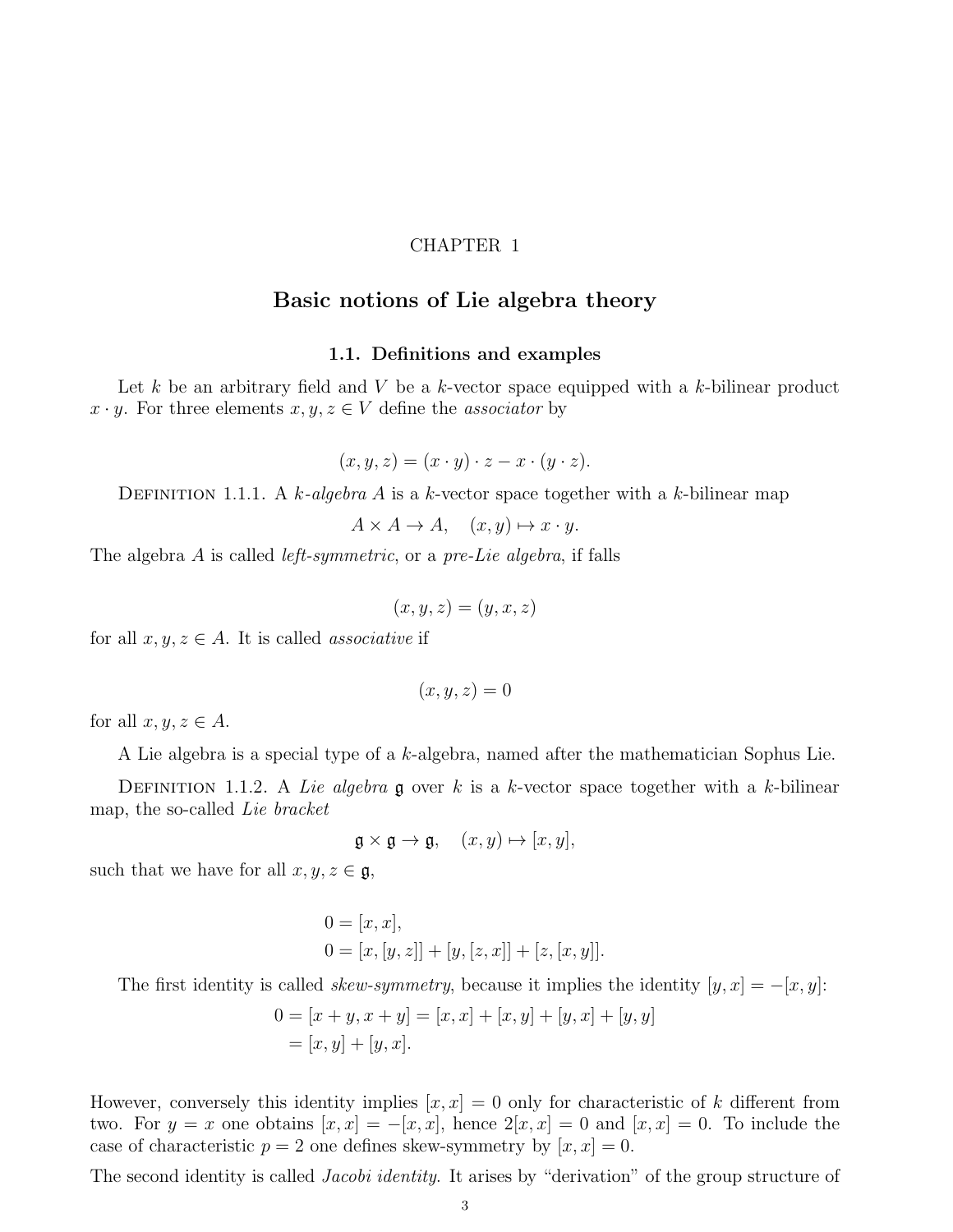# CHAPTER 1

## Basic notions of Lie algebra theory

### 1.1. Definitions and examples

Let $k$ be an arbitrary field and $V$ be a $k$-vector space equipped with a $k$-bilinear product $x \cdot y$. For three elements $x, y, z \in V$ define the *associator* by

$$(x, y, z) = (x \cdot y) \cdot z - x \cdot (y \cdot z).$$

Definition 1.1.1. A *$k$-algebra* $A$ is a $k$-vector space together with a $k$-bilinear map

$$A \times A \to A, \quad (x, y) \mapsto x \cdot y.$$

The algebra $A$ is called *left-symmetric*, or a *pre-Lie algebra*, if falls

$$(x, y, z) = (y, x, z)$$

for all $x, y, z \in A$. It is called *associative* if

$$(x, y, z) = 0$$

for all $x, y, z \in A$.

A Lie algebra is a special type of a $k$-algebra, named after the mathematician Sophus Lie.

Definition 1.1.2. A *Lie algebra* $\mathfrak{g}$ over $k$ is a $k$-vector space together with a $k$-bilinear map, the so-called *Lie bracket*

$$\mathfrak{g} \times \mathfrak{g} \to \mathfrak{g}, \quad (x, y) \mapsto [x, y],$$

such that we have for all $x, y, z \in \mathfrak{g}$,

$$\begin{aligned} 0 &= [x, x], \\ 0 &= [x, [y, z]] + [y, [z, x]] + [z, [x, y]]. \end{aligned}$$

The first identity is called *skew-symmetry*, because it implies the identity $[y, x] = -[x, y]$:

$$\begin{aligned} 0 = [x + y, x + y] &= [x, x] + [x, y] + [y, x] + [y, y] \\ &= [x, y] + [y, x]. \end{aligned}$$

However, conversely this identity implies $[x, x] = 0$ only for characteristic of $k$ different from two. For $y = x$ one obtains $[x, x] = -[x, x]$, hence $2[x, x] = 0$ and $[x, x] = 0$. To include the case of characteristic $p = 2$ one defines skew-symmetry by $[x, x] = 0$.

The second identity is called *Jacobi identity*. It arises by "derivation" of the group structure of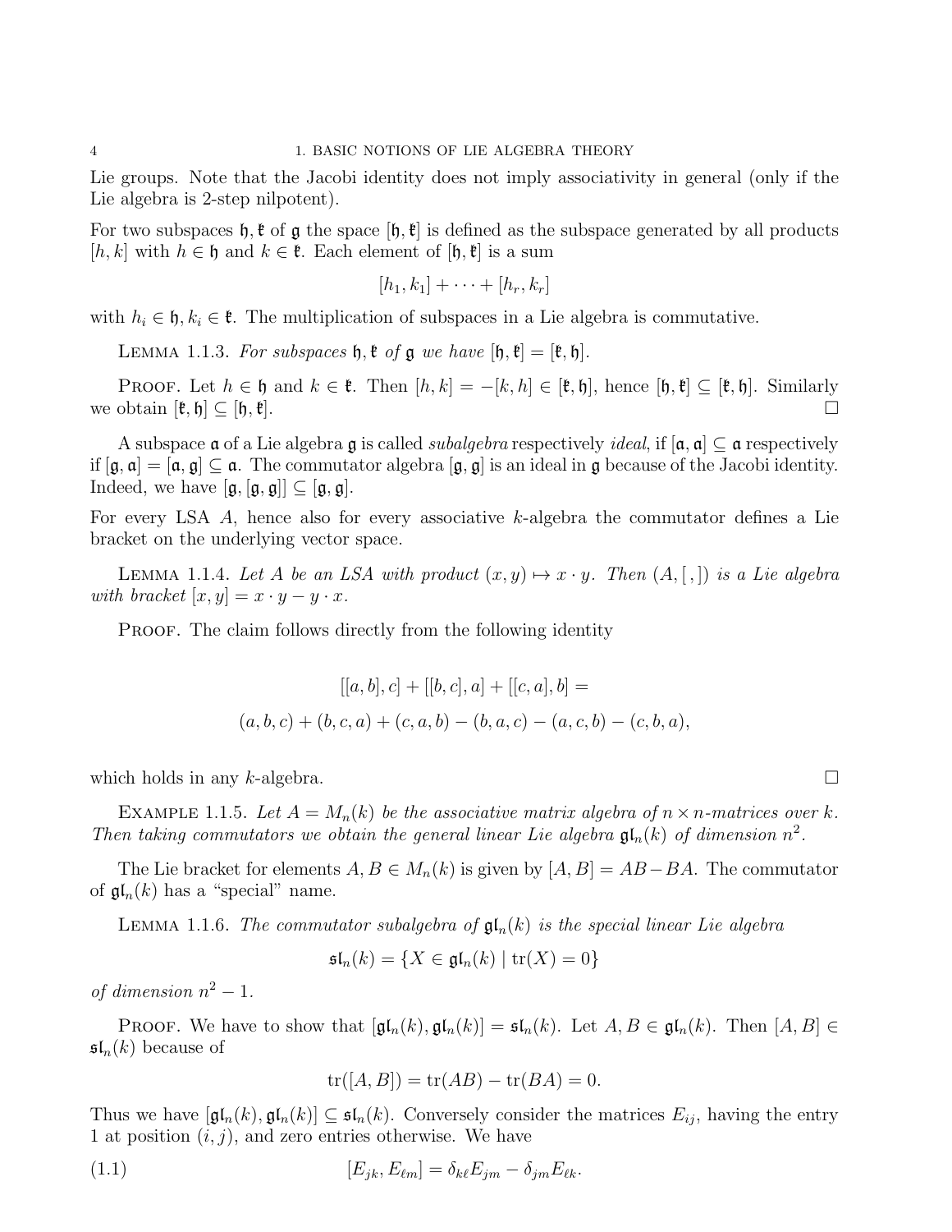Lie groups. Note that the Jacobi identity does not imply associativity in general (only if the Lie algebra is 2-step nilpotent).

For two subspaces $\mathfrak{h}, \mathfrak{k}$ of $\mathfrak{g}$ the space $[\mathfrak{h}, \mathfrak{k}]$ is defined as the subspace generated by all products $[h, k]$ with $h \in \mathfrak{h}$ and $k \in \mathfrak{k}$. Each element of $[\mathfrak{h}, \mathfrak{k}]$ is a sum

$$[h_1, k_1] + \cdots + [h_r, k_r]$$

with $h_i \in \mathfrak{h}, k_i \in \mathfrak{k}$. The multiplication of subspaces in a Lie algebra is commutative.

Lemma 1.1.3. *For subspaces $\mathfrak{h}, \mathfrak{k}$ of $\mathfrak{g}$ we have $[\mathfrak{h}, \mathfrak{k}] = [\mathfrak{k}, \mathfrak{h}]$.*

Proof. Let $h \in \mathfrak{h}$ and $k \in \mathfrak{k}$. Then $[h, k] = -[k, h] \in [\mathfrak{k}, \mathfrak{h}]$, hence $[\mathfrak{h}, \mathfrak{k}] \subseteq [\mathfrak{k}, \mathfrak{h}]$. Similarly we obtain $[\mathfrak{k}, \mathfrak{h}] \subseteq [\mathfrak{h}, \mathfrak{k}]$. □

A subspace $\mathfrak{a}$ of a Lie algebra $\mathfrak{g}$ is called *subalgebra* respectively *ideal*, if $[\mathfrak{a}, \mathfrak{a}] \subseteq \mathfrak{a}$ respectively if $[\mathfrak{g}, \mathfrak{a}] = [\mathfrak{a}, \mathfrak{g}] \subseteq \mathfrak{a}$. The commutator algebra $[\mathfrak{g}, \mathfrak{g}]$ is an ideal in $\mathfrak{g}$ because of the Jacobi identity. Indeed, we have $[\mathfrak{g}, [\mathfrak{g}, \mathfrak{g}]] \subseteq [\mathfrak{g}, \mathfrak{g}]$.

For every LSA $A$, hence also for every associative $k$-algebra the commutator defines a Lie bracket on the underlying vector space.

Lemma 1.1.4. *Let $A$ be an LSA with product $(x, y) \mapsto x \cdot y$. Then $(A, [\,,])$ is a Lie algebra with bracket $[x, y] = x \cdot y - y \cdot x$.*

Proof. The claim follows directly from the following identity

$$[[a, b], c] + [[b, c], a] + [[c, a], b] =$$
$$(a, b, c) + (b, c, a) + (c, a, b) - (b, a, c) - (a, c, b) - (c, b, a),$$

which holds in any $k$-algebra. □

Example 1.1.5. *Let $A = M_n(k)$ be the associative matrix algebra of $n \times n$-matrices over $k$. Then taking commutators we obtain the general linear Lie algebra $\mathfrak{gl}_n(k)$ of dimension $n^2$.*

The Lie bracket for elements $A, B \in M_n(k)$ is given by $[A, B] = AB - BA$. The commutator of $\mathfrak{gl}_n(k)$ has a "special" name.

Lemma 1.1.6. *The commutator subalgebra of $\mathfrak{gl}_n(k)$ is the special linear Lie algebra*

$$\mathfrak{sl}_n(k) = \{X \in \mathfrak{gl}_n(k) \mid \operatorname{tr}(X) = 0\}$$

*of dimension $n^2 - 1$.*

Proof. We have to show that $[\mathfrak{gl}_n(k), \mathfrak{gl}_n(k)] = \mathfrak{sl}_n(k)$. Let $A, B \in \mathfrak{gl}_n(k)$. Then $[A, B] \in \mathfrak{sl}_n(k)$ because of

$$\operatorname{tr}([A, B]) = \operatorname{tr}(AB) - \operatorname{tr}(BA) = 0.$$

Thus we have $[\mathfrak{gl}_n(k), \mathfrak{gl}_n(k)] \subseteq \mathfrak{sl}_n(k)$. Conversely consider the matrices $E_{ij}$, having the entry 1 at position $(i, j)$, and zero entries otherwise. We have

$$[E_{jk}, E_{\ell m}] = \delta_{k\ell} E_{jm} - \delta_{jm} E_{\ell k}. \tag{1.1}$$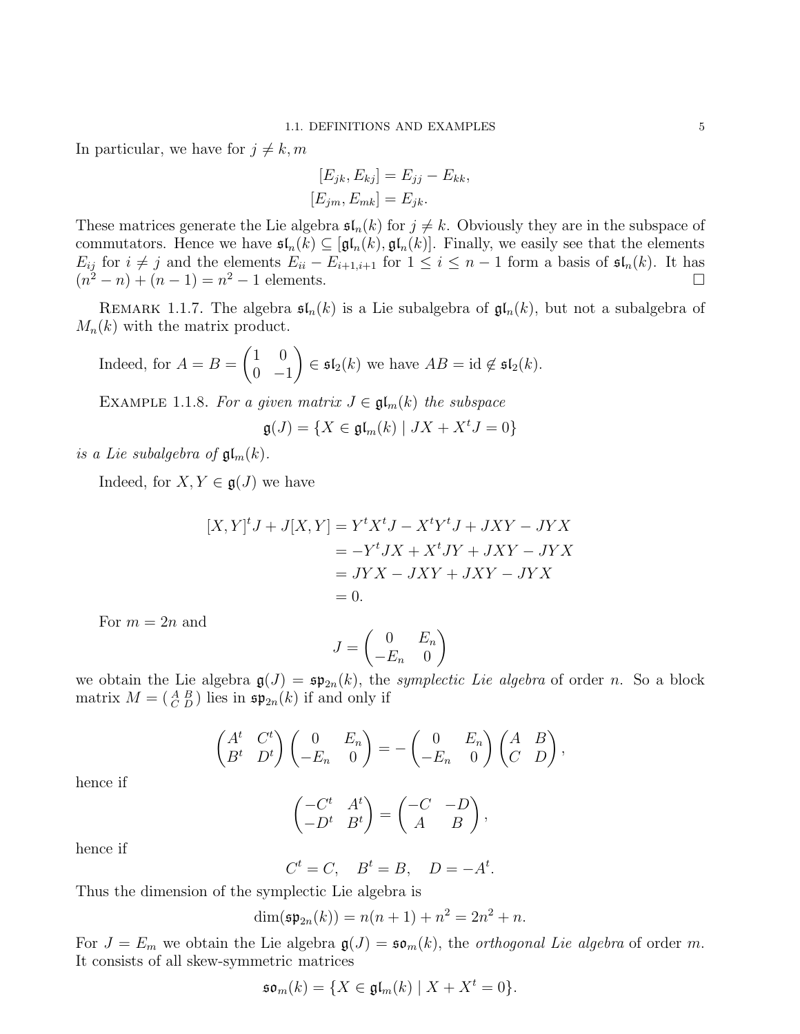In particular, we have for $j \neq k, m$

$$[E_{jk}, E_{kj}] = E_{jj} - E_{kk},$$
$$[E_{jm}, E_{mk}] = E_{jk}.$$

These matrices generate the Lie algebra $\mathfrak{sl}_n(k)$ for $j \neq k$. Obviously they are in the subspace of commutators. Hence we have $\mathfrak{sl}_n(k) \subseteq [\mathfrak{gl}_n(k), \mathfrak{gl}_n(k)]$. Finally, we easily see that the elements $E_{ij}$ for $i \neq j$ and the elements $E_{ii} - E_{i+1,i+1}$ for $1 \leq i \leq n-1$ form a basis of $\mathfrak{sl}_n(k)$. It has $(n^2 - n) + (n-1) = n^2 - 1$ elements. $\square$

REMARK 1.1.7. The algebra $\mathfrak{sl}_n(k)$ is a Lie subalgebra of $\mathfrak{gl}_n(k)$, but not a subalgebra of $M_n(k)$ with the matrix product.

Indeed, for $A = B = \begin{pmatrix} 1 & 0 \\ 0 & -1 \end{pmatrix} \in \mathfrak{sl}_2(k)$ we have $AB = \mathrm{id} \notin \mathfrak{sl}_2(k)$.

EXAMPLE 1.1.8. *For a given matrix $J \in \mathfrak{gl}_m(k)$ the subspace*

$$\mathfrak{g}(J) = \{X \in \mathfrak{gl}_m(k) \mid JX + X^t J = 0\}$$

*is a Lie subalgebra of $\mathfrak{gl}_m(k)$.*

Indeed, for $X, Y \in \mathfrak{g}(J)$ we have

$$\begin{aligned}
[X, Y]^t J + J[X, Y] &= Y^t X^t J - X^t Y^t J + JXY - JYX \\
&= -Y^t JX + X^t JY + JXY - JYX \\
&= JYX - JXY + JXY - JYX \\
&= 0.
\end{aligned}$$

For $m = 2n$ and

$$J = \begin{pmatrix} 0 & E_n \\ -E_n & 0 \end{pmatrix}$$

we obtain the Lie algebra $\mathfrak{g}(J) = \mathfrak{sp}_{2n}(k)$, the *symplectic Lie algebra* of order $n$. So a block matrix $M = \left( \begin{smallmatrix} A & B \\ C & D \end{smallmatrix} \right)$ lies in $\mathfrak{sp}_{2n}(k)$ if and only if

$$\begin{pmatrix} A^t & C^t \\ B^t & D^t \end{pmatrix} \begin{pmatrix} 0 & E_n \\ -E_n & 0 \end{pmatrix} = - \begin{pmatrix} 0 & E_n \\ -E_n & 0 \end{pmatrix} \begin{pmatrix} A & B \\ C & D \end{pmatrix},$$

hence if

$$\begin{pmatrix} -C^t & A^t \\ -D^t & B^t \end{pmatrix} = \begin{pmatrix} -C & -D \\ A & B \end{pmatrix},$$

hence if

$$C^t = C, \quad B^t = B, \quad D = -A^t.$$

Thus the dimension of the symplectic Lie algebra is

$$\dim(\mathfrak{sp}_{2n}(k)) = n(n+1) + n^2 = 2n^2 + n.$$

For $J = E_m$ we obtain the Lie algebra $\mathfrak{g}(J) = \mathfrak{so}_m(k)$, the *orthogonal Lie algebra* of order $m$. It consists of all skew-symmetric matrices

$$\mathfrak{so}_m(k) = \{X \in \mathfrak{gl}_m(k) \mid X + X^t = 0\}.$$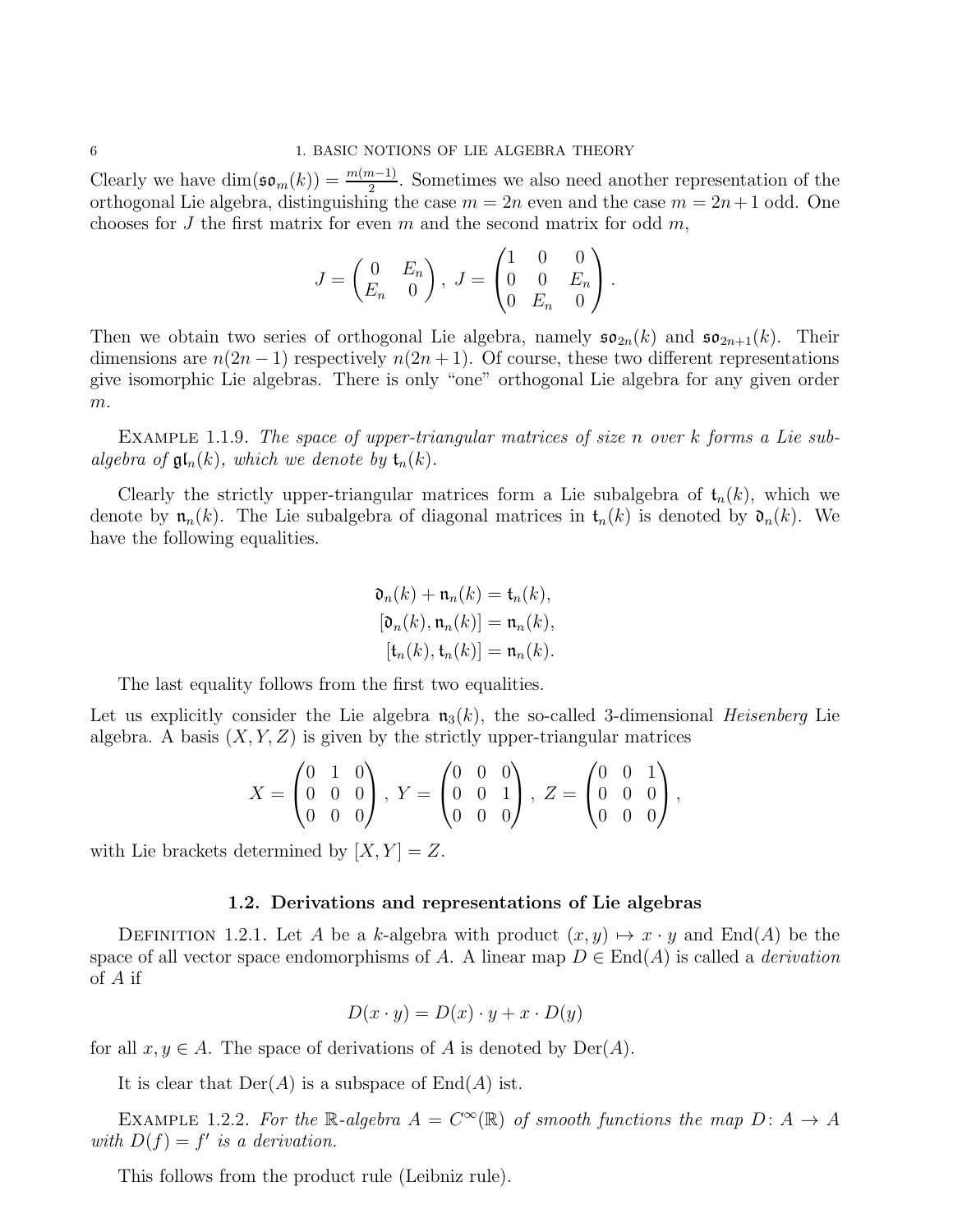Clearly we have $\dim(\mathfrak{so}_m(k)) = \frac{m(m-1)}{2}$. Sometimes we also need another representation of the orthogonal Lie algebra, distinguishing the case $m = 2n$ even and the case $m = 2n+1$ odd. One chooses for $J$ the first matrix for even $m$ and the second matrix for odd $m$,

$$J = \begin{pmatrix} 0 & E_n \\ E_n & 0 \end{pmatrix}, \ J = \begin{pmatrix} 1 & 0 & 0 \\ 0 & 0 & E_n \\ 0 & E_n & 0 \end{pmatrix}.$$

Then we obtain two series of orthogonal Lie algebra, namely $\mathfrak{so}_{2n}(k)$ and $\mathfrak{so}_{2n+1}(k)$. Their dimensions are $n(2n-1)$ respectively $n(2n+1)$. Of course, these two different representations give isomorphic Lie algebras. There is only "one" orthogonal Lie algebra for any given order $m$.

Example 1.1.9. *The space of upper-triangular matrices of size $n$ over $k$ forms a Lie subalgebra of $\mathfrak{gl}_n(k)$, which we denote by $\mathfrak{t}_n(k)$.*

Clearly the strictly upper-triangular matrices form a Lie subalgebra of $\mathfrak{t}_n(k)$, which we denote by $\mathfrak{n}_n(k)$. The Lie subalgebra of diagonal matrices in $\mathfrak{t}_n(k)$ is denoted by $\mathfrak{d}_n(k)$. We have the following equalities.

$$\begin{aligned} \mathfrak{d}_n(k) + \mathfrak{n}_n(k) &= \mathfrak{t}_n(k), \\ [\mathfrak{d}_n(k), \mathfrak{n}_n(k)] &= \mathfrak{n}_n(k), \\ [\mathfrak{t}_n(k), \mathfrak{t}_n(k)] &= \mathfrak{n}_n(k). \end{aligned}$$

The last equality follows from the first two equalities.

Let us explicitly consider the Lie algebra $\mathfrak{n}_3(k)$, the so-called 3-dimensional *Heisenberg* Lie algebra. A basis $(X, Y, Z)$ is given by the strictly upper-triangular matrices

$$X = \begin{pmatrix} 0 & 1 & 0 \\ 0 & 0 & 0 \\ 0 & 0 & 0 \end{pmatrix}, \ Y = \begin{pmatrix} 0 & 0 & 0 \\ 0 & 0 & 1 \\ 0 & 0 & 0 \end{pmatrix}, \ Z = \begin{pmatrix} 0 & 0 & 1 \\ 0 & 0 & 0 \\ 0 & 0 & 0 \end{pmatrix},$$

with Lie brackets determined by $[X, Y] = Z$.

## 1.2. Derivations and representations of Lie algebras

Definition 1.2.1. Let $A$ be a $k$-algebra with product $(x, y) \mapsto x \cdot y$ and $\operatorname{End}(A)$ be the space of all vector space endomorphisms of $A$. A linear map $D \in \operatorname{End}(A)$ is called a *derivation* of $A$ if

$$D(x \cdot y) = D(x) \cdot y + x \cdot D(y)$$

for all $x, y \in A$. The space of derivations of $A$ is denoted by $\operatorname{Der}(A)$.

It is clear that $\operatorname{Der}(A)$ is a subspace of $\operatorname{End}(A)$ ist.

Example 1.2.2. *For the $\mathbb{R}$-algebra $A = C^\infty(\mathbb{R})$ of smooth functions the map $D \colon A \to A$ with $D(f) = f'$ is a derivation.*

This follows from the product rule (Leibniz rule).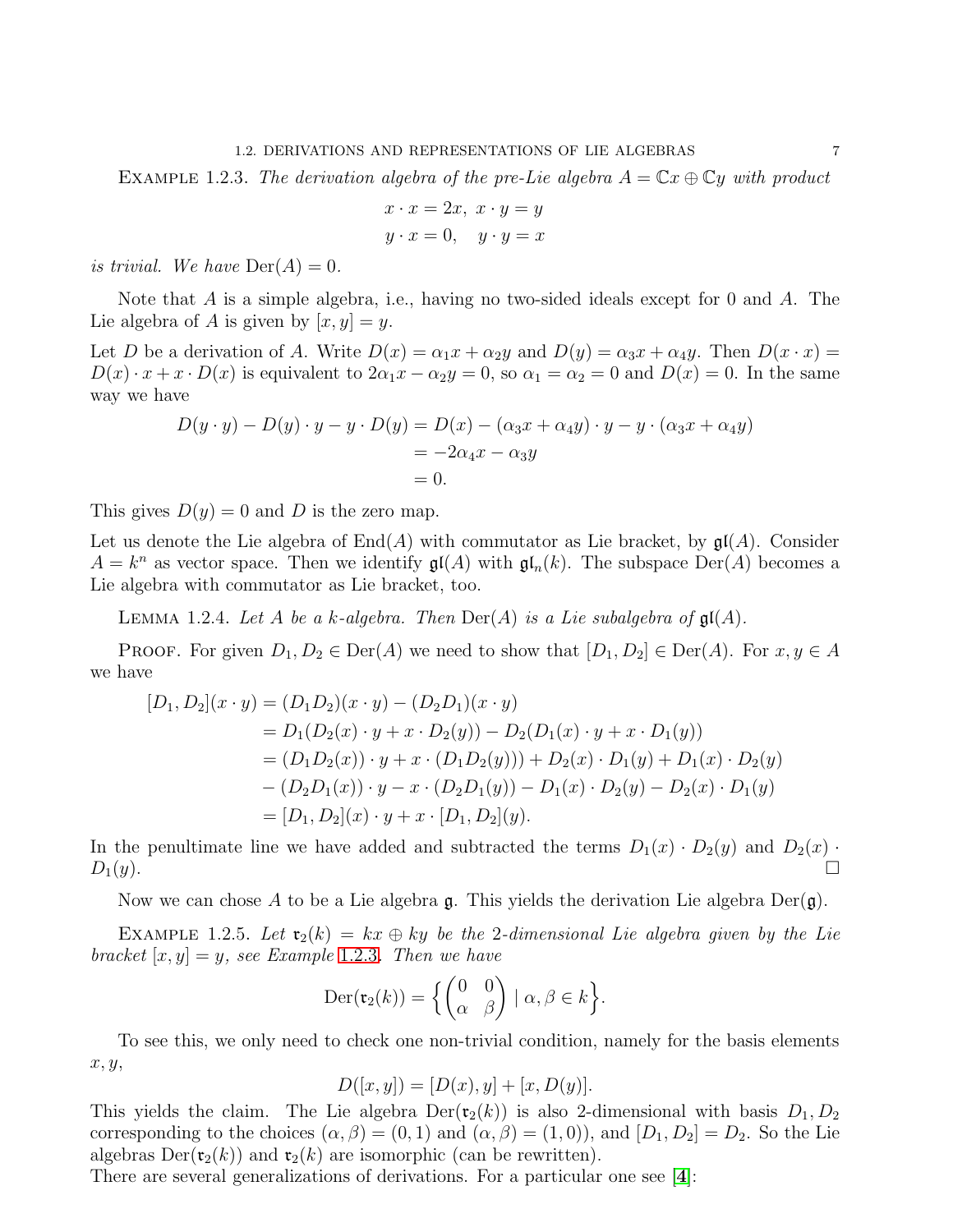EXAMPLE 1.2.3. *The derivation algebra of the pre-Lie algebra $A = \mathbb{C}x \oplus \mathbb{C}y$ with product*

$$x \cdot x = 2x, \; x \cdot y = y$$
$$y \cdot x = 0, \quad y \cdot y = x$$

*is trivial. We have* $\mathrm{Der}(A) = 0$.

Note that $A$ is a simple algebra, i.e., having no two-sided ideals except for 0 and $A$. The Lie algebra of $A$ is given by $[x, y] = y$.

Let $D$ be a derivation of $A$. Write $D(x) = \alpha_1 x + \alpha_2 y$ and $D(y) = \alpha_3 x + \alpha_4 y$. Then $D(x \cdot x) = D(x) \cdot x + x \cdot D(x)$ is equivalent to $2\alpha_1 x - \alpha_2 y = 0$, so $\alpha_1 = \alpha_2 = 0$ and $D(x) = 0$. In the same way we have

$$\begin{aligned}
D(y \cdot y) - D(y) \cdot y - y \cdot D(y) &= D(x) - (\alpha_3 x + \alpha_4 y) \cdot y - y \cdot (\alpha_3 x + \alpha_4 y) \\
&= -2\alpha_4 x - \alpha_3 y \\
&= 0.
\end{aligned}$$

This gives $D(y) = 0$ and $D$ is the zero map.

Let us denote the Lie algebra of $\mathrm{End}(A)$ with commutator as Lie bracket, by $\mathfrak{gl}(A)$. Consider $A = k^n$ as vector space. Then we identify $\mathfrak{gl}(A)$ with $\mathfrak{gl}_n(k)$. The subspace $\mathrm{Der}(A)$ becomes a Lie algebra with commutator as Lie bracket, too.

LEMMA 1.2.4. *Let $A$ be a $k$-algebra. Then $\mathrm{Der}(A)$ is a Lie subalgebra of $\mathfrak{gl}(A)$.*

PROOF. For given $D_1, D_2 \in \mathrm{Der}(A)$ we need to show that $[D_1, D_2] \in \mathrm{Der}(A)$. For $x, y \in A$ we have

$$\begin{aligned}
[D_1, D_2](x \cdot y) &= (D_1 D_2)(x \cdot y) - (D_2 D_1)(x \cdot y) \\
&= D_1(D_2(x) \cdot y + x \cdot D_2(y)) - D_2(D_1(x) \cdot y + x \cdot D_1(y)) \\
&= (D_1 D_2(x)) \cdot y + x \cdot (D_1 D_2(y))) + D_2(x) \cdot D_1(y) + D_1(x) \cdot D_2(y) \\
&\quad - (D_2 D_1(x)) \cdot y - x \cdot (D_2 D_1(y)) - D_1(x) \cdot D_2(y) - D_2(x) \cdot D_1(y) \\
&= [D_1, D_2](x) \cdot y + x \cdot [D_1, D_2](y).
\end{aligned}$$

In the penultimate line we have added and subtracted the terms $D_1(x) \cdot D_2(y)$ and $D_2(x) \cdot D_1(y)$. ◻

Now we can chose $A$ to be a Lie algebra $\mathfrak{g}$. This yields the derivation Lie algebra $\mathrm{Der}(\mathfrak{g})$.

EXAMPLE 1.2.5. *Let $\mathfrak{r}_2(k) = kx \oplus ky$ be the 2-dimensional Lie algebra given by the Lie bracket $[x, y] = y$, see Example 1.2.3. Then we have*

$$\mathrm{Der}(\mathfrak{r}_2(k)) = \left\{ \begin{pmatrix} 0 & 0 \\ \alpha & \beta \end{pmatrix} \mid \alpha, \beta \in k \right\}.$$

To see this, we only need to check one non-trivial condition, namely for the basis elements $x, y$,

$$D([x, y]) = [D(x), y] + [x, D(y)].$$

This yields the claim. The Lie algebra $\mathrm{Der}(\mathfrak{r}_2(k))$ is also 2-dimensional with basis $D_1, D_2$ corresponding to the choices $(\alpha, \beta) = (0, 1)$ and $(\alpha, \beta) = (1, 0)$), and $[D_1, D_2] = D_2$. So the Lie algebras $\mathrm{Der}(\mathfrak{r}_2(k))$ and $\mathfrak{r}_2(k)$ are isomorphic (can be rewritten).

There are several generalizations of derivations. For a particular one see [4]: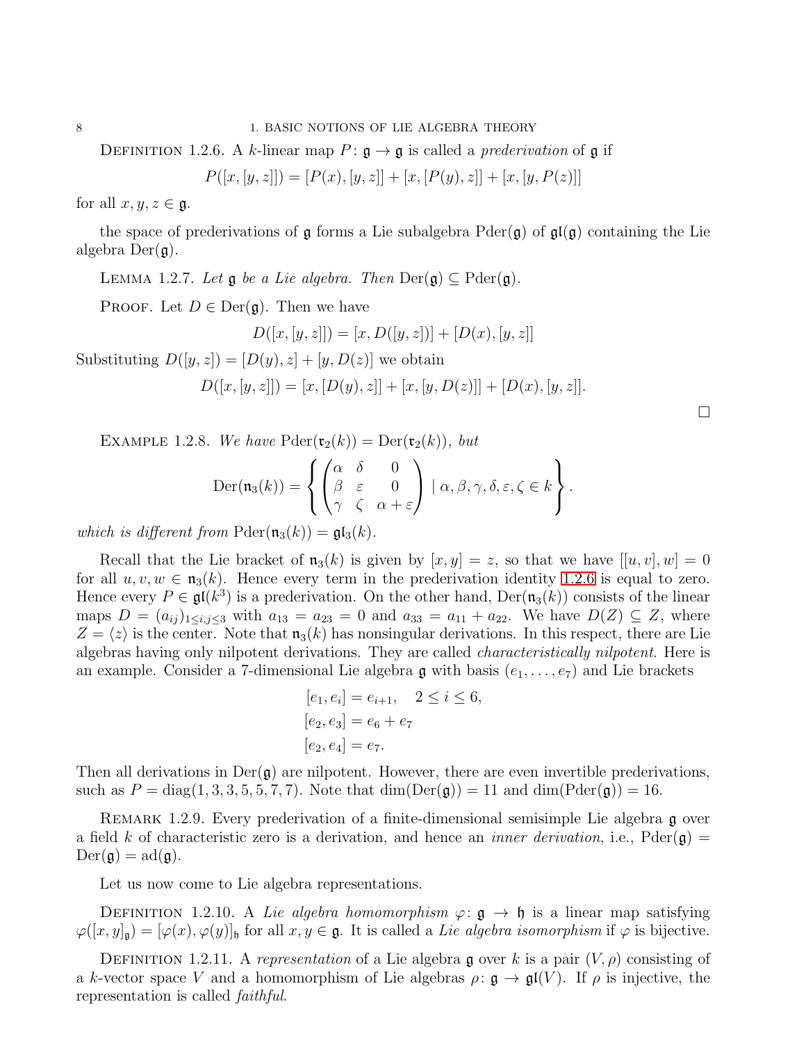DEFINITION 1.2.6. A $k$-linear map $P\colon \mathfrak{g} \to \mathfrak{g}$ is called a *prederivation* of $\mathfrak{g}$ if

$$P([x,[y,z]]) = [P(x),[y,z]] + [x,[P(y),z]] + [x,[y,P(z)]]$$

for all $x, y, z \in \mathfrak{g}$.

the space of prederivations of $\mathfrak{g}$ forms a Lie subalgebra $\mathrm{Pder}(\mathfrak{g})$ of $\mathfrak{gl}(\mathfrak{g})$ containing the Lie algebra $\mathrm{Der}(\mathfrak{g})$.

LEMMA 1.2.7. *Let $\mathfrak{g}$ be a Lie algebra. Then $\mathrm{Der}(\mathfrak{g}) \subseteq \mathrm{Pder}(\mathfrak{g})$.*

PROOF. Let $D \in \mathrm{Der}(\mathfrak{g})$. Then we have

$$D([x,[y,z]]) = [x, D([y,z])] + [D(x),[y,z]]$$

Substituting $D([y,z]) = [D(y),z] + [y,D(z)]$ we obtain

$$D([x,[y,z]]) = [x,[D(y),z]] + [x,[y,D(z)]] + [D(x),[y,z]].$$

□

EXAMPLE 1.2.8. *We have $\mathrm{Pder}(\mathfrak{r}_2(k)) = \mathrm{Der}(\mathfrak{r}_2(k))$, but*

$$\mathrm{Der}(\mathfrak{n}_3(k)) = \left\{ \begin{pmatrix} \alpha & \delta & 0 \\ \beta & \varepsilon & 0 \\ \gamma & \zeta & \alpha+\varepsilon \end{pmatrix} \mid \alpha, \beta, \gamma, \delta, \varepsilon, \zeta \in k \right\}.$$

*which is different from $\mathrm{Pder}(\mathfrak{n}_3(k)) = \mathfrak{gl}_3(k)$.*

Recall that the Lie bracket of $\mathfrak{n}_3(k)$ is given by $[x,y] = z$, so that we have $[[u,v],w] = 0$ for all $u, v, w \in \mathfrak{n}_3(k)$. Hence every term in the prederivation identity 1.2.6 is equal to zero. Hence every $P \in \mathfrak{gl}(k^3)$ is a prederivation. On the other hand, $\mathrm{Der}(\mathfrak{n}_3(k))$ consists of the linear maps $D = (a_{ij})_{1 \le i,j \le 3}$ with $a_{13} = a_{23} = 0$ and $a_{33} = a_{11} + a_{22}$. We have $D(Z) \subseteq Z$, where $Z = \langle z \rangle$ is the center. Note that $\mathfrak{n}_3(k)$ has nonsingular derivations. In this respect, there are Lie algebras having only nilpotent derivations. They are called *characteristically nilpotent*. Here is an example. Consider a 7-dimensional Lie algebra $\mathfrak{g}$ with basis $(e_1, \ldots, e_7)$ and Lie brackets

$$\begin{aligned}
[e_1, e_i] &= e_{i+1}, \quad 2 \le i \le 6, \\
[e_2, e_3] &= e_6 + e_7 \\
[e_2, e_4] &= e_7.
\end{aligned}$$

Then all derivations in $\mathrm{Der}(\mathfrak{g})$ are nilpotent. However, there are even invertible prederivations, such as $P = \mathrm{diag}(1,3,3,5,5,7,7)$. Note that $\dim(\mathrm{Der}(\mathfrak{g})) = 11$ and $\dim(\mathrm{Pder}(\mathfrak{g})) = 16$.

REMARK 1.2.9. Every prederivation of a finite-dimensional semisimple Lie algebra $\mathfrak{g}$ over a field $k$ of characteristic zero is a derivation, and hence an *inner derivation*, i.e., $\mathrm{Pder}(\mathfrak{g}) = \mathrm{Der}(\mathfrak{g}) = \mathrm{ad}(\mathfrak{g})$.

Let us now come to Lie algebra representations.

DEFINITION 1.2.10. A *Lie algebra homomorphism* $\varphi\colon \mathfrak{g} \to \mathfrak{h}$ is a linear map satisfying $\varphi([x,y]_{\mathfrak{g}}) = [\varphi(x), \varphi(y)]_{\mathfrak{h}}$ for all $x, y \in \mathfrak{g}$. It is called a *Lie algebra isomorphism* if $\varphi$ is bijective.

DEFINITION 1.2.11. A *representation* of a Lie algebra $\mathfrak{g}$ over $k$ is a pair $(V, \rho)$ consisting of a $k$-vector space $V$ and a homomorphism of Lie algebras $\rho\colon \mathfrak{g} \to \mathfrak{gl}(V)$. If $\rho$ is injective, the representation is called *faithful*.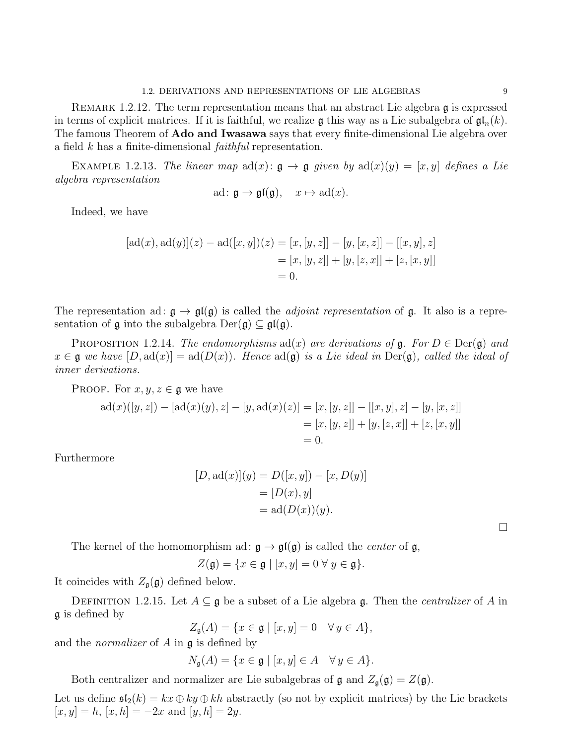Remark 1.2.12. The term representation means that an abstract Lie algebra $\mathfrak{g}$ is expressed in terms of explicit matrices. If it is faithful, we realize $\mathfrak{g}$ this way as a Lie subalgebra of $\mathfrak{gl}_n(k)$. The famous Theorem of **Ado and Iwasawa** says that every finite-dimensional Lie algebra over a field $k$ has a finite-dimensional *faithful* representation.

Example 1.2.13. *The linear map* $\operatorname{ad}(x)\colon \mathfrak{g} \to \mathfrak{g}$ *given by* $\operatorname{ad}(x)(y) = [x, y]$ *defines a Lie algebra representation*

$$\operatorname{ad}\colon \mathfrak{g} \to \mathfrak{gl}(\mathfrak{g}), \quad x \mapsto \operatorname{ad}(x).$$

Indeed, we have

$$\begin{aligned}
[\operatorname{ad}(x), \operatorname{ad}(y)](z) - \operatorname{ad}([x, y])(z) &= [x, [y, z]] - [y, [x, z]] - [[x, y], z] \\
&= [x, [y, z]] + [y, [z, x]] + [z, [x, y]] \\
&= 0.
\end{aligned}$$

The representation $\operatorname{ad}\colon \mathfrak{g} \to \mathfrak{gl}(\mathfrak{g})$ is called the *adjoint representation* of $\mathfrak{g}$. It also is a representation of $\mathfrak{g}$ into the subalgebra $\operatorname{Der}(\mathfrak{g}) \subseteq \mathfrak{gl}(\mathfrak{g})$.

Proposition 1.2.14. *The endomorphisms* $\operatorname{ad}(x)$ *are derivations of* $\mathfrak{g}$*. For* $D \in \operatorname{Der}(\mathfrak{g})$ *and* $x \in \mathfrak{g}$ *we have* $[D, \operatorname{ad}(x)] = \operatorname{ad}(D(x))$*. Hence* $\operatorname{ad}(\mathfrak{g})$ *is a Lie ideal in* $\operatorname{Der}(\mathfrak{g})$*, called the ideal of inner derivations.*

Proof. For $x, y, z \in \mathfrak{g}$ we have

$$\begin{aligned}
\operatorname{ad}(x)([y, z]) - [\operatorname{ad}(x)(y), z] - [y, \operatorname{ad}(x)(z)] &= [x, [y, z]] - [[x, y], z] - [y, [x, z]] \\
&= [x, [y, z]] + [y, [z, x]] + [z, [x, y]] \\
&= 0.
\end{aligned}$$

Furthermore

$$\begin{aligned}
[D, \operatorname{ad}(x)](y) &= D([x, y]) - [x, D(y)] \\
&= [D(x), y] \\
&= \operatorname{ad}(D(x))(y).
\end{aligned}$$

□

The kernel of the homomorphism $\operatorname{ad}\colon \mathfrak{g} \to \mathfrak{gl}(\mathfrak{g})$ is called the *center* of $\mathfrak{g}$,

$$Z(\mathfrak{g}) = \{x \in \mathfrak{g} \mid [x, y] = 0 \;\forall\, y \in \mathfrak{g}\}.$$

It coincides with $Z_{\mathfrak{g}}(\mathfrak{g})$ defined below.

Definition 1.2.15. Let $A \subseteq \mathfrak{g}$ be a subset of a Lie algebra $\mathfrak{g}$. Then the *centralizer* of $A$ in $\mathfrak{g}$ is defined by

$$Z_{\mathfrak{g}}(A) = \{x \in \mathfrak{g} \mid [x, y] = 0 \quad \forall\, y \in A\},$$

and the *normalizer* of $A$ in $\mathfrak{g}$ is defined by

$$N_{\mathfrak{g}}(A) = \{x \in \mathfrak{g} \mid [x, y] \in A \quad \forall\, y \in A\}.$$

Both centralizer and normalizer are Lie subalgebras of $\mathfrak{g}$ and $Z_{\mathfrak{g}}(\mathfrak{g}) = Z(\mathfrak{g})$.

Let us define $\mathfrak{sl}_2(k) = kx \oplus ky \oplus kh$ abstractly (so not by explicit matrices) by the Lie brackets $[x, y] = h$, $[x, h] = -2x$ and $[y, h] = 2y$.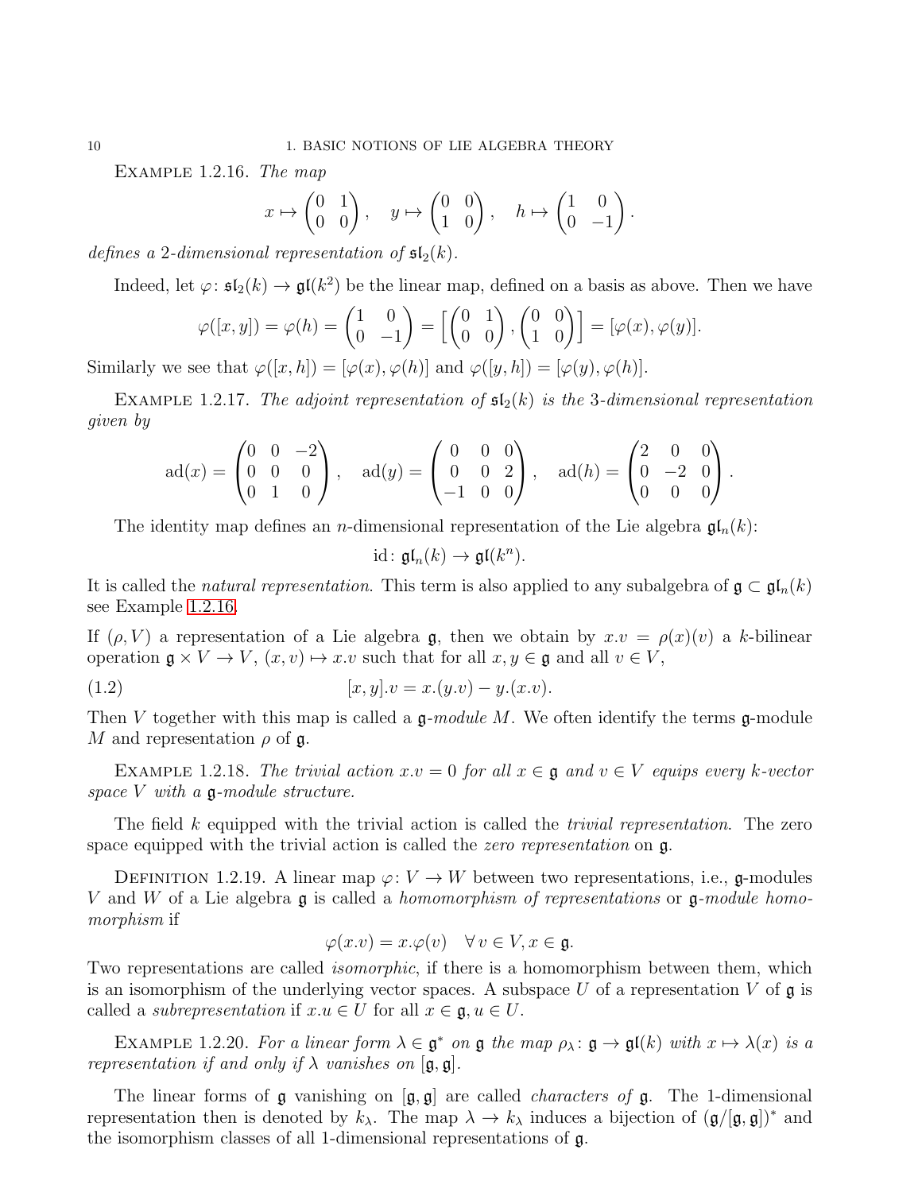Example 1.2.16. *The map*

$$x \mapsto \begin{pmatrix} 0 & 1 \\ 0 & 0 \end{pmatrix}, \quad y \mapsto \begin{pmatrix} 0 & 0 \\ 1 & 0 \end{pmatrix}, \quad h \mapsto \begin{pmatrix} 1 & 0 \\ 0 & -1 \end{pmatrix}.$$

*defines a 2-dimensional representation of* $\mathfrak{sl}_2(k)$.

Indeed, let $\varphi\colon \mathfrak{sl}_2(k) \to \mathfrak{gl}(k^2)$ be the linear map, defined on a basis as above. Then we have

$$\varphi([x,y]) = \varphi(h) = \begin{pmatrix} 1 & 0 \\ 0 & -1 \end{pmatrix} = \left[ \begin{pmatrix} 0 & 1 \\ 0 & 0 \end{pmatrix}, \begin{pmatrix} 0 & 0 \\ 1 & 0 \end{pmatrix} \right] = [\varphi(x), \varphi(y)].$$

Similarly we see that $\varphi([x,h]) = [\varphi(x), \varphi(h)]$ and $\varphi([y,h]) = [\varphi(y), \varphi(h)]$.

Example 1.2.17. *The adjoint representation of* $\mathfrak{sl}_2(k)$ *is the* 3*-dimensional representation given by*

$$\operatorname{ad}(x) = \begin{pmatrix} 0 & 0 & -2 \\ 0 & 0 & 0 \\ 0 & 1 & 0 \end{pmatrix}, \quad \operatorname{ad}(y) = \begin{pmatrix} 0 & 0 & 0 \\ 0 & 0 & 2 \\ -1 & 0 & 0 \end{pmatrix}, \quad \operatorname{ad}(h) = \begin{pmatrix} 2 & 0 & 0 \\ 0 & -2 & 0 \\ 0 & 0 & 0 \end{pmatrix}.$$

The identity map defines an $n$-dimensional representation of the Lie algebra $\mathfrak{gl}_n(k)$:

$$\mathrm{id}\colon \mathfrak{gl}_n(k) \to \mathfrak{gl}(k^n).$$

It is called the *natural representation*. This term is also applied to any subalgebra of $\mathfrak{g} \subset \mathfrak{gl}_n(k)$ see Example 1.2.16.

If $(\rho, V)$ a representation of a Lie algebra $\mathfrak{g}$, then we obtain by $x.v = \rho(x)(v)$ a $k$-bilinear operation $\mathfrak{g} \times V \to V$, $(x,v) \mapsto x.v$ such that for all $x, y \in \mathfrak{g}$ and all $v \in V$,

$$[x,y].v = x.(y.v) - y.(x.v). \tag{1.2}$$

Then $V$ together with this map is called a $\mathfrak{g}$*-module* $M$. We often identify the terms $\mathfrak{g}$-module $M$ and representation $\rho$ of $\mathfrak{g}$.

Example 1.2.18. *The trivial action* $x.v = 0$ *for all* $x \in \mathfrak{g}$ *and* $v \in V$ *equips every* $k$*-vector space* $V$ *with a* $\mathfrak{g}$*-module structure.*

The field $k$ equipped with the trivial action is called the *trivial representation*. The zero space equipped with the trivial action is called the *zero representation* on $\mathfrak{g}$.

Definition 1.2.19. A linear map $\varphi\colon V \to W$ between two representations, i.e., $\mathfrak{g}$-modules $V$ and $W$ of a Lie algebra $\mathfrak{g}$ is called a *homomorphism of representations* or $\mathfrak{g}$*-module homomorphism* if

$$\varphi(x.v) = x.\varphi(v) \quad \forall\, v \in V, x \in \mathfrak{g}.$$

Two representations are called *isomorphic*, if there is a homomorphism between them, which is an isomorphism of the underlying vector spaces. A subspace $U$ of a representation $V$ of $\mathfrak{g}$ is called a *subrepresentation* if $x.u \in U$ for all $x \in \mathfrak{g}$, $u \in U$.

Example 1.2.20. *For a linear form* $\lambda \in \mathfrak{g}^*$ *on* $\mathfrak{g}$ *the map* $\rho_\lambda\colon \mathfrak{g} \to \mathfrak{gl}(k)$ *with* $x \mapsto \lambda(x)$ *is a representation if and only if* $\lambda$ *vanishes on* $[\mathfrak{g}, \mathfrak{g}]$.

The linear forms of $\mathfrak{g}$ vanishing on $[\mathfrak{g}, \mathfrak{g}]$ are called *characters of* $\mathfrak{g}$. The 1-dimensional representation then is denoted by $k_\lambda$. The map $\lambda \to k_\lambda$ induces a bijection of $(\mathfrak{g}/[\mathfrak{g}, \mathfrak{g}])^*$ and the isomorphism classes of all 1-dimensional representations of $\mathfrak{g}$.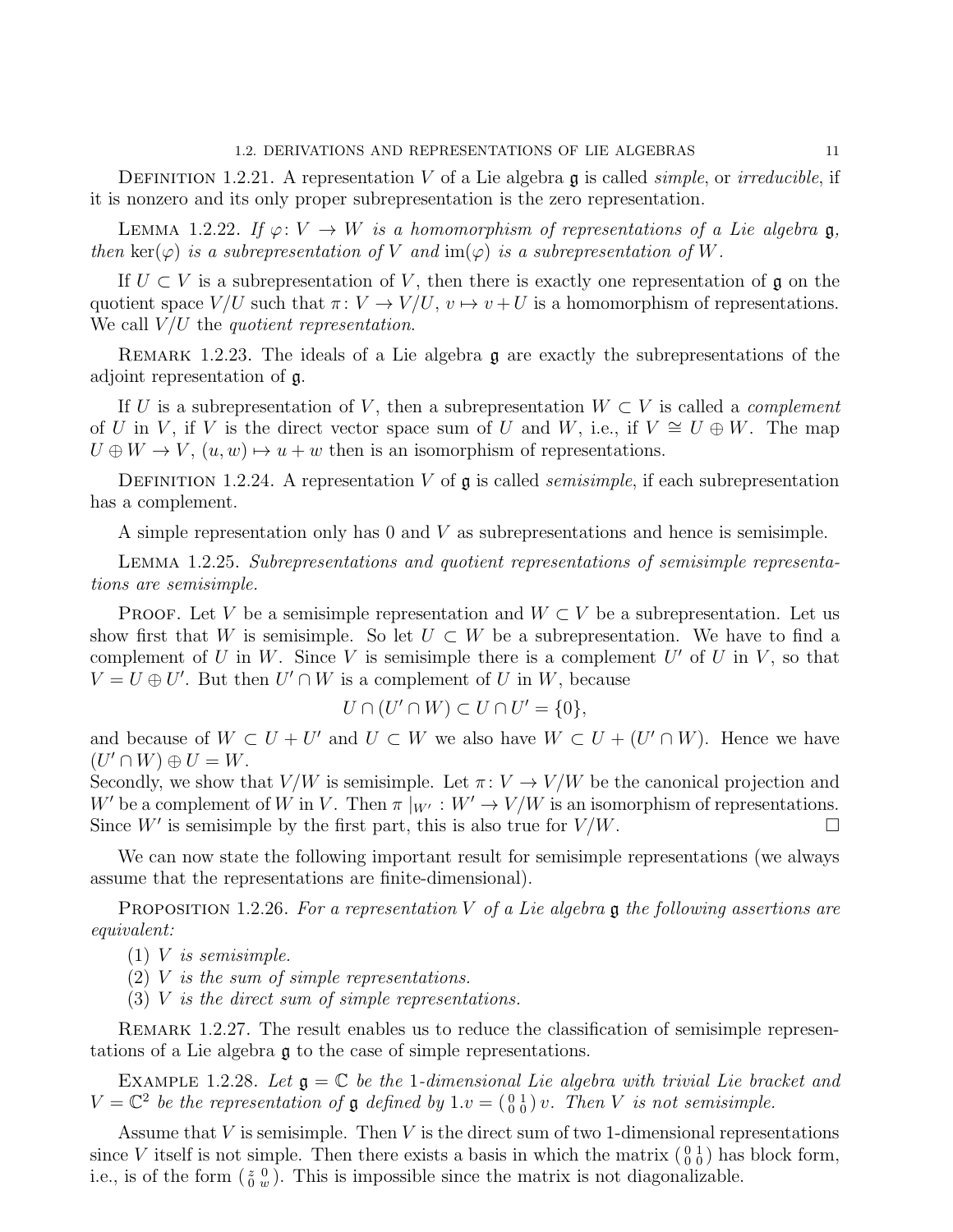Definition 1.2.21. A representation $V$ of a Lie algebra $\mathfrak{g}$ is called *simple*, or *irreducible*, if it is nonzero and its only proper subrepresentation is the zero representation.

Lemma 1.2.22. *If $\varphi\colon V \to W$ is a homomorphism of representations of a Lie algebra $\mathfrak{g}$, then $\ker(\varphi)$ is a subrepresentation of $V$ and $\operatorname{im}(\varphi)$ is a subrepresentation of $W$.*

If $U \subset V$ is a subrepresentation of $V$, then there is exactly one representation of $\mathfrak{g}$ on the quotient space $V/U$ such that $\pi\colon V \to V/U$, $v \mapsto v + U$ is a homomorphism of representations. We call $V/U$ the *quotient representation*.

Remark 1.2.23. The ideals of a Lie algebra $\mathfrak{g}$ are exactly the subrepresentations of the adjoint representation of $\mathfrak{g}$.

If $U$ is a subrepresentation of $V$, then a subrepresentation $W \subset V$ is called a *complement* of $U$ in $V$, if $V$ is the direct vector space sum of $U$ and $W$, i.e., if $V \cong U \oplus W$. The map $U \oplus W \to V$, $(u, w) \mapsto u + w$ then is an isomorphism of representations.

Definition 1.2.24. A representation $V$ of $\mathfrak{g}$ is called *semisimple*, if each subrepresentation has a complement.

A simple representation only has $0$ and $V$ as subrepresentations and hence is semisimple.

Lemma 1.2.25. *Subrepresentations and quotient representations of semisimple representations are semisimple.*

Proof. Let $V$ be a semisimple representation and $W \subset V$ be a subrepresentation. Let us show first that $W$ is semisimple. So let $U \subset W$ be a subrepresentation. We have to find a complement of $U$ in $W$. Since $V$ is semisimple there is a complement $U'$ of $U$ in $V$, so that $V = U \oplus U'$. But then $U' \cap W$ is a complement of $U$ in $W$, because

$$U \cap (U' \cap W) \subset U \cap U' = \{0\},$$

and because of $W \subset U + U'$ and $U \subset W$ we also have $W \subset U + (U' \cap W)$. Hence we have $(U' \cap W) \oplus U = W$.
Secondly, we show that $V/W$ is semisimple. Let $\pi\colon V \to V/W$ be the canonical projection and $W'$ be a complement of $W$ in $V$. Then $\pi\,|_{W'}\colon W' \to V/W$ is an isomorphism of representations. Since $W'$ is semisimple by the first part, this is also true for $V/W$. $\square$

We can now state the following important result for semisimple representations (we always assume that the representations are finite-dimensional).

Proposition 1.2.26. *For a representation $V$ of a Lie algebra $\mathfrak{g}$ the following assertions are equivalent:*

1. *$V$ is semisimple.*
2. *$V$ is the sum of simple representations.*
3. *$V$ is the direct sum of simple representations.*

Remark 1.2.27. The result enables us to reduce the classification of semisimple representations of a Lie algebra $\mathfrak{g}$ to the case of simple representations.

Example 1.2.28. *Let $\mathfrak{g} = \mathbb{C}$ be the 1-dimensional Lie algebra with trivial Lie bracket and $V = \mathbb{C}^2$ be the representation of $\mathfrak{g}$ defined by $1.v = \left(\begin{smallmatrix} 0 & 1 \\ 0 & 0 \end{smallmatrix}\right) v$. Then $V$ is not semisimple.*

Assume that $V$ is semisimple. Then $V$ is the direct sum of two 1-dimensional representations since $V$ itself is not simple. Then there exists a basis in which the matrix $\left(\begin{smallmatrix} 0 & 1 \\ 0 & 0 \end{smallmatrix}\right)$ has block form, i.e., is of the form $\left(\begin{smallmatrix} z & 0 \\ 0 & w \end{smallmatrix}\right)$. This is impossible since the matrix is not diagonalizable.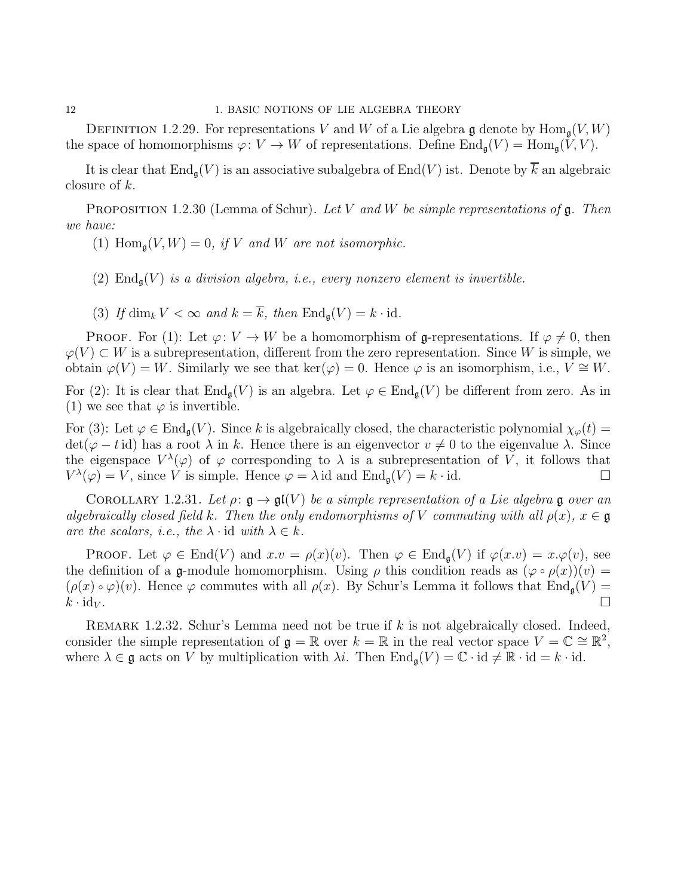Definition 1.2.29. For representations $V$ and $W$ of a Lie algebra $\mathfrak{g}$ denote by $\mathrm{Hom}_{\mathfrak{g}}(V,W)$ the space of homomorphisms $\varphi\colon V \to W$ of representations. Define $\mathrm{End}_{\mathfrak{g}}(V) = \mathrm{Hom}_{\mathfrak{g}}(V,V)$.

It is clear that $\mathrm{End}_{\mathfrak{g}}(V)$ is an associative subalgebra of $\mathrm{End}(V)$ ist. Denote by $\overline{k}$ an algebraic closure of $k$.

Proposition 1.2.30 (Lemma of Schur). *Let $V$ and $W$ be simple representations of $\mathfrak{g}$. Then we have:*

(1) $\mathrm{Hom}_{\mathfrak{g}}(V,W) = 0$, *if $V$ and $W$ are not isomorphic.*

(2) $\mathrm{End}_{\mathfrak{g}}(V)$ *is a division algebra, i.e., every nonzero element is invertible.*

(3) *If $\dim_k V < \infty$ and $k = \overline{k}$, then $\mathrm{End}_{\mathfrak{g}}(V) = k \cdot \mathrm{id}$.*

Proof. For (1): Let $\varphi\colon V \to W$ be a homomorphism of $\mathfrak{g}$-representations. If $\varphi \neq 0$, then $\varphi(V) \subset W$ is a subrepresentation, different from the zero representation. Since $W$ is simple, we obtain $\varphi(V) = W$. Similarly we see that $\ker(\varphi) = 0$. Hence $\varphi$ is an isomorphism, i.e., $V \cong W$.

For (2): It is clear that $\mathrm{End}_{\mathfrak{g}}(V)$ is an algebra. Let $\varphi \in \mathrm{End}_{\mathfrak{g}}(V)$ be different from zero. As in (1) we see that $\varphi$ is invertible.

For (3): Let $\varphi \in \mathrm{End}_{\mathfrak{g}}(V)$. Since $k$ is algebraically closed, the characteristic polynomial $\chi_{\varphi}(t) = \det(\varphi - t\,\mathrm{id})$ has a root $\lambda$ in $k$. Hence there is an eigenvector $v \neq 0$ to the eigenvalue $\lambda$. Since the eigenspace $V^{\lambda}(\varphi)$ of $\varphi$ corresponding to $\lambda$ is a subrepresentation of $V$, it follows that $V^{\lambda}(\varphi) = V$, since $V$ is simple. Hence $\varphi = \lambda\,\mathrm{id}$ and $\mathrm{End}_{\mathfrak{g}}(V) = k \cdot \mathrm{id}$. $\square$

Corollary 1.2.31. *Let $\rho\colon \mathfrak{g} \to \mathfrak{gl}(V)$ be a simple representation of a Lie algebra $\mathfrak{g}$ over an algebraically closed field $k$. Then the only endomorphisms of $V$ commuting with all $\rho(x)$, $x \in \mathfrak{g}$ are the scalars, i.e., the $\lambda \cdot \mathrm{id}$ with $\lambda \in k$.*

Proof. Let $\varphi \in \mathrm{End}(V)$ and $x.v = \rho(x)(v)$. Then $\varphi \in \mathrm{End}_{\mathfrak{g}}(V)$ if $\varphi(x.v) = x.\varphi(v)$, see the definition of a $\mathfrak{g}$-module homomorphism. Using $\rho$ this condition reads as $(\varphi \circ \rho(x))(v) = (\rho(x) \circ \varphi)(v)$. Hence $\varphi$ commutes with all $\rho(x)$. By Schur's Lemma it follows that $\mathrm{End}_{\mathfrak{g}}(V) = k \cdot \mathrm{id}_V$. $\square$

Remark 1.2.32. Schur's Lemma need not be true if $k$ is not algebraically closed. Indeed, consider the simple representation of $\mathfrak{g} = \mathbb{R}$ over $k = \mathbb{R}$ in the real vector space $V = \mathbb{C} \cong \mathbb{R}^2$, where $\lambda \in \mathfrak{g}$ acts on $V$ by multiplication with $\lambda i$. Then $\mathrm{End}_{\mathfrak{g}}(V) = \mathbb{C} \cdot \mathrm{id} \neq \mathbb{R} \cdot \mathrm{id} = k \cdot \mathrm{id}$.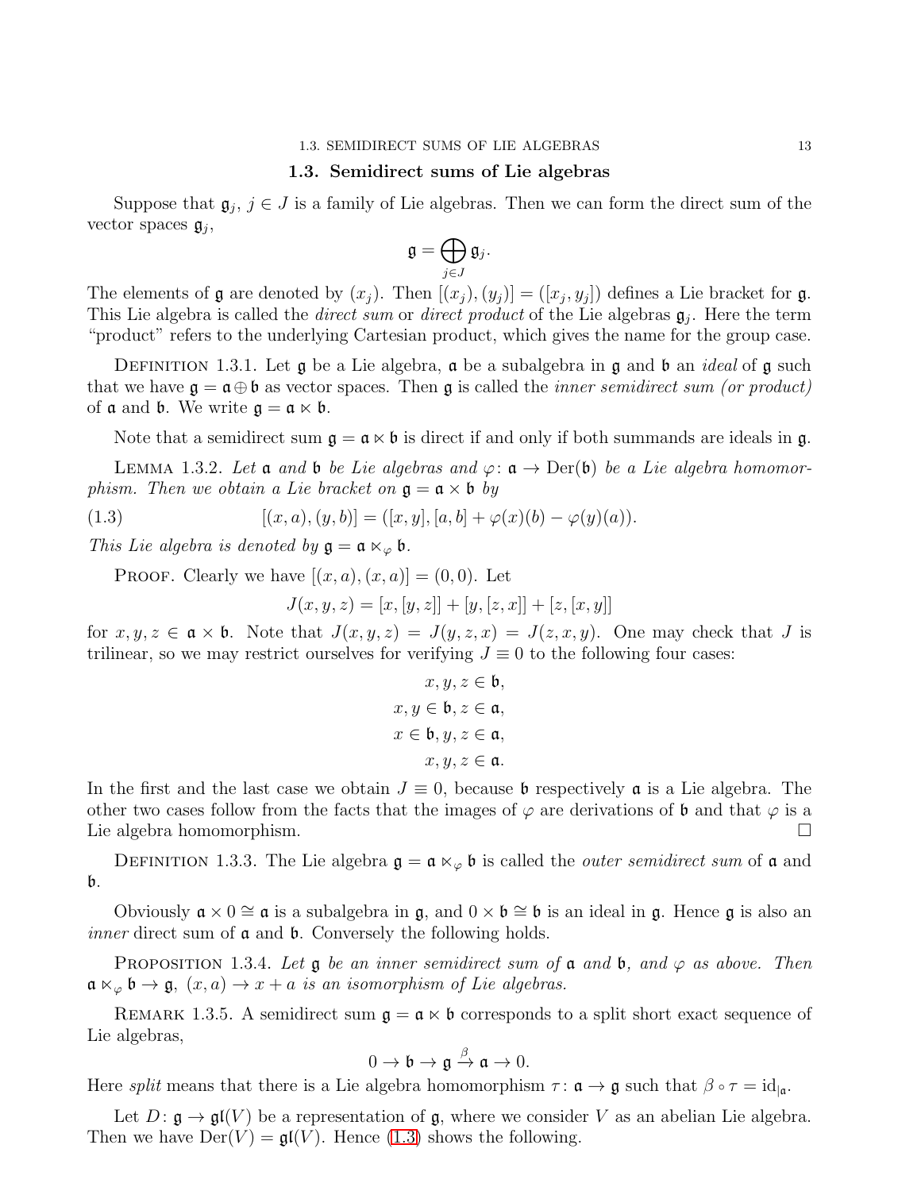## 1.3. Semidirect sums of Lie algebras

Suppose that $\mathfrak{g}_j$, $j \in J$ is a family of Lie algebras. Then we can form the direct sum of the vector spaces $\mathfrak{g}_j$,

$$\mathfrak{g} = \bigoplus_{j \in J} \mathfrak{g}_j.$$

The elements of $\mathfrak{g}$ are denoted by $(x_j)$. Then $[(x_j), (y_j)] = ([x_j, y_j])$ defines a Lie bracket for $\mathfrak{g}$. This Lie algebra is called the *direct sum* or *direct product* of the Lie algebras $\mathfrak{g}_j$. Here the term "product" refers to the underlying Cartesian product, which gives the name for the group case.

Definition 1.3.1. Let $\mathfrak{g}$ be a Lie algebra, $\mathfrak{a}$ be a subalgebra in $\mathfrak{g}$ and $\mathfrak{b}$ an *ideal* of $\mathfrak{g}$ such that we have $\mathfrak{g} = \mathfrak{a} \oplus \mathfrak{b}$ as vector spaces. Then $\mathfrak{g}$ is called the *inner semidirect sum (or product)* of $\mathfrak{a}$ and $\mathfrak{b}$. We write $\mathfrak{g} = \mathfrak{a} \ltimes \mathfrak{b}$.

Note that a semidirect sum $\mathfrak{g} = \mathfrak{a} \ltimes \mathfrak{b}$ is direct if and only if both summands are ideals in $\mathfrak{g}$.

Lemma 1.3.2. *Let $\mathfrak{a}$ and $\mathfrak{b}$ be Lie algebras and $\varphi \colon \mathfrak{a} \to \operatorname{Der}(\mathfrak{b})$ be a Lie algebra homomorphism. Then we obtain a Lie bracket on $\mathfrak{g} = \mathfrak{a} \times \mathfrak{b}$ by*

$$[(x, a), (y, b)] = ([x, y], [a, b] + \varphi(x)(b) - \varphi(y)(a)). \tag{1.3}$$

*This Lie algebra is denoted by $\mathfrak{g} = \mathfrak{a} \ltimes_\varphi \mathfrak{b}$.*

Proof. Clearly we have $[(x, a), (x, a)] = (0, 0)$. Let

$$J(x, y, z) = [x, [y, z]] + [y, [z, x]] + [z, [x, y]]$$

for $x, y, z \in \mathfrak{a} \times \mathfrak{b}$. Note that $J(x, y, z) = J(y, z, x) = J(z, x, y)$. One may check that $J$ is trilinear, so we may restrict ourselves for verifying $J \equiv 0$ to the following four cases:

$$\begin{aligned} x, y, z &\in \mathfrak{b}, \\ x, y \in \mathfrak{b}, z &\in \mathfrak{a}, \\ x \in \mathfrak{b}, y, z &\in \mathfrak{a}, \\ x, y, z &\in \mathfrak{a}. \end{aligned}$$

In the first and the last case we obtain $J \equiv 0$, because $\mathfrak{b}$ respectively $\mathfrak{a}$ is a Lie algebra. The other two cases follow from the facts that the images of $\varphi$ are derivations of $\mathfrak{b}$ and that $\varphi$ is a Lie algebra homomorphism. □

Definition 1.3.3. The Lie algebra $\mathfrak{g} = \mathfrak{a} \ltimes_\varphi \mathfrak{b}$ is called the *outer semidirect sum* of $\mathfrak{a}$ and $\mathfrak{b}$.

Obviously $\mathfrak{a} \times 0 \cong \mathfrak{a}$ is a subalgebra in $\mathfrak{g}$, and $0 \times \mathfrak{b} \cong \mathfrak{b}$ is an ideal in $\mathfrak{g}$. Hence $\mathfrak{g}$ is also an *inner* direct sum of $\mathfrak{a}$ and $\mathfrak{b}$. Conversely the following holds.

Proposition 1.3.4. *Let $\mathfrak{g}$ be an inner semidirect sum of $\mathfrak{a}$ and $\mathfrak{b}$, and $\varphi$ as above. Then $\mathfrak{a} \ltimes_\varphi \mathfrak{b} \to \mathfrak{g}$, $(x, a) \to x + a$ is an isomorphism of Lie algebras.*

Remark 1.3.5. A semidirect sum $\mathfrak{g} = \mathfrak{a} \ltimes \mathfrak{b}$ corresponds to a split short exact sequence of Lie algebras,

$$0 \to \mathfrak{b} \to \mathfrak{g} \xrightarrow{\beta} \mathfrak{a} \to 0.$$

Here *split* means that there is a Lie algebra homomorphism $\tau \colon \mathfrak{a} \to \mathfrak{g}$ such that $\beta \circ \tau = \mathrm{id}_{|\mathfrak{a}}$.

Let $D \colon \mathfrak{g} \to \mathfrak{gl}(V)$ be a representation of $\mathfrak{g}$, where we consider $V$ as an abelian Lie algebra. Then we have $\operatorname{Der}(V) = \mathfrak{gl}(V)$. Hence (1.3) shows the following.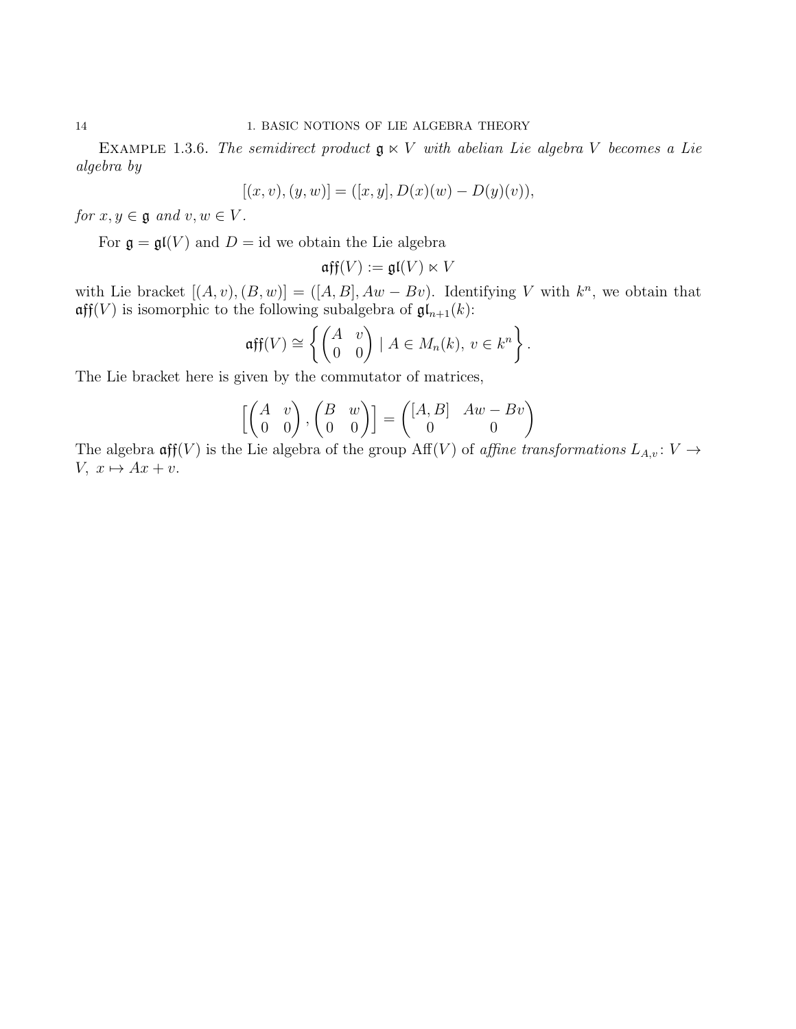EXAMPLE 1.3.6. *The semidirect product $\mathfrak{g} \ltimes V$ with abelian Lie algebra $V$ becomes a Lie algebra by*

$$[(x, v), (y, w)] = ([x, y], D(x)(w) - D(y)(v)),$$

*for $x, y \in \mathfrak{g}$ and $v, w \in V$.*

For $\mathfrak{g} = \mathfrak{gl}(V)$ and $D = \mathrm{id}$ we obtain the Lie algebra

$$\mathfrak{aff}(V) := \mathfrak{gl}(V) \ltimes V$$

with Lie bracket $[(A, v), (B, w)] = ([A, B], Aw - Bv)$. Identifying $V$ with $k^n$, we obtain that $\mathfrak{aff}(V)$ is isomorphic to the following subalgebra of $\mathfrak{gl}_{n+1}(k)$:

$$\mathfrak{aff}(V) \cong \left\{ \begin{pmatrix} A & v \\ 0 & 0 \end{pmatrix} \mid A \in M_n(k),\ v \in k^n \right\}.$$

The Lie bracket here is given by the commutator of matrices,

$$\left[ \begin{pmatrix} A & v \\ 0 & 0 \end{pmatrix}, \begin{pmatrix} B & w \\ 0 & 0 \end{pmatrix} \right] = \begin{pmatrix} [A, B] & Aw - Bv \\ 0 & 0 \end{pmatrix}$$

The algebra $\mathfrak{aff}(V)$ is the Lie algebra of the group $\mathrm{Aff}(V)$ of *affine transformations* $L_{A,v} \colon V \to V,\ x \mapsto Ax + v$.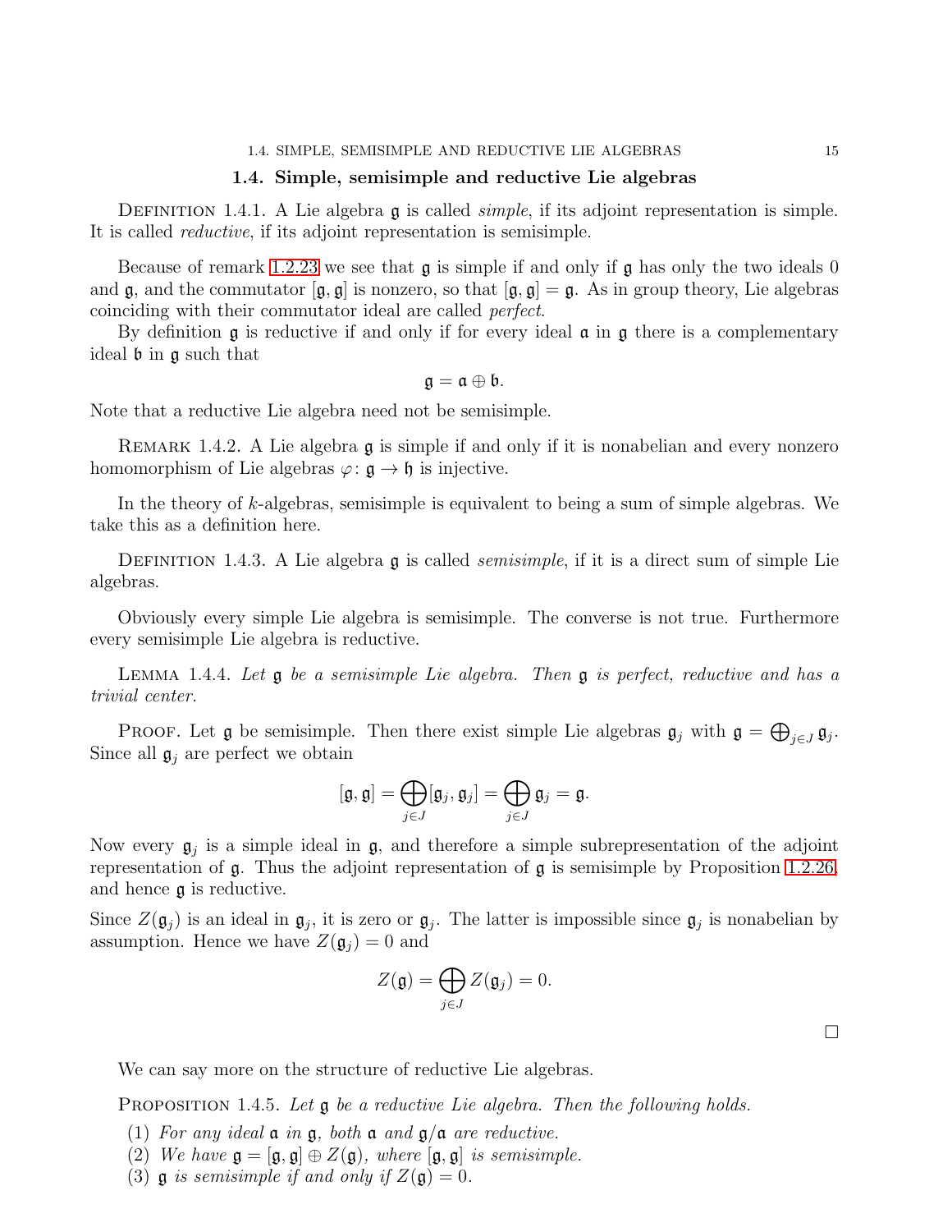## 1.4. Simple, semisimple and reductive Lie algebras

Definition 1.4.1. A Lie algebra $\mathfrak{g}$ is called *simple*, if its adjoint representation is simple. It is called *reductive*, if its adjoint representation is semisimple.

Because of remark 1.2.23 we see that $\mathfrak{g}$ is simple if and only if $\mathfrak{g}$ has only the two ideals 0 and $\mathfrak{g}$, and the commutator $[\mathfrak{g}, \mathfrak{g}]$ is nonzero, so that $[\mathfrak{g}, \mathfrak{g}] = \mathfrak{g}$. As in group theory, Lie algebras coinciding with their commutator ideal are called *perfect*.

By definition $\mathfrak{g}$ is reductive if and only if for every ideal $\mathfrak{a}$ in $\mathfrak{g}$ there is a complementary ideal $\mathfrak{b}$ in $\mathfrak{g}$ such that

$$\mathfrak{g} = \mathfrak{a} \oplus \mathfrak{b}.$$

Note that a reductive Lie algebra need not be semisimple.

Remark 1.4.2. A Lie algebra $\mathfrak{g}$ is simple if and only if it is nonabelian and every nonzero homomorphism of Lie algebras $\varphi\colon \mathfrak{g} \to \mathfrak{h}$ is injective.

In the theory of $k$-algebras, semisimple is equivalent to being a sum of simple algebras. We take this as a definition here.

Definition 1.4.3. A Lie algebra $\mathfrak{g}$ is called *semisimple*, if it is a direct sum of simple Lie algebras.

Obviously every simple Lie algebra is semisimple. The converse is not true. Furthermore every semisimple Lie algebra is reductive.

Lemma 1.4.4. *Let $\mathfrak{g}$ be a semisimple Lie algebra. Then $\mathfrak{g}$ is perfect, reductive and has a trivial center.*

Proof. Let $\mathfrak{g}$ be semisimple. Then there exist simple Lie algebras $\mathfrak{g}_j$ with $\mathfrak{g} = \bigoplus_{j \in J} \mathfrak{g}_j$. Since all $\mathfrak{g}_j$ are perfect we obtain

$$[\mathfrak{g}, \mathfrak{g}] = \bigoplus_{j \in J} [\mathfrak{g}_j, \mathfrak{g}_j] = \bigoplus_{j \in J} \mathfrak{g}_j = \mathfrak{g}.$$

Now every $\mathfrak{g}_j$ is a simple ideal in $\mathfrak{g}$, and therefore a simple subrepresentation of the adjoint representation of $\mathfrak{g}$. Thus the adjoint representation of $\mathfrak{g}$ is semisimple by Proposition 1.2.26, and hence $\mathfrak{g}$ is reductive.

Since $Z(\mathfrak{g}_j)$ is an ideal in $\mathfrak{g}_j$, it is zero or $\mathfrak{g}_j$. The latter is impossible since $\mathfrak{g}_j$ is nonabelian by assumption. Hence we have $Z(\mathfrak{g}_j) = 0$ and

$$Z(\mathfrak{g}) = \bigoplus_{j \in J} Z(\mathfrak{g}_j) = 0.$$

□

We can say more on the structure of reductive Lie algebras.

Proposition 1.4.5. *Let $\mathfrak{g}$ be a reductive Lie algebra. Then the following holds.*

1. *For any ideal $\mathfrak{a}$ in $\mathfrak{g}$, both $\mathfrak{a}$ and $\mathfrak{g}/\mathfrak{a}$ are reductive.*
2. *We have $\mathfrak{g} = [\mathfrak{g}, \mathfrak{g}] \oplus Z(\mathfrak{g})$, where $[\mathfrak{g}, \mathfrak{g}]$ is semisimple.*
3. *$\mathfrak{g}$ is semisimple if and only if $Z(\mathfrak{g}) = 0$.*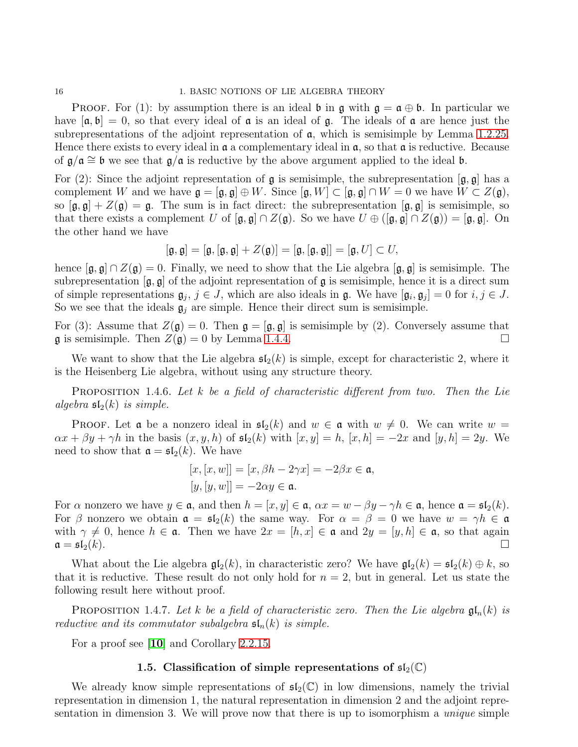Proof. For (1): by assumption there is an ideal $\mathfrak{b}$ in $\mathfrak{g}$ with $\mathfrak{g} = \mathfrak{a} \oplus \mathfrak{b}$. In particular we have $[\mathfrak{a}, \mathfrak{b}] = 0$, so that every ideal of $\mathfrak{a}$ is an ideal of $\mathfrak{g}$. The ideals of $\mathfrak{a}$ are hence just the subrepresentations of the adjoint representation of $\mathfrak{a}$, which is semisimple by Lemma 1.2.25. Hence there exists to every ideal in $\mathfrak{a}$ a complementary ideal in $\mathfrak{a}$, so that $\mathfrak{a}$ is reductive. Because of $\mathfrak{g}/\mathfrak{a} \cong \mathfrak{b}$ we see that $\mathfrak{g}/\mathfrak{a}$ is reductive by the above argument applied to the ideal $\mathfrak{b}$.

For (2): Since the adjoint representation of $\mathfrak{g}$ is semisimple, the subrepresentation $[\mathfrak{g}, \mathfrak{g}]$ has a complement $W$ and we have $\mathfrak{g} = [\mathfrak{g}, \mathfrak{g}] \oplus W$. Since $[\mathfrak{g}, W] \subset [\mathfrak{g}, \mathfrak{g}] \cap W = 0$ we have $W \subset Z(\mathfrak{g})$, so $[\mathfrak{g}, \mathfrak{g}] + Z(\mathfrak{g}) = \mathfrak{g}$. The sum is in fact direct: the subrepresentation $[\mathfrak{g}, \mathfrak{g}]$ is semisimple, so that there exists a complement $U$ of $[\mathfrak{g}, \mathfrak{g}] \cap Z(\mathfrak{g})$. So we have $U \oplus ([\mathfrak{g}, \mathfrak{g}] \cap Z(\mathfrak{g})) = [\mathfrak{g}, \mathfrak{g}]$. On the other hand we have

$$[\mathfrak{g}, \mathfrak{g}] = [\mathfrak{g}, [\mathfrak{g}, \mathfrak{g}] + Z(\mathfrak{g})] = [\mathfrak{g}, [\mathfrak{g}, \mathfrak{g}]] = [\mathfrak{g}, U] \subset U,$$

hence $[\mathfrak{g}, \mathfrak{g}] \cap Z(\mathfrak{g}) = 0$. Finally, we need to show that the Lie algebra $[\mathfrak{g}, \mathfrak{g}]$ is semisimple. The subrepresentation $[\mathfrak{g}, \mathfrak{g}]$ of the adjoint representation of $\mathfrak{g}$ is semisimple, hence it is a direct sum of simple representations $\mathfrak{g}_j$, $j \in J$, which are also ideals in $\mathfrak{g}$. We have $[\mathfrak{g}_i, \mathfrak{g}_j] = 0$ for $i, j \in J$. So we see that the ideals $\mathfrak{g}_j$ are simple. Hence their direct sum is semisimple.

For (3): Assume that $Z(\mathfrak{g}) = 0$. Then $\mathfrak{g} = [\mathfrak{g}, \mathfrak{g}]$ is semisimple by (2). Conversely assume that $\mathfrak{g}$ is semisimple. Then $Z(\mathfrak{g}) = 0$ by Lemma 1.4.4. □

We want to show that the Lie algebra $\mathfrak{sl}_2(k)$ is simple, except for characteristic 2, where it is the Heisenberg Lie algebra, without using any structure theory.

Proposition 1.4.6. *Let $k$ be a field of characteristic different from two. Then the Lie algebra $\mathfrak{sl}_2(k)$ is simple.*

Proof. Let $\mathfrak{a}$ be a nonzero ideal in $\mathfrak{sl}_2(k)$ and $w \in \mathfrak{a}$ with $w \neq 0$. We can write $w = \alpha x + \beta y + \gamma h$ in the basis $(x, y, h)$ of $\mathfrak{sl}_2(k)$ with $[x, y] = h$, $[x, h] = -2x$ and $[y, h] = 2y$. We need to show that $\mathfrak{a} = \mathfrak{sl}_2(k)$. We have

$$[x, [x, w]] = [x, \beta h - 2\gamma x] = -2\beta x \in \mathfrak{a},$$
$$[y, [y, w]] = -2\alpha y \in \mathfrak{a}.$$

For $\alpha$ nonzero we have $y \in \mathfrak{a}$, and then $h = [x, y] \in \mathfrak{a}$, $\alpha x = w - \beta y - \gamma h \in \mathfrak{a}$, hence $\mathfrak{a} = \mathfrak{sl}_2(k)$. For $\beta$ nonzero we obtain $\mathfrak{a} = \mathfrak{sl}_2(k)$ the same way. For $\alpha = \beta = 0$ we have $w = \gamma h \in \mathfrak{a}$ with $\gamma \neq 0$, hence $h \in \mathfrak{a}$. Then we have $2x = [h, x] \in \mathfrak{a}$ and $2y = [y, h] \in \mathfrak{a}$, so that again $\mathfrak{a} = \mathfrak{sl}_2(k)$. □

What about the Lie algebra $\mathfrak{gl}_2(k)$, in characteristic zero? We have $\mathfrak{gl}_2(k) = \mathfrak{sl}_2(k) \oplus k$, so that it is reductive. These result do not only hold for $n = 2$, but in general. Let us state the following result here without proof.

Proposition 1.4.7. *Let $k$ be a field of characteristic zero. Then the Lie algebra $\mathfrak{gl}_n(k)$ is reductive and its commutator subalgebra $\mathfrak{sl}_n(k)$ is simple.*

For a proof see [**10**] and Corollary 2.2.15.

## 1.5. Classification of simple representations of $\mathfrak{sl}_2(\mathbb{C})$

We already know simple representations of $\mathfrak{sl}_2(\mathbb{C})$ in low dimensions, namely the trivial representation in dimension 1, the natural representation in dimension 2 and the adjoint representation in dimension 3. We will prove now that there is up to isomorphism a *unique* simple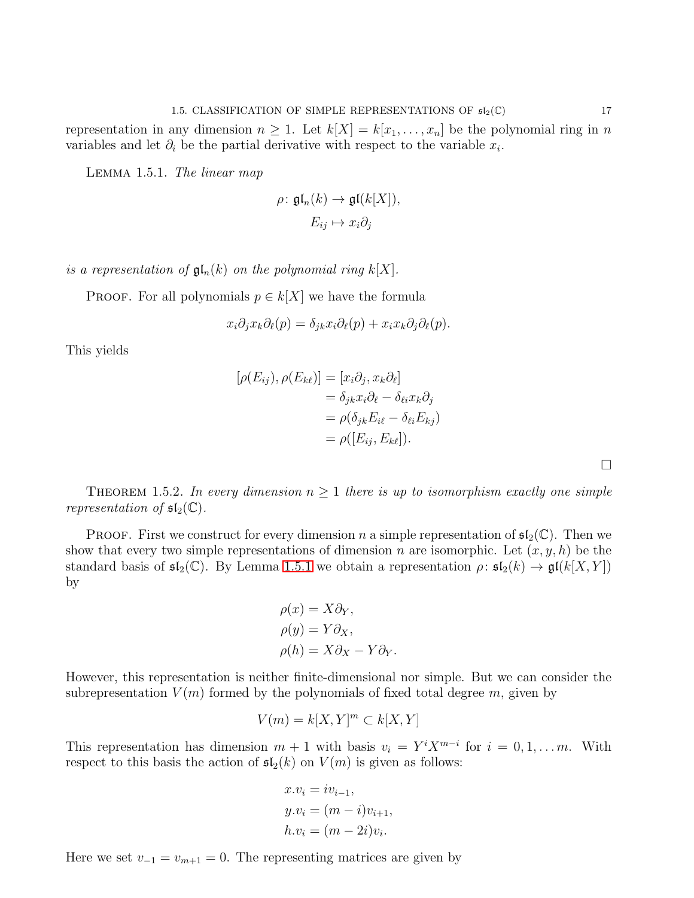representation in any dimension $n \geq 1$. Let $k[X] = k[x_1, \ldots, x_n]$ be the polynomial ring in $n$ variables and let $\partial_i$ be the partial derivative with respect to the variable $x_i$.

**Lemma 1.5.1.** *The linear map*

$$\rho \colon \mathfrak{gl}_n(k) \to \mathfrak{gl}(k[X]),$$
$$E_{ij} \mapsto x_i \partial_j$$

*is a representation of $\mathfrak{gl}_n(k)$ on the polynomial ring $k[X]$.*

Proof. For all polynomials $p \in k[X]$ we have the formula

$$x_i \partial_j x_k \partial_\ell(p) = \delta_{jk} x_i \partial_\ell(p) + x_i x_k \partial_j \partial_\ell(p).$$

This yields

$$\begin{aligned}
[\rho(E_{ij}), \rho(E_{k\ell})] &= [x_i \partial_j, x_k \partial_\ell] \\
&= \delta_{jk} x_i \partial_\ell - \delta_{\ell i} x_k \partial_j \\
&= \rho(\delta_{jk} E_{i\ell} - \delta_{\ell i} E_{kj}) \\
&= \rho([E_{ij}, E_{k\ell}]).
\end{aligned}$$

□

**Theorem 1.5.2.** *In every dimension $n \geq 1$ there is up to isomorphism exactly one simple representation of $\mathfrak{sl}_2(\mathbb{C})$.*

Proof. First we construct for every dimension $n$ a simple representation of $\mathfrak{sl}_2(\mathbb{C})$. Then we show that every two simple representations of dimension $n$ are isomorphic. Let $(x, y, h)$ be the standard basis of $\mathfrak{sl}_2(\mathbb{C})$. By Lemma 1.5.1 we obtain a representation $\rho \colon \mathfrak{sl}_2(k) \to \mathfrak{gl}(k[X, Y])$ by

$$\begin{aligned}
\rho(x) &= X \partial_Y, \\
\rho(y) &= Y \partial_X, \\
\rho(h) &= X \partial_X - Y \partial_Y.
\end{aligned}$$

However, this representation is neither finite-dimensional nor simple. But we can consider the subrepresentation $V(m)$ formed by the polynomials of fixed total degree $m$, given by

$$V(m) = k[X, Y]^m \subset k[X, Y]$$

This representation has dimension $m + 1$ with basis $v_i = Y^i X^{m-i}$ for $i = 0, 1, \ldots m$. With respect to this basis the action of $\mathfrak{sl}_2(k)$ on $V(m)$ is given as follows:

$$\begin{aligned}
x.v_i &= i v_{i-1}, \\
y.v_i &= (m - i) v_{i+1}, \\
h.v_i &= (m - 2i) v_i.
\end{aligned}$$

Here we set $v_{-1} = v_{m+1} = 0$. The representing matrices are given by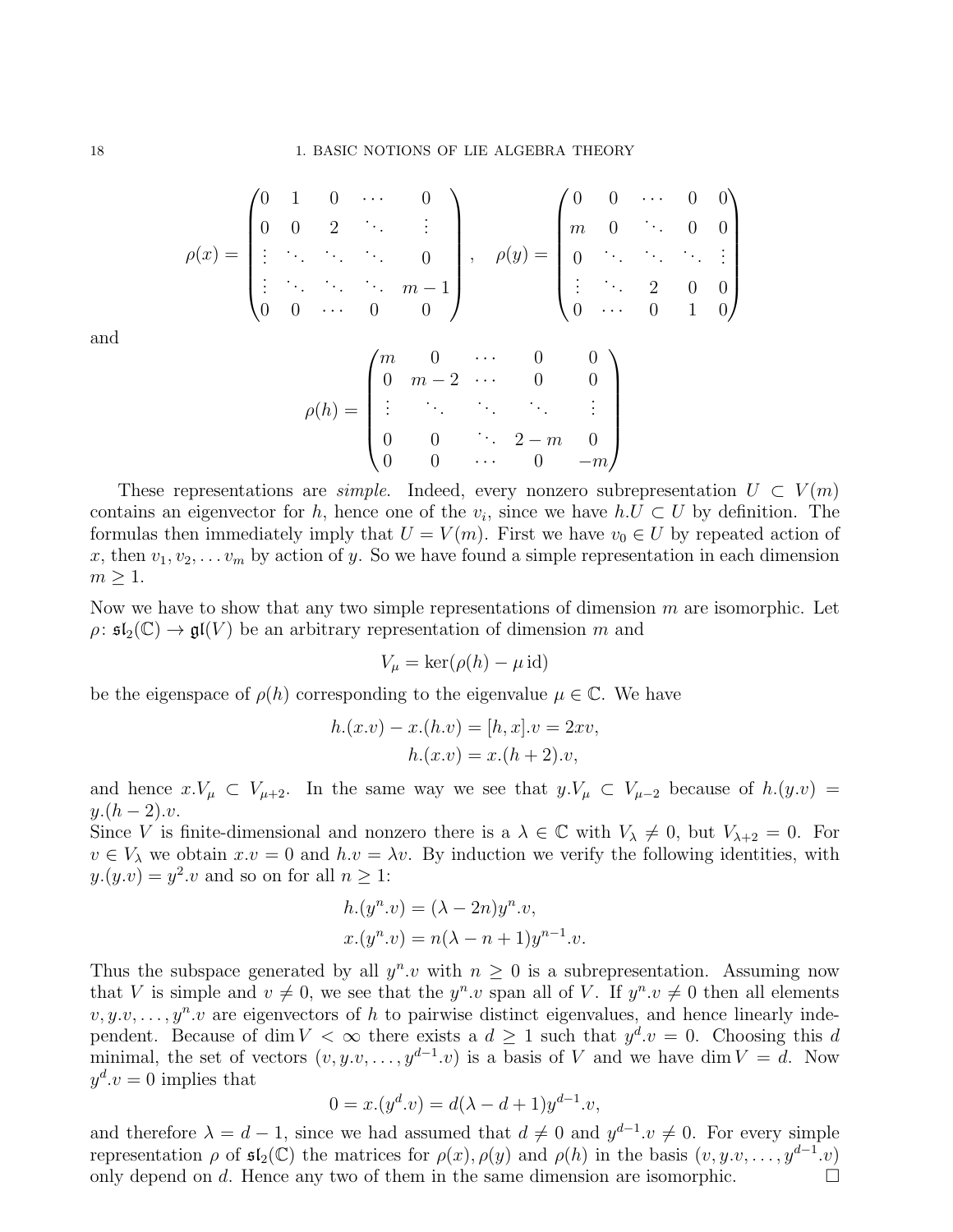$$\rho(x) = \begin{pmatrix} 0 & 1 & 0 & \cdots & 0 \\ 0 & 0 & 2 & \ddots & \vdots \\ \vdots & \ddots & \ddots & \ddots & 0 \\ \vdots & \ddots & \ddots & \ddots & m-1 \\ 0 & 0 & \cdots & 0 & 0 \end{pmatrix}, \quad \rho(y) = \begin{pmatrix} 0 & 0 & \cdots & 0 & 0 \\ m & 0 & \ddots & 0 & 0 \\ 0 & \ddots & \ddots & \ddots & \vdots \\ \vdots & \ddots & 2 & 0 & 0 \\ 0 & \cdots & 0 & 1 & 0 \end{pmatrix}$$

and

$$\rho(h) = \begin{pmatrix} m & 0 & \cdots & 0 & 0 \\ 0 & m-2 & \cdots & 0 & 0 \\ \vdots & \ddots & \ddots & \ddots & \vdots \\ 0 & 0 & \ddots & 2-m & 0 \\ 0 & 0 & \cdots & 0 & -m \end{pmatrix}$$

These representations are *simple*. Indeed, every nonzero subrepresentation $U \subset V(m)$ contains an eigenvector for $h$, hence one of the $v_i$, since we have $h.U \subset U$ by definition. The formulas then immediately imply that $U = V(m)$. First we have $v_0 \in U$ by repeated action of $x$, then $v_1, v_2, \dots v_m$ by action of $y$. So we have found a simple representation in each dimension $m \geq 1$.

Now we have to show that any two simple representations of dimension $m$ are isomorphic. Let $\rho\colon \mathfrak{sl}_2(\mathbb{C}) \to \mathfrak{gl}(V)$ be an arbitrary representation of dimension $m$ and

$$V_\mu = \ker(\rho(h) - \mu \operatorname{id})$$

be the eigenspace of $\rho(h)$ corresponding to the eigenvalue $\mu \in \mathbb{C}$. We have

$$\begin{aligned} h.(x.v) - x.(h.v) &= [h,x].v = 2xv, \\ h.(x.v) &= x.(h+2).v, \end{aligned}$$

and hence $x.V_\mu \subset V_{\mu+2}$. In the same way we see that $y.V_\mu \subset V_{\mu-2}$ because of $h.(y.v) = y.(h-2).v$.

Since $V$ is finite-dimensional and nonzero there is a $\lambda \in \mathbb{C}$ with $V_\lambda \neq 0$, but $V_{\lambda+2} = 0$. For $v \in V_\lambda$ we obtain $x.v = 0$ and $h.v = \lambda v$. By induction we verify the following identities, with $y.(y.v) = y^2.v$ and so on for all $n \geq 1$:

$$\begin{aligned} h.(y^n.v) &= (\lambda - 2n) y^n.v, \\ x.(y^n.v) &= n(\lambda - n + 1) y^{n-1}.v. \end{aligned}$$

Thus the subspace generated by all $y^n.v$ with $n \geq 0$ is a subrepresentation. Assuming now that $V$ is simple and $v \neq 0$, we see that the $y^n.v$ span all of $V$. If $y^n.v \neq 0$ then all elements $v, y.v, \dots, y^n.v$ are eigenvectors of $h$ to pairwise distinct eigenvalues, and hence linearly independent. Because of $\dim V < \infty$ there exists a $d \geq 1$ such that $y^d.v = 0$. Choosing this $d$ minimal, the set of vectors $(v, y.v, \dots, y^{d-1}.v)$ is a basis of $V$ and we have $\dim V = d$. Now $y^d.v = 0$ implies that

$$0 = x.(y^d.v) = d(\lambda - d + 1) y^{d-1}.v,$$

and therefore $\lambda = d - 1$, since we had assumed that $d \neq 0$ and $y^{d-1}.v \neq 0$. For every simple representation $\rho$ of $\mathfrak{sl}_2(\mathbb{C})$ the matrices for $\rho(x), \rho(y)$ and $\rho(h)$ in the basis $(v, y.v, \dots, y^{d-1}.v)$ only depend on $d$. Hence any two of them in the same dimension are isomorphic. □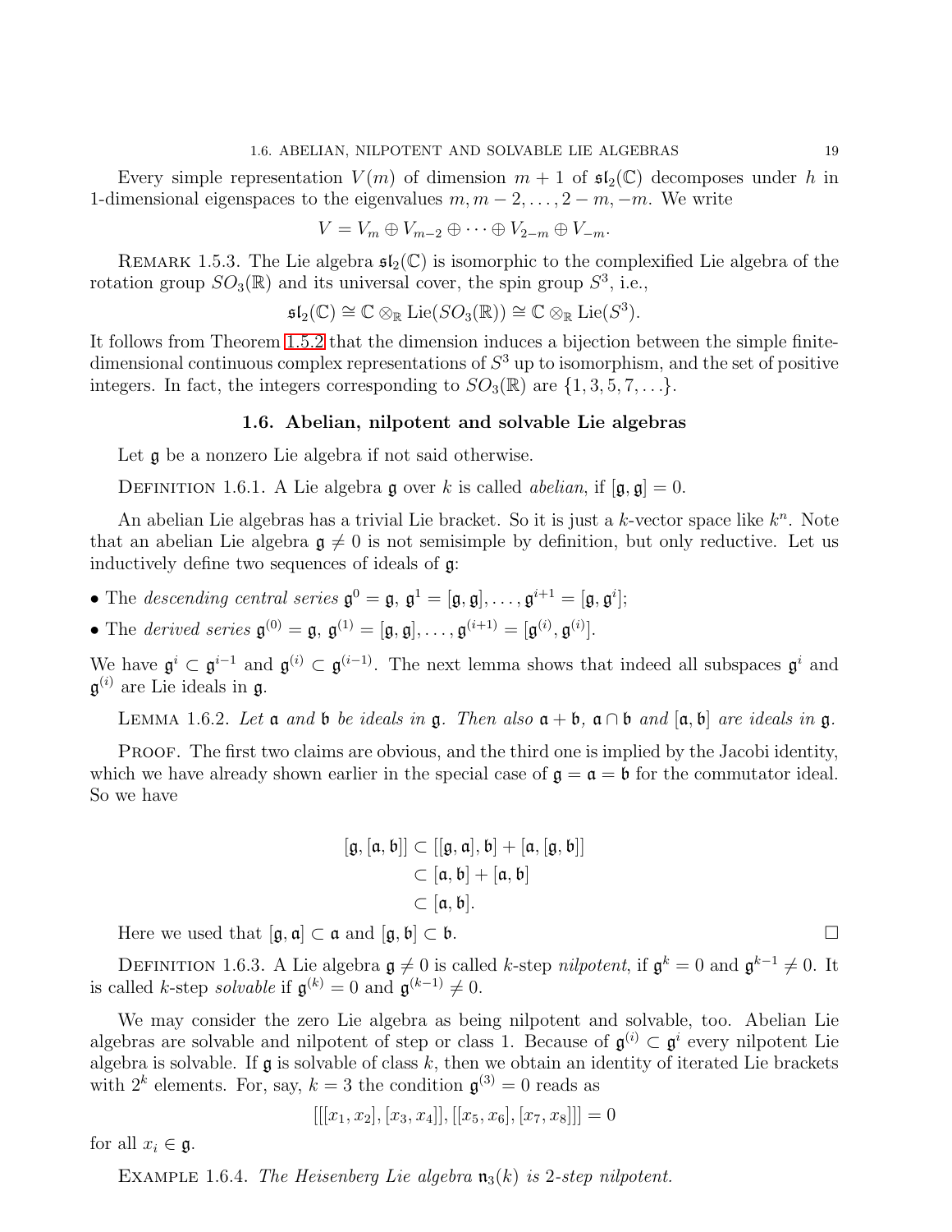Every simple representation $V(m)$ of dimension $m+1$ of $\mathfrak{sl}_2(\mathbb{C})$ decomposes under $h$ in 1-dimensional eigenspaces to the eigenvalues $m, m-2, \ldots, 2-m, -m$. We write

$$V = V_m \oplus V_{m-2} \oplus \cdots \oplus V_{2-m} \oplus V_{-m}.$$

REMARK 1.5.3. The Lie algebra $\mathfrak{sl}_2(\mathbb{C})$ is isomorphic to the complexified Lie algebra of the rotation group $SO_3(\mathbb{R})$ and its universal cover, the spin group $S^3$, i.e.,

$$\mathfrak{sl}_2(\mathbb{C}) \cong \mathbb{C} \otimes_{\mathbb{R}} \operatorname{Lie}(SO_3(\mathbb{R})) \cong \mathbb{C} \otimes_{\mathbb{R}} \operatorname{Lie}(S^3).$$

It follows from Theorem 1.5.2 that the dimension induces a bijection between the simple finite-dimensional continuous complex representations of $S^3$ up to isomorphism, and the set of positive integers. In fact, the integers corresponding to $SO_3(\mathbb{R})$ are $\{1, 3, 5, 7, \ldots\}$.

## 1.6. Abelian, nilpotent and solvable Lie algebras

Let $\mathfrak{g}$ be a nonzero Lie algebra if not said otherwise.

DEFINITION 1.6.1. A Lie algebra $\mathfrak{g}$ over $k$ is called *abelian*, if $[\mathfrak{g}, \mathfrak{g}] = 0$.

An abelian Lie algebras has a trivial Lie bracket. So it is just a $k$-vector space like $k^n$. Note that an abelian Lie algebra $\mathfrak{g} \neq 0$ is not semisimple by definition, but only reductive. Let us inductively define two sequences of ideals of $\mathfrak{g}$:

- The *descending central series* $\mathfrak{g}^0 = \mathfrak{g}$, $\mathfrak{g}^1 = [\mathfrak{g}, \mathfrak{g}], \ldots, \mathfrak{g}^{i+1} = [\mathfrak{g}, \mathfrak{g}^i]$;
- The *derived series* $\mathfrak{g}^{(0)} = \mathfrak{g}$, $\mathfrak{g}^{(1)} = [\mathfrak{g}, \mathfrak{g}], \ldots, \mathfrak{g}^{(i+1)} = [\mathfrak{g}^{(i)}, \mathfrak{g}^{(i)}]$.

We have $\mathfrak{g}^i \subset \mathfrak{g}^{i-1}$ and $\mathfrak{g}^{(i)} \subset \mathfrak{g}^{(i-1)}$. The next lemma shows that indeed all subspaces $\mathfrak{g}^i$ and $\mathfrak{g}^{(i)}$ are Lie ideals in $\mathfrak{g}$.

LEMMA 1.6.2. *Let $\mathfrak{a}$ and $\mathfrak{b}$ be ideals in $\mathfrak{g}$. Then also $\mathfrak{a} + \mathfrak{b}$, $\mathfrak{a} \cap \mathfrak{b}$ and $[\mathfrak{a}, \mathfrak{b}]$ are ideals in $\mathfrak{g}$.*

PROOF. The first two claims are obvious, and the third one is implied by the Jacobi identity, which we have already shown earlier in the special case of $\mathfrak{g} = \mathfrak{a} = \mathfrak{b}$ for the commutator ideal. So we have

$$\begin{aligned}
[\mathfrak{g}, [\mathfrak{a}, \mathfrak{b}]] &\subset [[\mathfrak{g}, \mathfrak{a}], \mathfrak{b}] + [\mathfrak{a}, [\mathfrak{g}, \mathfrak{b}]] \\
&\subset [\mathfrak{a}, \mathfrak{b}] + [\mathfrak{a}, \mathfrak{b}] \\
&\subset [\mathfrak{a}, \mathfrak{b}].
\end{aligned}$$

Here we used that $[\mathfrak{g}, \mathfrak{a}] \subset \mathfrak{a}$ and $[\mathfrak{g}, \mathfrak{b}] \subset \mathfrak{b}$. □

DEFINITION 1.6.3. A Lie algebra $\mathfrak{g} \neq 0$ is called $k$-step *nilpotent*, if $\mathfrak{g}^k = 0$ and $\mathfrak{g}^{k-1} \neq 0$. It is called $k$-step *solvable* if $\mathfrak{g}^{(k)} = 0$ and $\mathfrak{g}^{(k-1)} \neq 0$.

We may consider the zero Lie algebra as being nilpotent and solvable, too. Abelian Lie algebras are solvable and nilpotent of step or class 1. Because of $\mathfrak{g}^{(i)} \subset \mathfrak{g}^i$ every nilpotent Lie algebra is solvable. If $\mathfrak{g}$ is solvable of class $k$, then we obtain an identity of iterated Lie brackets with $2^k$ elements. For, say, $k = 3$ the condition $\mathfrak{g}^{(3)} = 0$ reads as

$$[[[x_1, x_2], [x_3, x_4]], [[x_5, x_6], [x_7, x_8]]] = 0$$

for all $x_i \in \mathfrak{g}$.

EXAMPLE 1.6.4. *The Heisenberg Lie algebra $\mathfrak{n}_3(k)$ is 2-step nilpotent.*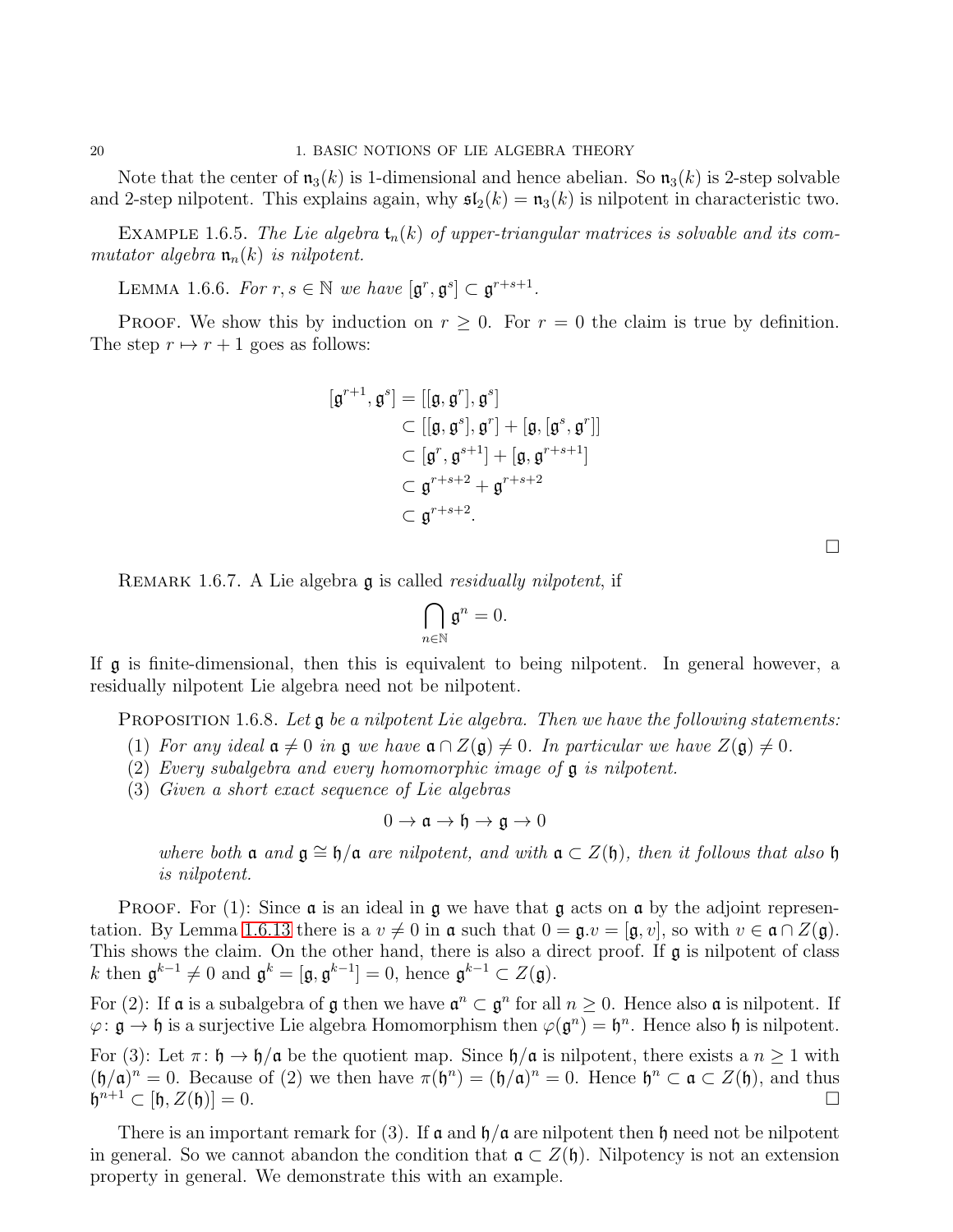Note that the center of $\mathfrak{n}_3(k)$ is 1-dimensional and hence abelian. So $\mathfrak{n}_3(k)$ is 2-step solvable and 2-step nilpotent. This explains again, why $\mathfrak{sl}_2(k) = \mathfrak{n}_3(k)$ is nilpotent in characteristic two.

Example 1.6.5. *The Lie algebra $\mathfrak{t}_n(k)$ of upper-triangular matrices is solvable and its commutator algebra $\mathfrak{n}_n(k)$ is nilpotent.*

Lemma 1.6.6. *For $r, s \in \mathbb{N}$ we have $[\mathfrak{g}^r, \mathfrak{g}^s] \subset \mathfrak{g}^{r+s+1}$.*

Proof. We show this by induction on $r \geq 0$. For $r = 0$ the claim is true by definition. The step $r \mapsto r+1$ goes as follows:

$$\begin{aligned}
[\mathfrak{g}^{r+1}, \mathfrak{g}^s] &= [[\mathfrak{g}, \mathfrak{g}^r], \mathfrak{g}^s] \\
&\subset [[\mathfrak{g}, \mathfrak{g}^s], \mathfrak{g}^r] + [\mathfrak{g}, [\mathfrak{g}^s, \mathfrak{g}^r]] \\
&\subset [\mathfrak{g}^r, \mathfrak{g}^{s+1}] + [\mathfrak{g}, \mathfrak{g}^{r+s+1}] \\
&\subset \mathfrak{g}^{r+s+2} + \mathfrak{g}^{r+s+2} \\
&\subset \mathfrak{g}^{r+s+2}.
\end{aligned}$$

□

Remark 1.6.7. A Lie algebra $\mathfrak{g}$ is called *residually nilpotent*, if

$$\bigcap_{n \in \mathbb{N}} \mathfrak{g}^n = 0.$$

If $\mathfrak{g}$ is finite-dimensional, then this is equivalent to being nilpotent. In general however, a residually nilpotent Lie algebra need not be nilpotent.

Proposition 1.6.8. *Let $\mathfrak{g}$ be a nilpotent Lie algebra. Then we have the following statements:*

1. *For any ideal $\mathfrak{a} \neq 0$ in $\mathfrak{g}$ we have $\mathfrak{a} \cap Z(\mathfrak{g}) \neq 0$. In particular we have $Z(\mathfrak{g}) \neq 0$.*
2. *Every subalgebra and every homomorphic image of $\mathfrak{g}$ is nilpotent.*
3. *Given a short exact sequence of Lie algebras*

$$0 \to \mathfrak{a} \to \mathfrak{h} \to \mathfrak{g} \to 0$$

*where both $\mathfrak{a}$ and $\mathfrak{g} \cong \mathfrak{h}/\mathfrak{a}$ are nilpotent, and with $\mathfrak{a} \subset Z(\mathfrak{h})$, then it follows that also $\mathfrak{h}$ is nilpotent.*

Proof. For (1): Since $\mathfrak{a}$ is an ideal in $\mathfrak{g}$ we have that $\mathfrak{g}$ acts on $\mathfrak{a}$ by the adjoint representation. By Lemma 1.6.13 there is a $v \neq 0$ in $\mathfrak{a}$ such that $0 = \mathfrak{g}.v = [\mathfrak{g}, v]$, so with $v \in \mathfrak{a} \cap Z(\mathfrak{g})$. This shows the claim. On the other hand, there is also a direct proof. If $\mathfrak{g}$ is nilpotent of class $k$ then $\mathfrak{g}^{k-1} \neq 0$ and $\mathfrak{g}^k = [\mathfrak{g}, \mathfrak{g}^{k-1}] = 0$, hence $\mathfrak{g}^{k-1} \subset Z(\mathfrak{g})$.

For (2): If $\mathfrak{a}$ is a subalgebra of $\mathfrak{g}$ then we have $\mathfrak{a}^n \subset \mathfrak{g}^n$ for all $n \geq 0$. Hence also $\mathfrak{a}$ is nilpotent. If $\varphi\colon \mathfrak{g} \to \mathfrak{h}$ is a surjective Lie algebra Homomorphism then $\varphi(\mathfrak{g}^n) = \mathfrak{h}^n$. Hence also $\mathfrak{h}$ is nilpotent.

For (3): Let $\pi\colon \mathfrak{h} \to \mathfrak{h}/\mathfrak{a}$ be the quotient map. Since $\mathfrak{h}/\mathfrak{a}$ is nilpotent, there exists a $n \geq 1$ with $(\mathfrak{h}/\mathfrak{a})^n = 0$. Because of (2) we then have $\pi(\mathfrak{h}^n) = (\mathfrak{h}/\mathfrak{a})^n = 0$. Hence $\mathfrak{h}^n \subset \mathfrak{a} \subset Z(\mathfrak{h})$, and thus $\mathfrak{h}^{n+1} \subset [\mathfrak{h}, Z(\mathfrak{h})] = 0$. □

There is an important remark for (3). If $\mathfrak{a}$ and $\mathfrak{h}/\mathfrak{a}$ are nilpotent then $\mathfrak{h}$ need not be nilpotent in general. So we cannot abandon the condition that $\mathfrak{a} \subset Z(\mathfrak{h})$. Nilpotency is not an extension property in general. We demonstrate this with an example.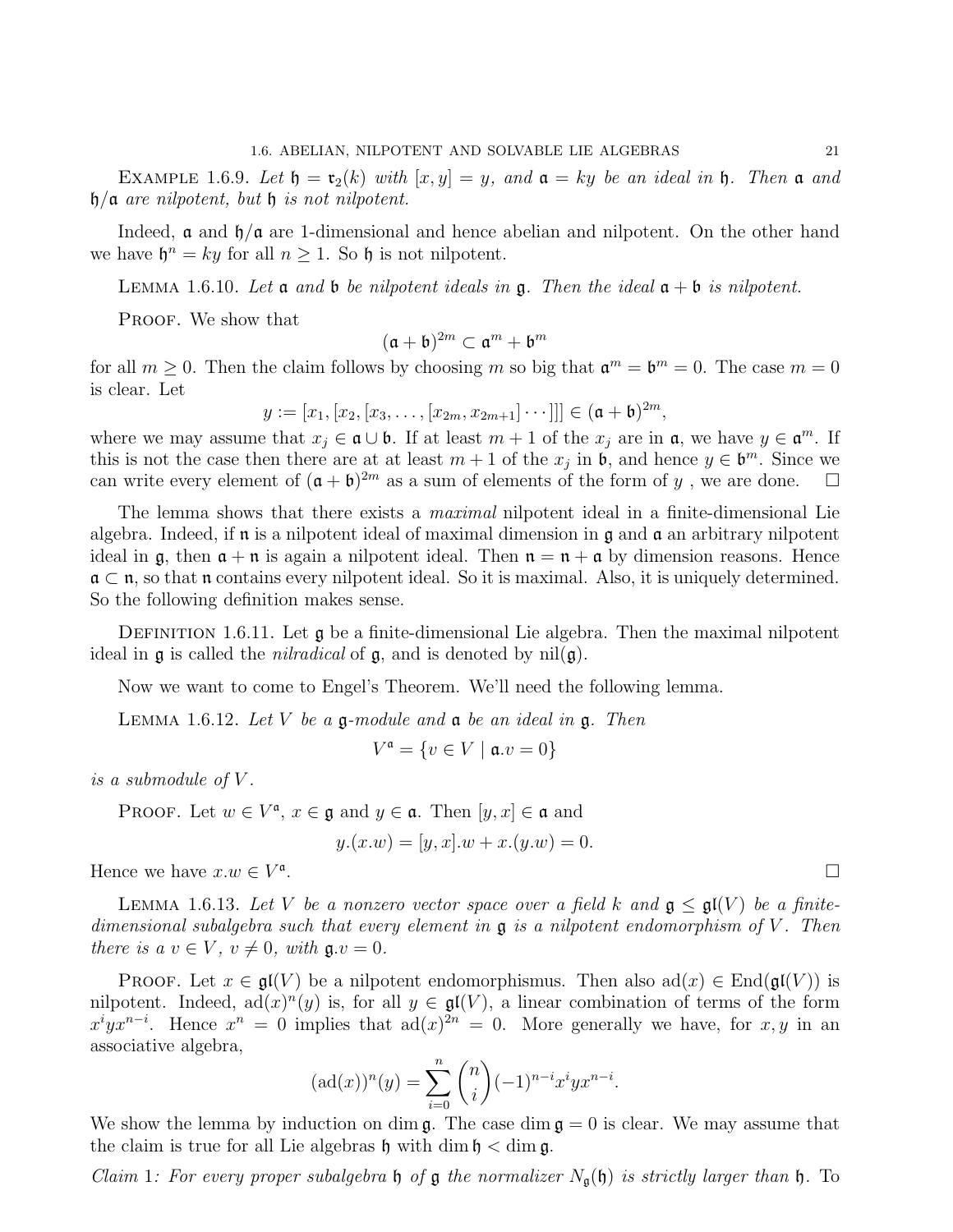Example 1.6.9. *Let $\mathfrak{h} = \mathfrak{r}_2(k)$ with $[x,y] = y$, and $\mathfrak{a} = ky$ be an ideal in $\mathfrak{h}$. Then $\mathfrak{a}$ and $\mathfrak{h}/\mathfrak{a}$ are nilpotent, but $\mathfrak{h}$ is not nilpotent.*

Indeed, $\mathfrak{a}$ and $\mathfrak{h}/\mathfrak{a}$ are 1-dimensional and hence abelian and nilpotent. On the other hand we have $\mathfrak{h}^n = ky$ for all $n \geq 1$. So $\mathfrak{h}$ is not nilpotent.

Lemma 1.6.10. *Let $\mathfrak{a}$ and $\mathfrak{b}$ be nilpotent ideals in $\mathfrak{g}$. Then the ideal $\mathfrak{a} + \mathfrak{b}$ is nilpotent.*

Proof. We show that

$$(\mathfrak{a} + \mathfrak{b})^{2m} \subset \mathfrak{a}^m + \mathfrak{b}^m$$

for all $m \geq 0$. Then the claim follows by choosing $m$ so big that $\mathfrak{a}^m = \mathfrak{b}^m = 0$. The case $m = 0$ is clear. Let

$$y := [x_1, [x_2, [x_3, \ldots, [x_{2m}, x_{2m+1}] \cdots ]]] \in (\mathfrak{a} + \mathfrak{b})^{2m},$$

where we may assume that $x_j \in \mathfrak{a} \cup \mathfrak{b}$. If at least $m+1$ of the $x_j$ are in $\mathfrak{a}$, we have $y \in \mathfrak{a}^m$. If this is not the case then there are at at least $m+1$ of the $x_j$ in $\mathfrak{b}$, and hence $y \in \mathfrak{b}^m$. Since we can write every element of $(\mathfrak{a} + \mathfrak{b})^{2m}$ as a sum of elements of the form of $y$ , we are done. $\square$

The lemma shows that there exists a *maximal* nilpotent ideal in a finite-dimensional Lie algebra. Indeed, if $\mathfrak{n}$ is a nilpotent ideal of maximal dimension in $\mathfrak{g}$ and $\mathfrak{a}$ an arbitrary nilpotent ideal in $\mathfrak{g}$, then $\mathfrak{a} + \mathfrak{n}$ is again a nilpotent ideal. Then $\mathfrak{n} = \mathfrak{n} + \mathfrak{a}$ by dimension reasons. Hence $\mathfrak{a} \subset \mathfrak{n}$, so that $\mathfrak{n}$ contains every nilpotent ideal. So it is maximal. Also, it is uniquely determined. So the following definition makes sense.

Definition 1.6.11. Let $\mathfrak{g}$ be a finite-dimensional Lie algebra. Then the maximal nilpotent ideal in $\mathfrak{g}$ is called the *nilradical* of $\mathfrak{g}$, and is denoted by $\mathrm{nil}(\mathfrak{g})$.

Now we want to come to Engel's Theorem. We'll need the following lemma.

Lemma 1.6.12. *Let $V$ be a $\mathfrak{g}$-module and $\mathfrak{a}$ be an ideal in $\mathfrak{g}$. Then*

$$V^{\mathfrak{a}} = \{v \in V \mid \mathfrak{a}.v = 0\}$$

*is a submodule of $V$.*

Proof. Let $w \in V^{\mathfrak{a}}$, $x \in \mathfrak{g}$ and $y \in \mathfrak{a}$. Then $[y,x] \in \mathfrak{a}$ and

$$y.(x.w) = [y,x].w + x.(y.w) = 0.$$

Hence we have $x.w \in V^{\mathfrak{a}}$. $\square$

Lemma 1.6.13. *Let $V$ be a nonzero vector space over a field $k$ and $\mathfrak{g} \leq \mathfrak{gl}(V)$ be a finite-dimensional subalgebra such that every element in $\mathfrak{g}$ is a nilpotent endomorphism of $V$. Then there is a $v \in V$, $v \neq 0$, with $\mathfrak{g}.v = 0$.*

Proof. Let $x \in \mathfrak{gl}(V)$ be a nilpotent endomorphismus. Then also $\mathrm{ad}(x) \in \mathrm{End}(\mathfrak{gl}(V))$ is nilpotent. Indeed, $\mathrm{ad}(x)^n(y)$ is, for all $y \in \mathfrak{gl}(V)$, a linear combination of terms of the form $x^i y x^{n-i}$. Hence $x^n = 0$ implies that $\mathrm{ad}(x)^{2n} = 0$. More generally we have, for $x, y$ in an associative algebra,

$$(\mathrm{ad}(x))^n(y) = \sum_{i=0}^{n} \binom{n}{i} (-1)^{n-i} x^i y x^{n-i}.$$

We show the lemma by induction on $\dim \mathfrak{g}$. The case $\dim \mathfrak{g} = 0$ is clear. We may assume that the claim is true for all Lie algebras $\mathfrak{h}$ with $\dim \mathfrak{h} < \dim \mathfrak{g}$.

*Claim 1: For every proper subalgebra $\mathfrak{h}$ of $\mathfrak{g}$ the normalizer $N_{\mathfrak{g}}(\mathfrak{h})$ is strictly larger than $\mathfrak{h}$.* To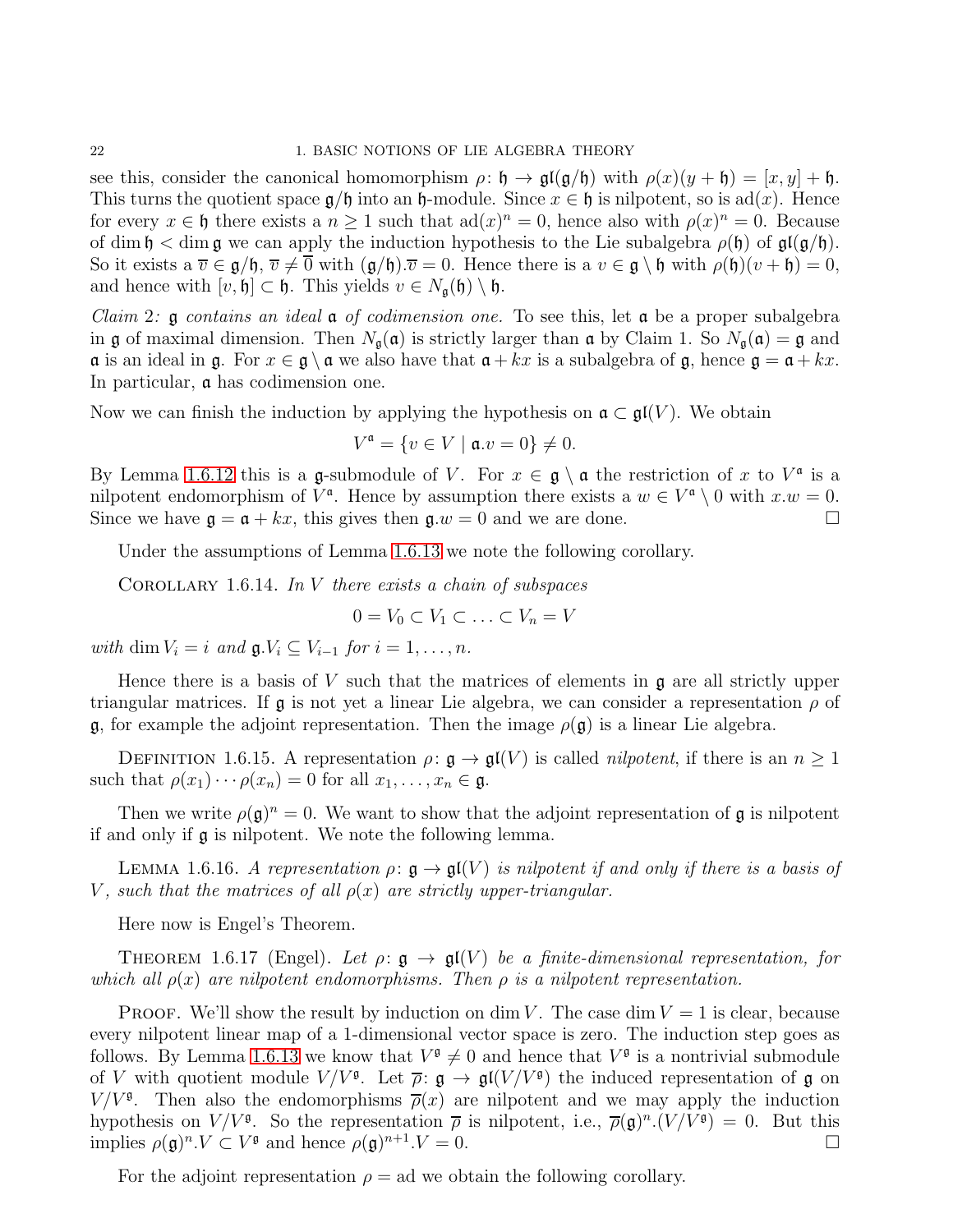see this, consider the canonical homomorphism $\rho\colon \mathfrak{h} \to \mathfrak{gl}(\mathfrak{g}/\mathfrak{h})$ with $\rho(x)(y+\mathfrak{h}) = [x,y] + \mathfrak{h}$. This turns the quotient space $\mathfrak{g}/\mathfrak{h}$ into an $\mathfrak{h}$-module. Since $x \in \mathfrak{h}$ is nilpotent, so is $\operatorname{ad}(x)$. Hence for every $x \in \mathfrak{h}$ there exists a $n \geq 1$ such that $\operatorname{ad}(x)^n = 0$, hence also with $\rho(x)^n = 0$. Because of $\dim \mathfrak{h} < \dim \mathfrak{g}$ we can apply the induction hypothesis to the Lie subalgebra $\rho(\mathfrak{h})$ of $\mathfrak{gl}(\mathfrak{g}/\mathfrak{h})$. So it exists a $\overline{v} \in \mathfrak{g}/\mathfrak{h}$, $\overline{v} \neq \overline{0}$ with $(\mathfrak{g}/\mathfrak{h}).\overline{v} = 0$. Hence there is a $v \in \mathfrak{g} \setminus \mathfrak{h}$ with $\rho(\mathfrak{h})(v + \mathfrak{h}) = 0$, and hence with $[v, \mathfrak{h}] \subset \mathfrak{h}$. This yields $v \in N_{\mathfrak{g}}(\mathfrak{h}) \setminus \mathfrak{h}$.

*Claim 2: $\mathfrak{g}$ contains an ideal $\mathfrak{a}$ of codimension one.* To see this, let $\mathfrak{a}$ be a proper subalgebra in $\mathfrak{g}$ of maximal dimension. Then $N_{\mathfrak{g}}(\mathfrak{a})$ is strictly larger than $\mathfrak{a}$ by Claim 1. So $N_{\mathfrak{g}}(\mathfrak{a}) = \mathfrak{g}$ and $\mathfrak{a}$ is an ideal in $\mathfrak{g}$. For $x \in \mathfrak{g} \setminus \mathfrak{a}$ we also have that $\mathfrak{a} + kx$ is a subalgebra of $\mathfrak{g}$, hence $\mathfrak{g} = \mathfrak{a} + kx$. In particular, $\mathfrak{a}$ has codimension one.

Now we can finish the induction by applying the hypothesis on $\mathfrak{a} \subset \mathfrak{gl}(V)$. We obtain

$$V^{\mathfrak{a}} = \{v \in V \mid \mathfrak{a}.v = 0\} \neq 0.$$

By Lemma 1.6.12 this is a $\mathfrak{g}$-submodule of $V$. For $x \in \mathfrak{g} \setminus \mathfrak{a}$ the restriction of $x$ to $V^{\mathfrak{a}}$ is a nilpotent endomorphism of $V^{\mathfrak{a}}$. Hence by assumption there exists a $w \in V^{\mathfrak{a}} \setminus 0$ with $x.w = 0$. Since we have $\mathfrak{g} = \mathfrak{a} + kx$, this gives then $\mathfrak{g}.w = 0$ and we are done. $\square$

Under the assumptions of Lemma 1.6.13 we note the following corollary.

Corollary 1.6.14. *In $V$ there exists a chain of subspaces*

$$0 = V_0 \subset V_1 \subset \ldots \subset V_n = V$$

*with $\dim V_i = i$ and $\mathfrak{g}.V_i \subseteq V_{i-1}$ for $i = 1, \ldots, n$.*

Hence there is a basis of $V$ such that the matrices of elements in $\mathfrak{g}$ are all strictly upper triangular matrices. If $\mathfrak{g}$ is not yet a linear Lie algebra, we can consider a representation $\rho$ of $\mathfrak{g}$, for example the adjoint representation. Then the image $\rho(\mathfrak{g})$ is a linear Lie algebra.

Definition 1.6.15. A representation $\rho\colon \mathfrak{g} \to \mathfrak{gl}(V)$ is called *nilpotent*, if there is an $n \geq 1$ such that $\rho(x_1) \cdots \rho(x_n) = 0$ for all $x_1, \ldots, x_n \in \mathfrak{g}$.

Then we write $\rho(\mathfrak{g})^n = 0$. We want to show that the adjoint representation of $\mathfrak{g}$ is nilpotent if and only if $\mathfrak{g}$ is nilpotent. We note the following lemma.

Lemma 1.6.16. *A representation $\rho\colon \mathfrak{g} \to \mathfrak{gl}(V)$ is nilpotent if and only if there is a basis of $V$, such that the matrices of all $\rho(x)$ are strictly upper-triangular.*

Here now is Engel's Theorem.

Theorem 1.6.17 (Engel). *Let $\rho\colon \mathfrak{g} \to \mathfrak{gl}(V)$ be a finite-dimensional representation, for which all $\rho(x)$ are nilpotent endomorphisms. Then $\rho$ is a nilpotent representation.*

Proof. We'll show the result by induction on $\dim V$. The case $\dim V = 1$ is clear, because every nilpotent linear map of a 1-dimensional vector space is zero. The induction step goes as follows. By Lemma 1.6.13 we know that $V^{\mathfrak{g}} \neq 0$ and hence that $V^{\mathfrak{g}}$ is a nontrivial submodule of $V$ with quotient module $V/V^{\mathfrak{g}}$. Let $\overline{\rho}\colon \mathfrak{g} \to \mathfrak{gl}(V/V^{\mathfrak{g}})$ the induced representation of $\mathfrak{g}$ on $V/V^{\mathfrak{g}}$. Then also the endomorphisms $\overline{\rho}(x)$ are nilpotent and we may apply the induction hypothesis on $V/V^{\mathfrak{g}}$. So the representation $\overline{\rho}$ is nilpotent, i.e., $\overline{\rho}(\mathfrak{g})^n.(V/V^{\mathfrak{g}}) = 0$. But this implies $\rho(\mathfrak{g})^n.V \subset V^{\mathfrak{g}}$ and hence $\rho(\mathfrak{g})^{n+1}.V = 0$. $\square$

For the adjoint representation $\rho = \operatorname{ad}$ we obtain the following corollary.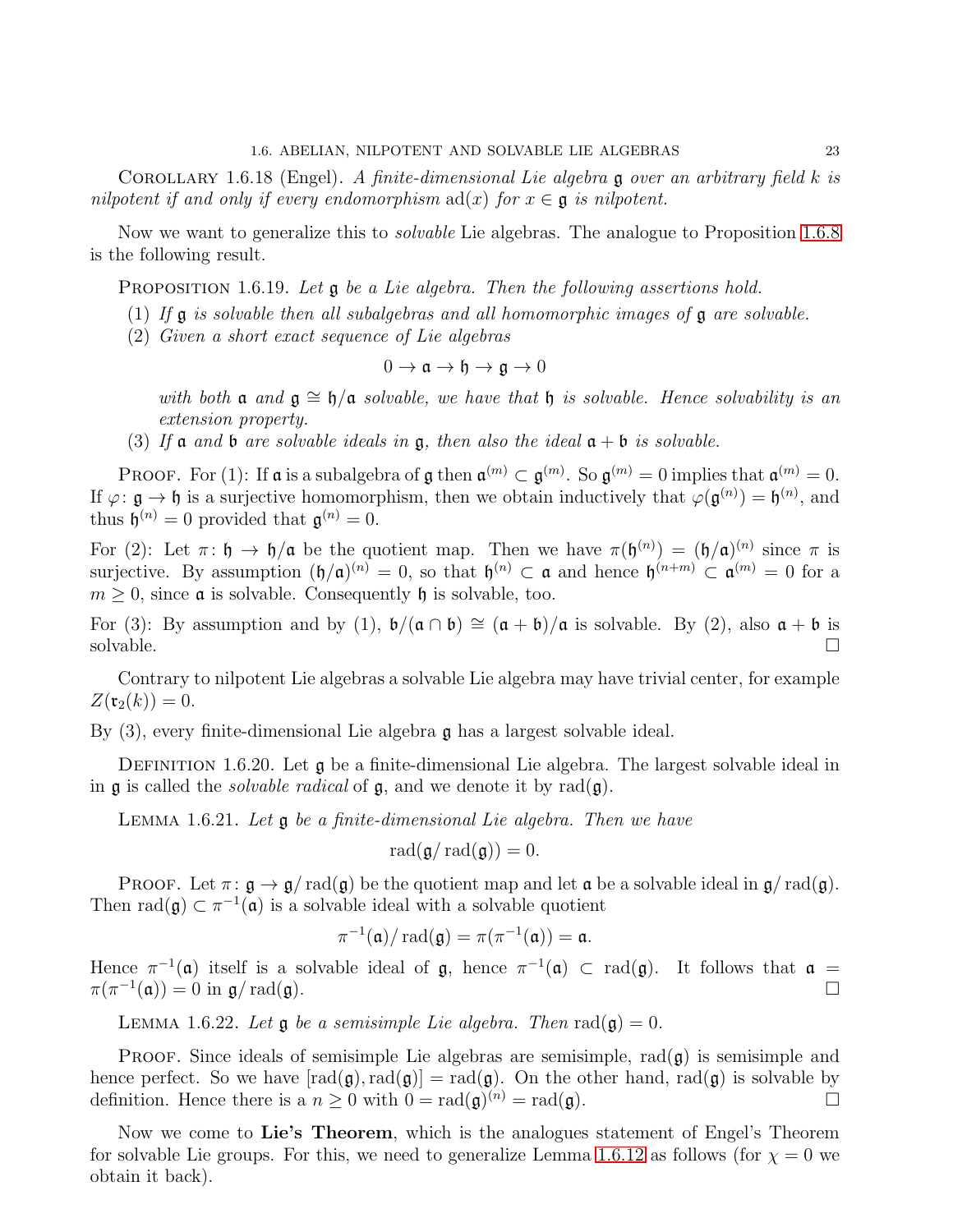Corollary 1.6.18 (Engel). *A finite-dimensional Lie algebra $\mathfrak{g}$ over an arbitrary field $k$ is nilpotent if and only if every endomorphism $\mathrm{ad}(x)$ for $x \in \mathfrak{g}$ is nilpotent.*

Now we want to generalize this to *solvable* Lie algebras. The analogue to Proposition 1.6.8 is the following result.

Proposition 1.6.19. *Let $\mathfrak{g}$ be a Lie algebra. Then the following assertions hold.*

(1) *If $\mathfrak{g}$ is solvable then all subalgebras and all homomorphic images of $\mathfrak{g}$ are solvable.*
(2) *Given a short exact sequence of Lie algebras*

$$0 \to \mathfrak{a} \to \mathfrak{h} \to \mathfrak{g} \to 0$$

*with both $\mathfrak{a}$ and $\mathfrak{g} \cong \mathfrak{h}/\mathfrak{a}$ solvable, we have that $\mathfrak{h}$ is solvable. Hence solvability is an extension property.*

(3) *If $\mathfrak{a}$ and $\mathfrak{b}$ are solvable ideals in $\mathfrak{g}$, then also the ideal $\mathfrak{a} + \mathfrak{b}$ is solvable.*

Proof. For (1): If $\mathfrak{a}$ is a subalgebra of $\mathfrak{g}$ then $\mathfrak{a}^{(m)} \subset \mathfrak{g}^{(m)}$. So $\mathfrak{g}^{(m)} = 0$ implies that $\mathfrak{a}^{(m)} = 0$. If $\varphi \colon \mathfrak{g} \to \mathfrak{h}$ is a surjective homomorphism, then we obtain inductively that $\varphi(\mathfrak{g}^{(n)}) = \mathfrak{h}^{(n)}$, and thus $\mathfrak{h}^{(n)} = 0$ provided that $\mathfrak{g}^{(n)} = 0$.

For (2): Let $\pi \colon \mathfrak{h} \to \mathfrak{h}/\mathfrak{a}$ be the quotient map. Then we have $\pi(\mathfrak{h}^{(n)}) = (\mathfrak{h}/\mathfrak{a})^{(n)}$ since $\pi$ is surjective. By assumption $(\mathfrak{h}/\mathfrak{a})^{(n)} = 0$, so that $\mathfrak{h}^{(n)} \subset \mathfrak{a}$ and hence $\mathfrak{h}^{(n+m)} \subset \mathfrak{a}^{(m)} = 0$ for a $m \geq 0$, since $\mathfrak{a}$ is solvable. Consequently $\mathfrak{h}$ is solvable, too.

For (3): By assumption and by (1), $\mathfrak{b}/(\mathfrak{a} \cap \mathfrak{b}) \cong (\mathfrak{a} + \mathfrak{b})/\mathfrak{a}$ is solvable. By (2), also $\mathfrak{a} + \mathfrak{b}$ is solvable. $\square$

Contrary to nilpotent Lie algebras a solvable Lie algebra may have trivial center, for example $Z(\mathfrak{r}_2(k)) = 0$.

By (3), every finite-dimensional Lie algebra $\mathfrak{g}$ has a largest solvable ideal.

Definition 1.6.20. Let $\mathfrak{g}$ be a finite-dimensional Lie algebra. The largest solvable ideal in in $\mathfrak{g}$ is called the *solvable radical* of $\mathfrak{g}$, and we denote it by $\mathrm{rad}(\mathfrak{g})$.

Lemma 1.6.21. *Let $\mathfrak{g}$ be a finite-dimensional Lie algebra. Then we have*

$$\mathrm{rad}(\mathfrak{g}/\mathrm{rad}(\mathfrak{g})) = 0.$$

Proof. Let $\pi \colon \mathfrak{g} \to \mathfrak{g}/\mathrm{rad}(\mathfrak{g})$ be the quotient map and let $\mathfrak{a}$ be a solvable ideal in $\mathfrak{g}/\mathrm{rad}(\mathfrak{g})$. Then $\mathrm{rad}(\mathfrak{g}) \subset \pi^{-1}(\mathfrak{a})$ is a solvable ideal with a solvable quotient

$$\pi^{-1}(\mathfrak{a})/\mathrm{rad}(\mathfrak{g}) = \pi(\pi^{-1}(\mathfrak{a})) = \mathfrak{a}.$$

Hence $\pi^{-1}(\mathfrak{a})$ itself is a solvable ideal of $\mathfrak{g}$, hence $\pi^{-1}(\mathfrak{a}) \subset \mathrm{rad}(\mathfrak{g})$. It follows that $\mathfrak{a} = \pi(\pi^{-1}(\mathfrak{a})) = 0$ in $\mathfrak{g}/\mathrm{rad}(\mathfrak{g})$. $\square$

Lemma 1.6.22. *Let $\mathfrak{g}$ be a semisimple Lie algebra. Then* $\mathrm{rad}(\mathfrak{g}) = 0$.

Proof. Since ideals of semisimple Lie algebras are semisimple, $\mathrm{rad}(\mathfrak{g})$ is semisimple and hence perfect. So we have $[\mathrm{rad}(\mathfrak{g}), \mathrm{rad}(\mathfrak{g})] = \mathrm{rad}(\mathfrak{g})$. On the other hand, $\mathrm{rad}(\mathfrak{g})$ is solvable by definition. Hence there is a $n \geq 0$ with $0 = \mathrm{rad}(\mathfrak{g})^{(n)} = \mathrm{rad}(\mathfrak{g})$. $\square$

Now we come to **Lie's Theorem**, which is the analogues statement of Engel's Theorem for solvable Lie groups. For this, we need to generalize Lemma 1.6.12 as follows (for $\chi = 0$ we obtain it back).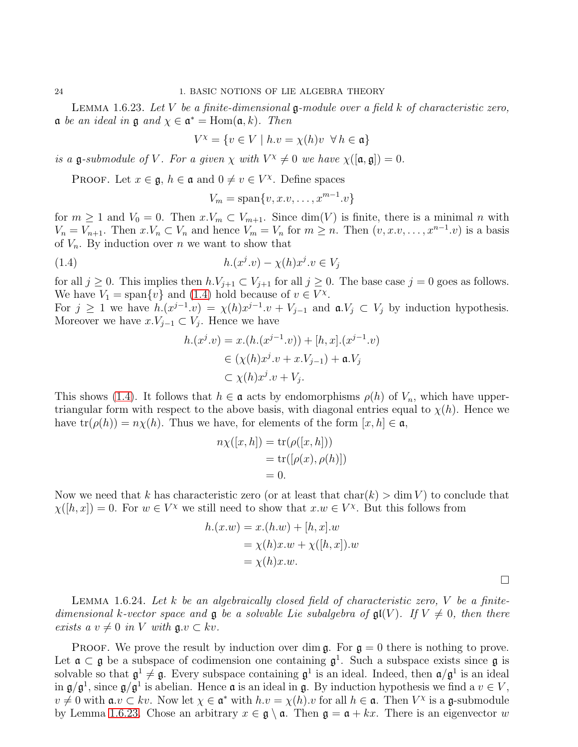**Lemma 1.6.23.** *Let $V$ be a finite-dimensional $\mathfrak{g}$-module over a field $k$ of characteristic zero, $\mathfrak{a}$ be an ideal in $\mathfrak{g}$ and $\chi \in \mathfrak{a}^* = \operatorname{Hom}(\mathfrak{a}, k)$. Then*

$$V^\chi = \{v \in V \mid h.v = \chi(h)v \ \ \forall\, h \in \mathfrak{a}\}$$

*is a $\mathfrak{g}$-submodule of $V$. For a given $\chi$ with $V^\chi \neq 0$ we have $\chi([\mathfrak{a}, \mathfrak{g}]) = 0$.*

Proof. Let $x \in \mathfrak{g}$, $h \in \mathfrak{a}$ and $0 \neq v \in V^\chi$. Define spaces

$$V_m = \operatorname{span}\{v, x.v, \dots, x^{m-1}.v\}$$

for $m \geq 1$ and $V_0 = 0$. Then $x.V_m \subset V_{m+1}$. Since $\dim(V)$ is finite, there is a minimal $n$ with $V_n = V_{n+1}$. Then $x.V_n \subset V_n$ and hence $V_m = V_n$ for $m \geq n$. Then $(v, x.v, \dots, x^{n-1}.v)$ is a basis of $V_n$. By induction over $n$ we want to show that

$$h.(x^j.v) - \chi(h)x^j.v \in V_j \tag{1.4}$$

for all $j \geq 0$. This implies then $h.V_{j+1} \subset V_{j+1}$ for all $j \geq 0$. The base case $j = 0$ goes as follows. We have $V_1 = \operatorname{span}\{v\}$ and (1.4) hold because of $v \in V^\chi$.
For $j \geq 1$ we have $h.(x^{j-1}.v) = \chi(h)x^{j-1}.v + V_{j-1}$ and $\mathfrak{a}.V_j \subset V_j$ by induction hypothesis. Moreover we have $x.V_{j-1} \subset V_j$. Hence we have

$$\begin{aligned}
h.(x^j.v) &= x.(h.(x^{j-1}.v)) + [h,x].(x^{j-1}.v) \\
&\in (\chi(h)x^j.v + x.V_{j-1}) + \mathfrak{a}.V_j \\
&\subset \chi(h)x^j.v + V_j.
\end{aligned}$$

This shows (1.4). It follows that $h \in \mathfrak{a}$ acts by endomorphisms $\rho(h)$ of $V_n$, which have upper-triangular form with respect to the above basis, with diagonal entries equal to $\chi(h)$. Hence we have $\operatorname{tr}(\rho(h)) = n\chi(h)$. Thus we have, for elements of the form $[x,h] \in \mathfrak{a}$,

$$\begin{aligned}
n\chi([x,h]) &= \operatorname{tr}(\rho([x,h])) \\
&= \operatorname{tr}([\rho(x), \rho(h)]) \\
&= 0.
\end{aligned}$$

Now we need that $k$ has characteristic zero (or at least that $\operatorname{char}(k) > \dim V$) to conclude that $\chi([h,x]) = 0$. For $w \in V^\chi$ we still need to show that $x.w \in V^\chi$. But this follows from

$$\begin{aligned}
h.(x.w) &= x.(h.w) + [h,x].w \\
&= \chi(h)x.w + \chi([h,x]).w \\
&= \chi(h)x.w.
\end{aligned}$$

□

**Lemma 1.6.24.** *Let $k$ be an algebraically closed field of characteristic zero, $V$ be a finite-dimensional $k$-vector space and $\mathfrak{g}$ be a solvable Lie subalgebra of $\mathfrak{gl}(V)$. If $V \neq 0$, then there exists a $v \neq 0$ in $V$ with $\mathfrak{g}.v \subset kv$.*

Proof. We prove the result by induction over $\dim \mathfrak{g}$. For $\mathfrak{g} = 0$ there is nothing to prove. Let $\mathfrak{a} \subset \mathfrak{g}$ be a subspace of codimension one containing $\mathfrak{g}^1$. Such a subspace exists since $\mathfrak{g}$ is solvable so that $\mathfrak{g}^1 \neq \mathfrak{g}$. Every subspace containing $\mathfrak{g}^1$ is an ideal. Indeed, then $\mathfrak{a}/\mathfrak{g}^1$ is an ideal in $\mathfrak{g}/\mathfrak{g}^1$, since $\mathfrak{g}/\mathfrak{g}^1$ is abelian. Hence $\mathfrak{a}$ is an ideal in $\mathfrak{g}$. By induction hypothesis we find a $v \in V$, $v \neq 0$ with $\mathfrak{a}.v \subset kv$. Now let $\chi \in \mathfrak{a}^*$ with $h.v = \chi(h).v$ for all $h \in \mathfrak{a}$. Then $V^\chi$ is a $\mathfrak{g}$-submodule by Lemma 1.6.23. Chose an arbitrary $x \in \mathfrak{g} \setminus \mathfrak{a}$. Then $\mathfrak{g} = \mathfrak{a} + kx$. There is an eigenvector $w$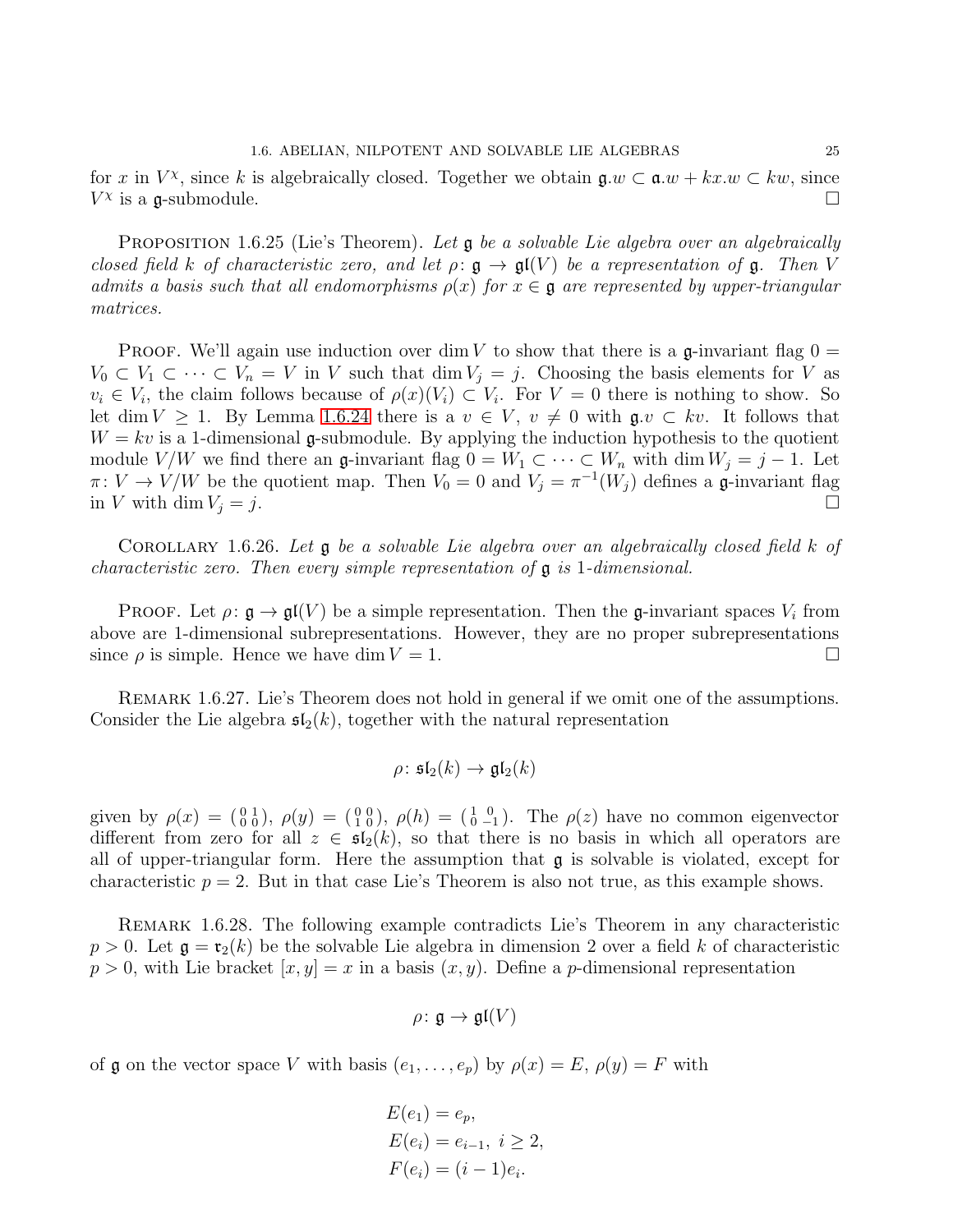for $x$ in $V^\chi$, since $k$ is algebraically closed. Together we obtain $\mathfrak{g}.w \subset \mathfrak{a}.w + kx.w \subset kw$, since $V^\chi$ is a $\mathfrak{g}$-submodule. $\square$

PROPOSITION 1.6.25 (Lie's Theorem). *Let $\mathfrak{g}$ be a solvable Lie algebra over an algebraically closed field $k$ of characteristic zero, and let $\rho\colon \mathfrak{g} \to \mathfrak{gl}(V)$ be a representation of $\mathfrak{g}$. Then $V$ admits a basis such that all endomorphisms $\rho(x)$ for $x \in \mathfrak{g}$ are represented by upper-triangular matrices.*

PROOF. We'll again use induction over $\dim V$ to show that there is a $\mathfrak{g}$-invariant flag $0 = V_0 \subset V_1 \subset \cdots \subset V_n = V$ in $V$ such that $\dim V_j = j$. Choosing the basis elements for $V$ as $v_i \in V_i$, the claim follows because of $\rho(x)(V_i) \subset V_i$. For $V = 0$ there is nothing to show. So let $\dim V \geq 1$. By Lemma 1.6.24 there is a $v \in V$, $v \neq 0$ with $\mathfrak{g}.v \subset kv$. It follows that $W = kv$ is a 1-dimensional $\mathfrak{g}$-submodule. By applying the induction hypothesis to the quotient module $V/W$ we find there an $\mathfrak{g}$-invariant flag $0 = W_1 \subset \cdots \subset W_n$ with $\dim W_j = j - 1$. Let $\pi\colon V \to V/W$ be the quotient map. Then $V_0 = 0$ and $V_j = \pi^{-1}(W_j)$ defines a $\mathfrak{g}$-invariant flag in $V$ with $\dim V_j = j$. $\square$

COROLLARY 1.6.26. *Let $\mathfrak{g}$ be a solvable Lie algebra over an algebraically closed field $k$ of characteristic zero. Then every simple representation of $\mathfrak{g}$ is 1-dimensional.*

PROOF. Let $\rho\colon \mathfrak{g} \to \mathfrak{gl}(V)$ be a simple representation. Then the $\mathfrak{g}$-invariant spaces $V_i$ from above are 1-dimensional subrepresentations. However, they are no proper subrepresentations since $\rho$ is simple. Hence we have $\dim V = 1$. $\square$

REMARK 1.6.27. Lie's Theorem does not hold in general if we omit one of the assumptions. Consider the Lie algebra $\mathfrak{sl}_2(k)$, together with the natural representation

$$\rho\colon \mathfrak{sl}_2(k) \to \mathfrak{gl}_2(k)$$

given by $\rho(x) = \left(\begin{smallmatrix} 0 & 1 \\ 0 & 0 \end{smallmatrix}\right)$, $\rho(y) = \left(\begin{smallmatrix} 0 & 0 \\ 1 & 0 \end{smallmatrix}\right)$, $\rho(h) = \left(\begin{smallmatrix} 1 & 0 \\ 0 & -1 \end{smallmatrix}\right)$. The $\rho(z)$ have no common eigenvector different from zero for all $z \in \mathfrak{sl}_2(k)$, so that there is no basis in which all operators are all of upper-triangular form. Here the assumption that $\mathfrak{g}$ is solvable is violated, except for characteristic $p = 2$. But in that case Lie's Theorem is also not true, as this example shows.

REMARK 1.6.28. The following example contradicts Lie's Theorem in any characteristic $p > 0$. Let $\mathfrak{g} = \mathfrak{r}_2(k)$ be the solvable Lie algebra in dimension 2 over a field $k$ of characteristic $p > 0$, with Lie bracket $[x, y] = x$ in a basis $(x, y)$. Define a $p$-dimensional representation

$$\rho\colon \mathfrak{g} \to \mathfrak{gl}(V)$$

of $\mathfrak{g}$ on the vector space $V$ with basis $(e_1, \ldots, e_p)$ by $\rho(x) = E$, $\rho(y) = F$ with

$$E(e_1) = e_p,$$
$$E(e_i) = e_{i-1},\ i \geq 2,$$
$$F(e_i) = (i-1)e_i.$$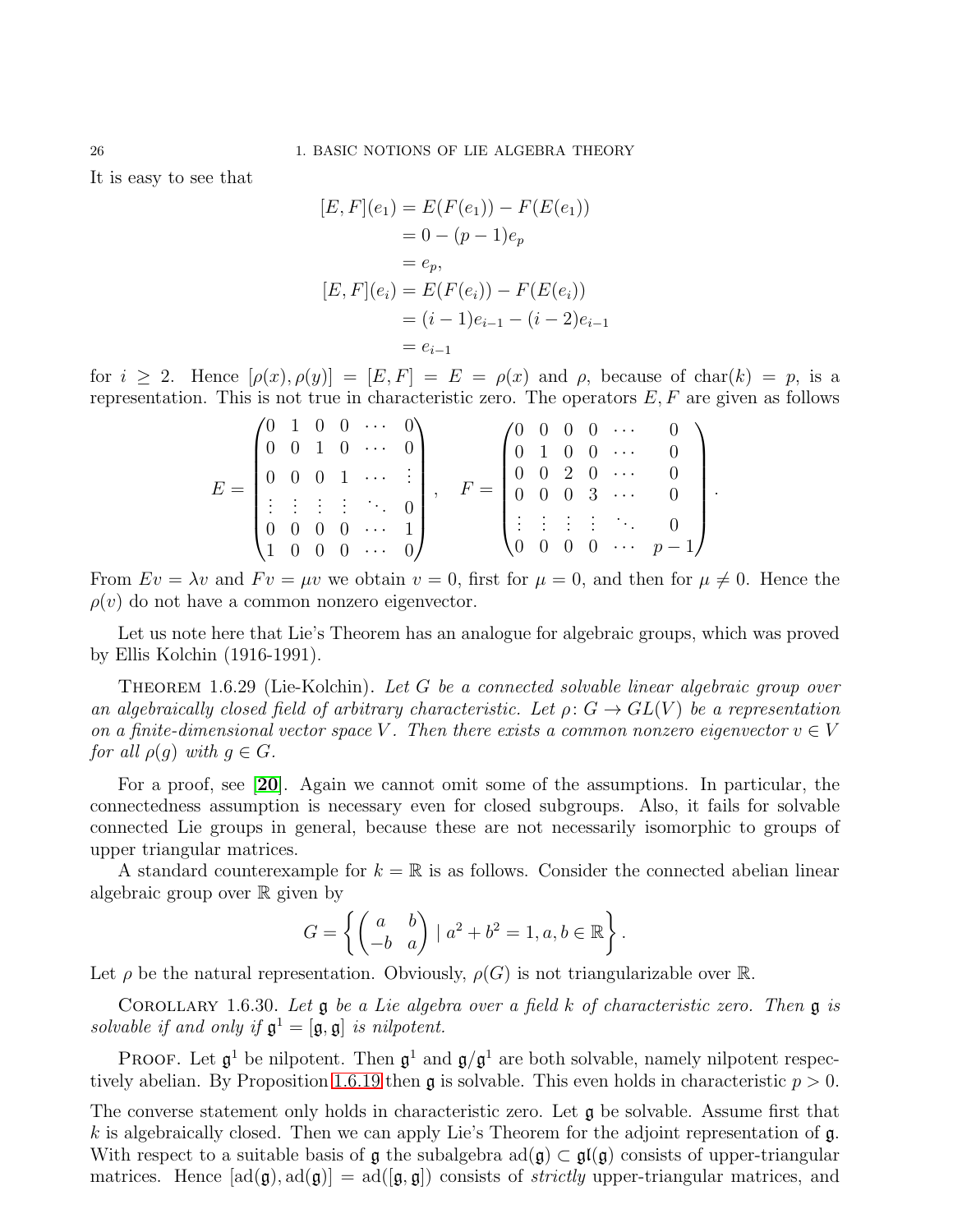It is easy to see that

$$\begin{aligned}
[E,F](e_1) &= E(F(e_1)) - F(E(e_1)) \\
&= 0 - (p-1)e_p \\
&= e_p, \\
[E,F](e_i) &= E(F(e_i)) - F(E(e_i)) \\
&= (i-1)e_{i-1} - (i-2)e_{i-1} \\
&= e_{i-1}
\end{aligned}$$

for $i \geq 2$. Hence $[\rho(x), \rho(y)] = [E,F] = E = \rho(x)$ and $\rho$, because of $\operatorname{char}(k) = p$, is a representation. This is not true in characteristic zero. The operators $E, F$ are given as follows

$$E = \begin{pmatrix} 0 & 1 & 0 & 0 & \cdots & 0 \\ 0 & 0 & 1 & 0 & \cdots & 0 \\ 0 & 0 & 0 & 1 & \cdots & \vdots \\ \vdots & \vdots & \vdots & \vdots & \ddots & 0 \\ 0 & 0 & 0 & 0 & \cdots & 1 \\ 1 & 0 & 0 & 0 & \cdots & 0 \end{pmatrix}, \quad F = \begin{pmatrix} 0 & 0 & 0 & 0 & \cdots & 0 \\ 0 & 1 & 0 & 0 & \cdots & 0 \\ 0 & 0 & 2 & 0 & \cdots & 0 \\ 0 & 0 & 0 & 3 & \cdots & 0 \\ \vdots & \vdots & \vdots & \vdots & \ddots & 0 \\ 0 & 0 & 0 & 0 & \cdots & p-1 \end{pmatrix}.$$

From $Ev = \lambda v$ and $Fv = \mu v$ we obtain $v = 0$, first for $\mu = 0$, and then for $\mu \neq 0$. Hence the $\rho(v)$ do not have a common nonzero eigenvector.

Let us note here that Lie's Theorem has an analogue for algebraic groups, which was proved by Ellis Kolchin (1916-1991).

Theorem 1.6.29 (Lie-Kolchin). *Let $G$ be a connected solvable linear algebraic group over an algebraically closed field of arbitrary characteristic. Let $\rho\colon G \to GL(V)$ be a representation on a finite-dimensional vector space $V$. Then there exists a common nonzero eigenvector $v \in V$ for all $\rho(g)$ with $g \in G$.*

For a proof, see [**20**]. Again we cannot omit some of the assumptions. In particular, the connectedness assumption is necessary even for closed subgroups. Also, it fails for solvable connected Lie groups in general, because these are not necessarily isomorphic to groups of upper triangular matrices.

A standard counterexample for $k = \mathbb{R}$ is as follows. Consider the connected abelian linear algebraic group over $\mathbb{R}$ given by

$$G = \left\{ \begin{pmatrix} a & b \\ -b & a \end{pmatrix} \mid a^2 + b^2 = 1, a, b \in \mathbb{R} \right\}.$$

Let $\rho$ be the natural representation. Obviously, $\rho(G)$ is not triangularizable over $\mathbb{R}$.

Corollary 1.6.30. *Let $\mathfrak{g}$ be a Lie algebra over a field $k$ of characteristic zero. Then $\mathfrak{g}$ is solvable if and only if $\mathfrak{g}^1 = [\mathfrak{g}, \mathfrak{g}]$ is nilpotent.*

Proof. Let $\mathfrak{g}^1$ be nilpotent. Then $\mathfrak{g}^1$ and $\mathfrak{g}/\mathfrak{g}^1$ are both solvable, namely nilpotent respectively abelian. By Proposition 1.6.19 then $\mathfrak{g}$ is solvable. This even holds in characteristic $p > 0$.

The converse statement only holds in characteristic zero. Let $\mathfrak{g}$ be solvable. Assume first that $k$ is algebraically closed. Then we can apply Lie's Theorem for the adjoint representation of $\mathfrak{g}$. With respect to a suitable basis of $\mathfrak{g}$ the subalgebra $\operatorname{ad}(\mathfrak{g}) \subset \mathfrak{gl}(\mathfrak{g})$ consists of upper-triangular matrices. Hence $[\operatorname{ad}(\mathfrak{g}), \operatorname{ad}(\mathfrak{g})] = \operatorname{ad}([\mathfrak{g}, \mathfrak{g}])$ consists of *strictly* upper-triangular matrices, and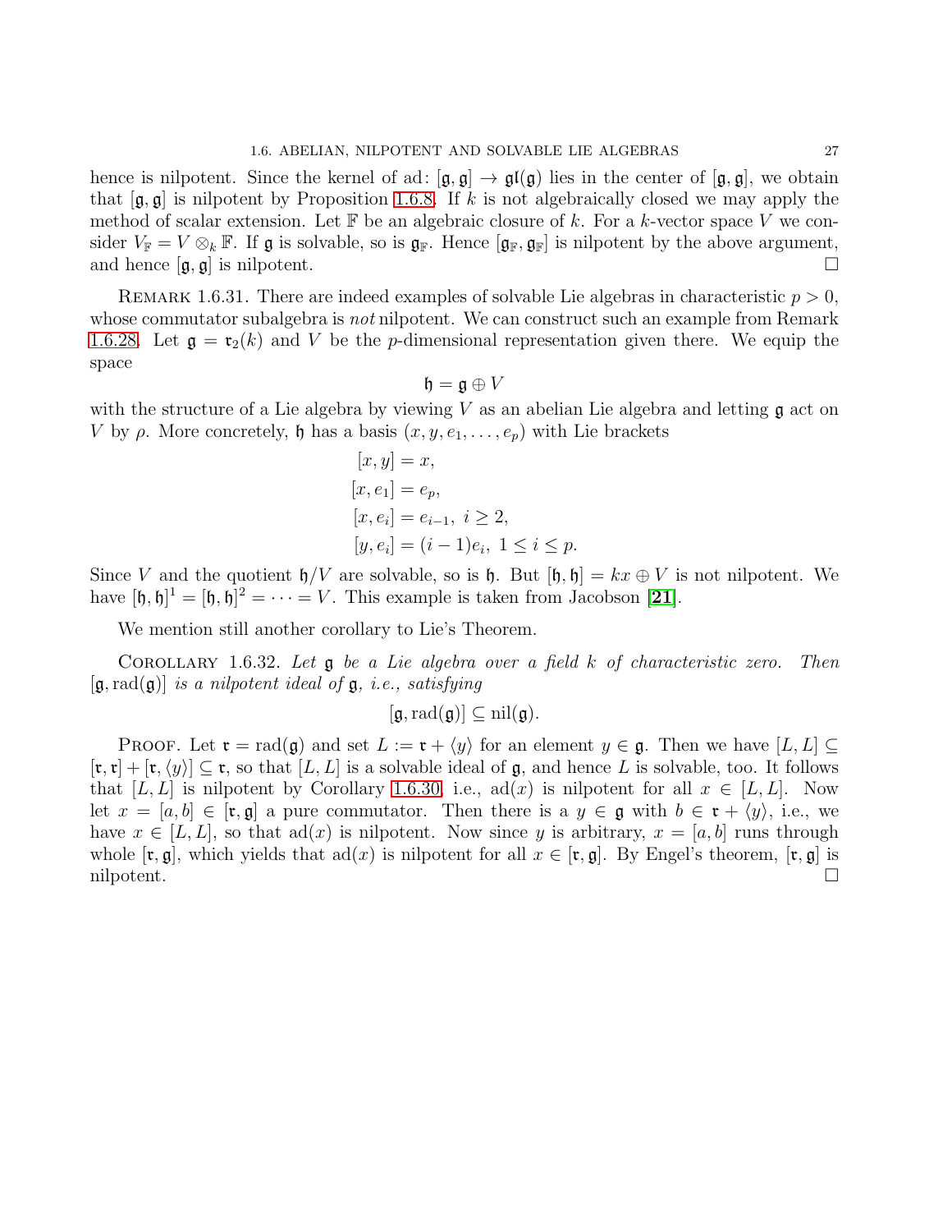hence is nilpotent. Since the kernel of ad: $[\mathfrak{g},\mathfrak{g}] \to \mathfrak{gl}(\mathfrak{g})$ lies in the center of $[\mathfrak{g},\mathfrak{g}]$, we obtain that $[\mathfrak{g},\mathfrak{g}]$ is nilpotent by Proposition 1.6.8. If $k$ is not algebraically closed we may apply the method of scalar extension. Let $\mathbb{F}$ be an algebraic closure of $k$. For a $k$-vector space $V$ we consider $V_{\mathbb{F}} = V \otimes_k \mathbb{F}$. If $\mathfrak{g}$ is solvable, so is $\mathfrak{g}_{\mathbb{F}}$. Hence $[\mathfrak{g}_{\mathbb{F}},\mathfrak{g}_{\mathbb{F}}]$ is nilpotent by the above argument, and hence $[\mathfrak{g},\mathfrak{g}]$ is nilpotent. □

Remark 1.6.31. There are indeed examples of solvable Lie algebras in characteristic $p > 0$, whose commutator subalgebra is *not* nilpotent. We can construct such an example from Remark 1.6.28. Let $\mathfrak{g} = \mathfrak{r}_2(k)$ and $V$ be the $p$-dimensional representation given there. We equip the space

$$\mathfrak{h} = \mathfrak{g} \oplus V$$

with the structure of a Lie algebra by viewing $V$ as an abelian Lie algebra and letting $\mathfrak{g}$ act on $V$ by $\rho$. More concretely, $\mathfrak{h}$ has a basis $(x, y, e_1, \ldots, e_p)$ with Lie brackets

$$\begin{aligned}
[x, y] &= x, \\
[x, e_1] &= e_p, \\
[x, e_i] &= e_{i-1},\ i \geq 2, \\
[y, e_i] &= (i-1)e_i,\ 1 \leq i \leq p.
\end{aligned}$$

Since $V$ and the quotient $\mathfrak{h}/V$ are solvable, so is $\mathfrak{h}$. But $[\mathfrak{h},\mathfrak{h}] = kx \oplus V$ is not nilpotent. We have $[\mathfrak{h},\mathfrak{h}]^1 = [\mathfrak{h},\mathfrak{h}]^2 = \cdots = V$. This example is taken from Jacobson [**21**].

We mention still another corollary to Lie's Theorem.

Corollary 1.6.32. *Let $\mathfrak{g}$ be a Lie algebra over a field $k$ of characteristic zero. Then $[\mathfrak{g}, \operatorname{rad}(\mathfrak{g})]$ is a nilpotent ideal of $\mathfrak{g}$, i.e., satisfying*

$$[\mathfrak{g}, \operatorname{rad}(\mathfrak{g})] \subseteq \operatorname{nil}(\mathfrak{g}).$$

Proof. Let $\mathfrak{r} = \operatorname{rad}(\mathfrak{g})$ and set $L := \mathfrak{r} + \langle y \rangle$ for an element $y \in \mathfrak{g}$. Then we have $[L, L] \subseteq [\mathfrak{r},\mathfrak{r}] + [\mathfrak{r}, \langle y \rangle] \subseteq \mathfrak{r}$, so that $[L, L]$ is a solvable ideal of $\mathfrak{g}$, and hence $L$ is solvable, too. It follows that $[L, L]$ is nilpotent by Corollary 1.6.30, i.e., $\operatorname{ad}(x)$ is nilpotent for all $x \in [L, L]$. Now let $x = [a, b] \in [\mathfrak{r},\mathfrak{g}]$ a pure commutator. Then there is a $y \in \mathfrak{g}$ with $b \in \mathfrak{r} + \langle y \rangle$, i.e., we have $x \in [L, L]$, so that $\operatorname{ad}(x)$ is nilpotent. Now since $y$ is arbitrary, $x = [a, b]$ runs through whole $[\mathfrak{r},\mathfrak{g}]$, which yields that $\operatorname{ad}(x)$ is nilpotent for all $x \in [\mathfrak{r},\mathfrak{g}]$. By Engel's theorem, $[\mathfrak{r},\mathfrak{g}]$ is nilpotent. □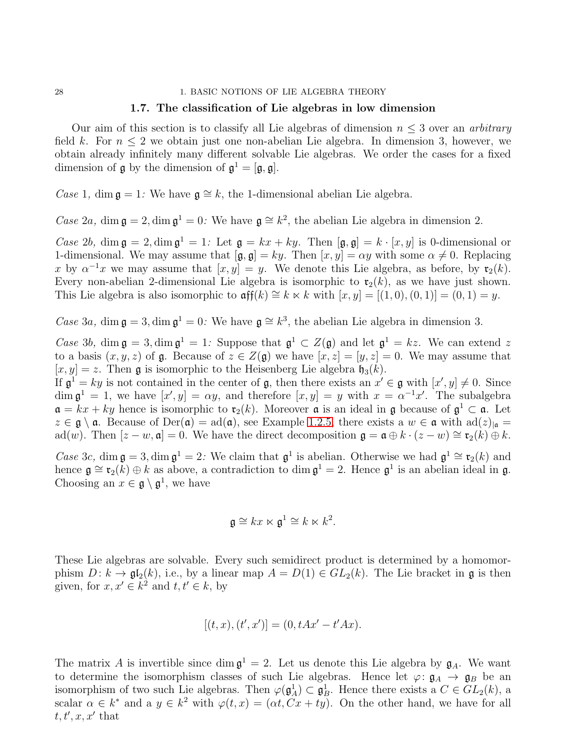## 1.7. The classification of Lie algebras in low dimension

Our aim of this section is to classify all Lie algebras of dimension $n \leq 3$ over an *arbitrary* field $k$. For $n \leq 2$ we obtain just one non-abelian Lie algebra. In dimension 3, however, we obtain already infinitely many different solvable Lie algebras. We order the cases for a fixed dimension of $\mathfrak{g}$ by the dimension of $\mathfrak{g}^1 = [\mathfrak{g}, \mathfrak{g}]$.

*Case* 1, $\dim \mathfrak{g} = 1$*:* We have $\mathfrak{g} \cong k$, the 1-dimensional abelian Lie algebra.

*Case* 2a, $\dim \mathfrak{g} = 2, \dim \mathfrak{g}^1 = 0$*:* We have $\mathfrak{g} \cong k^2$, the abelian Lie algebra in dimension 2.

*Case* 2b, $\dim \mathfrak{g} = 2, \dim \mathfrak{g}^1 = 1$*:* Let $\mathfrak{g} = kx + ky$. Then $[\mathfrak{g}, \mathfrak{g}] = k \cdot [x, y]$ is 0-dimensional or 1-dimensional. We may assume that $[\mathfrak{g}, \mathfrak{g}] = ky$. Then $[x, y] = \alpha y$ with some $\alpha \neq 0$. Replacing $x$ by $\alpha^{-1}x$ we may assume that $[x, y] = y$. We denote this Lie algebra, as before, by $\mathfrak{r}_2(k)$. Every non-abelian 2-dimensional Lie algebra is isomorphic to $\mathfrak{r}_2(k)$, as we have just shown. This Lie algebra is also isomorphic to $\mathfrak{aff}(k) \cong k \ltimes k$ with $[x, y] = [(1, 0), (0, 1)] = (0, 1) = y$.

*Case* 3a, $\dim \mathfrak{g} = 3, \dim \mathfrak{g}^1 = 0$*:* We have $\mathfrak{g} \cong k^3$, the abelian Lie algebra in dimension 3.

*Case* 3b, $\dim \mathfrak{g} = 3, \dim \mathfrak{g}^1 = 1$*:* Suppose that $\mathfrak{g}^1 \subset Z(\mathfrak{g})$ and let $\mathfrak{g}^1 = kz$. We can extend $z$ to a basis $(x, y, z)$ of $\mathfrak{g}$. Because of $z \in Z(\mathfrak{g})$ we have $[x, z] = [y, z] = 0$. We may assume that $[x, y] = z$. Then $\mathfrak{g}$ is isomorphic to the Heisenberg Lie algebra $\mathfrak{h}_3(k)$.
If $\mathfrak{g}^1 = ky$ is not contained in the center of $\mathfrak{g}$, then there exists an $x' \in \mathfrak{g}$ with $[x', y] \neq 0$. Since $\dim \mathfrak{g}^1 = 1$, we have $[x', y] = \alpha y$, and therefore $[x, y] = y$ with $x = \alpha^{-1}x'$. The subalgebra $\mathfrak{a} = kx + ky$ hence is isomorphic to $\mathfrak{r}_2(k)$. Moreover $\mathfrak{a}$ is an ideal in $\mathfrak{g}$ because of $\mathfrak{g}^1 \subset \mathfrak{a}$. Let $z \in \mathfrak{g} \setminus \mathfrak{a}$. Because of $\mathrm{Der}(\mathfrak{a}) = \mathrm{ad}(\mathfrak{a})$, see Example 1.2.5, there exists a $w \in \mathfrak{a}$ with $\mathrm{ad}(z)_{|\mathfrak{a}} = \mathrm{ad}(w)$. Then $[z - w, \mathfrak{a}] = 0$. We have the direct decomposition $\mathfrak{g} = \mathfrak{a} \oplus k \cdot (z - w) \cong \mathfrak{r}_2(k) \oplus k$.

*Case* 3c, $\dim \mathfrak{g} = 3, \dim \mathfrak{g}^1 = 2$*:* We claim that $\mathfrak{g}^1$ is abelian. Otherwise we had $\mathfrak{g}^1 \cong \mathfrak{r}_2(k)$ and hence $\mathfrak{g} \cong \mathfrak{r}_2(k) \oplus k$ as above, a contradiction to $\dim \mathfrak{g}^1 = 2$. Hence $\mathfrak{g}^1$ is an abelian ideal in $\mathfrak{g}$. Choosing an $x \in \mathfrak{g} \setminus \mathfrak{g}^1$, we have

$$\mathfrak{g} \cong kx \ltimes \mathfrak{g}^1 \cong k \ltimes k^2.$$

These Lie algebras are solvable. Every such semidirect product is determined by a homomorphism $D \colon k \to \mathfrak{gl}_2(k)$, i.e., by a linear map $A = D(1) \in GL_2(k)$. The Lie bracket in $\mathfrak{g}$ is then given, for $x, x' \in k^2$ and $t, t' \in k$, by

$$[(t, x), (t', x')] = (0, tAx' - t'Ax).$$

The matrix $A$ is invertible since $\dim \mathfrak{g}^1 = 2$. Let us denote this Lie algebra by $\mathfrak{g}_A$. We want to determine the isomorphism classes of such Lie algebras. Hence let $\varphi \colon \mathfrak{g}_A \to \mathfrak{g}_B$ be an isomorphism of two such Lie algebras. Then $\varphi(\mathfrak{g}_A^1) \subset \mathfrak{g}_B^1$. Hence there exists a $C \in GL_2(k)$, a scalar $\alpha \in k^*$ and a $y \in k^2$ with $\varphi(t, x) = (\alpha t, Cx + ty)$. On the other hand, we have for all $t, t', x, x'$ that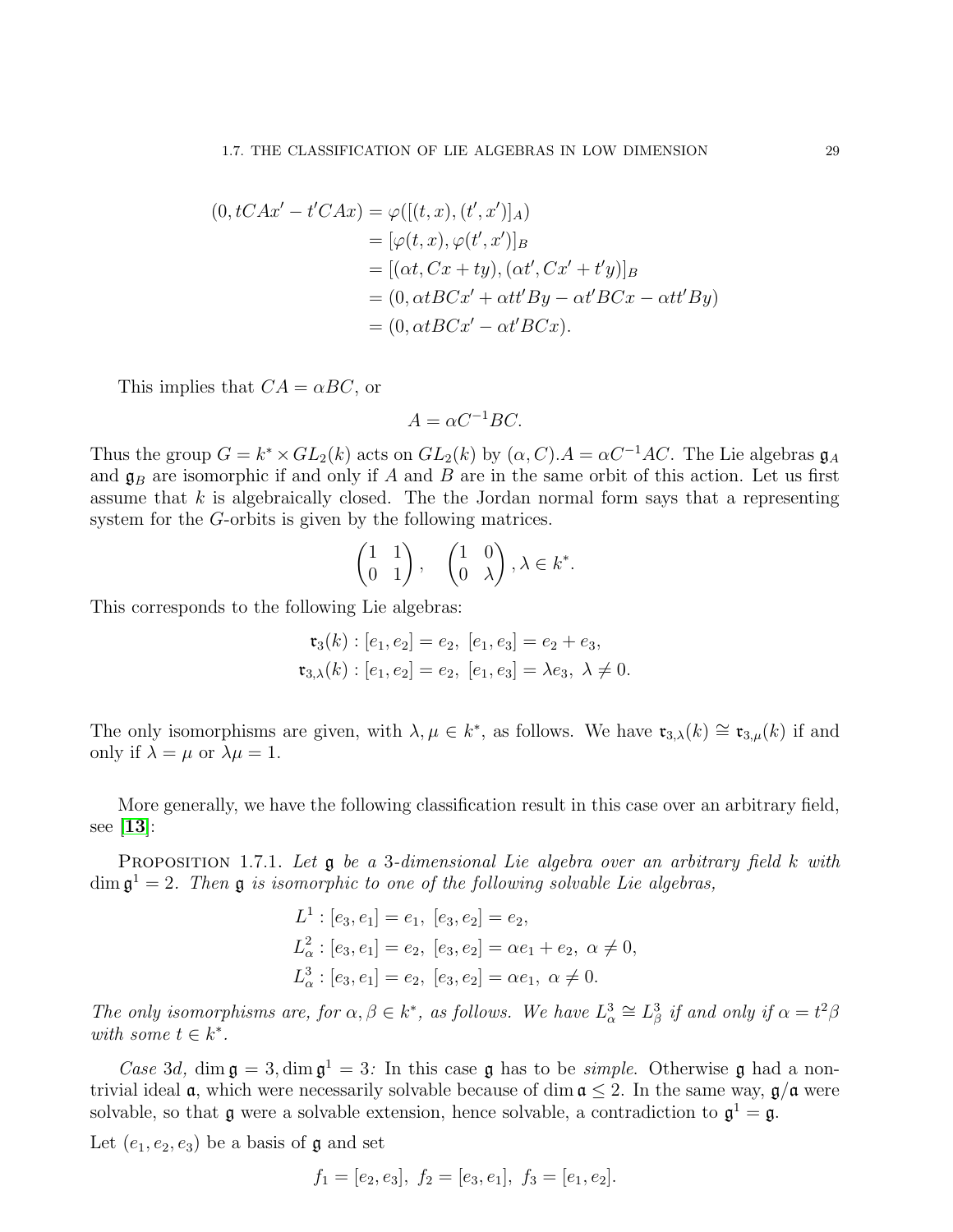$$
\begin{aligned}
(0, tCAx' - t'CAx) &= \varphi([(t,x),(t',x')]_A) \\
&= [\varphi(t,x), \varphi(t',x')]_B \\
&= [(\alpha t, Cx + ty), (\alpha t', Cx' + t'y)]_B \\
&= (0, \alpha tBCx' + \alpha tt'By - \alpha t'BCx - \alpha tt'By) \\
&= (0, \alpha tBCx' - \alpha t'BCx).
\end{aligned}
$$

This implies that $CA = \alpha BC$, or

$$A = \alpha C^{-1}BC.$$

Thus the group $G = k^* \times GL_2(k)$ acts on $GL_2(k)$ by $(\alpha, C).A = \alpha C^{-1}AC$. The Lie algebras $\mathfrak{g}_A$ and $\mathfrak{g}_B$ are isomorphic if and only if $A$ and $B$ are in the same orbit of this action. Let us first assume that $k$ is algebraically closed. The the Jordan normal form says that a representing system for the $G$-orbits is given by the following matrices.

$$\begin{pmatrix} 1 & 1 \\ 0 & 1 \end{pmatrix}, \quad \begin{pmatrix} 1 & 0 \\ 0 & \lambda \end{pmatrix}, \lambda \in k^*.$$

This corresponds to the following Lie algebras:

$$
\begin{aligned}
\mathfrak{r}_3(k) &: [e_1, e_2] = e_2,\ [e_1, e_3] = e_2 + e_3, \\
\mathfrak{r}_{3,\lambda}(k) &: [e_1, e_2] = e_2,\ [e_1, e_3] = \lambda e_3,\ \lambda \neq 0.
\end{aligned}
$$

The only isomorphisms are given, with $\lambda, \mu \in k^*$, as follows. We have $\mathfrak{r}_{3,\lambda}(k) \cong \mathfrak{r}_{3,\mu}(k)$ if and only if $\lambda = \mu$ or $\lambda\mu = 1$.

More generally, we have the following classification result in this case over an arbitrary field, see [13]:

Proposition 1.7.1. *Let $\mathfrak{g}$ be a 3-dimensional Lie algebra over an arbitrary field $k$ with $\dim \mathfrak{g}^1 = 2$. Then $\mathfrak{g}$ is isomorphic to one of the following solvable Lie algebras,*

$$
\begin{aligned}
L^1 &: [e_3, e_1] = e_1,\ [e_3, e_2] = e_2, \\
L^2_\alpha &: [e_3, e_1] = e_2,\ [e_3, e_2] = \alpha e_1 + e_2,\ \alpha \neq 0, \\
L^3_\alpha &: [e_3, e_1] = e_2,\ [e_3, e_2] = \alpha e_1,\ \alpha \neq 0.
\end{aligned}
$$

*The only isomorphisms are, for $\alpha, \beta \in k^*$, as follows. We have $L^3_\alpha \cong L^3_\beta$ if and only if $\alpha = t^2\beta$ with some $t \in k^*$.*

*Case 3d,* $\dim \mathfrak{g} = 3, \dim \mathfrak{g}^1 = 3$*:* In this case $\mathfrak{g}$ has to be *simple*. Otherwise $\mathfrak{g}$ had a non-trivial ideal $\mathfrak{a}$, which were necessarily solvable because of $\dim \mathfrak{a} \leq 2$. In the same way, $\mathfrak{g}/\mathfrak{a}$ were solvable, so that $\mathfrak{g}$ were a solvable extension, hence solvable, a contradiction to $\mathfrak{g}^1 = \mathfrak{g}$.

Let $(e_1, e_2, e_3)$ be a basis of $\mathfrak{g}$ and set

$$f_1 = [e_2, e_3],\ f_2 = [e_3, e_1],\ f_3 = [e_1, e_2].$$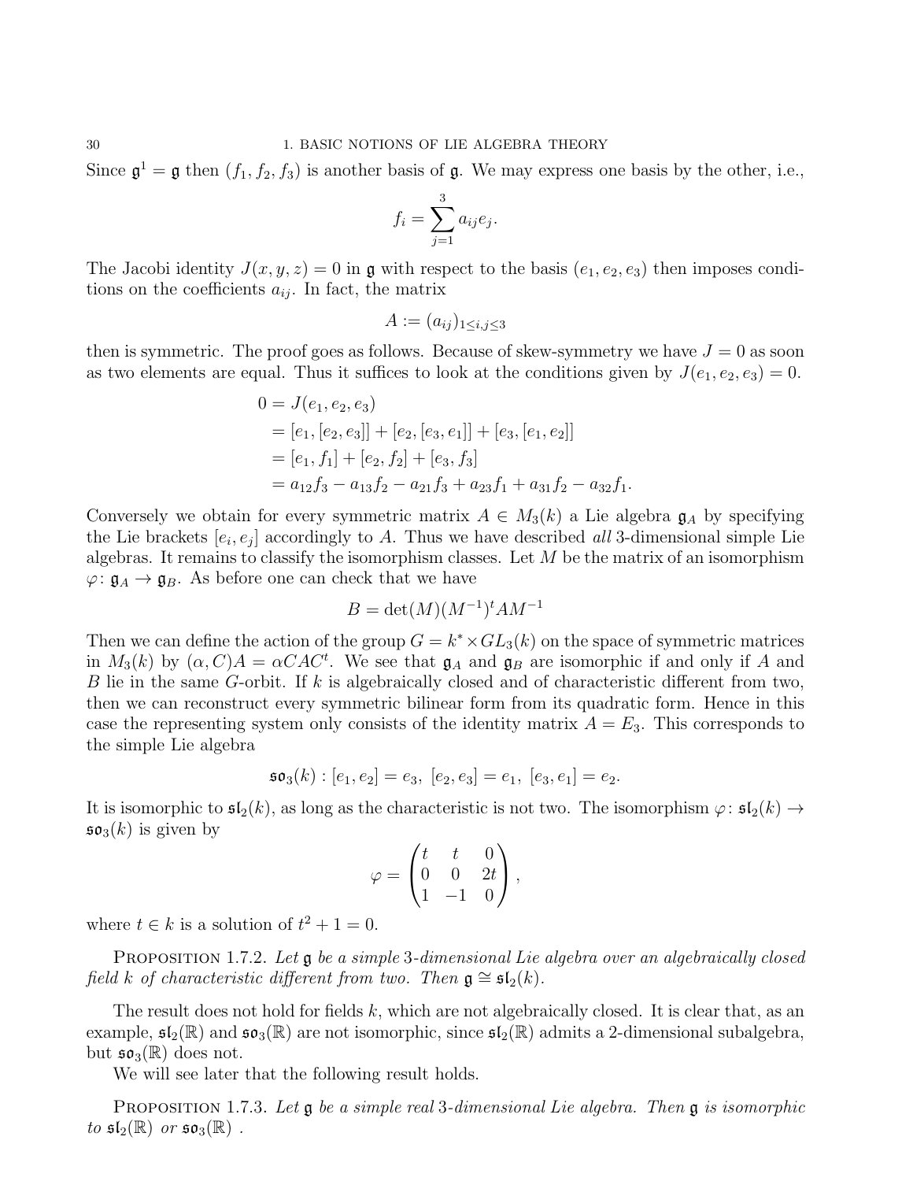Since $\mathfrak{g}^1 = \mathfrak{g}$ then $(f_1, f_2, f_3)$ is another basis of $\mathfrak{g}$. We may express one basis by the other, i.e.,

$$f_i = \sum_{j=1}^{3} a_{ij} e_j.$$

The Jacobi identity $J(x, y, z) = 0$ in $\mathfrak{g}$ with respect to the basis $(e_1, e_2, e_3)$ then imposes conditions on the coefficients $a_{ij}$. In fact, the matrix

$$A := (a_{ij})_{1 \le i,j \le 3}$$

then is symmetric. The proof goes as follows. Because of skew-symmetry we have $J = 0$ as soon as two elements are equal. Thus it suffices to look at the conditions given by $J(e_1, e_2, e_3) = 0$.

$$\begin{aligned}
0 &= J(e_1, e_2, e_3) \\
&= [e_1, [e_2, e_3]] + [e_2, [e_3, e_1]] + [e_3, [e_1, e_2]] \\
&= [e_1, f_1] + [e_2, f_2] + [e_3, f_3] \\
&= a_{12} f_3 - a_{13} f_2 - a_{21} f_3 + a_{23} f_1 + a_{31} f_2 - a_{32} f_1.
\end{aligned}$$

Conversely we obtain for every symmetric matrix $A \in M_3(k)$ a Lie algebra $\mathfrak{g}_A$ by specifying the Lie brackets $[e_i, e_j]$ accordingly to $A$. Thus we have described *all* 3-dimensional simple Lie algebras. It remains to classify the isomorphism classes. Let $M$ be the matrix of an isomorphism $\varphi \colon \mathfrak{g}_A \to \mathfrak{g}_B$. As before one can check that we have

$$B = \det(M)(M^{-1})^t A M^{-1}$$

Then we can define the action of the group $G = k^* \times GL_3(k)$ on the space of symmetric matrices in $M_3(k)$ by $(\alpha, C)A = \alpha C A C^t$. We see that $\mathfrak{g}_A$ and $\mathfrak{g}_B$ are isomorphic if and only if $A$ and $B$ lie in the same $G$-orbit. If $k$ is algebraically closed and of characteristic different from two, then we can reconstruct every symmetric bilinear form from its quadratic form. Hence in this case the representing system only consists of the identity matrix $A = E_3$. This corresponds to the simple Lie algebra

$$\mathfrak{so}_3(k) : [e_1, e_2] = e_3,\ [e_2, e_3] = e_1,\ [e_3, e_1] = e_2.$$

It is isomorphic to $\mathfrak{sl}_2(k)$, as long as the characteristic is not two. The isomorphism $\varphi \colon \mathfrak{sl}_2(k) \to \mathfrak{so}_3(k)$ is given by

$$\varphi = \begin{pmatrix} t & t & 0 \\ 0 & 0 & 2t \\ 1 & -1 & 0 \end{pmatrix},$$

where $t \in k$ is a solution of $t^2 + 1 = 0$.

Proposition 1.7.2. *Let $\mathfrak{g}$ be a simple 3-dimensional Lie algebra over an algebraically closed field $k$ of characteristic different from two. Then $\mathfrak{g} \cong \mathfrak{sl}_2(k)$.*

The result does not hold for fields $k$, which are not algebraically closed. It is clear that, as an example, $\mathfrak{sl}_2(\mathbb{R})$ and $\mathfrak{so}_3(\mathbb{R})$ are not isomorphic, since $\mathfrak{sl}_2(\mathbb{R})$ admits a 2-dimensional subalgebra, but $\mathfrak{so}_3(\mathbb{R})$ does not.

We will see later that the following result holds.

Proposition 1.7.3. *Let $\mathfrak{g}$ be a simple real 3-dimensional Lie algebra. Then $\mathfrak{g}$ is isomorphic to $\mathfrak{sl}_2(\mathbb{R})$ or $\mathfrak{so}_3(\mathbb{R})$ .*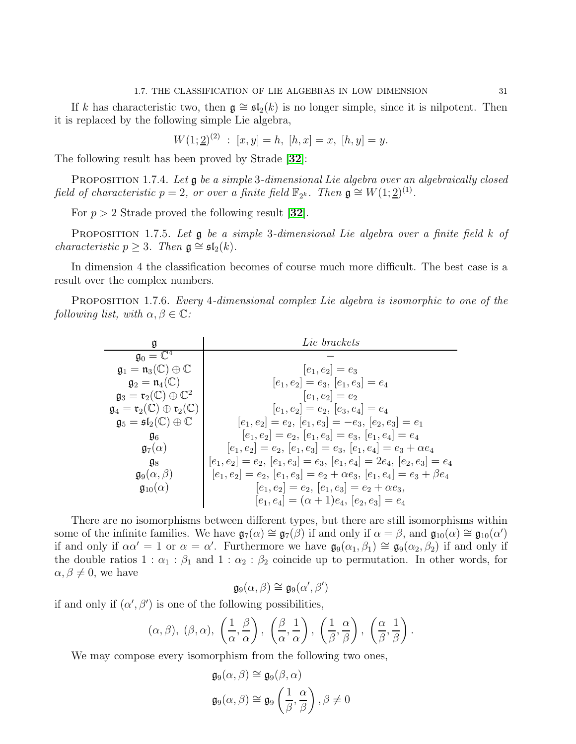If $k$ has characteristic two, then $\mathfrak{g} \cong \mathfrak{sl}_2(k)$ is no longer simple, since it is nilpotent. Then it is replaced by the following simple Lie algebra,

$$W(1;\underline{2})^{(2)} \;:\; [x,y]=h,\ [h,x]=x,\ [h,y]=y.$$

The following result has been proved by Strade [**32**]:

**Proposition 1.7.4.** *Let $\mathfrak{g}$ be a simple 3-dimensional Lie algebra over an algebraically closed field of characteristic $p=2$, or over a finite field $\mathbb{F}_{2^k}$. Then $\mathfrak{g} \cong W(1;\underline{2})^{(1)}$.*

For $p>2$ Strade proved the following result [**32**].

**Proposition 1.7.5.** *Let $\mathfrak{g}$ be a simple 3-dimensional Lie algebra over a finite field $k$ of characteristic $p \geq 3$. Then $\mathfrak{g} \cong \mathfrak{sl}_2(k)$.*

In dimension 4 the classification becomes of course much more difficult. The best case is a result over the complex numbers.

**Proposition 1.7.6.** *Every 4-dimensional complex Lie algebra is isomorphic to one of the following list, with $\alpha, \beta \in \mathbb{C}$:*

| $\mathfrak{g}$ | *Lie brackets* |
|---|---|
| $\mathfrak{g}_0 = \mathbb{C}^4$ | $-$ |
| $\mathfrak{g}_1 = \mathfrak{n}_3(\mathbb{C}) \oplus \mathbb{C}$ | $[e_1,e_2]=e_3$ |
| $\mathfrak{g}_2 = \mathfrak{n}_4(\mathbb{C})$ | $[e_1,e_2]=e_3,\ [e_1,e_3]=e_4$ |
| $\mathfrak{g}_3 = \mathfrak{r}_2(\mathbb{C}) \oplus \mathbb{C}^2$ | $[e_1,e_2]=e_2$ |
| $\mathfrak{g}_4 = \mathfrak{r}_2(\mathbb{C}) \oplus \mathfrak{r}_2(\mathbb{C})$ | $[e_1,e_2]=e_2,\ [e_3,e_4]=e_4$ |
| $\mathfrak{g}_5 = \mathfrak{sl}_2(\mathbb{C}) \oplus \mathbb{C}$ | $[e_1,e_2]=e_2,\ [e_1,e_3]=-e_3,\ [e_2,e_3]=e_1$ |
| $\mathfrak{g}_6$ | $[e_1,e_2]=e_2,\ [e_1,e_3]=e_3,\ [e_1,e_4]=e_4$ |
| $\mathfrak{g}_7(\alpha)$ | $[e_1,e_2]=e_2,\ [e_1,e_3]=e_3,\ [e_1,e_4]=e_3+\alpha e_4$ |
| $\mathfrak{g}_8$ | $[e_1,e_2]=e_2,\ [e_1,e_3]=e_3,\ [e_1,e_4]=2e_4,\ [e_2,e_3]=e_4$ |
| $\mathfrak{g}_9(\alpha,\beta)$ | $[e_1,e_2]=e_2,\ [e_1,e_3]=e_2+\alpha e_3,\ [e_1,e_4]=e_3+\beta e_4$ |
| $\mathfrak{g}_{10}(\alpha)$ | $[e_1,e_2]=e_2,\ [e_1,e_3]=e_2+\alpha e_3,$ $[e_1,e_4]=(\alpha+1)e_4,\ [e_2,e_3]=e_4$ |

There are no isomorphisms between different types, but there are still isomorphisms within some of the infinite families. We have $\mathfrak{g}_7(\alpha) \cong \mathfrak{g}_7(\beta)$ if and only if $\alpha=\beta$, and $\mathfrak{g}_{10}(\alpha) \cong \mathfrak{g}_{10}(\alpha')$ if and only if $\alpha\alpha'=1$ or $\alpha=\alpha'$. Furthermore we have $\mathfrak{g}_9(\alpha_1,\beta_1) \cong \mathfrak{g}_9(\alpha_2,\beta_2)$ if and only if the double ratios $1:\alpha_1:\beta_1$ and $1:\alpha_2:\beta_2$ coincide up to permutation. In other words, for $\alpha,\beta \neq 0$, we have

$$\mathfrak{g}_9(\alpha,\beta) \cong \mathfrak{g}_9(\alpha',\beta')$$

if and only if $(\alpha',\beta')$ is one of the following possibilities,

$$(\alpha,\beta),\ (\beta,\alpha),\ \left(\frac{1}{\alpha},\frac{\beta}{\alpha}\right),\ \left(\frac{\beta}{\alpha},\frac{1}{\alpha}\right),\ \left(\frac{1}{\beta},\frac{\alpha}{\beta}\right),\ \left(\frac{\alpha}{\beta},\frac{1}{\beta}\right).$$

We may compose every isomorphism from the following two ones,

$$\mathfrak{g}_9(\alpha,\beta) \cong \mathfrak{g}_9(\beta,\alpha)$$

$$\mathfrak{g}_9(\alpha,\beta) \cong \mathfrak{g}_9\left(\frac{1}{\beta},\frac{\alpha}{\beta}\right), \beta \neq 0$$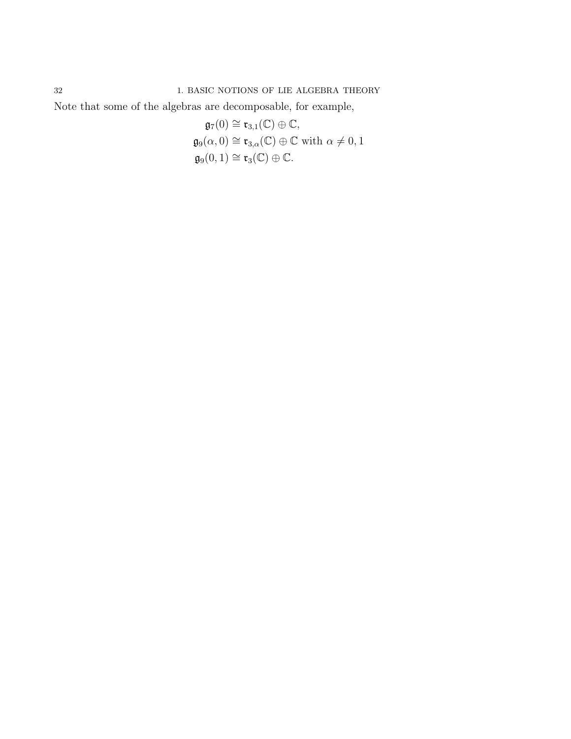Note that some of the algebras are decomposable, for example,

$$\mathfrak{g}_7(0) \cong \mathfrak{r}_{3,1}(\mathbb{C}) \oplus \mathbb{C},$$
$$\mathfrak{g}_9(\alpha, 0) \cong \mathfrak{r}_{3,\alpha}(\mathbb{C}) \oplus \mathbb{C} \text{ with } \alpha \neq 0, 1$$
$$\mathfrak{g}_9(0, 1) \cong \mathfrak{r}_3(\mathbb{C}) \oplus \mathbb{C}.$$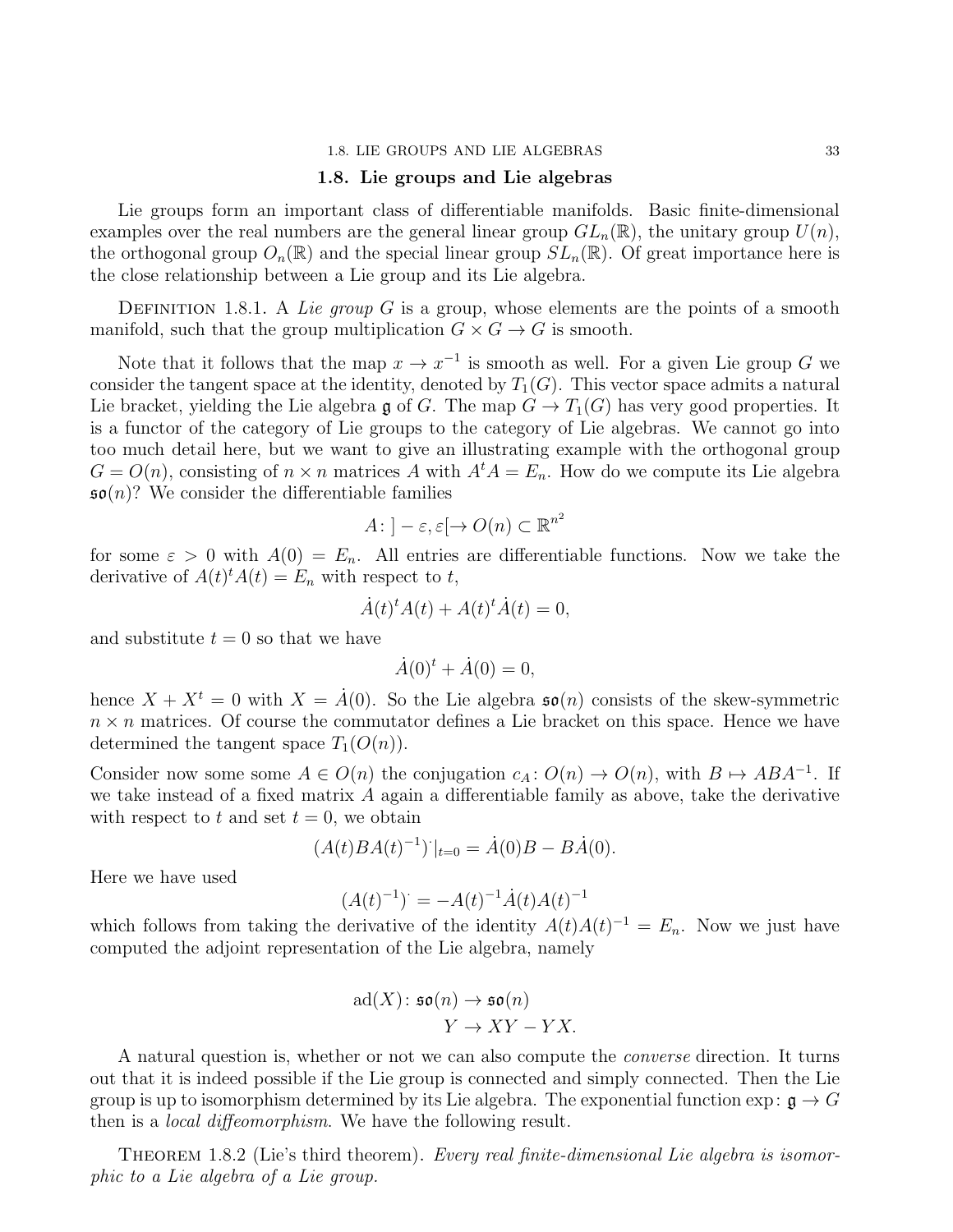## 1.8. Lie groups and Lie algebras

Lie groups form an important class of differentiable manifolds. Basic finite-dimensional examples over the real numbers are the general linear group $GL_n(\mathbb{R})$, the unitary group $U(n)$, the orthogonal group $O_n(\mathbb{R})$ and the special linear group $SL_n(\mathbb{R})$. Of great importance here is the close relationship between a Lie group and its Lie algebra.

Definition 1.8.1. A *Lie group* $G$ is a group, whose elements are the points of a smooth manifold, such that the group multiplication $G \times G \to G$ is smooth.

Note that it follows that the map $x \to x^{-1}$ is smooth as well. For a given Lie group $G$ we consider the tangent space at the identity, denoted by $T_1(G)$. This vector space admits a natural Lie bracket, yielding the Lie algebra $\mathfrak{g}$ of $G$. The map $G \to T_1(G)$ has very good properties. It is a functor of the category of Lie groups to the category of Lie algebras. We cannot go into too much detail here, but we want to give an illustrating example with the orthogonal group $G = O(n)$, consisting of $n \times n$ matrices $A$ with $A^tA = E_n$. How do we compute its Lie algebra $\mathfrak{so}(n)$? We consider the differentiable families

$$A\colon ]-\varepsilon, \varepsilon[ \to O(n) \subset \mathbb{R}^{n^2}$$

for some $\varepsilon > 0$ with $A(0) = E_n$. All entries are differentiable functions. Now we take the derivative of $A(t)^tA(t) = E_n$ with respect to $t$,

$$\dot{A}(t)^tA(t) + A(t)^t\dot{A}(t) = 0,$$

and substitute $t = 0$ so that we have

$$\dot{A}(0)^t + \dot{A}(0) = 0,$$

hence $X + X^t = 0$ with $X = \dot{A}(0)$. So the Lie algebra $\mathfrak{so}(n)$ consists of the skew-symmetric $n \times n$ matrices. Of course the commutator defines a Lie bracket on this space. Hence we have determined the tangent space $T_1(O(n))$.

Consider now some some $A \in O(n)$ the conjugation $c_A\colon O(n) \to O(n)$, with $B \mapsto ABA^{-1}$. If we take instead of a fixed matrix $A$ again a differentiable family as above, take the derivative with respect to $t$ and set $t = 0$, we obtain

$$(A(t)BA(t)^{-1})^{\cdot}|_{t=0} = \dot{A}(0)B - B\dot{A}(0).$$

Here we have used

$$(A(t)^{-1})^{\cdot} = -A(t)^{-1}\dot{A}(t)A(t)^{-1}$$

which follows from taking the derivative of the identity $A(t)A(t)^{-1} = E_n$. Now we just have computed the adjoint representation of the Lie algebra, namely

$$\begin{aligned} \operatorname{ad}(X)\colon \mathfrak{so}(n) &\to \mathfrak{so}(n) \\ Y &\to XY - YX. \end{aligned}$$

A natural question is, whether or not we can also compute the *converse* direction. It turns out that it is indeed possible if the Lie group is connected and simply connected. Then the Lie group is up to isomorphism determined by its Lie algebra. The exponential function $\exp\colon \mathfrak{g} \to G$ then is a *local diffeomorphism*. We have the following result.

Theorem 1.8.2 (Lie's third theorem). *Every real finite-dimensional Lie algebra is isomorphic to a Lie algebra of a Lie group.*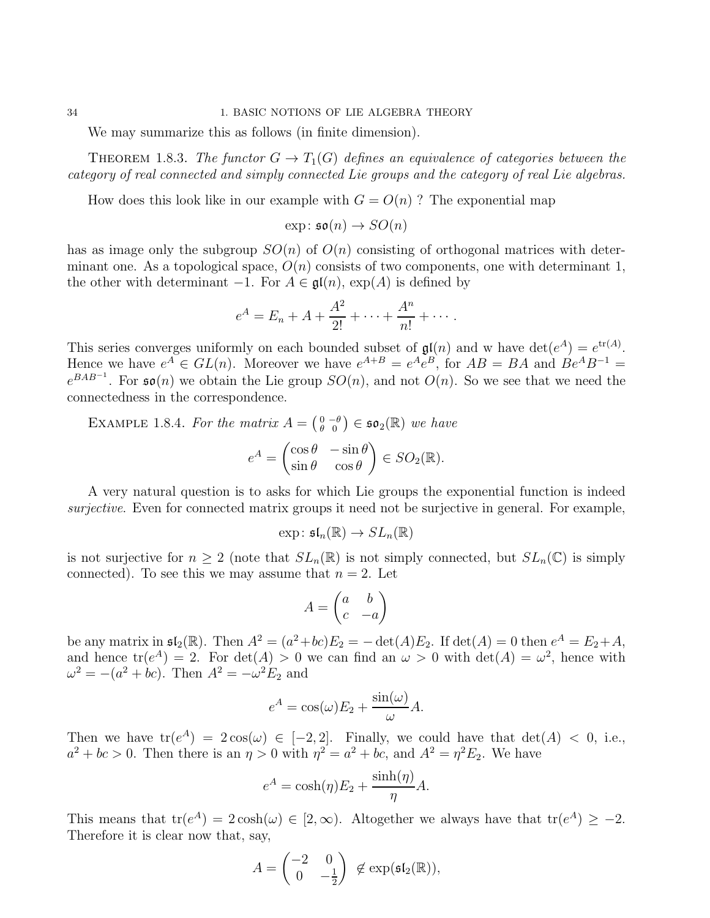We may summarize this as follows (in finite dimension).

THEOREM 1.8.3. *The functor $G \to T_1(G)$ defines an equivalence of categories between the category of real connected and simply connected Lie groups and the category of real Lie algebras.*

How does this look like in our example with $G = O(n)$ ? The exponential map

$$\exp\colon \mathfrak{so}(n) \to SO(n)$$

has as image only the subgroup $SO(n)$ of $O(n)$ consisting of orthogonal matrices with determinant one. As a topological space, $O(n)$ consists of two components, one with determinant 1, the other with determinant $-1$. For $A \in \mathfrak{gl}(n)$, $\exp(A)$ is defined by

$$e^A = E_n + A + \frac{A^2}{2!} + \cdots + \frac{A^n}{n!} + \cdots .$$

This series converges uniformly on each bounded subset of $\mathfrak{gl}(n)$ and w have $\det(e^A) = e^{\operatorname{tr}(A)}$. Hence we have $e^A \in GL(n)$. Moreover we have $e^{A+B} = e^A e^B$, for $AB = BA$ and $Be^AB^{-1} = e^{BAB^{-1}}$. For $\mathfrak{so}(n)$ we obtain the Lie group $SO(n)$, and not $O(n)$. So we see that we need the connectedness in the correspondence.

EXAMPLE 1.8.4. *For the matrix $A = \left(\begin{smallmatrix} 0 & -\theta \\ \theta & 0 \end{smallmatrix}\right) \in \mathfrak{so}_2(\mathbb{R})$ we have*

$$e^A = \begin{pmatrix} \cos\theta & -\sin\theta \\ \sin\theta & \cos\theta \end{pmatrix} \in SO_2(\mathbb{R}).$$

A very natural question is to asks for which Lie groups the exponential function is indeed *surjective*. Even for connected matrix groups it need not be surjective in general. For example,

$$\exp\colon \mathfrak{sl}_n(\mathbb{R}) \to SL_n(\mathbb{R})$$

is not surjective for $n \geq 2$ (note that $SL_n(\mathbb{R})$ is not simply connected, but $SL_n(\mathbb{C})$ is simply connected). To see this we may assume that $n = 2$. Let

$$A = \begin{pmatrix} a & b \\ c & -a \end{pmatrix}$$

be any matrix in $\mathfrak{sl}_2(\mathbb{R})$. Then $A^2 = (a^2+bc)E_2 = -\det(A)E_2$. If $\det(A) = 0$ then $e^A = E_2 + A$, and hence $\operatorname{tr}(e^A) = 2$. For $\det(A) > 0$ we can find an $\omega > 0$ with $\det(A) = \omega^2$, hence with $\omega^2 = -(a^2+bc)$. Then $A^2 = -\omega^2 E_2$ and

$$e^A = \cos(\omega)E_2 + \frac{\sin(\omega)}{\omega}A.$$

Then we have $\operatorname{tr}(e^A) = 2\cos(\omega) \in [-2, 2]$. Finally, we could have that $\det(A) < 0$, i.e., $a^2 + bc > 0$. Then there is an $\eta > 0$ with $\eta^2 = a^2 + bc$, and $A^2 = \eta^2 E_2$. We have

$$e^A = \cosh(\eta)E_2 + \frac{\sinh(\eta)}{\eta}A.$$

This means that $\operatorname{tr}(e^A) = 2\cosh(\omega) \in [2, \infty)$. Altogether we always have that $\operatorname{tr}(e^A) \geq -2$. Therefore it is clear now that, say,

$$A = \begin{pmatrix} -2 & 0 \\ 0 & -\frac{1}{2} \end{pmatrix} \notin \exp(\mathfrak{sl}_2(\mathbb{R})),$$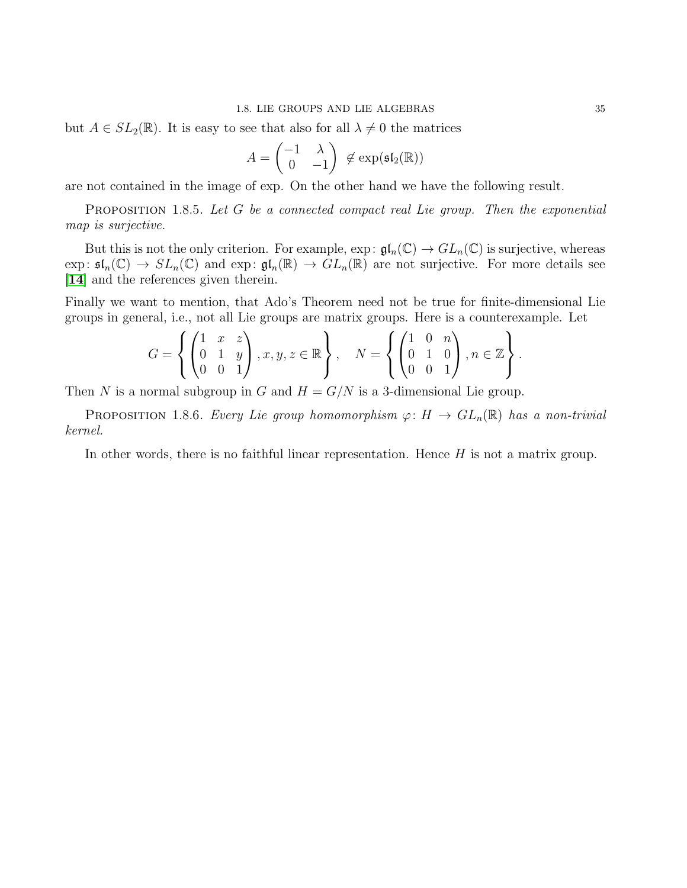but $A \in SL_2(\mathbb{R})$. It is easy to see that also for all $\lambda \neq 0$ the matrices

$$A = \begin{pmatrix} -1 & \lambda \\ 0 & -1 \end{pmatrix} \notin \exp(\mathfrak{sl}_2(\mathbb{R}))$$

are not contained in the image of exp. On the other hand we have the following result.

**Proposition 1.8.5.** *Let $G$ be a connected compact real Lie group. Then the exponential map is surjective.*

But this is not the only criterion. For example, $\exp\colon \mathfrak{gl}_n(\mathbb{C}) \to GL_n(\mathbb{C})$ is surjective, whereas $\exp\colon \mathfrak{sl}_n(\mathbb{C}) \to SL_n(\mathbb{C})$ and $\exp\colon \mathfrak{gl}_n(\mathbb{R}) \to GL_n(\mathbb{R})$ are not surjective. For more details see [14] and the references given therein.

Finally we want to mention, that Ado's Theorem need not be true for finite-dimensional Lie groups in general, i.e., not all Lie groups are matrix groups. Here is a counterexample. Let

$$G = \left\{ \begin{pmatrix} 1 & x & z \\ 0 & 1 & y \\ 0 & 0 & 1 \end{pmatrix}, x, y, z \in \mathbb{R} \right\}, \quad N = \left\{ \begin{pmatrix} 1 & 0 & n \\ 0 & 1 & 0 \\ 0 & 0 & 1 \end{pmatrix}, n \in \mathbb{Z} \right\}.$$

Then $N$ is a normal subgroup in $G$ and $H = G/N$ is a 3-dimensional Lie group.

**Proposition 1.8.6.** *Every Lie group homomorphism $\varphi\colon H \to GL_n(\mathbb{R})$ has a non-trivial kernel.*

In other words, there is no faithful linear representation. Hence $H$ is not a matrix group.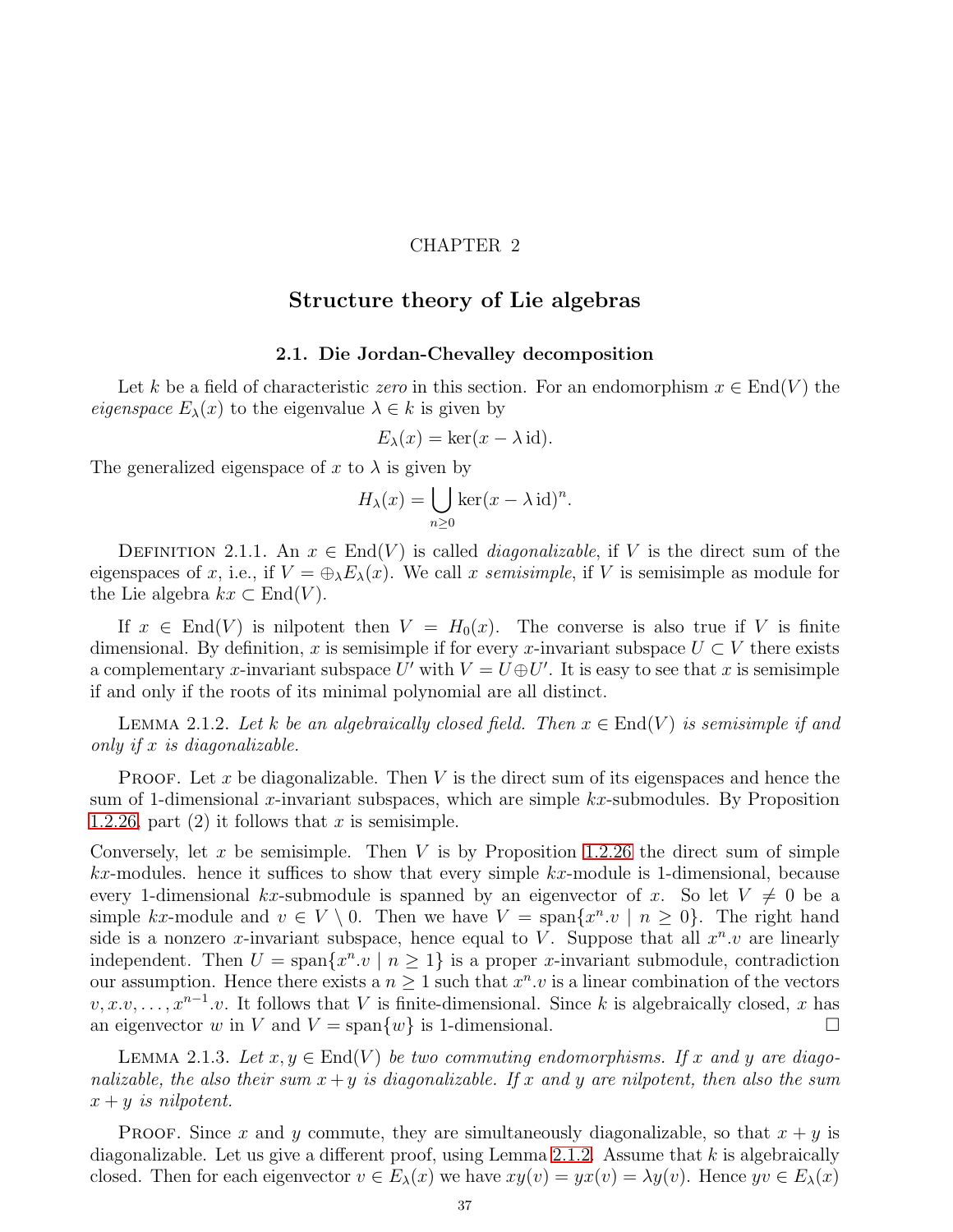CHAPTER 2

# Structure theory of Lie algebras

## 2.1. Die Jordan-Chevalley decomposition

Let $k$ be a field of characteristic *zero* in this section. For an endomorphism $x \in \operatorname{End}(V)$ the *eigenspace* $E_\lambda(x)$ to the eigenvalue $\lambda \in k$ is given by

$$E_\lambda(x) = \ker(x - \lambda \operatorname{id}).$$

The generalized eigenspace of $x$ to $\lambda$ is given by

$$H_\lambda(x) = \bigcup_{n \geq 0} \ker(x - \lambda \operatorname{id})^n.$$

Definition 2.1.1. An $x \in \operatorname{End}(V)$ is called *diagonalizable*, if $V$ is the direct sum of the eigenspaces of $x$, i.e., if $V = \oplus_\lambda E_\lambda(x)$. We call $x$ *semisimple*, if $V$ is semisimple as module for the Lie algebra $kx \subset \operatorname{End}(V)$.

If $x \in \operatorname{End}(V)$ is nilpotent then $V = H_0(x)$. The converse is also true if $V$ is finite dimensional. By definition, $x$ is semisimple if for every $x$-invariant subspace $U \subset V$ there exists a complementary $x$-invariant subspace $U'$ with $V = U \oplus U'$. It is easy to see that $x$ is semisimple if and only if the roots of its minimal polynomial are all distinct.

Lemma 2.1.2. *Let $k$ be an algebraically closed field. Then $x \in \operatorname{End}(V)$ is semisimple if and only if $x$ is diagonalizable.*

Proof. Let $x$ be diagonalizable. Then $V$ is the direct sum of its eigenspaces and hence the sum of 1-dimensional $x$-invariant subspaces, which are simple $kx$-submodules. By Proposition 1.2.26, part (2) it follows that $x$ is semisimple.

Conversely, let $x$ be semisimple. Then $V$ is by Proposition 1.2.26 the direct sum of simple $kx$-modules. hence it suffices to show that every simple $kx$-module is 1-dimensional, because every 1-dimensional $kx$-submodule is spanned by an eigenvector of $x$. So let $V \neq 0$ be a simple $kx$-module and $v \in V \setminus 0$. Then we have $V = \operatorname{span}\{x^n.v \mid n \geq 0\}$. The right hand side is a nonzero $x$-invariant subspace, hence equal to $V$. Suppose that all $x^n.v$ are linearly independent. Then $U = \operatorname{span}\{x^n.v \mid n \geq 1\}$ is a proper $x$-invariant submodule, contradiction our assumption. Hence there exists a $n \geq 1$ such that $x^n.v$ is a linear combination of the vectors $v, x.v, \ldots, x^{n-1}.v$. It follows that $V$ is finite-dimensional. Since $k$ is algebraically closed, $x$ has an eigenvector $w$ in $V$ and $V = \operatorname{span}\{w\}$ is 1-dimensional. $\square$

Lemma 2.1.3. *Let $x, y \in \operatorname{End}(V)$ be two commuting endomorphisms. If $x$ and $y$ are diagonalizable, the also their sum $x + y$ is diagonalizable. If $x$ and $y$ are nilpotent, then also the sum $x + y$ is nilpotent.*

Proof. Since $x$ and $y$ commute, they are simultaneously diagonalizable, so that $x + y$ is diagonalizable. Let us give a different proof, using Lemma 2.1.2. Assume that $k$ is algebraically closed. Then for each eigenvector $v \in E_\lambda(x)$ we have $xy(v) = yx(v) = \lambda y(v)$. Hence $yv \in E_\lambda(x)$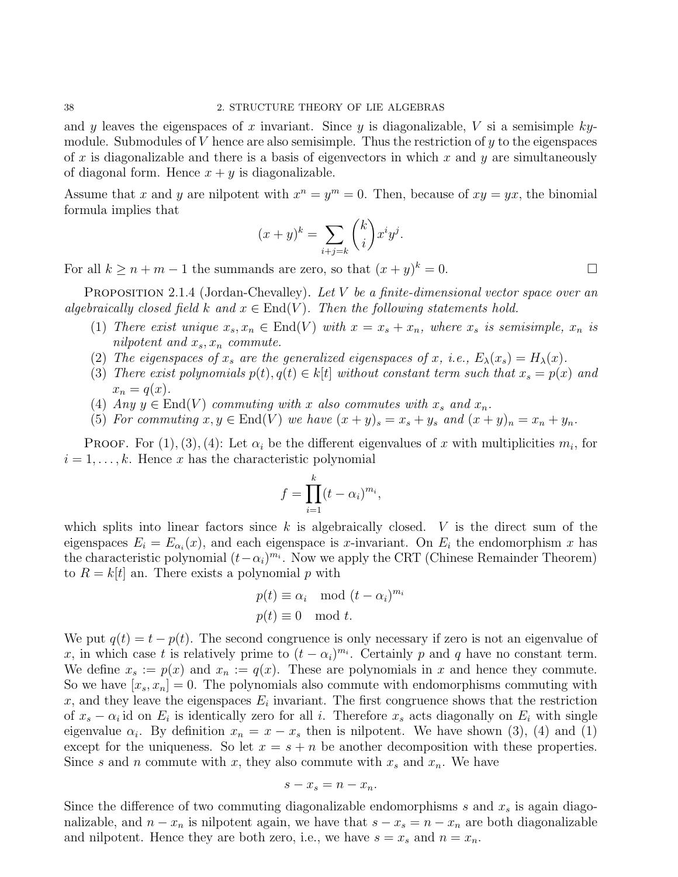and $y$ leaves the eigenspaces of $x$ invariant. Since $y$ is diagonalizable, $V$ si a semisimple $ky$-module. Submodules of $V$ hence are also semisimple. Thus the restriction of $y$ to the eigenspaces of $x$ is diagonalizable and there is a basis of eigenvectors in which $x$ and $y$ are simultaneously of diagonal form. Hence $x + y$ is diagonalizable.

Assume that $x$ and $y$ are nilpotent with $x^n = y^m = 0$. Then, because of $xy = yx$, the binomial formula implies that

$$(x+y)^k = \sum_{i+j=k} \binom{k}{i} x^i y^j.$$

For all $k \geq n + m - 1$ the summands are zero, so that $(x + y)^k = 0$. $\square$

**Proposition 2.1.4** (Jordan-Chevalley). *Let $V$ be a finite-dimensional vector space over an algebraically closed field $k$ and $x \in \operatorname{End}(V)$. Then the following statements hold.*

1. *There exist unique $x_s, x_n \in \operatorname{End}(V)$ with $x = x_s + x_n$, where $x_s$ is semisimple, $x_n$ is nilpotent and $x_s, x_n$ commute.*
2. *The eigenspaces of $x_s$ are the generalized eigenspaces of $x$, i.e., $E_\lambda(x_s) = H_\lambda(x)$.*
3. *There exist polynomials $p(t), q(t) \in k[t]$ without constant term such that $x_s = p(x)$ and $x_n = q(x)$.*
4. *Any $y \in \operatorname{End}(V)$ commuting with $x$ also commutes with $x_s$ and $x_n$.*
5. *For commuting $x, y \in \operatorname{End}(V)$ we have $(x + y)_s = x_s + y_s$ and $(x + y)_n = x_n + y_n$.*

Proof. For (1), (3), (4): Let $\alpha_i$ be the different eigenvalues of $x$ with multiplicities $m_i$, for $i = 1, \ldots, k$. Hence $x$ has the characteristic polynomial

$$f = \prod_{i=1}^{k} (t - \alpha_i)^{m_i},$$

which splits into linear factors since $k$ is algebraically closed. $V$ is the direct sum of the eigenspaces $E_i = E_{\alpha_i}(x)$, and each eigenspace is $x$-invariant. On $E_i$ the endomorphism $x$ has the characteristic polynomial $(t-\alpha_i)^{m_i}$. Now we apply the CRT (Chinese Remainder Theorem) to $R = k[t]$ an. There exists a polynomial $p$ with

$$p(t) \equiv \alpha_i \mod (t - \alpha_i)^{m_i}$$
$$p(t) \equiv 0 \mod t.$$

We put $q(t) = t - p(t)$. The second congruence is only necessary if zero is not an eigenvalue of $x$, in which case $t$ is relatively prime to $(t - \alpha_i)^{m_i}$. Certainly $p$ and $q$ have no constant term. We define $x_s := p(x)$ and $x_n := q(x)$. These are polynomials in $x$ and hence they commute. So we have $[x_s, x_n] = 0$. The polynomials also commute with endomorphisms commuting with $x$, and they leave the eigenspaces $E_i$ invariant. The first congruence shows that the restriction of $x_s - \alpha_i \operatorname{id}$ on $E_i$ is identically zero for all $i$. Therefore $x_s$ acts diagonally on $E_i$ with single eigenvalue $\alpha_i$. By definition $x_n = x - x_s$ then is nilpotent. We have shown (3), (4) and (1) except for the uniqueness. So let $x = s + n$ be another decomposition with these properties. Since $s$ and $n$ commute with $x$, they also commute with $x_s$ and $x_n$. We have

$$s - x_s = n - x_n.$$

Since the difference of two commuting diagonalizable endomorphisms $s$ and $x_s$ is again diagonalizable, and $n - x_n$ is nilpotent again, we have that $s - x_s = n - x_n$ are both diagonalizable and nilpotent. Hence they are both zero, i.e., we have $s = x_s$ and $n = x_n$.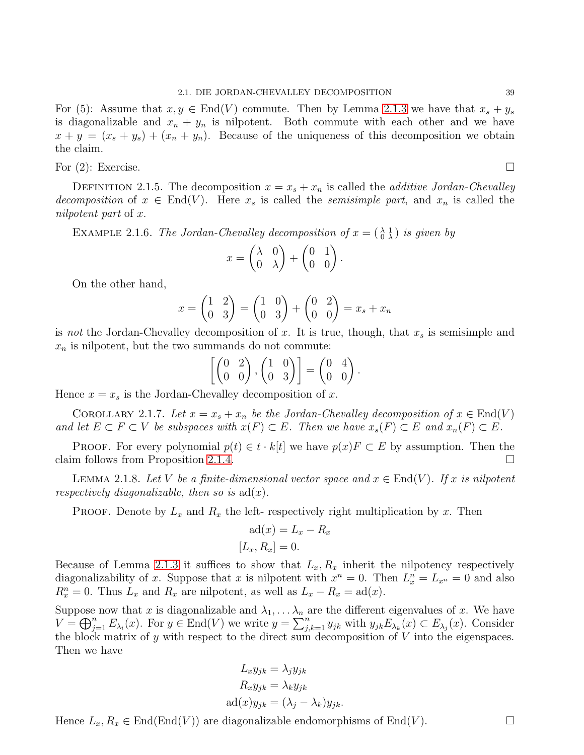For (5): Assume that $x, y \in \mathrm{End}(V)$ commute. Then by Lemma 2.1.3 we have that $x_s + y_s$ is diagonalizable and $x_n + y_n$ is nilpotent. Both commute with each other and we have $x + y = (x_s + y_s) + (x_n + y_n)$. Because of the uniqueness of this decomposition we obtain the claim.

For (2): Exercise. □

Definition 2.1.5. The decomposition $x = x_s + x_n$ is called the *additive Jordan-Chevalley decomposition* of $x \in \mathrm{End}(V)$. Here $x_s$ is called the *semisimple part*, and $x_n$ is called the *nilpotent part* of $x$.

Example 2.1.6. *The Jordan-Chevalley decomposition of $x = \left(\begin{smallmatrix} \lambda & 1 \\ 0 & \lambda \end{smallmatrix}\right)$ is given by*

$$x = \begin{pmatrix} \lambda & 0 \\ 0 & \lambda \end{pmatrix} + \begin{pmatrix} 0 & 1 \\ 0 & 0 \end{pmatrix}.$$

On the other hand,

$$x = \begin{pmatrix} 1 & 2 \\ 0 & 3 \end{pmatrix} = \begin{pmatrix} 1 & 0 \\ 0 & 3 \end{pmatrix} + \begin{pmatrix} 0 & 2 \\ 0 & 0 \end{pmatrix} = x_s + x_n$$

is *not* the Jordan-Chevalley decomposition of $x$. It is true, though, that $x_s$ is semisimple and $x_n$ is nilpotent, but the two summands do not commute:

$$\left[ \begin{pmatrix} 0 & 2 \\ 0 & 0 \end{pmatrix}, \begin{pmatrix} 1 & 0 \\ 0 & 3 \end{pmatrix} \right] = \begin{pmatrix} 0 & 4 \\ 0 & 0 \end{pmatrix}.$$

Hence $x = x_s$ is the Jordan-Chevalley decomposition of $x$.

Corollary 2.1.7. *Let $x = x_s + x_n$ be the Jordan-Chevalley decomposition of $x \in \mathrm{End}(V)$ and let $E \subset F \subset V$ be subspaces with $x(F) \subset E$. Then we have $x_s(F) \subset E$ and $x_n(F) \subset E$.*

Proof. For every polynomial $p(t) \in t \cdot k[t]$ we have $p(x)F \subset E$ by assumption. Then the claim follows from Proposition 2.1.4. □

Lemma 2.1.8. *Let $V$ be a finite-dimensional vector space and $x \in \mathrm{End}(V)$. If $x$ is nilpotent respectively diagonalizable, then so is $\mathrm{ad}(x)$.*

Proof. Denote by $L_x$ and $R_x$ the left- respectively right multiplication by $x$. Then

$$\mathrm{ad}(x) = L_x - R_x$$
$$[L_x, R_x] = 0.$$

Because of Lemma 2.1.3 it suffices to show that $L_x, R_x$ inherit the nilpotency respectively diagonalizability of $x$. Suppose that $x$ is nilpotent with $x^n = 0$. Then $L_x^n = L_{x^n} = 0$ and also $R_x^n = 0$. Thus $L_x$ and $R_x$ are nilpotent, as well as $L_x - R_x = \mathrm{ad}(x)$.

Suppose now that $x$ is diagonalizable and $\lambda_1, \dots \lambda_n$ are the different eigenvalues of $x$. We have $V = \bigoplus_{j=1}^n E_{\lambda_i}(x)$. For $y \in \mathrm{End}(V)$ we write $y = \sum_{j,k=1}^n y_{jk}$ with $y_{jk} E_{\lambda_k}(x) \subset E_{\lambda_j}(x)$. Consider the block matrix of $y$ with respect to the direct sum decomposition of $V$ into the eigenspaces. Then we have

$$L_x y_{jk} = \lambda_j y_{jk}$$
$$R_x y_{jk} = \lambda_k y_{jk}$$
$$\mathrm{ad}(x) y_{jk} = (\lambda_j - \lambda_k) y_{jk}.$$

Hence $L_x, R_x \in \mathrm{End}(\mathrm{End}(V))$ are diagonalizable endomorphisms of $\mathrm{End}(V)$. □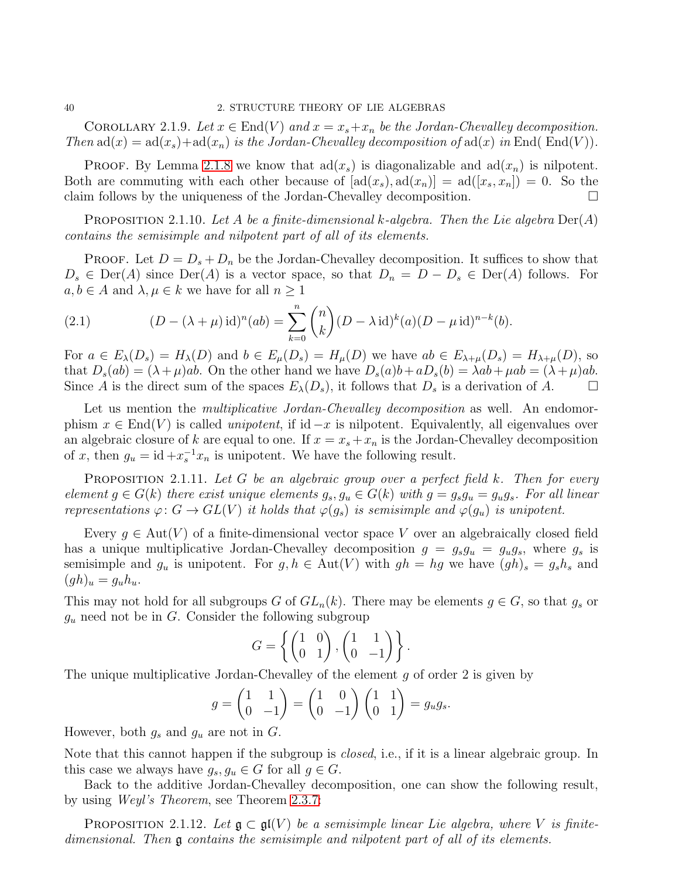Corollary 2.1.9. *Let $x \in \operatorname{End}(V)$ and $x = x_s + x_n$ be the Jordan-Chevalley decomposition. Then $\operatorname{ad}(x) = \operatorname{ad}(x_s) + \operatorname{ad}(x_n)$ is the Jordan-Chevalley decomposition of $\operatorname{ad}(x)$ in $\operatorname{End}(\operatorname{End}(V))$.*

Proof. By Lemma 2.1.8 we know that $\operatorname{ad}(x_s)$ is diagonalizable and $\operatorname{ad}(x_n)$ is nilpotent. Both are commuting with each other because of $[\operatorname{ad}(x_s), \operatorname{ad}(x_n)] = \operatorname{ad}([x_s, x_n]) = 0$. So the claim follows by the uniqueness of the Jordan-Chevalley decomposition. □

Proposition 2.1.10. *Let $A$ be a finite-dimensional $k$-algebra. Then the Lie algebra $\operatorname{Der}(A)$ contains the semisimple and nilpotent part of all of its elements.*

Proof. Let $D = D_s + D_n$ be the Jordan-Chevalley decomposition. It suffices to show that $D_s \in \operatorname{Der}(A)$ since $\operatorname{Der}(A)$ is a vector space, so that $D_n = D - D_s \in \operatorname{Der}(A)$ follows. For $a, b \in A$ and $\lambda, \mu \in k$ we have for all $n \geq 1$

$$(D - (\lambda + \mu) \operatorname{id})^n (ab) = \sum_{k=0}^{n} \binom{n}{k} (D - \lambda \operatorname{id})^k (a) (D - \mu \operatorname{id})^{n-k} (b). \tag{2.1}$$

For $a \in E_\lambda(D_s) = H_\lambda(D)$ and $b \in E_\mu(D_s) = H_\mu(D)$ we have $ab \in E_{\lambda+\mu}(D_s) = H_{\lambda+\mu}(D)$, so that $D_s(ab) = (\lambda+\mu)ab$. On the other hand we have $D_s(a)b + aD_s(b) = \lambda ab + \mu ab = (\lambda+\mu)ab$. Since $A$ is the direct sum of the spaces $E_\lambda(D_s)$, it follows that $D_s$ is a derivation of $A$. □

Let us mention the *multiplicative Jordan-Chevalley decomposition* as well. An endomorphism $x \in \operatorname{End}(V)$ is called *unipotent*, if $\operatorname{id} - x$ is nilpotent. Equivalently, all eigenvalues over an algebraic closure of $k$ are equal to one. If $x = x_s + x_n$ is the Jordan-Chevalley decomposition of $x$, then $g_u = \operatorname{id} + x_s^{-1} x_n$ is unipotent. We have the following result.

Proposition 2.1.11. *Let $G$ be an algebraic group over a perfect field $k$. Then for every element $g \in G(k)$ there exist unique elements $g_s, g_u \in G(k)$ with $g = g_s g_u = g_u g_s$. For all linear representations $\varphi \colon G \to GL(V)$ it holds that $\varphi(g_s)$ is semisimple and $\varphi(g_u)$ is unipotent.*

Every $g \in \operatorname{Aut}(V)$ of a finite-dimensional vector space $V$ over an algebraically closed field has a unique multiplicative Jordan-Chevalley decomposition $g = g_s g_u = g_u g_s$, where $g_s$ is semisimple and $g_u$ is unipotent. For $g, h \in \operatorname{Aut}(V)$ with $gh = hg$ we have $(gh)_s = g_s h_s$ and $(gh)_u = g_u h_u$.

This may not hold for all subgroups $G$ of $GL_n(k)$. There may be elements $g \in G$, so that $g_s$ or $g_u$ need not be in $G$. Consider the following subgroup

$$G = \left\{ \begin{pmatrix} 1 & 0 \\ 0 & 1 \end{pmatrix}, \begin{pmatrix} 1 & 1 \\ 0 & -1 \end{pmatrix} \right\}.$$

The unique multiplicative Jordan-Chevalley of the element $g$ of order 2 is given by

$$g = \begin{pmatrix} 1 & 1 \\ 0 & -1 \end{pmatrix} = \begin{pmatrix} 1 & 0 \\ 0 & -1 \end{pmatrix} \begin{pmatrix} 1 & 1 \\ 0 & 1 \end{pmatrix} = g_u g_s.$$

However, both $g_s$ and $g_u$ are not in $G$.

Note that this cannot happen if the subgroup is *closed*, i.e., if it is a linear algebraic group. In this case we always have $g_s, g_u \in G$ for all $g \in G$.

Back to the additive Jordan-Chevalley decomposition, one can show the following result, by using *Weyl's Theorem*, see Theorem 2.3.7:

Proposition 2.1.12. *Let $\mathfrak{g} \subset \mathfrak{gl}(V)$ be a semisimple linear Lie algebra, where $V$ is finite-dimensional. Then $\mathfrak{g}$ contains the semisimple and nilpotent part of all of its elements.*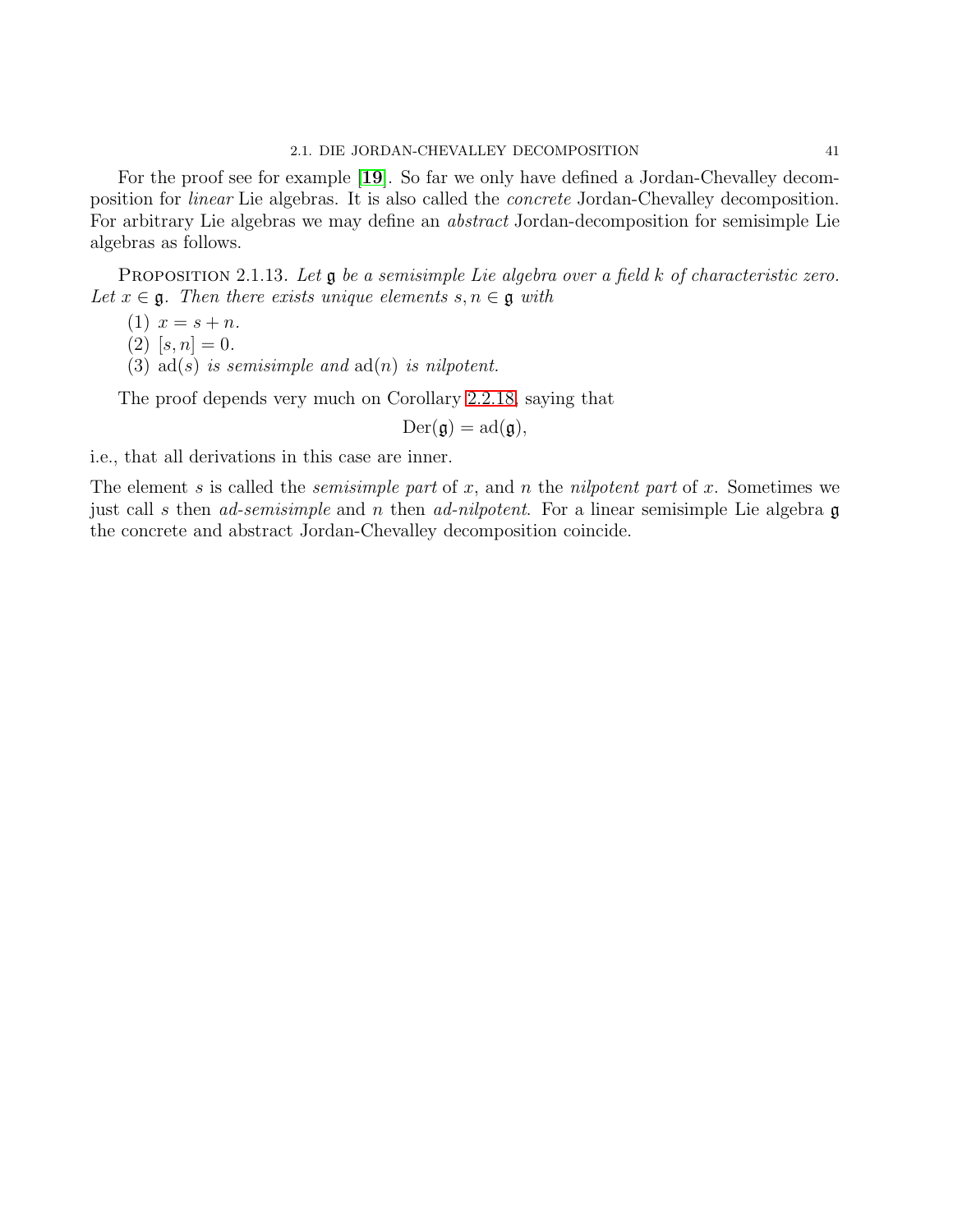For the proof see for example [**19**]. So far we only have defined a Jordan-Chevalley decomposition for *linear* Lie algebras. It is also called the *concrete* Jordan-Chevalley decomposition. For arbitrary Lie algebras we may define an *abstract* Jordan-decomposition for semisimple Lie algebras as follows.

Proposition 2.1.13. *Let $\mathfrak{g}$ be a semisimple Lie algebra over a field $k$ of characteristic zero. Let $x \in \mathfrak{g}$. Then there exists unique elements $s, n \in \mathfrak{g}$ with*

(1) $x = s + n$.
(2) $[s, n] = 0$.
(3) $\operatorname{ad}(s)$ *is semisimple and* $\operatorname{ad}(n)$ *is nilpotent.*

The proof depends very much on Corollary 2.2.18, saying that

$$\operatorname{Der}(\mathfrak{g}) = \operatorname{ad}(\mathfrak{g}),$$

i.e., that all derivations in this case are inner.

The element $s$ is called the *semisimple part* of $x$, and $n$ the *nilpotent part* of $x$. Sometimes we just call $s$ then *ad-semisimple* and $n$ then *ad-nilpotent*. For a linear semisimple Lie algebra $\mathfrak{g}$ the concrete and abstract Jordan-Chevalley decomposition coincide.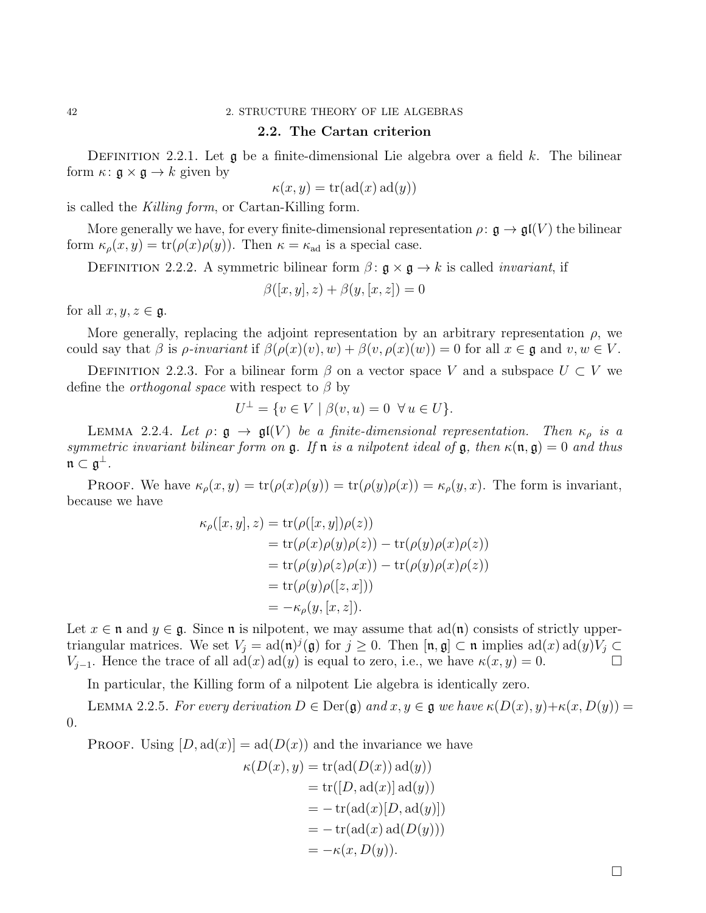## 2.2. The Cartan criterion

DEFINITION 2.2.1. Let $\mathfrak{g}$ be a finite-dimensional Lie algebra over a field $k$. The bilinear form $\kappa\colon \mathfrak{g} \times \mathfrak{g} \to k$ given by

$$\kappa(x, y) = \operatorname{tr}(\operatorname{ad}(x) \operatorname{ad}(y))$$

is called the *Killing form*, or Cartan-Killing form.

More generally we have, for every finite-dimensional representation $\rho\colon \mathfrak{g} \to \mathfrak{gl}(V)$ the bilinear form $\kappa_\rho(x, y) = \operatorname{tr}(\rho(x)\rho(y))$. Then $\kappa = \kappa_{\mathrm{ad}}$ is a special case.

DEFINITION 2.2.2. A symmetric bilinear form $\beta\colon \mathfrak{g} \times \mathfrak{g} \to k$ is called *invariant*, if

$$\beta([x, y], z) + \beta(y, [x, z]) = 0$$

for all $x, y, z \in \mathfrak{g}$.

More generally, replacing the adjoint representation by an arbitrary representation $\rho$, we could say that $\beta$ is $\rho$*-invariant* if $\beta(\rho(x)(v), w) + \beta(v, \rho(x)(w)) = 0$ for all $x \in \mathfrak{g}$ and $v, w \in V$.

DEFINITION 2.2.3. For a bilinear form $\beta$ on a vector space $V$ and a subspace $U \subset V$ we define the *orthogonal space* with respect to $\beta$ by

$$U^\perp = \{v \in V \mid \beta(v, u) = 0 \;\; \forall\, u \in U\}.$$

LEMMA 2.2.4. *Let $\rho\colon \mathfrak{g} \to \mathfrak{gl}(V)$ be a finite-dimensional representation. Then $\kappa_\rho$ is a symmetric invariant bilinear form on $\mathfrak{g}$. If $\mathfrak{n}$ is a nilpotent ideal of $\mathfrak{g}$, then $\kappa(\mathfrak{n}, \mathfrak{g}) = 0$ and thus $\mathfrak{n} \subset \mathfrak{g}^\perp$.*

PROOF. We have $\kappa_\rho(x, y) = \operatorname{tr}(\rho(x)\rho(y)) = \operatorname{tr}(\rho(y)\rho(x)) = \kappa_\rho(y, x)$. The form is invariant, because we have

$$\begin{aligned}
\kappa_\rho([x, y], z) &= \operatorname{tr}(\rho([x, y])\rho(z)) \\
&= \operatorname{tr}(\rho(x)\rho(y)\rho(z)) - \operatorname{tr}(\rho(y)\rho(x)\rho(z)) \\
&= \operatorname{tr}(\rho(y)\rho(z)\rho(x)) - \operatorname{tr}(\rho(y)\rho(x)\rho(z)) \\
&= \operatorname{tr}(\rho(y)\rho([z, x])) \\
&= -\kappa_\rho(y, [x, z]).
\end{aligned}$$

Let $x \in \mathfrak{n}$ and $y \in \mathfrak{g}$. Since $\mathfrak{n}$ is nilpotent, we may assume that $\operatorname{ad}(\mathfrak{n})$ consists of strictly upper-triangular matrices. We set $V_j = \operatorname{ad}(\mathfrak{n})^j(\mathfrak{g})$ for $j \geq 0$. Then $[\mathfrak{n}, \mathfrak{g}] \subset \mathfrak{n}$ implies $\operatorname{ad}(x)\operatorname{ad}(y)V_j \subset V_{j-1}$. Hence the trace of all $\operatorname{ad}(x)\operatorname{ad}(y)$ is equal to zero, i.e., we have $\kappa(x, y) = 0$. $\square$

In particular, the Killing form of a nilpotent Lie algebra is identically zero.

LEMMA 2.2.5. *For every derivation $D \in \operatorname{Der}(\mathfrak{g})$ and $x, y \in \mathfrak{g}$ we have $\kappa(D(x), y) + \kappa(x, D(y)) = 0$.*

PROOF. Using $[D, \operatorname{ad}(x)] = \operatorname{ad}(D(x))$ and the invariance we have

$$\begin{aligned}
\kappa(D(x), y) &= \operatorname{tr}(\operatorname{ad}(D(x)) \operatorname{ad}(y)) \\
&= \operatorname{tr}([D, \operatorname{ad}(x)] \operatorname{ad}(y)) \\
&= -\operatorname{tr}(\operatorname{ad}(x)[D, \operatorname{ad}(y)]) \\
&= -\operatorname{tr}(\operatorname{ad}(x) \operatorname{ad}(D(y))) \\
&= -\kappa(x, D(y)).
\end{aligned}$$

$\square$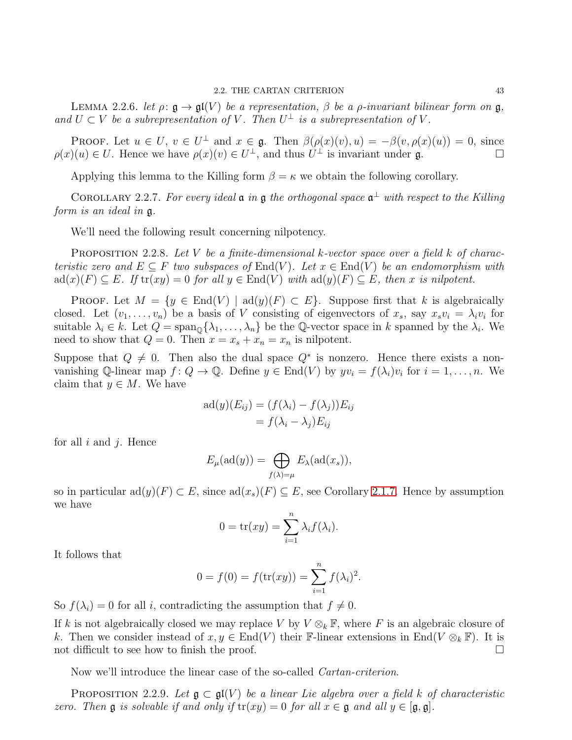LEMMA 2.2.6. *let $\rho\colon \mathfrak{g} \to \mathfrak{gl}(V)$ be a representation, $\beta$ be a $\rho$-invariant bilinear form on $\mathfrak{g}$, and $U \subset V$ be a subrepresentation of $V$. Then $U^\perp$ is a subrepresentation of $V$.*

PROOF. Let $u \in U$, $v \in U^\perp$ and $x \in \mathfrak{g}$. Then $\beta(\rho(x)(v), u) = -\beta(v, \rho(x)(u)) = 0$, since $\rho(x)(u) \in U$. Hence we have $\rho(x)(v) \in U^\perp$, and thus $U^\perp$ is invariant under $\mathfrak{g}$. □

Applying this lemma to the Killing form $\beta = \kappa$ we obtain the following corollary.

COROLLARY 2.2.7. *For every ideal $\mathfrak{a}$ in $\mathfrak{g}$ the orthogonal space $\mathfrak{a}^\perp$ with respect to the Killing form is an ideal in $\mathfrak{g}$.*

We'll need the following result concerning nilpotency.

PROPOSITION 2.2.8. *Let $V$ be a finite-dimensional $k$-vector space over a field $k$ of characteristic zero and $E \subseteq F$ two subspaces of $\operatorname{End}(V)$. Let $x \in \operatorname{End}(V)$ be an endomorphism with $\operatorname{ad}(x)(F) \subseteq E$. If $\operatorname{tr}(xy) = 0$ for all $y \in \operatorname{End}(V)$ with $\operatorname{ad}(y)(F) \subseteq E$, then $x$ is nilpotent.*

PROOF. Let $M = \{y \in \operatorname{End}(V) \mid \operatorname{ad}(y)(F) \subset E\}$. Suppose first that $k$ is algebraically closed. Let $(v_1, \dots, v_n)$ be a basis of $V$ consisting of eigenvectors of $x_s$, say $x_s v_i = \lambda_i v_i$ for suitable $\lambda_i \in k$. Let $Q = \operatorname{span}_{\mathbb{Q}}\{\lambda_1, \dots, \lambda_n\}$ be the $\mathbb{Q}$-vector space in $k$ spanned by the $\lambda_i$. We need to show that $Q = 0$. Then $x = x_s + x_n = x_n$ is nilpotent.

Suppose that $Q \neq 0$. Then also the dual space $Q^*$ is nonzero. Hence there exists a non-vanishing $\mathbb{Q}$-linear map $f\colon Q \to \mathbb{Q}$. Define $y \in \operatorname{End}(V)$ by $yv_i = f(\lambda_i)v_i$ for $i = 1, \dots, n$. We claim that $y \in M$. We have

$$\begin{aligned}
\operatorname{ad}(y)(E_{ij}) &= (f(\lambda_i) - f(\lambda_j))E_{ij} \\
&= f(\lambda_i - \lambda_j)E_{ij}
\end{aligned}$$

for all $i$ and $j$. Hence

$$E_\mu(\operatorname{ad}(y)) = \bigoplus_{f(\lambda)=\mu} E_\lambda(\operatorname{ad}(x_s)),$$

so in particular $\operatorname{ad}(y)(F) \subset E$, since $\operatorname{ad}(x_s)(F) \subseteq E$, see Corollary 2.1.7. Hence by assumption we have

$$0 = \operatorname{tr}(xy) = \sum_{i=1}^n \lambda_i f(\lambda_i).$$

It follows that

$$0 = f(0) = f(\operatorname{tr}(xy)) = \sum_{i=1}^n f(\lambda_i)^2.$$

So $f(\lambda_i) = 0$ for all $i$, contradicting the assumption that $f \neq 0$.

If $k$ is not algebraically closed we may replace $V$ by $V \otimes_k \mathbb{F}$, where $F$ is an algebraic closure of $k$. Then we consider instead of $x, y \in \operatorname{End}(V)$ their $\mathbb{F}$-linear extensions in $\operatorname{End}(V \otimes_k \mathbb{F})$. It is not difficult to see how to finish the proof. □

Now we'll introduce the linear case of the so-called *Cartan-criterion*.

PROPOSITION 2.2.9. *Let $\mathfrak{g} \subset \mathfrak{gl}(V)$ be a linear Lie algebra over a field $k$ of characteristic zero. Then $\mathfrak{g}$ is solvable if and only if $\operatorname{tr}(xy) = 0$ for all $x \in \mathfrak{g}$ and all $y \in [\mathfrak{g}, \mathfrak{g}]$.*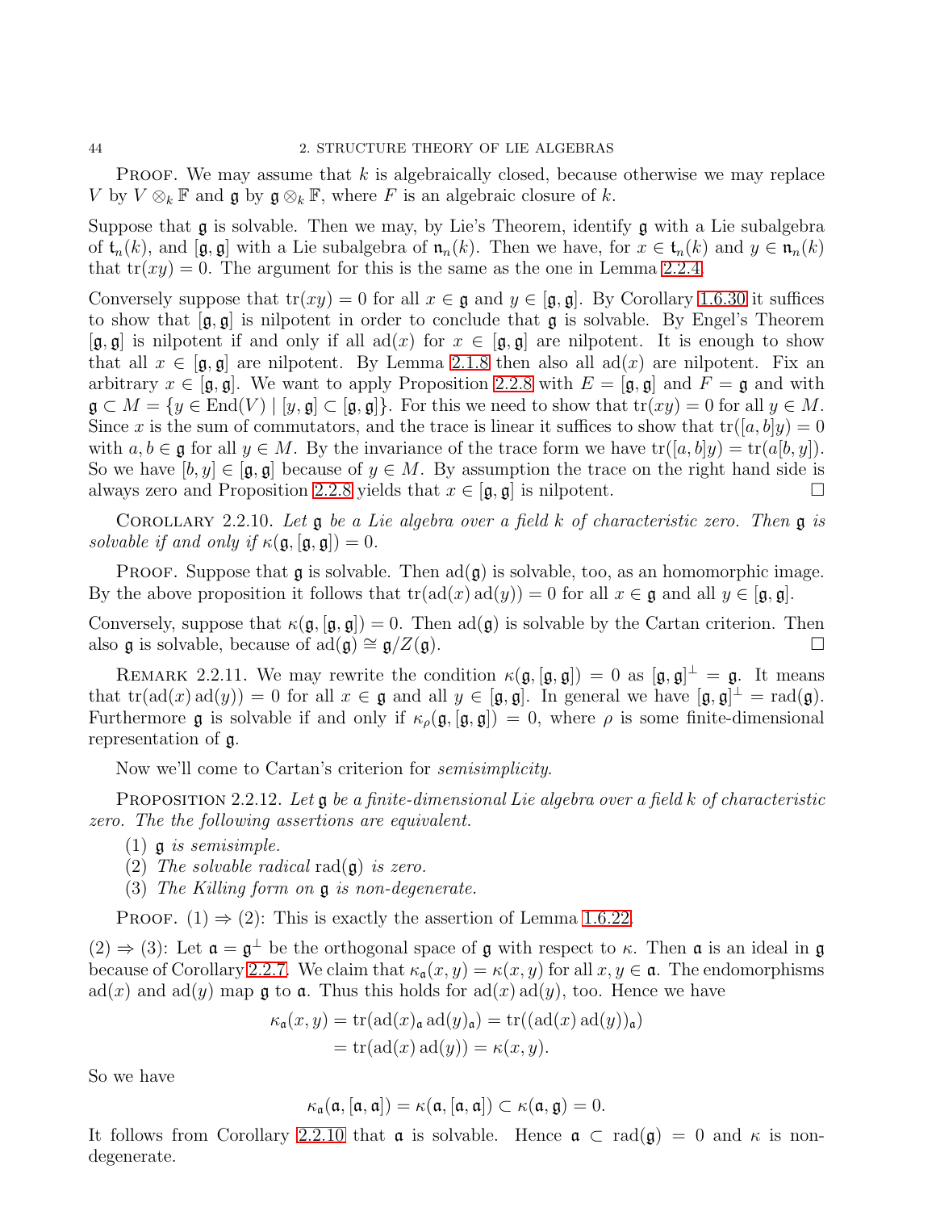PROOF. We may assume that $k$ is algebraically closed, because otherwise we may replace $V$ by $V \otimes_k \mathbb{F}$ and $\mathfrak{g}$ by $\mathfrak{g} \otimes_k \mathbb{F}$, where $F$ is an algebraic closure of $k$.

Suppose that $\mathfrak{g}$ is solvable. Then we may, by Lie's Theorem, identify $\mathfrak{g}$ with a Lie subalgebra of $\mathfrak{t}_n(k)$, and $[\mathfrak{g}, \mathfrak{g}]$ with a Lie subalgebra of $\mathfrak{n}_n(k)$. Then we have, for $x \in \mathfrak{t}_n(k)$ and $y \in \mathfrak{n}_n(k)$ that $\operatorname{tr}(xy) = 0$. The argument for this is the same as the one in Lemma 2.2.4.

Conversely suppose that $\operatorname{tr}(xy) = 0$ for all $x \in \mathfrak{g}$ and $y \in [\mathfrak{g}, \mathfrak{g}]$. By Corollary 1.6.30 it suffices to show that $[\mathfrak{g}, \mathfrak{g}]$ is nilpotent in order to conclude that $\mathfrak{g}$ is solvable. By Engel's Theorem $[\mathfrak{g}, \mathfrak{g}]$ is nilpotent if and only if all $\operatorname{ad}(x)$ for $x \in [\mathfrak{g}, \mathfrak{g}]$ are nilpotent. It is enough to show that all $x \in [\mathfrak{g}, \mathfrak{g}]$ are nilpotent. By Lemma 2.1.8 then also all $\operatorname{ad}(x)$ are nilpotent. Fix an arbitrary $x \in [\mathfrak{g}, \mathfrak{g}]$. We want to apply Proposition 2.2.8 with $E = [\mathfrak{g}, \mathfrak{g}]$ and $F = \mathfrak{g}$ and with $\mathfrak{g} \subset M = \{y \in \operatorname{End}(V) \mid [y, \mathfrak{g}] \subset [\mathfrak{g}, \mathfrak{g}]\}$. For this we need to show that $\operatorname{tr}(xy) = 0$ for all $y \in M$. Since $x$ is the sum of commutators, and the trace is linear it suffices to show that $\operatorname{tr}([a, b]y) = 0$ with $a, b \in \mathfrak{g}$ for all $y \in M$. By the invariance of the trace form we have $\operatorname{tr}([a, b]y) = \operatorname{tr}(a[b, y])$. So we have $[b, y] \in [\mathfrak{g}, \mathfrak{g}]$ because of $y \in M$. By assumption the trace on the right hand side is always zero and Proposition 2.2.8 yields that $x \in [\mathfrak{g}, \mathfrak{g}]$ is nilpotent. □

COROLLARY 2.2.10. *Let $\mathfrak{g}$ be a Lie algebra over a field $k$ of characteristic zero. Then $\mathfrak{g}$ is solvable if and only if $\kappa(\mathfrak{g}, [\mathfrak{g}, \mathfrak{g}]) = 0$.*

PROOF. Suppose that $\mathfrak{g}$ is solvable. Then $\operatorname{ad}(\mathfrak{g})$ is solvable, too, as an homomorphic image. By the above proposition it follows that $\operatorname{tr}(\operatorname{ad}(x)\operatorname{ad}(y)) = 0$ for all $x \in \mathfrak{g}$ and all $y \in [\mathfrak{g}, \mathfrak{g}]$.

Conversely, suppose that $\kappa(\mathfrak{g}, [\mathfrak{g}, \mathfrak{g}]) = 0$. Then $\operatorname{ad}(\mathfrak{g})$ is solvable by the Cartan criterion. Then also $\mathfrak{g}$ is solvable, because of $\operatorname{ad}(\mathfrak{g}) \cong \mathfrak{g}/Z(\mathfrak{g})$. □

REMARK 2.2.11. We may rewrite the condition $\kappa(\mathfrak{g}, [\mathfrak{g}, \mathfrak{g}]) = 0$ as $[\mathfrak{g}, \mathfrak{g}]^\perp = \mathfrak{g}$. It means that $\operatorname{tr}(\operatorname{ad}(x)\operatorname{ad}(y)) = 0$ for all $x \in \mathfrak{g}$ and all $y \in [\mathfrak{g}, \mathfrak{g}]$. In general we have $[\mathfrak{g}, \mathfrak{g}]^\perp = \operatorname{rad}(\mathfrak{g})$. Furthermore $\mathfrak{g}$ is solvable if and only if $\kappa_\rho(\mathfrak{g}, [\mathfrak{g}, \mathfrak{g}]) = 0$, where $\rho$ is some finite-dimensional representation of $\mathfrak{g}$.

Now we'll come to Cartan's criterion for *semisimplicity*.

PROPOSITION 2.2.12. *Let $\mathfrak{g}$ be a finite-dimensional Lie algebra over a field $k$ of characteristic zero. The the following assertions are equivalent.*

(1) *$\mathfrak{g}$ is semisimple.*
(2) *The solvable radical $\operatorname{rad}(\mathfrak{g})$ is zero.*
(3) *The Killing form on $\mathfrak{g}$ is non-degenerate.*

PROOF. (1) ⇒ (2): This is exactly the assertion of Lemma 1.6.22.

(2) ⇒ (3): Let $\mathfrak{a} = \mathfrak{g}^\perp$ be the orthogonal space of $\mathfrak{g}$ with respect to $\kappa$. Then $\mathfrak{a}$ is an ideal in $\mathfrak{g}$ because of Corollary 2.2.7. We claim that $\kappa_{\mathfrak{a}}(x, y) = \kappa(x, y)$ for all $x, y \in \mathfrak{a}$. The endomorphisms $\operatorname{ad}(x)$ and $\operatorname{ad}(y)$ map $\mathfrak{g}$ to $\mathfrak{a}$. Thus this holds for $\operatorname{ad}(x)\operatorname{ad}(y)$, too. Hence we have

$$\begin{aligned} \kappa_{\mathfrak{a}}(x, y) &= \operatorname{tr}(\operatorname{ad}(x)_{\mathfrak{a}} \operatorname{ad}(y)_{\mathfrak{a}}) = \operatorname{tr}((\operatorname{ad}(x)\operatorname{ad}(y))_{\mathfrak{a}}) \\ &= \operatorname{tr}(\operatorname{ad}(x)\operatorname{ad}(y)) = \kappa(x, y). \end{aligned}$$

So we have

$$\kappa_{\mathfrak{a}}(\mathfrak{a}, [\mathfrak{a}, \mathfrak{a}]) = \kappa(\mathfrak{a}, [\mathfrak{a}, \mathfrak{a}]) \subset \kappa(\mathfrak{a}, \mathfrak{g}) = 0.$$

It follows from Corollary 2.2.10 that $\mathfrak{a}$ is solvable. Hence $\mathfrak{a} \subset \operatorname{rad}(\mathfrak{g}) = 0$ and $\kappa$ is non-degenerate.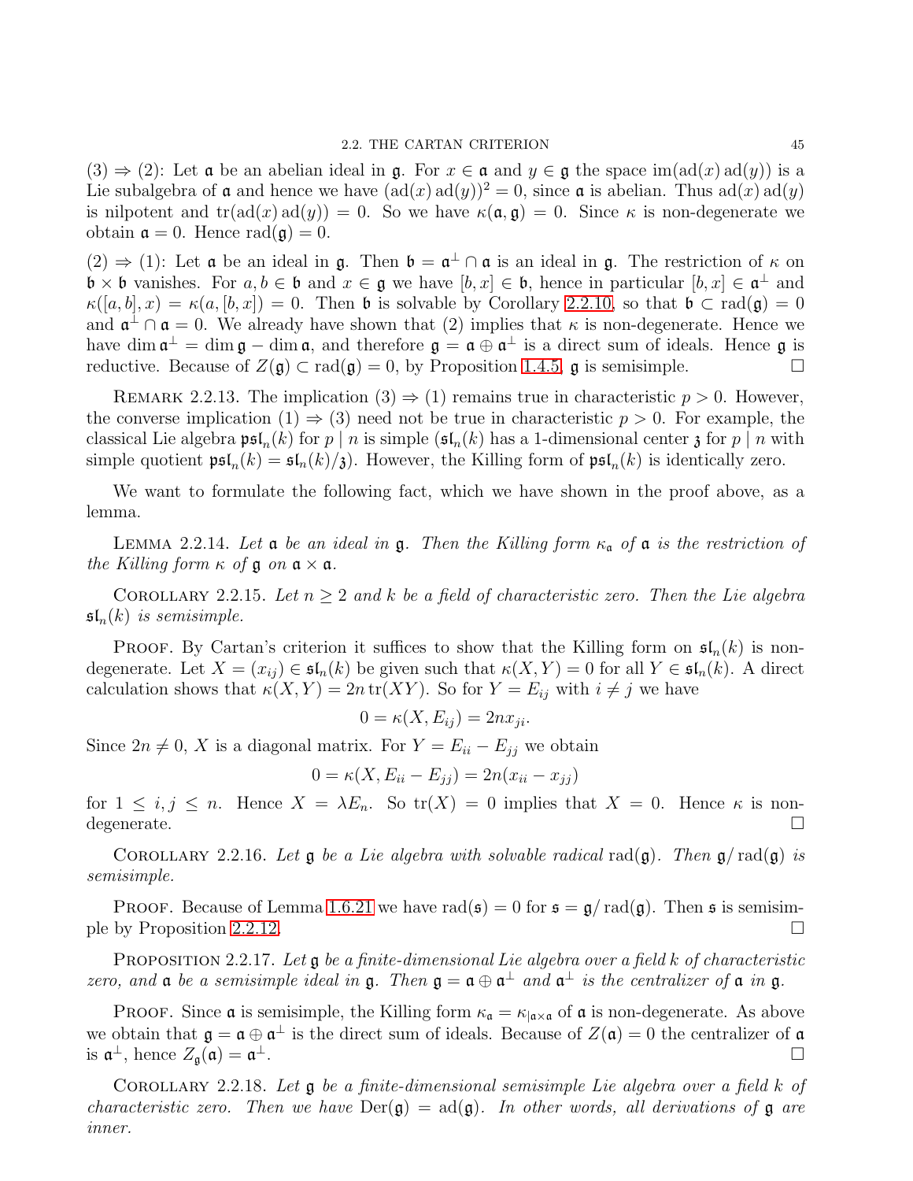(3) $\Rightarrow$ (2): Let $\mathfrak{a}$ be an abelian ideal in $\mathfrak{g}$. For $x \in \mathfrak{a}$ and $y \in \mathfrak{g}$ the space $\operatorname{im}(\operatorname{ad}(x)\operatorname{ad}(y))$ is a Lie subalgebra of $\mathfrak{a}$ and hence we have $(\operatorname{ad}(x)\operatorname{ad}(y))^2 = 0$, since $\mathfrak{a}$ is abelian. Thus $\operatorname{ad}(x)\operatorname{ad}(y)$ is nilpotent and $\operatorname{tr}(\operatorname{ad}(x)\operatorname{ad}(y)) = 0$. So we have $\kappa(\mathfrak{a}, \mathfrak{g}) = 0$. Since $\kappa$ is non-degenerate we obtain $\mathfrak{a} = 0$. Hence $\operatorname{rad}(\mathfrak{g}) = 0$.

(2) $\Rightarrow$ (1): Let $\mathfrak{a}$ be an ideal in $\mathfrak{g}$. Then $\mathfrak{b} = \mathfrak{a}^\perp \cap \mathfrak{a}$ is an ideal in $\mathfrak{g}$. The restriction of $\kappa$ on $\mathfrak{b} \times \mathfrak{b}$ vanishes. For $a, b \in \mathfrak{b}$ and $x \in \mathfrak{g}$ we have $[b, x] \in \mathfrak{b}$, hence in particular $[b, x] \in \mathfrak{a}^\perp$ and $\kappa([a, b], x) = \kappa(a, [b, x]) = 0$. Then $\mathfrak{b}$ is solvable by Corollary 2.2.10, so that $\mathfrak{b} \subset \operatorname{rad}(\mathfrak{g}) = 0$ and $\mathfrak{a}^\perp \cap \mathfrak{a} = 0$. We already have shown that (2) implies that $\kappa$ is non-degenerate. Hence we have $\dim \mathfrak{a}^\perp = \dim \mathfrak{g} - \dim \mathfrak{a}$, and therefore $\mathfrak{g} = \mathfrak{a} \oplus \mathfrak{a}^\perp$ is a direct sum of ideals. Hence $\mathfrak{g}$ is reductive. Because of $Z(\mathfrak{g}) \subset \operatorname{rad}(\mathfrak{g}) = 0$, by Proposition 1.4.5, $\mathfrak{g}$ is semisimple. $\square$

Remark 2.2.13. The implication (3) $\Rightarrow$ (1) remains true in characteristic $p > 0$. However, the converse implication (1) $\Rightarrow$ (3) need not be true in characteristic $p > 0$. For example, the classical Lie algebra $\mathfrak{psl}_n(k)$ for $p \mid n$ is simple ($\mathfrak{sl}_n(k)$ has a 1-dimensional center $\mathfrak{z}$ for $p \mid n$ with simple quotient $\mathfrak{psl}_n(k) = \mathfrak{sl}_n(k)/\mathfrak{z}$). However, the Killing form of $\mathfrak{psl}_n(k)$ is identically zero.

We want to formulate the following fact, which we have shown in the proof above, as a lemma.

Lemma 2.2.14. *Let $\mathfrak{a}$ be an ideal in $\mathfrak{g}$. Then the Killing form $\kappa_{\mathfrak{a}}$ of $\mathfrak{a}$ is the restriction of the Killing form $\kappa$ of $\mathfrak{g}$ on $\mathfrak{a} \times \mathfrak{a}$.*

Corollary 2.2.15. *Let $n \geq 2$ and $k$ be a field of characteristic zero. Then the Lie algebra $\mathfrak{sl}_n(k)$ is semisimple.*

Proof. By Cartan's criterion it suffices to show that the Killing form on $\mathfrak{sl}_n(k)$ is non-degenerate. Let $X = (x_{ij}) \in \mathfrak{sl}_n(k)$ be given such that $\kappa(X, Y) = 0$ for all $Y \in \mathfrak{sl}_n(k)$. A direct calculation shows that $\kappa(X, Y) = 2n \operatorname{tr}(XY)$. So for $Y = E_{ij}$ with $i \neq j$ we have

$$0 = \kappa(X, E_{ij}) = 2n x_{ji}.$$

Since $2n \neq 0$, $X$ is a diagonal matrix. For $Y = E_{ii} - E_{jj}$ we obtain

$$0 = \kappa(X, E_{ii} - E_{jj}) = 2n(x_{ii} - x_{jj})$$

for $1 \leq i, j \leq n$. Hence $X = \lambda E_n$. So $\operatorname{tr}(X) = 0$ implies that $X = 0$. Hence $\kappa$ is non-degenerate. $\square$

Corollary 2.2.16. *Let $\mathfrak{g}$ be a Lie algebra with solvable radical $\operatorname{rad}(\mathfrak{g})$. Then $\mathfrak{g}/\operatorname{rad}(\mathfrak{g})$ is semisimple.*

Proof. Because of Lemma 1.6.21 we have $\operatorname{rad}(\mathfrak{s}) = 0$ for $\mathfrak{s} = \mathfrak{g}/\operatorname{rad}(\mathfrak{g})$. Then $\mathfrak{s}$ is semisimple by Proposition 2.2.12. $\square$

Proposition 2.2.17. *Let $\mathfrak{g}$ be a finite-dimensional Lie algebra over a field $k$ of characteristic zero, and $\mathfrak{a}$ be a semisimple ideal in $\mathfrak{g}$. Then $\mathfrak{g} = \mathfrak{a} \oplus \mathfrak{a}^\perp$ and $\mathfrak{a}^\perp$ is the centralizer of $\mathfrak{a}$ in $\mathfrak{g}$.*

Proof. Since $\mathfrak{a}$ is semisimple, the Killing form $\kappa_{\mathfrak{a}} = \kappa_{|\mathfrak{a} \times \mathfrak{a}}$ of $\mathfrak{a}$ is non-degenerate. As above we obtain that $\mathfrak{g} = \mathfrak{a} \oplus \mathfrak{a}^\perp$ is the direct sum of ideals. Because of $Z(\mathfrak{a}) = 0$ the centralizer of $\mathfrak{a}$ is $\mathfrak{a}^\perp$, hence $Z_{\mathfrak{g}}(\mathfrak{a}) = \mathfrak{a}^\perp$. $\square$

Corollary 2.2.18. *Let $\mathfrak{g}$ be a finite-dimensional semisimple Lie algebra over a field $k$ of characteristic zero. Then we have $\operatorname{Der}(\mathfrak{g}) = \operatorname{ad}(\mathfrak{g})$. In other words, all derivations of $\mathfrak{g}$ are inner.*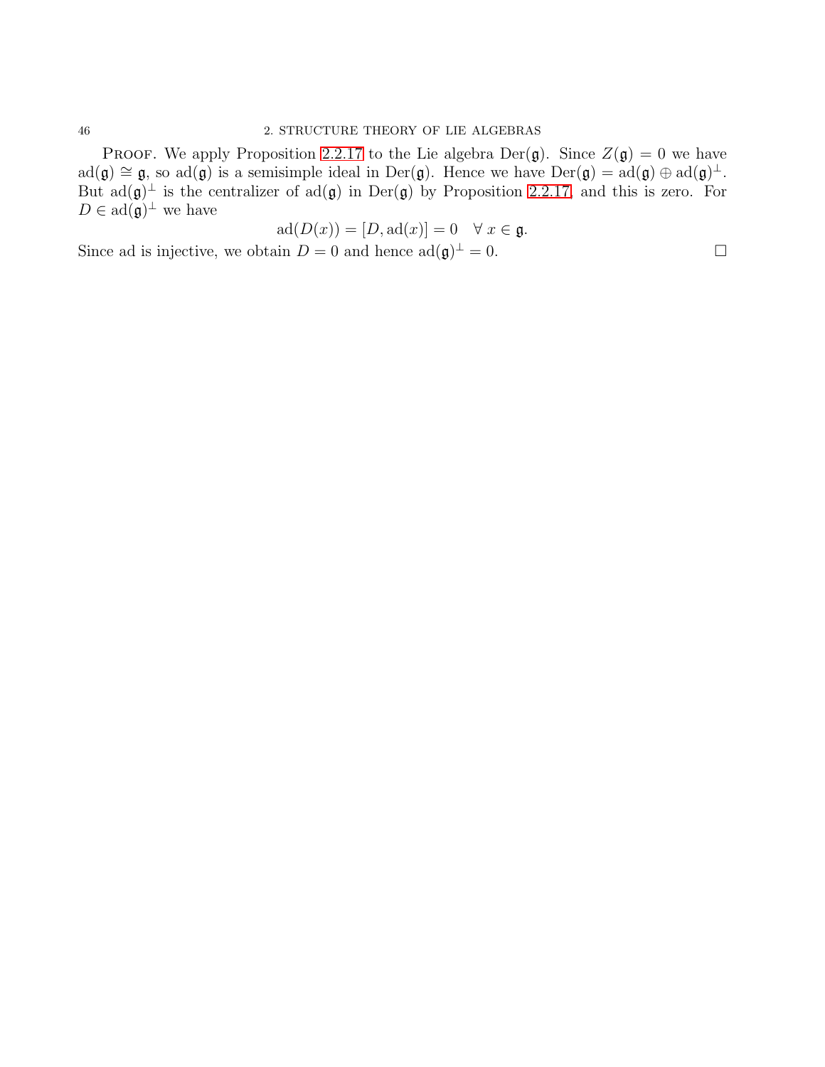*Proof.* We apply Proposition 2.2.17 to the Lie algebra $\mathrm{Der}(\mathfrak{g})$. Since $Z(\mathfrak{g}) = 0$ we have $\mathrm{ad}(\mathfrak{g}) \cong \mathfrak{g}$, so $\mathrm{ad}(\mathfrak{g})$ is a semisimple ideal in $\mathrm{Der}(\mathfrak{g})$. Hence we have $\mathrm{Der}(\mathfrak{g}) = \mathrm{ad}(\mathfrak{g}) \oplus \mathrm{ad}(\mathfrak{g})^{\perp}$. But $\mathrm{ad}(\mathfrak{g})^{\perp}$ is the centralizer of $\mathrm{ad}(\mathfrak{g})$ in $\mathrm{Der}(\mathfrak{g})$ by Proposition 2.2.17, and this is zero. For $D \in \mathrm{ad}(\mathfrak{g})^{\perp}$ we have

$$\mathrm{ad}(D(x)) = [D, \mathrm{ad}(x)] = 0 \quad \forall\, x \in \mathfrak{g}.$$

Since ad is injective, we obtain $D = 0$ and hence $\mathrm{ad}(\mathfrak{g})^{\perp} = 0$. $\square$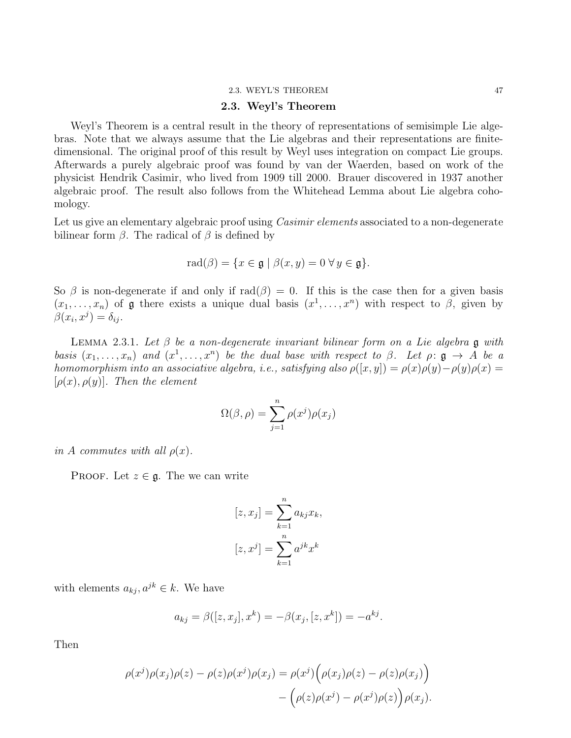## 2.3. Weyl's Theorem

Weyl's Theorem is a central result in the theory of representations of semisimple Lie algebras. Note that we always assume that the Lie algebras and their representations are finite-dimensional. The original proof of this result by Weyl uses integration on compact Lie groups. Afterwards a purely algebraic proof was found by van der Waerden, based on work of the physicist Hendrik Casimir, who lived from 1909 till 2000. Brauer discovered in 1937 another algebraic proof. The result also follows from the Whitehead Lemma about Lie algebra cohomology.

Let us give an elementary algebraic proof using *Casimir elements* associated to a non-degenerate bilinear form $\beta$. The radical of $\beta$ is defined by

$$\mathrm{rad}(\beta) = \{x \in \mathfrak{g} \mid \beta(x, y) = 0 \; \forall \, y \in \mathfrak{g}\}.$$

So $\beta$ is non-degenerate if and only if $\mathrm{rad}(\beta) = 0$. If this is the case then for a given basis $(x_1, \ldots, x_n)$ of $\mathfrak{g}$ there exists a unique dual basis $(x^1, \ldots, x^n)$ with respect to $\beta$, given by $\beta(x_i, x^j) = \delta_{ij}$.

Lemma 2.3.1. *Let $\beta$ be a non-degenerate invariant bilinear form on a Lie algebra $\mathfrak{g}$ with basis $(x_1, \ldots, x_n)$ and $(x^1, \ldots, x^n)$ be the dual base with respect to $\beta$. Let $\rho\colon \mathfrak{g} \to A$ be a homomorphism into an associative algebra, i.e., satisfying also $\rho([x, y]) = \rho(x)\rho(y) - \rho(y)\rho(x) = [\rho(x), \rho(y)]$. Then the element*

$$\Omega(\beta, \rho) = \sum_{j=1}^{n} \rho(x^j)\rho(x_j)$$

*in $A$ commutes with all $\rho(x)$.*

Proof. Let $z \in \mathfrak{g}$. The we can write

$$[z, x_j] = \sum_{k=1}^{n} a_{kj} x_k,$$
$$[z, x^j] = \sum_{k=1}^{n} a^{jk} x^k$$

with elements $a_{kj}, a^{jk} \in k$. We have

$$a_{kj} = \beta([z, x_j], x^k) = -\beta(x_j, [z, x^k]) = -a^{kj}.$$

Then

$$\rho(x^j)\rho(x_j)\rho(z) - \rho(z)\rho(x^j)\rho(x_j) = \rho(x^j)\Big(\rho(x_j)\rho(z) - \rho(z)\rho(x_j)\Big) - \Big(\rho(z)\rho(x^j) - \rho(x^j)\rho(z)\Big)\rho(x_j).$$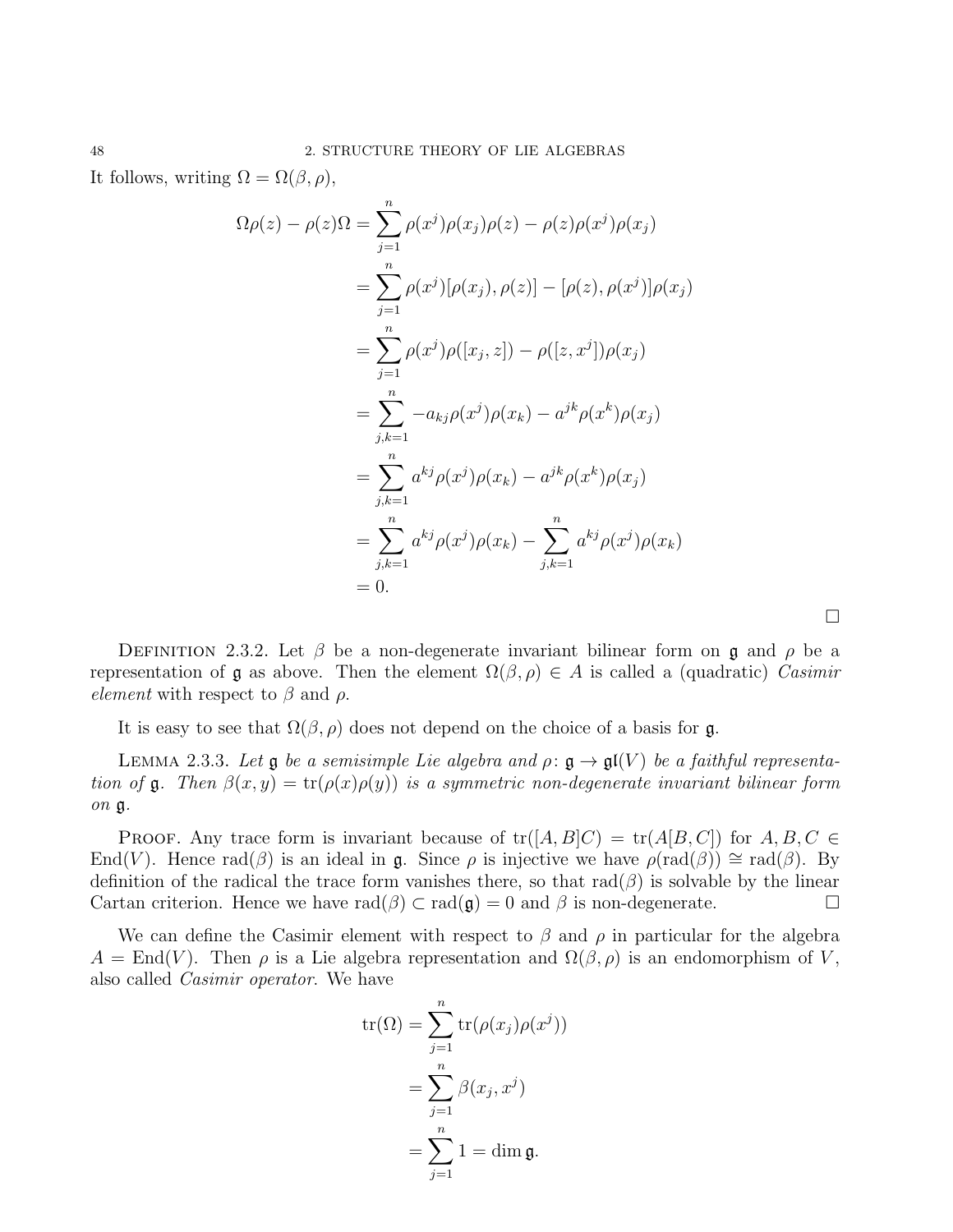It follows, writing $\Omega = \Omega(\beta, \rho)$,

$$
\begin{aligned}
\Omega\rho(z) - \rho(z)\Omega &= \sum_{j=1}^{n} \rho(x^j)\rho(x_j)\rho(z) - \rho(z)\rho(x^j)\rho(x_j) \\
&= \sum_{j=1}^{n} \rho(x^j)[\rho(x_j), \rho(z)] - [\rho(z), \rho(x^j)]\rho(x_j) \\
&= \sum_{j=1}^{n} \rho(x^j)\rho([x_j, z]) - \rho([z, x^j])\rho(x_j) \\
&= \sum_{j,k=1}^{n} -a_{kj}\rho(x^j)\rho(x_k) - a^{jk}\rho(x^k)\rho(x_j) \\
&= \sum_{j,k=1}^{n} a^{kj}\rho(x^j)\rho(x_k) - a^{jk}\rho(x^k)\rho(x_j) \\
&= \sum_{j,k=1}^{n} a^{kj}\rho(x^j)\rho(x_k) - \sum_{j,k=1}^{n} a^{kj}\rho(x^j)\rho(x_k) \\
&= 0.
\end{aligned}
$$

□

DEFINITION 2.3.2. Let $\beta$ be a non-degenerate invariant bilinear form on $\mathfrak{g}$ and $\rho$ be a representation of $\mathfrak{g}$ as above. Then the element $\Omega(\beta, \rho) \in A$ is called a (quadratic) *Casimir element* with respect to $\beta$ and $\rho$.

It is easy to see that $\Omega(\beta, \rho)$ does not depend on the choice of a basis for $\mathfrak{g}$.

LEMMA 2.3.3. *Let $\mathfrak{g}$ be a semisimple Lie algebra and $\rho\colon \mathfrak{g} \to \mathfrak{gl}(V)$ be a faithful representation of $\mathfrak{g}$. Then $\beta(x, y) = \operatorname{tr}(\rho(x)\rho(y))$ is a symmetric non-degenerate invariant bilinear form on $\mathfrak{g}$.*

PROOF. Any trace form is invariant because of $\operatorname{tr}([A, B]C) = \operatorname{tr}(A[B, C])$ for $A, B, C \in \operatorname{End}(V)$. Hence $\operatorname{rad}(\beta)$ is an ideal in $\mathfrak{g}$. Since $\rho$ is injective we have $\rho(\operatorname{rad}(\beta)) \cong \operatorname{rad}(\beta)$. By definition of the radical the trace form vanishes there, so that $\operatorname{rad}(\beta)$ is solvable by the linear Cartan criterion. Hence we have $\operatorname{rad}(\beta) \subset \operatorname{rad}(\mathfrak{g}) = 0$ and $\beta$ is non-degenerate. □

We can define the Casimir element with respect to $\beta$ and $\rho$ in particular for the algebra $A = \operatorname{End}(V)$. Then $\rho$ is a Lie algebra representation and $\Omega(\beta, \rho)$ is an endomorphism of $V$, also called *Casimir operator*. We have

$$
\begin{aligned}
\operatorname{tr}(\Omega) &= \sum_{j=1}^{n} \operatorname{tr}(\rho(x_j)\rho(x^j)) \\
&= \sum_{j=1}^{n} \beta(x_j, x^j) \\
&= \sum_{j=1}^{n} 1 = \dim \mathfrak{g}.
\end{aligned}
$$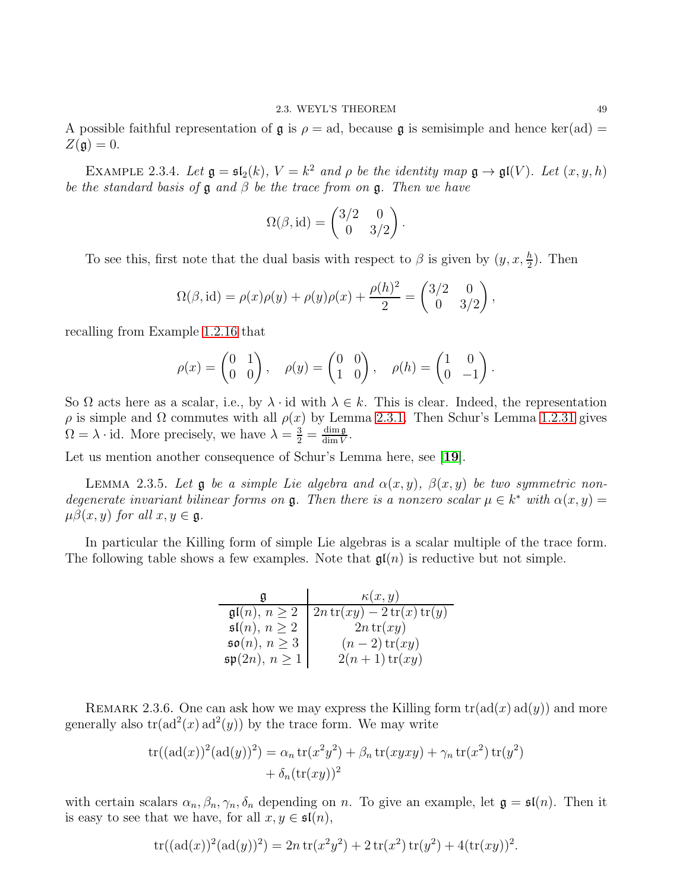A possible faithful representation of $\mathfrak{g}$ is $\rho = \operatorname{ad}$, because $\mathfrak{g}$ is semisimple and hence $\ker(\operatorname{ad}) = Z(\mathfrak{g}) = 0$.

EXAMPLE 2.3.4. *Let $\mathfrak{g} = \mathfrak{sl}_2(k)$, $V = k^2$ and $\rho$ be the identity map $\mathfrak{g} \to \mathfrak{gl}(V)$. Let $(x, y, h)$ be the standard basis of $\mathfrak{g}$ and $\beta$ be the trace from on $\mathfrak{g}$. Then we have*

$$\Omega(\beta, \operatorname{id}) = \begin{pmatrix} 3/2 & 0 \\ 0 & 3/2 \end{pmatrix}.$$

To see this, first note that the dual basis with respect to $\beta$ is given by $(y, x, \frac{h}{2})$. Then

$$\Omega(\beta, \operatorname{id}) = \rho(x)\rho(y) + \rho(y)\rho(x) + \frac{\rho(h)^2}{2} = \begin{pmatrix} 3/2 & 0 \\ 0 & 3/2 \end{pmatrix},$$

recalling from Example 1.2.16 that

$$\rho(x) = \begin{pmatrix} 0 & 1 \\ 0 & 0 \end{pmatrix}, \quad \rho(y) = \begin{pmatrix} 0 & 0 \\ 1 & 0 \end{pmatrix}, \quad \rho(h) = \begin{pmatrix} 1 & 0 \\ 0 & -1 \end{pmatrix}.$$

So $\Omega$ acts here as a scalar, i.e., by $\lambda \cdot \operatorname{id}$ with $\lambda \in k$. This is clear. Indeed, the representation $\rho$ is simple and $\Omega$ commutes with all $\rho(x)$ by Lemma 2.3.1. Then Schur's Lemma 1.2.31 gives $\Omega = \lambda \cdot \operatorname{id}$. More precisely, we have $\lambda = \frac{3}{2} = \frac{\dim \mathfrak{g}}{\dim V}$.

Let us mention another consequence of Schur's Lemma here, see [**19**].

LEMMA 2.3.5. *Let $\mathfrak{g}$ be a simple Lie algebra and $\alpha(x, y)$, $\beta(x, y)$ be two symmetric non-degenerate invariant bilinear forms on $\mathfrak{g}$. Then there is a nonzero scalar $\mu \in k^*$ with $\alpha(x, y) = \mu\beta(x, y)$ for all $x, y \in \mathfrak{g}$.*

In particular the Killing form of simple Lie algebras is a scalar multiple of the trace form. The following table shows a few examples. Note that $\mathfrak{gl}(n)$ is reductive but not simple.

| $\mathfrak{g}$ | $\kappa(x, y)$ |
|---|---|
| $\mathfrak{gl}(n)$, $n \geq 2$ | $2n \operatorname{tr}(xy) - 2 \operatorname{tr}(x) \operatorname{tr}(y)$ |
| $\mathfrak{sl}(n)$, $n \geq 2$ | $2n \operatorname{tr}(xy)$ |
| $\mathfrak{so}(n)$, $n \geq 3$ | $(n-2) \operatorname{tr}(xy)$ |
| $\mathfrak{sp}(2n)$, $n \geq 1$ | $2(n+1) \operatorname{tr}(xy)$ |

REMARK 2.3.6. One can ask how we may express the Killing form $\operatorname{tr}(\operatorname{ad}(x) \operatorname{ad}(y))$ and more generally also $\operatorname{tr}(\operatorname{ad}^2(x) \operatorname{ad}^2(y))$ by the trace form. We may write

$$\begin{aligned} \operatorname{tr}((\operatorname{ad}(x))^2(\operatorname{ad}(y))^2) = \alpha_n \operatorname{tr}(x^2y^2) + \beta_n \operatorname{tr}(xyxy) + \gamma_n \operatorname{tr}(x^2) \operatorname{tr}(y^2) \\ + \delta_n (\operatorname{tr}(xy))^2 \end{aligned}$$

with certain scalars $\alpha_n, \beta_n, \gamma_n, \delta_n$ depending on $n$. To give an example, let $\mathfrak{g} = \mathfrak{sl}(n)$. Then it is easy to see that we have, for all $x, y \in \mathfrak{sl}(n)$,

$$\operatorname{tr}((\operatorname{ad}(x))^2(\operatorname{ad}(y))^2) = 2n \operatorname{tr}(x^2y^2) + 2 \operatorname{tr}(x^2) \operatorname{tr}(y^2) + 4(\operatorname{tr}(xy))^2.$$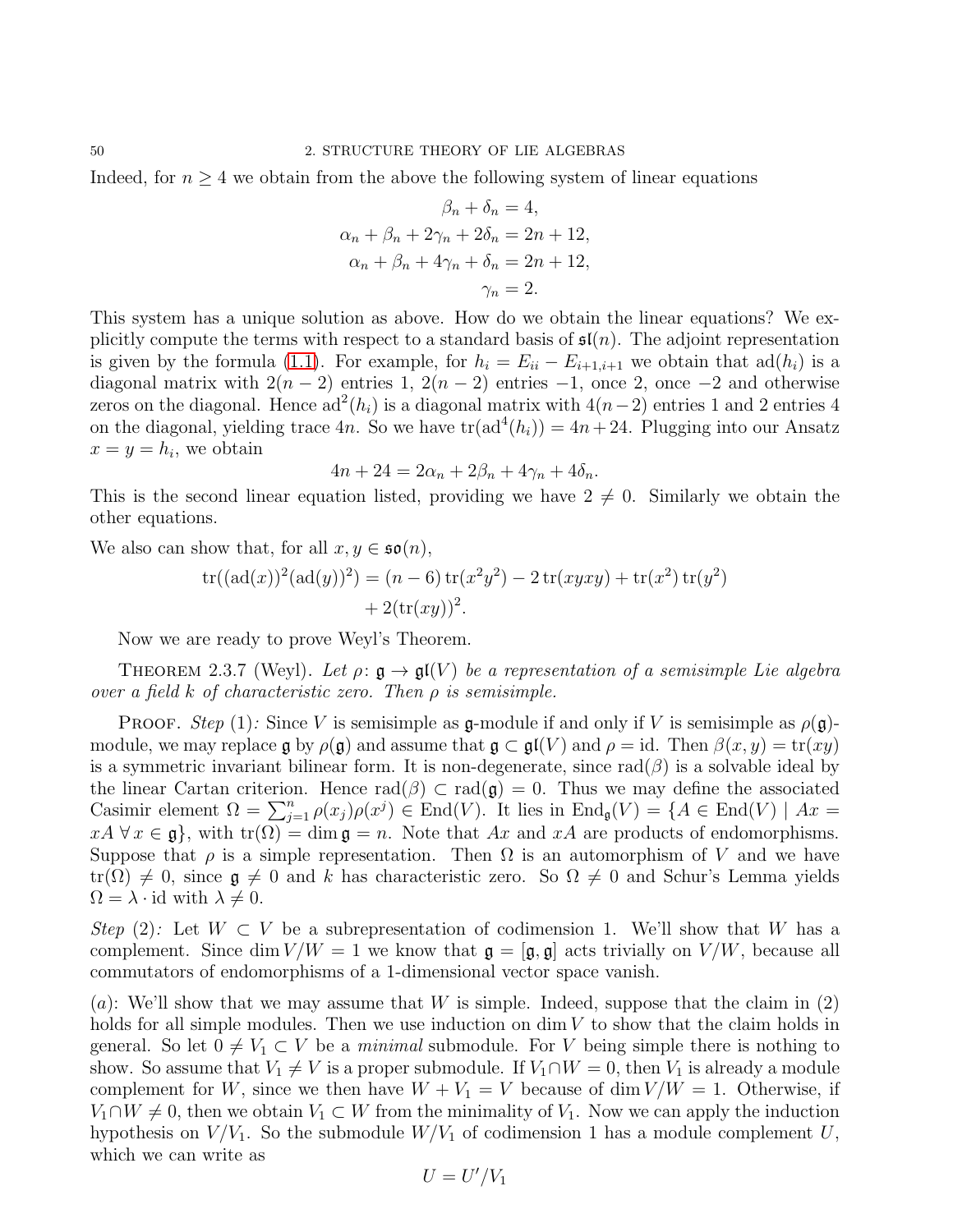Indeed, for $n \geq 4$ we obtain from the above the following system of linear equations

$$\begin{aligned}
\beta_n + \delta_n &= 4, \\
\alpha_n + \beta_n + 2\gamma_n + 2\delta_n &= 2n + 12, \\
\alpha_n + \beta_n + 4\gamma_n + \delta_n &= 2n + 12, \\
\gamma_n &= 2.
\end{aligned}$$

This system has a unique solution as above. How do we obtain the linear equations? We explicitly compute the terms with respect to a standard basis of $\mathfrak{sl}(n)$. The adjoint representation is given by the formula (1.1). For example, for $h_i = E_{ii} - E_{i+1,i+1}$ we obtain that $\operatorname{ad}(h_i)$ is a diagonal matrix with $2(n-2)$ entries 1, $2(n-2)$ entries $-1$, once 2, once $-2$ and otherwise zeros on the diagonal. Hence $\operatorname{ad}^2(h_i)$ is a diagonal matrix with $4(n-2)$ entries 1 and 2 entries 4 on the diagonal, yielding trace $4n$. So we have $\operatorname{tr}(\operatorname{ad}^4(h_i)) = 4n + 24$. Plugging into our Ansatz $x = y = h_i$, we obtain

$$4n + 24 = 2\alpha_n + 2\beta_n + 4\gamma_n + 4\delta_n.$$

This is the second linear equation listed, providing we have $2 \neq 0$. Similarly we obtain the other equations.

We also can show that, for all $x, y \in \mathfrak{so}(n)$,

$$\begin{aligned}
\operatorname{tr}((\operatorname{ad}(x))^2(\operatorname{ad}(y))^2) = (n-6)\operatorname{tr}(x^2y^2) - 2\operatorname{tr}(xyxy) + \operatorname{tr}(x^2)\operatorname{tr}(y^2) \\
+ 2(\operatorname{tr}(xy))^2.
\end{aligned}$$

Now we are ready to prove Weyl's Theorem.

**Theorem 2.3.7** (Weyl). *Let $\rho \colon \mathfrak{g} \to \mathfrak{gl}(V)$ be a representation of a semisimple Lie algebra over a field $k$ of characteristic zero. Then $\rho$ is semisimple.*

Proof. *Step* (1)*:* Since $V$ is semisimple as $\mathfrak{g}$-module if and only if $V$ is semisimple as $\rho(\mathfrak{g})$-module, we may replace $\mathfrak{g}$ by $\rho(\mathfrak{g})$ and assume that $\mathfrak{g} \subset \mathfrak{gl}(V)$ and $\rho = \mathrm{id}$. Then $\beta(x, y) = \operatorname{tr}(xy)$ is a symmetric invariant bilinear form. It is non-degenerate, since $\operatorname{rad}(\beta)$ is a solvable ideal by the linear Cartan criterion. Hence $\operatorname{rad}(\beta) \subset \operatorname{rad}(\mathfrak{g}) = 0$. Thus we may define the associated Casimir element $\Omega = \sum_{j=1}^n \rho(x_j)\rho(x^j) \in \operatorname{End}(V)$. It lies in $\operatorname{End}_{\mathfrak{g}}(V) = \{A \in \operatorname{End}(V) \mid Ax = xA \;\forall\, x \in \mathfrak{g}\}$, with $\operatorname{tr}(\Omega) = \dim \mathfrak{g} = n$. Note that $Ax$ and $xA$ are products of endomorphisms. Suppose that $\rho$ is a simple representation. Then $\Omega$ is an automorphism of $V$ and we have $\operatorname{tr}(\Omega) \neq 0$, since $\mathfrak{g} \neq 0$ and $k$ has characteristic zero. So $\Omega \neq 0$ and Schur's Lemma yields $\Omega = \lambda \cdot \mathrm{id}$ with $\lambda \neq 0$.

*Step* (2)*:* Let $W \subset V$ be a subrepresentation of codimension 1. We'll show that $W$ has a complement. Since $\dim V/W = 1$ we know that $\mathfrak{g} = [\mathfrak{g}, \mathfrak{g}]$ acts trivially on $V/W$, because all commutators of endomorphisms of a 1-dimensional vector space vanish.

(*a*)*:* We'll show that we may assume that $W$ is simple. Indeed, suppose that the claim in (2) holds for all simple modules. Then we use induction on $\dim V$ to show that the claim holds in general. So let $0 \neq V_1 \subset V$ be a *minimal* submodule. For $V$ being simple there is nothing to show. So assume that $V_1 \neq V$ is a proper submodule. If $V_1 \cap W = 0$, then $V_1$ is already a module complement for $W$, since we then have $W + V_1 = V$ because of $\dim V/W = 1$. Otherwise, if $V_1 \cap W \neq 0$, then we obtain $V_1 \subset W$ from the minimality of $V_1$. Now we can apply the induction hypothesis on $V/V_1$. So the submodule $W/V_1$ of codimension 1 has a module complement $U$, which we can write as

$$U = U'/V_1$$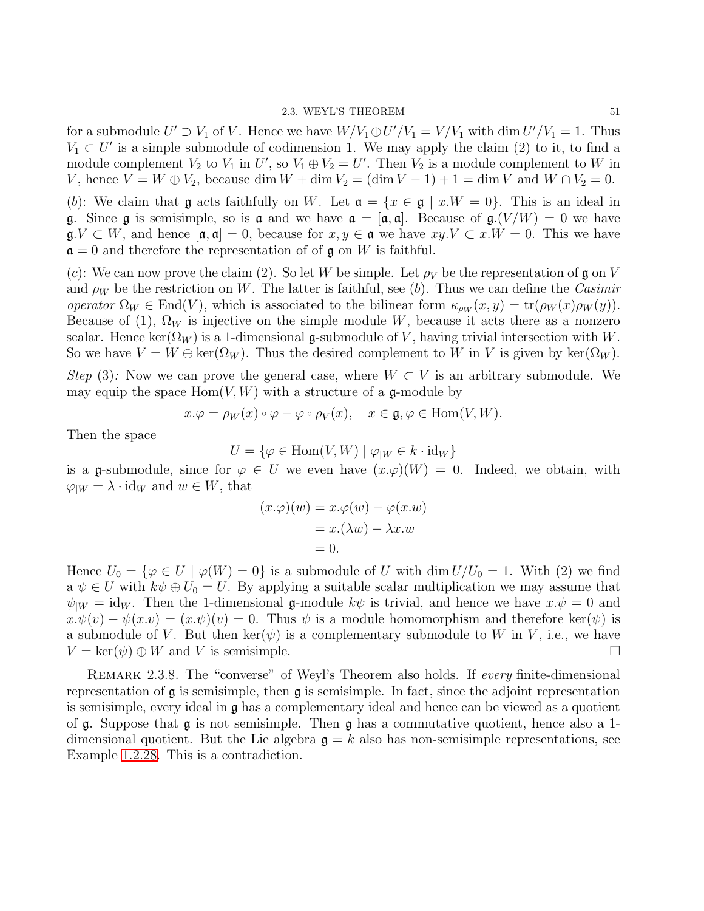for a submodule $U' \supset V_1$ of $V$. Hence we have $W/V_1 \oplus U'/V_1 = V/V_1$ with $\dim U'/V_1 = 1$. Thus $V_1 \subset U'$ is a simple submodule of codimension 1. We may apply the claim (2) to it, to find a module complement $V_2$ to $V_1$ in $U'$, so $V_1 \oplus V_2 = U'$. Then $V_2$ is a module complement to $W$ in $V$, hence $V = W \oplus V_2$, because $\dim W + \dim V_2 = (\dim V - 1) + 1 = \dim V$ and $W \cap V_2 = 0$.

$(b)$: We claim that $\mathfrak{g}$ acts faithfully on $W$. Let $\mathfrak{a} = \{x \in \mathfrak{g} \mid x.W = 0\}$. This is an ideal in $\mathfrak{g}$. Since $\mathfrak{g}$ is semisimple, so is $\mathfrak{a}$ and we have $\mathfrak{a} = [\mathfrak{a}, \mathfrak{a}]$. Because of $\mathfrak{g}.(V/W) = 0$ we have $\mathfrak{g}.V \subset W$, and hence $[\mathfrak{a}, \mathfrak{a}] = 0$, because for $x, y \in \mathfrak{a}$ we have $xy.V \subset x.W = 0$. This we have $\mathfrak{a} = 0$ and therefore the representation of of $\mathfrak{g}$ on $W$ is faithful.

$(c)$: We can now prove the claim (2). So let $W$ be simple. Let $\rho_V$ be the representation of $\mathfrak{g}$ on $V$ and $\rho_W$ be the restriction on $W$. The latter is faithful, see $(b)$. Thus we can define the *Casimir operator* $\Omega_W \in \operatorname{End}(V)$, which is associated to the bilinear form $\kappa_{\rho_W}(x, y) = \operatorname{tr}(\rho_W(x)\rho_W(y))$. Because of (1), $\Omega_W$ is injective on the simple module $W$, because it acts there as a nonzero scalar. Hence $\ker(\Omega_W)$ is a 1-dimensional $\mathfrak{g}$-submodule of $V$, having trivial intersection with $W$. So we have $V = W \oplus \ker(\Omega_W)$. Thus the desired complement to $W$ in $V$ is given by $\ker(\Omega_W)$.

*Step* (3)*:* Now we can prove the general case, where $W \subset V$ is an arbitrary submodule. We may equip the space $\operatorname{Hom}(V, W)$ with a structure of a $\mathfrak{g}$-module by

$$x.\varphi = \rho_W(x) \circ \varphi - \varphi \circ \rho_V(x), \quad x \in \mathfrak{g}, \varphi \in \operatorname{Hom}(V, W).$$

Then the space

$$U = \{\varphi \in \operatorname{Hom}(V, W) \mid \varphi_{|W} \in k \cdot \operatorname{id}_W\}$$

is a $\mathfrak{g}$-submodule, since for $\varphi \in U$ we even have $(x.\varphi)(W) = 0$. Indeed, we obtain, with $\varphi_{|W} = \lambda \cdot \operatorname{id}_W$ and $w \in W$, that

$$\begin{aligned}
(x.\varphi)(w) &= x.\varphi(w) - \varphi(x.w) \\
&= x.(\lambda w) - \lambda x.w \\
&= 0.
\end{aligned}$$

Hence $U_0 = \{\varphi \in U \mid \varphi(W) = 0\}$ is a submodule of $U$ with $\dim U/U_0 = 1$. With (2) we find a $\psi \in U$ with $k\psi \oplus U_0 = U$. By applying a suitable scalar multiplication we may assume that $\psi_{|W} = \operatorname{id}_W$. Then the 1-dimensional $\mathfrak{g}$-module $k\psi$ is trivial, and hence we have $x.\psi = 0$ and $x.\psi(v) - \psi(x.v) = (x.\psi)(v) = 0$. Thus $\psi$ is a module homomorphism and therefore $\ker(\psi)$ is a submodule of $V$. But then $\ker(\psi)$ is a complementary submodule to $W$ in $V$, i.e., we have $V = \ker(\psi) \oplus W$ and $V$ is semisimple. $\square$

Remark 2.3.8. The "converse" of Weyl's Theorem also holds. If *every* finite-dimensional representation of $\mathfrak{g}$ is semisimple, then $\mathfrak{g}$ is semisimple. In fact, since the adjoint representation is semisimple, every ideal in $\mathfrak{g}$ has a complementary ideal and hence can be viewed as a quotient of $\mathfrak{g}$. Suppose that $\mathfrak{g}$ is not semisimple. Then $\mathfrak{g}$ has a commutative quotient, hence also a 1-dimensional quotient. But the Lie algebra $\mathfrak{g} = k$ also has non-semisimple representations, see Example 1.2.28. This is a contradiction.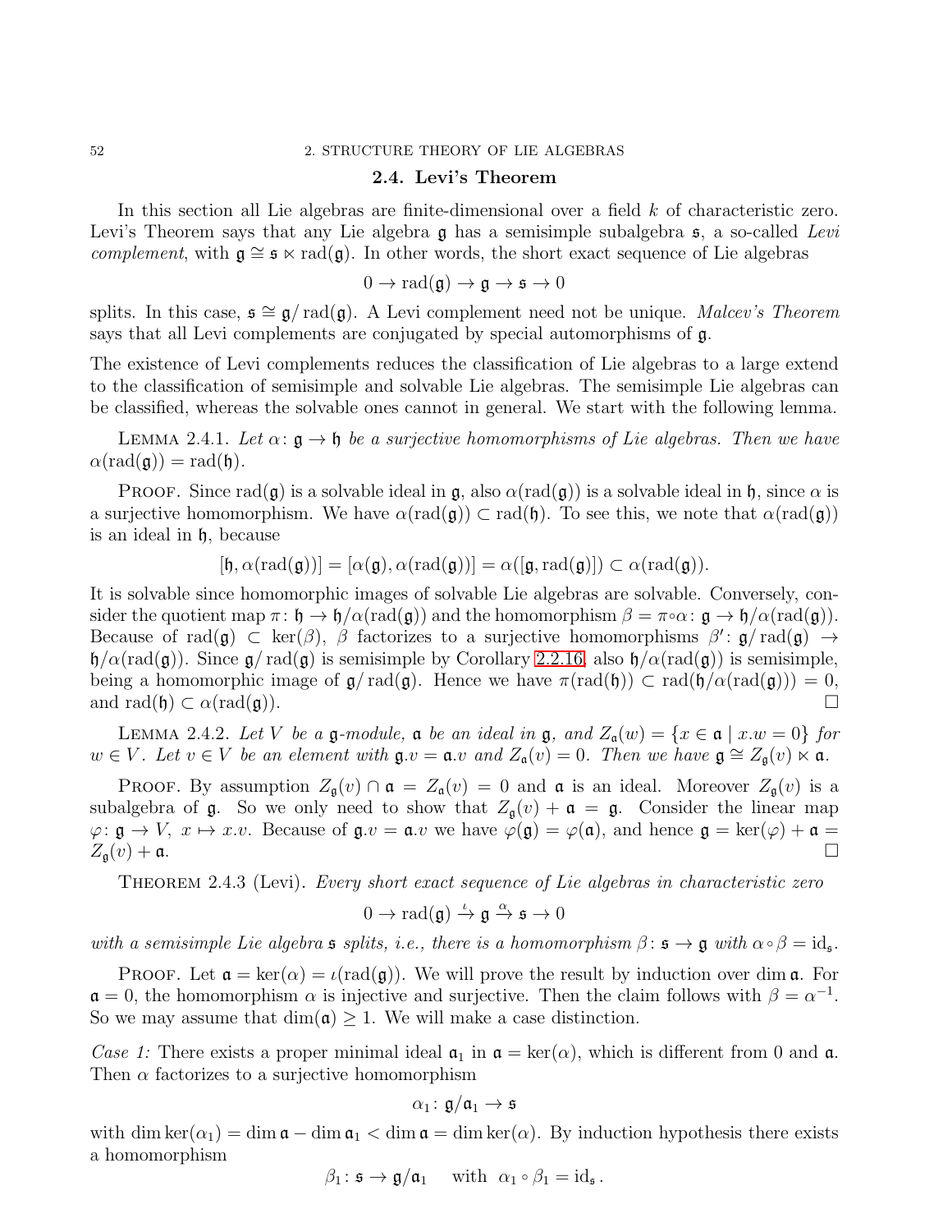## 2.4. Levi's Theorem

In this section all Lie algebras are finite-dimensional over a field $k$ of characteristic zero. Levi's Theorem says that any Lie algebra $\mathfrak{g}$ has a semisimple subalgebra $\mathfrak{s}$, a so-called *Levi complement*, with $\mathfrak{g} \cong \mathfrak{s} \ltimes \operatorname{rad}(\mathfrak{g})$. In other words, the short exact sequence of Lie algebras

$$0 \to \operatorname{rad}(\mathfrak{g}) \to \mathfrak{g} \to \mathfrak{s} \to 0$$

splits. In this case, $\mathfrak{s} \cong \mathfrak{g}/\operatorname{rad}(\mathfrak{g})$. A Levi complement need not be unique. *Malcev's Theorem* says that all Levi complements are conjugated by special automorphisms of $\mathfrak{g}$.

The existence of Levi complements reduces the classification of Lie algebras to a large extend to the classification of semisimple and solvable Lie algebras. The semisimple Lie algebras can be classified, whereas the solvable ones cannot in general. We start with the following lemma.

Lemma 2.4.1. *Let $\alpha \colon \mathfrak{g} \to \mathfrak{h}$ be a surjective homomorphisms of Lie algebras. Then we have $\alpha(\operatorname{rad}(\mathfrak{g})) = \operatorname{rad}(\mathfrak{h})$.*

Proof. Since $\operatorname{rad}(\mathfrak{g})$ is a solvable ideal in $\mathfrak{g}$, also $\alpha(\operatorname{rad}(\mathfrak{g}))$ is a solvable ideal in $\mathfrak{h}$, since $\alpha$ is a surjective homomorphism. We have $\alpha(\operatorname{rad}(\mathfrak{g})) \subset \operatorname{rad}(\mathfrak{h})$. To see this, we note that $\alpha(\operatorname{rad}(\mathfrak{g}))$ is an ideal in $\mathfrak{h}$, because

$$[\mathfrak{h}, \alpha(\operatorname{rad}(\mathfrak{g}))] = [\alpha(\mathfrak{g}), \alpha(\operatorname{rad}(\mathfrak{g}))] = \alpha([\mathfrak{g}, \operatorname{rad}(\mathfrak{g})]) \subset \alpha(\operatorname{rad}(\mathfrak{g})).$$

It is solvable since homomorphic images of solvable Lie algebras are solvable. Conversely, consider the quotient map $\pi \colon \mathfrak{h} \to \mathfrak{h}/\alpha(\operatorname{rad}(\mathfrak{g}))$ and the homomorphism $\beta = \pi \circ \alpha \colon \mathfrak{g} \to \mathfrak{h}/\alpha(\operatorname{rad}(\mathfrak{g}))$. Because of $\operatorname{rad}(\mathfrak{g}) \subset \ker(\beta)$, $\beta$ factorizes to a surjective homomorphisms $\beta' \colon \mathfrak{g}/\operatorname{rad}(\mathfrak{g}) \to \mathfrak{h}/\alpha(\operatorname{rad}(\mathfrak{g}))$. Since $\mathfrak{g}/\operatorname{rad}(\mathfrak{g})$ is semisimple by Corollary 2.2.16, also $\mathfrak{h}/\alpha(\operatorname{rad}(\mathfrak{g}))$ is semisimple, being a homomorphic image of $\mathfrak{g}/\operatorname{rad}(\mathfrak{g})$. Hence we have $\pi(\operatorname{rad}(\mathfrak{h})) \subset \operatorname{rad}(\mathfrak{h}/\alpha(\operatorname{rad}(\mathfrak{g}))) = 0$, and $\operatorname{rad}(\mathfrak{h}) \subset \alpha(\operatorname{rad}(\mathfrak{g}))$. □

Lemma 2.4.2. *Let $V$ be a $\mathfrak{g}$-module, $\mathfrak{a}$ be an ideal in $\mathfrak{g}$, and $Z_{\mathfrak{a}}(w) = \{x \in \mathfrak{a} \mid x.w = 0\}$ for $w \in V$. Let $v \in V$ be an element with $\mathfrak{g}.v = \mathfrak{a}.v$ and $Z_{\mathfrak{a}}(v) = 0$. Then we have $\mathfrak{g} \cong Z_{\mathfrak{g}}(v) \ltimes \mathfrak{a}$.*

Proof. By assumption $Z_{\mathfrak{g}}(v) \cap \mathfrak{a} = Z_{\mathfrak{a}}(v) = 0$ and $\mathfrak{a}$ is an ideal. Moreover $Z_{\mathfrak{g}}(v)$ is a subalgebra of $\mathfrak{g}$. So we only need to show that $Z_{\mathfrak{g}}(v) + \mathfrak{a} = \mathfrak{g}$. Consider the linear map $\varphi \colon \mathfrak{g} \to V,\ x \mapsto x.v$. Because of $\mathfrak{g}.v = \mathfrak{a}.v$ we have $\varphi(\mathfrak{g}) = \varphi(\mathfrak{a})$, and hence $\mathfrak{g} = \ker(\varphi) + \mathfrak{a} = Z_{\mathfrak{g}}(v) + \mathfrak{a}$. □

Theorem 2.4.3 (Levi). *Every short exact sequence of Lie algebras in characteristic zero*

$$0 \to \operatorname{rad}(\mathfrak{g}) \xrightarrow{\iota} \mathfrak{g} \xrightarrow{\alpha} \mathfrak{s} \to 0$$

*with a semisimple Lie algebra $\mathfrak{s}$ splits, i.e., there is a homomorphism $\beta \colon \mathfrak{s} \to \mathfrak{g}$ with $\alpha \circ \beta = \mathrm{id}_{\mathfrak{s}}$.*

Proof. Let $\mathfrak{a} = \ker(\alpha) = \iota(\operatorname{rad}(\mathfrak{g}))$. We will prove the result by induction over $\dim \mathfrak{a}$. For $\mathfrak{a} = 0$, the homomorphism $\alpha$ is injective and surjective. Then the claim follows with $\beta = \alpha^{-1}$. So we may assume that $\dim(\mathfrak{a}) \geq 1$. We will make a case distinction.

*Case 1:* There exists a proper minimal ideal $\mathfrak{a}_1$ in $\mathfrak{a} = \ker(\alpha)$, which is different from $0$ and $\mathfrak{a}$. Then $\alpha$ factorizes to a surjective homomorphism

$$\alpha_1 \colon \mathfrak{g}/\mathfrak{a}_1 \to \mathfrak{s}$$

with $\dim \ker(\alpha_1) = \dim \mathfrak{a} - \dim \mathfrak{a}_1 < \dim \mathfrak{a} = \dim \ker(\alpha)$. By induction hypothesis there exists a homomorphism

$$\beta_1 \colon \mathfrak{s} \to \mathfrak{g}/\mathfrak{a}_1 \quad \text{ with } \ \alpha_1 \circ \beta_1 = \mathrm{id}_{\mathfrak{s}}.$$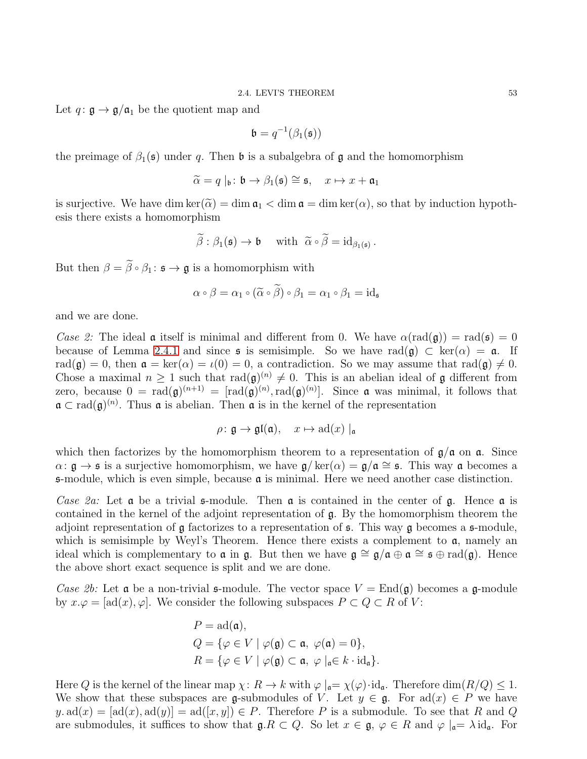Let $q\colon \mathfrak{g} \to \mathfrak{g}/\mathfrak{a}_1$ be the quotient map and

$$\mathfrak{b} = q^{-1}(\beta_1(\mathfrak{s}))$$

the preimage of $\beta_1(\mathfrak{s})$ under $q$. Then $\mathfrak{b}$ is a subalgebra of $\mathfrak{g}$ and the homomorphism

$$\widetilde{\alpha} = q\mid_{\mathfrak{b}} \colon \mathfrak{b} \to \beta_1(\mathfrak{s}) \cong \mathfrak{s}, \quad x \mapsto x + \mathfrak{a}_1$$

is surjective. We have $\dim \ker(\widetilde{\alpha}) = \dim \mathfrak{a}_1 < \dim \mathfrak{a} = \dim \ker(\alpha)$, so that by induction hypothesis there exists a homomorphism

$$\widetilde{\beta}: \beta_1(\mathfrak{s}) \to \mathfrak{b} \quad \text{ with } \widetilde{\alpha} \circ \widetilde{\beta} = \mathrm{id}_{\beta_1(\mathfrak{s})}.$$

But then $\beta = \widetilde{\beta} \circ \beta_1 \colon \mathfrak{s} \to \mathfrak{g}$ is a homomorphism with

$$\alpha \circ \beta = \alpha_1 \circ (\widetilde{\alpha} \circ \widetilde{\beta}) \circ \beta_1 = \alpha_1 \circ \beta_1 = \mathrm{id}_{\mathfrak{s}}$$

and we are done.

*Case 2:* The ideal $\mathfrak{a}$ itself is minimal and different from 0. We have $\alpha(\mathrm{rad}(\mathfrak{g})) = \mathrm{rad}(\mathfrak{s}) = 0$ because of Lemma 2.4.1 and since $\mathfrak{s}$ is semisimple. So we have $\mathrm{rad}(\mathfrak{g}) \subset \ker(\alpha) = \mathfrak{a}$. If $\mathrm{rad}(\mathfrak{g}) = 0$, then $\mathfrak{a} = \ker(\alpha) = \iota(0) = 0$, a contradiction. So we may assume that $\mathrm{rad}(\mathfrak{g}) \neq 0$. Chose a maximal $n \geq 1$ such that $\mathrm{rad}(\mathfrak{g})^{(n)} \neq 0$. This is an abelian ideal of $\mathfrak{g}$ different from zero, because $0 = \mathrm{rad}(\mathfrak{g})^{(n+1)} = [\mathrm{rad}(\mathfrak{g})^{(n)}, \mathrm{rad}(\mathfrak{g})^{(n)}]$. Since $\mathfrak{a}$ was minimal, it follows that $\mathfrak{a} \subset \mathrm{rad}(\mathfrak{g})^{(n)}$. Thus $\mathfrak{a}$ is abelian. Then $\mathfrak{a}$ is in the kernel of the representation

$$\rho\colon \mathfrak{g} \to \mathfrak{gl}(\mathfrak{a}), \quad x \mapsto \mathrm{ad}(x)\mid_{\mathfrak{a}}$$

which then factorizes by the homomorphism theorem to a representation of $\mathfrak{g}/\mathfrak{a}$ on $\mathfrak{a}$. Since $\alpha\colon \mathfrak{g} \to \mathfrak{s}$ is a surjective homomorphism, we have $\mathfrak{g}/\ker(\alpha) = \mathfrak{g}/\mathfrak{a} \cong \mathfrak{s}$. This way $\mathfrak{a}$ becomes a $\mathfrak{s}$-module, which is even simple, because $\mathfrak{a}$ is minimal. Here we need another case distinction.

*Case 2a:* Let $\mathfrak{a}$ be a trivial $\mathfrak{s}$-module. Then $\mathfrak{a}$ is contained in the center of $\mathfrak{g}$. Hence $\mathfrak{a}$ is contained in the kernel of the adjoint representation of $\mathfrak{g}$. By the homomorphism theorem the adjoint representation of $\mathfrak{g}$ factorizes to a representation of $\mathfrak{s}$. This way $\mathfrak{g}$ becomes a $\mathfrak{s}$-module, which is semisimple by Weyl's Theorem. Hence there exists a complement to $\mathfrak{a}$, namely an ideal which is complementary to $\mathfrak{a}$ in $\mathfrak{g}$. But then we have $\mathfrak{g} \cong \mathfrak{g}/\mathfrak{a} \oplus \mathfrak{a} \cong \mathfrak{s} \oplus \mathrm{rad}(\mathfrak{g})$. Hence the above short exact sequence is split and we are done.

*Case 2b:* Let $\mathfrak{a}$ be a non-trivial $\mathfrak{s}$-module. The vector space $V = \mathrm{End}(\mathfrak{g})$ becomes a $\mathfrak{g}$-module by $x.\varphi = [\mathrm{ad}(x), \varphi]$. We consider the following subspaces $P \subset Q \subset R$ of $V$:

$$\begin{aligned}
P &= \mathrm{ad}(\mathfrak{a}), \\
Q &= \{\varphi \in V \mid \varphi(\mathfrak{g}) \subset \mathfrak{a},\ \varphi(\mathfrak{a}) = 0\}, \\
R &= \{\varphi \in V \mid \varphi(\mathfrak{g}) \subset \mathfrak{a},\ \varphi\mid_{\mathfrak{a}} \in k \cdot \mathrm{id}_{\mathfrak{a}}\}.
\end{aligned}$$

Here $Q$ is the kernel of the linear map $\chi\colon R \to k$ with $\varphi\mid_{\mathfrak{a}} = \chi(\varphi) \cdot \mathrm{id}_{\mathfrak{a}}$. Therefore $\dim(R/Q) \leq 1$. We show that these subspaces are $\mathfrak{g}$-submodules of $V$. Let $y \in \mathfrak{g}$. For $\mathrm{ad}(x) \in P$ we have $y.\mathrm{ad}(x) = [\mathrm{ad}(x), \mathrm{ad}(y)] = \mathrm{ad}([x, y]) \in P$. Therefore $P$ is a submodule. To see that $R$ and $Q$ are submodules, it suffices to show that $\mathfrak{g}.R \subset Q$. So let $x \in \mathfrak{g}$, $\varphi \in R$ and $\varphi\mid_{\mathfrak{a}} = \lambda\, \mathrm{id}_{\mathfrak{a}}$. For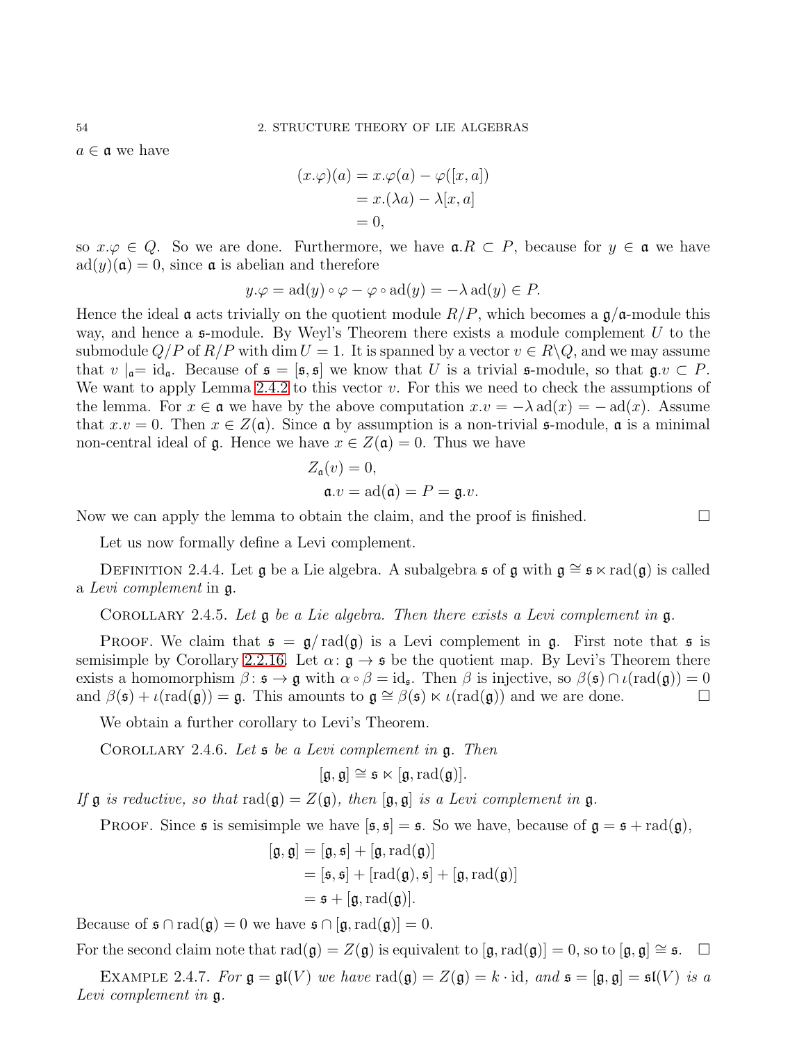$a \in \mathfrak{a}$ we have

$$\begin{aligned}(x.\varphi)(a) &= x.\varphi(a) - \varphi([x,a]) \\ &= x.(\lambda a) - \lambda[x,a] \\ &= 0,\end{aligned}$$

so $x.\varphi \in Q$. So we are done. Furthermore, we have $\mathfrak{a}.R \subset P$, because for $y \in \mathfrak{a}$ we have $\operatorname{ad}(y)(\mathfrak{a}) = 0$, since $\mathfrak{a}$ is abelian and therefore

$$y.\varphi = \operatorname{ad}(y) \circ \varphi - \varphi \circ \operatorname{ad}(y) = -\lambda \operatorname{ad}(y) \in P.$$

Hence the ideal $\mathfrak{a}$ acts trivially on the quotient module $R/P$, which becomes a $\mathfrak{g}/\mathfrak{a}$-module this way, and hence a $\mathfrak{s}$-module. By Weyl's Theorem there exists a module complement $U$ to the submodule $Q/P$ of $R/P$ with $\dim U = 1$. It is spanned by a vector $v \in R \backslash Q$, and we may assume that $v\mid_{\mathfrak{a}} = \mathrm{id}_{\mathfrak{a}}$. Because of $\mathfrak{s} = [\mathfrak{s}, \mathfrak{s}]$ we know that $U$ is a trivial $\mathfrak{s}$-module, so that $\mathfrak{g}.v \subset P$. We want to apply Lemma 2.4.2 to this vector $v$. For this we need to check the assumptions of the lemma. For $x \in \mathfrak{a}$ we have by the above computation $x.v = -\lambda \operatorname{ad}(x) = -\operatorname{ad}(x)$. Assume that $x.v = 0$. Then $x \in Z(\mathfrak{a})$. Since $\mathfrak{a}$ by assumption is a non-trivial $\mathfrak{s}$-module, $\mathfrak{a}$ is a minimal non-central ideal of $\mathfrak{g}$. Hence we have $x \in Z(\mathfrak{a}) = 0$. Thus we have

$$\begin{aligned}Z_{\mathfrak{a}}(v) &= 0, \\ \mathfrak{a}.v &= \operatorname{ad}(\mathfrak{a}) = P = \mathfrak{g}.v.\end{aligned}$$

Now we can apply the lemma to obtain the claim, and the proof is finished. □

Let us now formally define a Levi complement.

Definition 2.4.4. Let $\mathfrak{g}$ be a Lie algebra. A subalgebra $\mathfrak{s}$ of $\mathfrak{g}$ with $\mathfrak{g} \cong \mathfrak{s} \ltimes \operatorname{rad}(\mathfrak{g})$ is called a *Levi complement* in $\mathfrak{g}$.

Corollary 2.4.5. *Let $\mathfrak{g}$ be a Lie algebra. Then there exists a Levi complement in $\mathfrak{g}$.*

Proof. We claim that $\mathfrak{s} = \mathfrak{g}/\operatorname{rad}(\mathfrak{g})$ is a Levi complement in $\mathfrak{g}$. First note that $\mathfrak{s}$ is semisimple by Corollary 2.2.16. Let $\alpha\colon \mathfrak{g} \to \mathfrak{s}$ be the quotient map. By Levi's Theorem there exists a homomorphism $\beta\colon \mathfrak{s} \to \mathfrak{g}$ with $\alpha \circ \beta = \mathrm{id}_{\mathfrak{s}}$. Then $\beta$ is injective, so $\beta(\mathfrak{s}) \cap \iota(\operatorname{rad}(\mathfrak{g})) = 0$ and $\beta(\mathfrak{s}) + \iota(\operatorname{rad}(\mathfrak{g})) = \mathfrak{g}$. This amounts to $\mathfrak{g} \cong \beta(\mathfrak{s}) \ltimes \iota(\operatorname{rad}(\mathfrak{g}))$ and we are done. □

We obtain a further corollary to Levi's Theorem.

Corollary 2.4.6. *Let $\mathfrak{s}$ be a Levi complement in $\mathfrak{g}$. Then*

$$[\mathfrak{g}, \mathfrak{g}] \cong \mathfrak{s} \ltimes [\mathfrak{g}, \operatorname{rad}(\mathfrak{g})].$$

*If $\mathfrak{g}$ is reductive, so that $\operatorname{rad}(\mathfrak{g}) = Z(\mathfrak{g})$, then $[\mathfrak{g}, \mathfrak{g}]$ is a Levi complement in $\mathfrak{g}$.*

Proof. Since $\mathfrak{s}$ is semisimple we have $[\mathfrak{s}, \mathfrak{s}] = \mathfrak{s}$. So we have, because of $\mathfrak{g} = \mathfrak{s} + \operatorname{rad}(\mathfrak{g})$,

$$\begin{aligned}[\mathfrak{g}, \mathfrak{g}] &= [\mathfrak{g}, \mathfrak{s}] + [\mathfrak{g}, \operatorname{rad}(\mathfrak{g})] \\ &= [\mathfrak{s}, \mathfrak{s}] + [\operatorname{rad}(\mathfrak{g}), \mathfrak{s}] + [\mathfrak{g}, \operatorname{rad}(\mathfrak{g})] \\ &= \mathfrak{s} + [\mathfrak{g}, \operatorname{rad}(\mathfrak{g})].\end{aligned}$$

Because of $\mathfrak{s} \cap \operatorname{rad}(\mathfrak{g}) = 0$ we have $\mathfrak{s} \cap [\mathfrak{g}, \operatorname{rad}(\mathfrak{g})] = 0$.

For the second claim note that $\operatorname{rad}(\mathfrak{g}) = Z(\mathfrak{g})$ is equivalent to $[\mathfrak{g}, \operatorname{rad}(\mathfrak{g})] = 0$, so to $[\mathfrak{g}, \mathfrak{g}] \cong \mathfrak{s}$. □

Example 2.4.7. *For $\mathfrak{g} = \mathfrak{gl}(V)$ we have $\operatorname{rad}(\mathfrak{g}) = Z(\mathfrak{g}) = k \cdot \mathrm{id}$, and $\mathfrak{s} = [\mathfrak{g}, \mathfrak{g}] = \mathfrak{sl}(V)$ is a Levi complement in $\mathfrak{g}$.*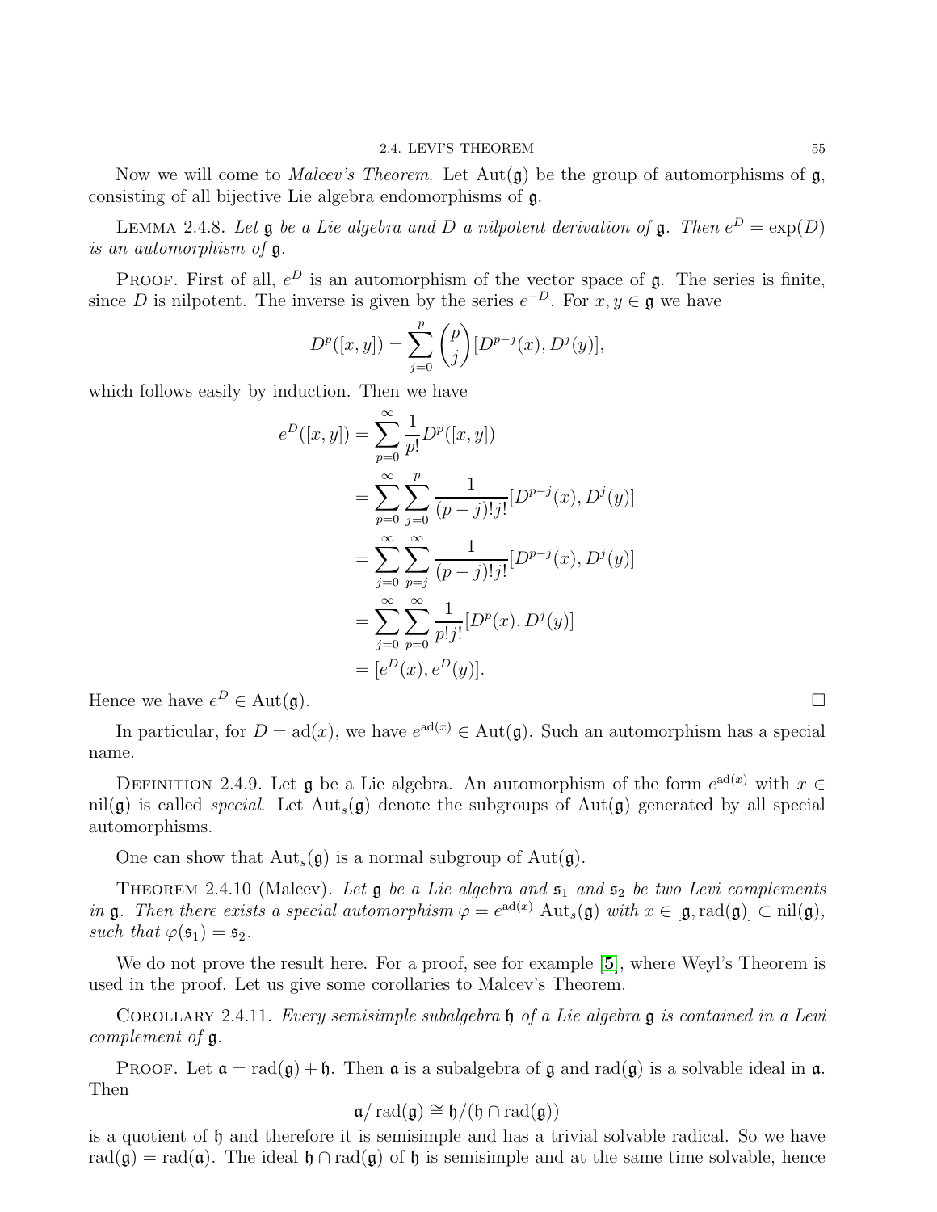Now we will come to *Malcev's Theorem*. Let $\mathrm{Aut}(\mathfrak{g})$ be the group of automorphisms of $\mathfrak{g}$, consisting of all bijective Lie algebra endomorphisms of $\mathfrak{g}$.

LEMMA 2.4.8. *Let $\mathfrak{g}$ be a Lie algebra and $D$ a nilpotent derivation of $\mathfrak{g}$. Then $e^D = \exp(D)$ is an automorphism of $\mathfrak{g}$.*

PROOF. First of all, $e^D$ is an automorphism of the vector space of $\mathfrak{g}$. The series is finite, since $D$ is nilpotent. The inverse is given by the series $e^{-D}$. For $x, y \in \mathfrak{g}$ we have

$$D^p([x,y]) = \sum_{j=0}^{p} \binom{p}{j} [D^{p-j}(x), D^j(y)],$$

which follows easily by induction. Then we have

$$\begin{aligned}
e^D([x,y]) &= \sum_{p=0}^{\infty} \frac{1}{p!} D^p([x,y]) \\
&= \sum_{p=0}^{\infty} \sum_{j=0}^{p} \frac{1}{(p-j)!j!} [D^{p-j}(x), D^j(y)] \\
&= \sum_{j=0}^{\infty} \sum_{p=j}^{\infty} \frac{1}{(p-j)!j!} [D^{p-j}(x), D^j(y)] \\
&= \sum_{j=0}^{\infty} \sum_{p=0}^{\infty} \frac{1}{p!j!} [D^p(x), D^j(y)] \\
&= [e^D(x), e^D(y)].
\end{aligned}$$

Hence we have $e^D \in \mathrm{Aut}(\mathfrak{g})$. $\square$

In particular, for $D = \mathrm{ad}(x)$, we have $e^{\mathrm{ad}(x)} \in \mathrm{Aut}(\mathfrak{g})$. Such an automorphism has a special name.

DEFINITION 2.4.9. Let $\mathfrak{g}$ be a Lie algebra. An automorphism of the form $e^{\mathrm{ad}(x)}$ with $x \in \mathrm{nil}(\mathfrak{g})$ is called *special*. Let $\mathrm{Aut}_s(\mathfrak{g})$ denote the subgroups of $\mathrm{Aut}(\mathfrak{g})$ generated by all special automorphisms.

One can show that $\mathrm{Aut}_s(\mathfrak{g})$ is a normal subgroup of $\mathrm{Aut}(\mathfrak{g})$.

THEOREM 2.4.10 (Malcev). *Let $\mathfrak{g}$ be a Lie algebra and $\mathfrak{s}_1$ and $\mathfrak{s}_2$ be two Levi complements in $\mathfrak{g}$. Then there exists a special automorphism $\varphi = e^{\mathrm{ad}(x)}\ \mathrm{Aut}_s(\mathfrak{g})$ with $x \in [\mathfrak{g}, \mathrm{rad}(\mathfrak{g})] \subset \mathrm{nil}(\mathfrak{g})$, such that $\varphi(\mathfrak{s}_1) = \mathfrak{s}_2$.*

We do not prove the result here. For a proof, see for example [5], where Weyl's Theorem is used in the proof. Let us give some corollaries to Malcev's Theorem.

COROLLARY 2.4.11. *Every semisimple subalgebra $\mathfrak{h}$ of a Lie algebra $\mathfrak{g}$ is contained in a Levi complement of $\mathfrak{g}$.*

PROOF. Let $\mathfrak{a} = \mathrm{rad}(\mathfrak{g}) + \mathfrak{h}$. Then $\mathfrak{a}$ is a subalgebra of $\mathfrak{g}$ and $\mathrm{rad}(\mathfrak{g})$ is a solvable ideal in $\mathfrak{a}$. Then

$$\mathfrak{a}/\mathrm{rad}(\mathfrak{g}) \cong \mathfrak{h}/(\mathfrak{h} \cap \mathrm{rad}(\mathfrak{g}))$$

is a quotient of $\mathfrak{h}$ and therefore it is semisimple and has a trivial solvable radical. So we have $\mathrm{rad}(\mathfrak{g}) = \mathrm{rad}(\mathfrak{a})$. The ideal $\mathfrak{h} \cap \mathrm{rad}(\mathfrak{g})$ of $\mathfrak{h}$ is semisimple and at the same time solvable, hence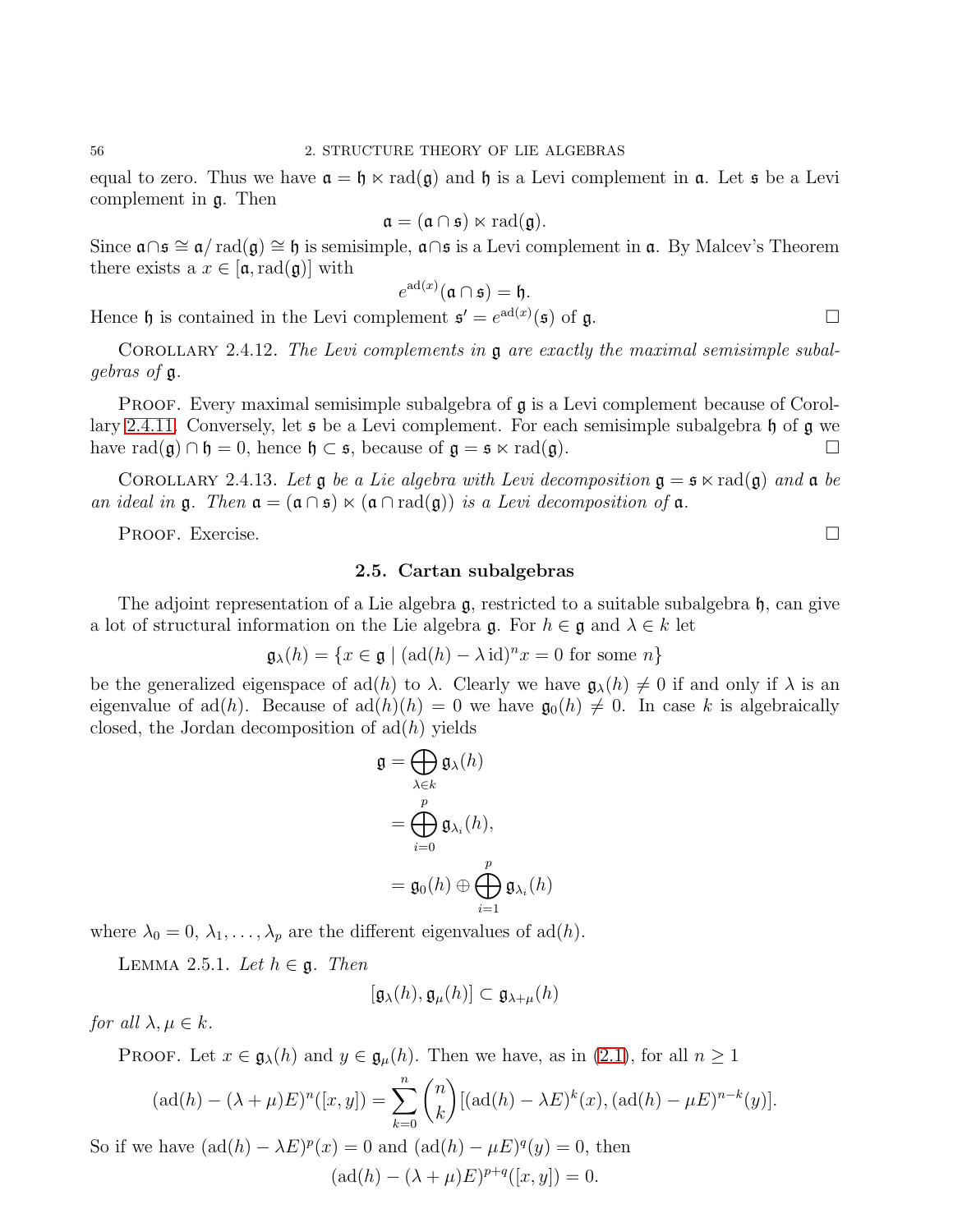equal to zero. Thus we have $\mathfrak{a} = \mathfrak{h} \ltimes \operatorname{rad}(\mathfrak{g})$ and $\mathfrak{h}$ is a Levi complement in $\mathfrak{a}$. Let $\mathfrak{s}$ be a Levi complement in $\mathfrak{g}$. Then

$$\mathfrak{a} = (\mathfrak{a} \cap \mathfrak{s}) \ltimes \operatorname{rad}(\mathfrak{g}).$$

Since $\mathfrak{a} \cap \mathfrak{s} \cong \mathfrak{a}/\operatorname{rad}(\mathfrak{g}) \cong \mathfrak{h}$ is semisimple, $\mathfrak{a} \cap \mathfrak{s}$ is a Levi complement in $\mathfrak{a}$. By Malcev's Theorem there exists a $x \in [\mathfrak{a}, \operatorname{rad}(\mathfrak{g})]$ with

$$e^{\operatorname{ad}(x)}(\mathfrak{a} \cap \mathfrak{s}) = \mathfrak{h}.$$

Hence $\mathfrak{h}$ is contained in the Levi complement $\mathfrak{s}' = e^{\operatorname{ad}(x)}(\mathfrak{s})$ of $\mathfrak{g}$. □

Corollary 2.4.12. *The Levi complements in $\mathfrak{g}$ are exactly the maximal semisimple subalgebras of $\mathfrak{g}$.*

Proof. Every maximal semisimple subalgebra of $\mathfrak{g}$ is a Levi complement because of Corollary 2.4.11. Conversely, let $\mathfrak{s}$ be a Levi complement. For each semisimple subalgebra $\mathfrak{h}$ of $\mathfrak{g}$ we have $\operatorname{rad}(\mathfrak{g}) \cap \mathfrak{h} = 0$, hence $\mathfrak{h} \subset \mathfrak{s}$, because of $\mathfrak{g} = \mathfrak{s} \ltimes \operatorname{rad}(\mathfrak{g})$. □

Corollary 2.4.13. *Let $\mathfrak{g}$ be a Lie algebra with Levi decomposition $\mathfrak{g} = \mathfrak{s} \ltimes \operatorname{rad}(\mathfrak{g})$ and $\mathfrak{a}$ be an ideal in $\mathfrak{g}$. Then $\mathfrak{a} = (\mathfrak{a} \cap \mathfrak{s}) \ltimes (\mathfrak{a} \cap \operatorname{rad}(\mathfrak{g}))$ is a Levi decomposition of $\mathfrak{a}$.*

Proof. Exercise. □

## 2.5. Cartan subalgebras

The adjoint representation of a Lie algebra $\mathfrak{g}$, restricted to a suitable subalgebra $\mathfrak{h}$, can give a lot of structural information on the Lie algebra $\mathfrak{g}$. For $h \in \mathfrak{g}$ and $\lambda \in k$ let

$$\mathfrak{g}_\lambda(h) = \{x \in \mathfrak{g} \mid (\operatorname{ad}(h) - \lambda \operatorname{id})^n x = 0 \text{ for some } n\}$$

be the generalized eigenspace of $\operatorname{ad}(h)$ to $\lambda$. Clearly we have $\mathfrak{g}_\lambda(h) \neq 0$ if and only if $\lambda$ is an eigenvalue of $\operatorname{ad}(h)$. Because of $\operatorname{ad}(h)(h) = 0$ we have $\mathfrak{g}_0(h) \neq 0$. In case $k$ is algebraically closed, the Jordan decomposition of $\operatorname{ad}(h)$ yields

$$\begin{aligned}
\mathfrak{g} &= \bigoplus_{\lambda \in k} \mathfrak{g}_\lambda(h) \\
&= \bigoplus_{i=0}^{p} \mathfrak{g}_{\lambda_i}(h), \\
&= \mathfrak{g}_0(h) \oplus \bigoplus_{i=1}^{p} \mathfrak{g}_{\lambda_i}(h)
\end{aligned}$$

where $\lambda_0 = 0, \lambda_1, \ldots, \lambda_p$ are the different eigenvalues of $\operatorname{ad}(h)$.

Lemma 2.5.1. *Let $h \in \mathfrak{g}$. Then*

$$[\mathfrak{g}_\lambda(h), \mathfrak{g}_\mu(h)] \subset \mathfrak{g}_{\lambda+\mu}(h)$$

*for all $\lambda, \mu \in k$.*

Proof. Let $x \in \mathfrak{g}_\lambda(h)$ and $y \in \mathfrak{g}_\mu(h)$. Then we have, as in (2.1), for all $n \geq 1$

$$(\operatorname{ad}(h) - (\lambda + \mu)E)^n([x, y]) = \sum_{k=0}^{n} \binom{n}{k} [(\operatorname{ad}(h) - \lambda E)^k(x), (\operatorname{ad}(h) - \mu E)^{n-k}(y)].$$

So if we have $(\operatorname{ad}(h) - \lambda E)^p(x) = 0$ and $(\operatorname{ad}(h) - \mu E)^q(y) = 0$, then

$$(\operatorname{ad}(h) - (\lambda + \mu)E)^{p+q}([x, y]) = 0.$$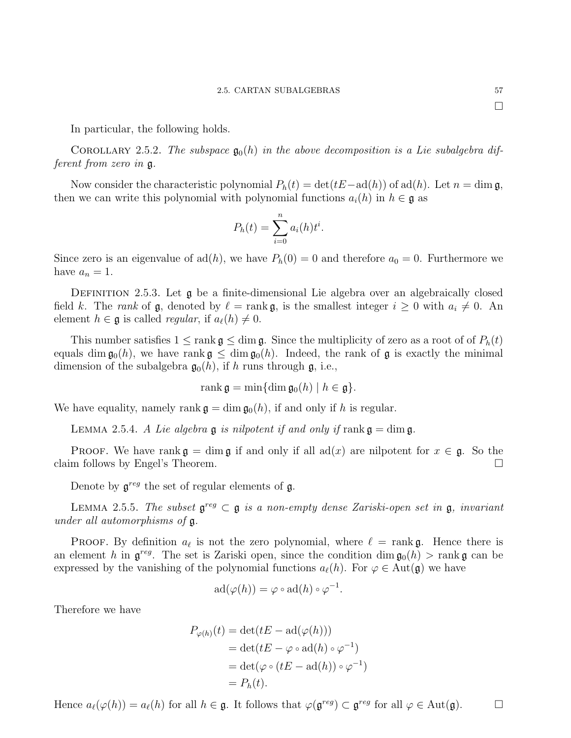□

In particular, the following holds.

Corollary 2.5.2. *The subspace $\mathfrak{g}_0(h)$ in the above decomposition is a Lie subalgebra different from zero in $\mathfrak{g}$.*

Now consider the characteristic polynomial $P_h(t) = \det(tE - \operatorname{ad}(h))$ of $\operatorname{ad}(h)$. Let $n = \dim \mathfrak{g}$, then we can write this polynomial with polynomial functions $a_i(h)$ in $h \in \mathfrak{g}$ as

$$P_h(t) = \sum_{i=0}^{n} a_i(h) t^i.$$

Since zero is an eigenvalue of $\operatorname{ad}(h)$, we have $P_h(0) = 0$ and therefore $a_0 = 0$. Furthermore we have $a_n = 1$.

Definition 2.5.3. Let $\mathfrak{g}$ be a finite-dimensional Lie algebra over an algebraically closed field $k$. The *rank* of $\mathfrak{g}$, denoted by $\ell = \operatorname{rank} \mathfrak{g}$, is the smallest integer $i \geq 0$ with $a_i \neq 0$. An element $h \in \mathfrak{g}$ is called *regular*, if $a_\ell(h) \neq 0$.

This number satisfies $1 \leq \operatorname{rank} \mathfrak{g} \leq \dim \mathfrak{g}$. Since the multiplicity of zero as a root of of $P_h(t)$ equals $\dim \mathfrak{g}_0(h)$, we have $\operatorname{rank} \mathfrak{g} \leq \dim \mathfrak{g}_0(h)$. Indeed, the rank of $\mathfrak{g}$ is exactly the minimal dimension of the subalgebra $\mathfrak{g}_0(h)$, if $h$ runs through $\mathfrak{g}$, i.e.,

$$\operatorname{rank} \mathfrak{g} = \min\{\dim \mathfrak{g}_0(h) \mid h \in \mathfrak{g}\}.$$

We have equality, namely $\operatorname{rank} \mathfrak{g} = \dim \mathfrak{g}_0(h)$, if and only if $h$ is regular.

Lemma 2.5.4. *A Lie algebra $\mathfrak{g}$ is nilpotent if and only if $\operatorname{rank} \mathfrak{g} = \dim \mathfrak{g}$.*

Proof. We have $\operatorname{rank} \mathfrak{g} = \dim \mathfrak{g}$ if and only if all $\operatorname{ad}(x)$ are nilpotent for $x \in \mathfrak{g}$. So the claim follows by Engel's Theorem. □

Denote by $\mathfrak{g}^{reg}$ the set of regular elements of $\mathfrak{g}$.

Lemma 2.5.5. *The subset $\mathfrak{g}^{reg} \subset \mathfrak{g}$ is a non-empty dense Zariski-open set in $\mathfrak{g}$, invariant under all automorphisms of $\mathfrak{g}$.*

Proof. By definition $a_\ell$ is not the zero polynomial, where $\ell = \operatorname{rank} \mathfrak{g}$. Hence there is an element $h$ in $\mathfrak{g}^{reg}$. The set is Zariski open, since the condition $\dim \mathfrak{g}_0(h) > \operatorname{rank} \mathfrak{g}$ can be expressed by the vanishing of the polynomial functions $a_\ell(h)$. For $\varphi \in \operatorname{Aut}(\mathfrak{g})$ we have

$$\operatorname{ad}(\varphi(h)) = \varphi \circ \operatorname{ad}(h) \circ \varphi^{-1}.$$

Therefore we have

$$\begin{aligned}
P_{\varphi(h)}(t) &= \det(tE - \operatorname{ad}(\varphi(h))) \\
&= \det(tE - \varphi \circ \operatorname{ad}(h) \circ \varphi^{-1}) \\
&= \det(\varphi \circ (tE - \operatorname{ad}(h)) \circ \varphi^{-1}) \\
&= P_h(t).
\end{aligned}$$

Hence $a_\ell(\varphi(h)) = a_\ell(h)$ for all $h \in \mathfrak{g}$. It follows that $\varphi(\mathfrak{g}^{reg}) \subset \mathfrak{g}^{reg}$ for all $\varphi \in \operatorname{Aut}(\mathfrak{g})$. □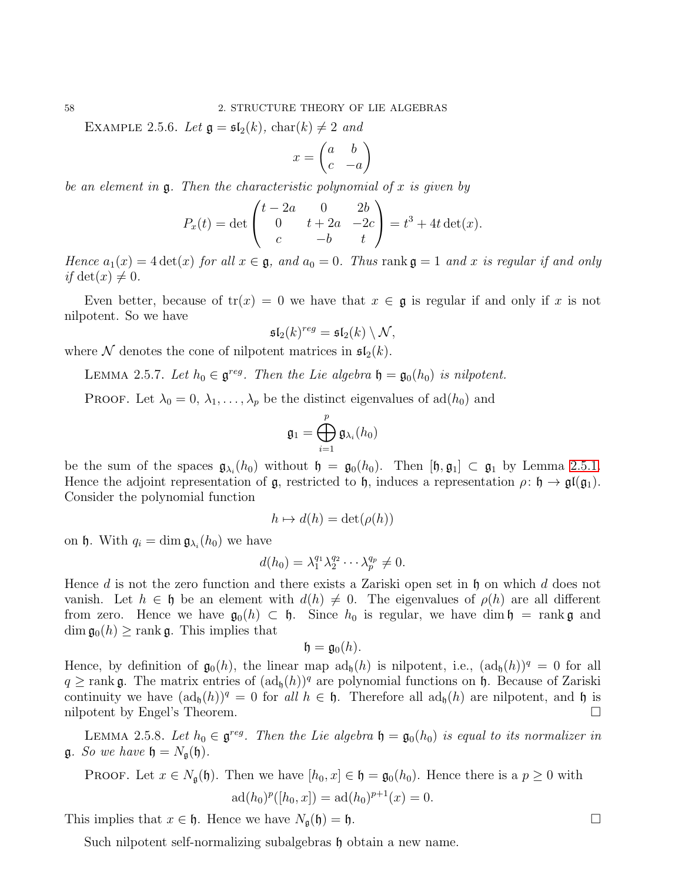Example 2.5.6. *Let $\mathfrak{g} = \mathfrak{sl}_2(k)$, $\operatorname{char}(k) \neq 2$ and*

$$x = \begin{pmatrix} a & b \\ c & -a \end{pmatrix}$$

*be an element in $\mathfrak{g}$. Then the characteristic polynomial of $x$ is given by*

$$P_x(t) = \det \begin{pmatrix} t-2a & 0 & 2b \\ 0 & t+2a & -2c \\ c & -b & t \end{pmatrix} = t^3 + 4t\det(x).$$

*Hence $a_1(x) = 4\det(x)$ for all $x \in \mathfrak{g}$, and $a_0 = 0$. Thus $\operatorname{rank} \mathfrak{g} = 1$ and $x$ is regular if and only if $\det(x) \neq 0$.*

Even better, because of $\operatorname{tr}(x) = 0$ we have that $x \in \mathfrak{g}$ is regular if and only if $x$ is not nilpotent. So we have

$$\mathfrak{sl}_2(k)^{reg} = \mathfrak{sl}_2(k) \setminus \mathcal{N},$$

where $\mathcal{N}$ denotes the cone of nilpotent matrices in $\mathfrak{sl}_2(k)$.

Lemma 2.5.7. *Let $h_0 \in \mathfrak{g}^{reg}$. Then the Lie algebra $\mathfrak{h} = \mathfrak{g}_0(h_0)$ is nilpotent.*

Proof. Let $\lambda_0 = 0, \lambda_1, \ldots, \lambda_p$ be the distinct eigenvalues of $\operatorname{ad}(h_0)$ and

$$\mathfrak{g}_1 = \bigoplus_{i=1}^{p} \mathfrak{g}_{\lambda_i}(h_0)$$

be the sum of the spaces $\mathfrak{g}_{\lambda_i}(h_0)$ without $\mathfrak{h} = \mathfrak{g}_0(h_0)$. Then $[\mathfrak{h}, \mathfrak{g}_1] \subset \mathfrak{g}_1$ by Lemma 2.5.1. Hence the adjoint representation of $\mathfrak{g}$, restricted to $\mathfrak{h}$, induces a representation $\rho \colon \mathfrak{h} \to \mathfrak{gl}(\mathfrak{g}_1)$. Consider the polynomial function

$$h \mapsto d(h) = \det(\rho(h))$$

on $\mathfrak{h}$. With $q_i = \dim \mathfrak{g}_{\lambda_i}(h_0)$ we have

$$d(h_0) = \lambda_1^{q_1} \lambda_2^{q_2} \cdots \lambda_p^{q_p} \neq 0.$$

Hence $d$ is not the zero function and there exists a Zariski open set in $\mathfrak{h}$ on which $d$ does not vanish. Let $h \in \mathfrak{h}$ be an element with $d(h) \neq 0$. The eigenvalues of $\rho(h)$ are all different from zero. Hence we have $\mathfrak{g}_0(h) \subset \mathfrak{h}$. Since $h_0$ is regular, we have $\dim \mathfrak{h} = \operatorname{rank} \mathfrak{g}$ and $\dim \mathfrak{g}_0(h) \geq \operatorname{rank} \mathfrak{g}$. This implies that

$$\mathfrak{h} = \mathfrak{g}_0(h).$$

Hence, by definition of $\mathfrak{g}_0(h)$, the linear map $\operatorname{ad}_{\mathfrak{h}}(h)$ is nilpotent, i.e., $(\operatorname{ad}_{\mathfrak{h}}(h))^q = 0$ for all $q \geq \operatorname{rank} \mathfrak{g}$. The matrix entries of $(\operatorname{ad}_{\mathfrak{h}}(h))^q$ are polynomial functions on $\mathfrak{h}$. Because of Zariski continuity we have $(\operatorname{ad}_{\mathfrak{h}}(h))^q = 0$ for *all* $h \in \mathfrak{h}$. Therefore all $\operatorname{ad}_{\mathfrak{h}}(h)$ are nilpotent, and $\mathfrak{h}$ is nilpotent by Engel's Theorem. $\square$

Lemma 2.5.8. *Let $h_0 \in \mathfrak{g}^{reg}$. Then the Lie algebra $\mathfrak{h} = \mathfrak{g}_0(h_0)$ is equal to its normalizer in $\mathfrak{g}$. So we have $\mathfrak{h} = N_{\mathfrak{g}}(\mathfrak{h})$.*

Proof. Let $x \in N_{\mathfrak{g}}(\mathfrak{h})$. Then we have $[h_0, x] \in \mathfrak{h} = \mathfrak{g}_0(h_0)$. Hence there is a $p \geq 0$ with

$$\operatorname{ad}(h_0)^p([h_0, x]) = \operatorname{ad}(h_0)^{p+1}(x) = 0.$$

This implies that $x \in \mathfrak{h}$. Hence we have $N_{\mathfrak{g}}(\mathfrak{h}) = \mathfrak{h}$. $\square$

Such nilpotent self-normalizing subalgebras $\mathfrak{h}$ obtain a new name.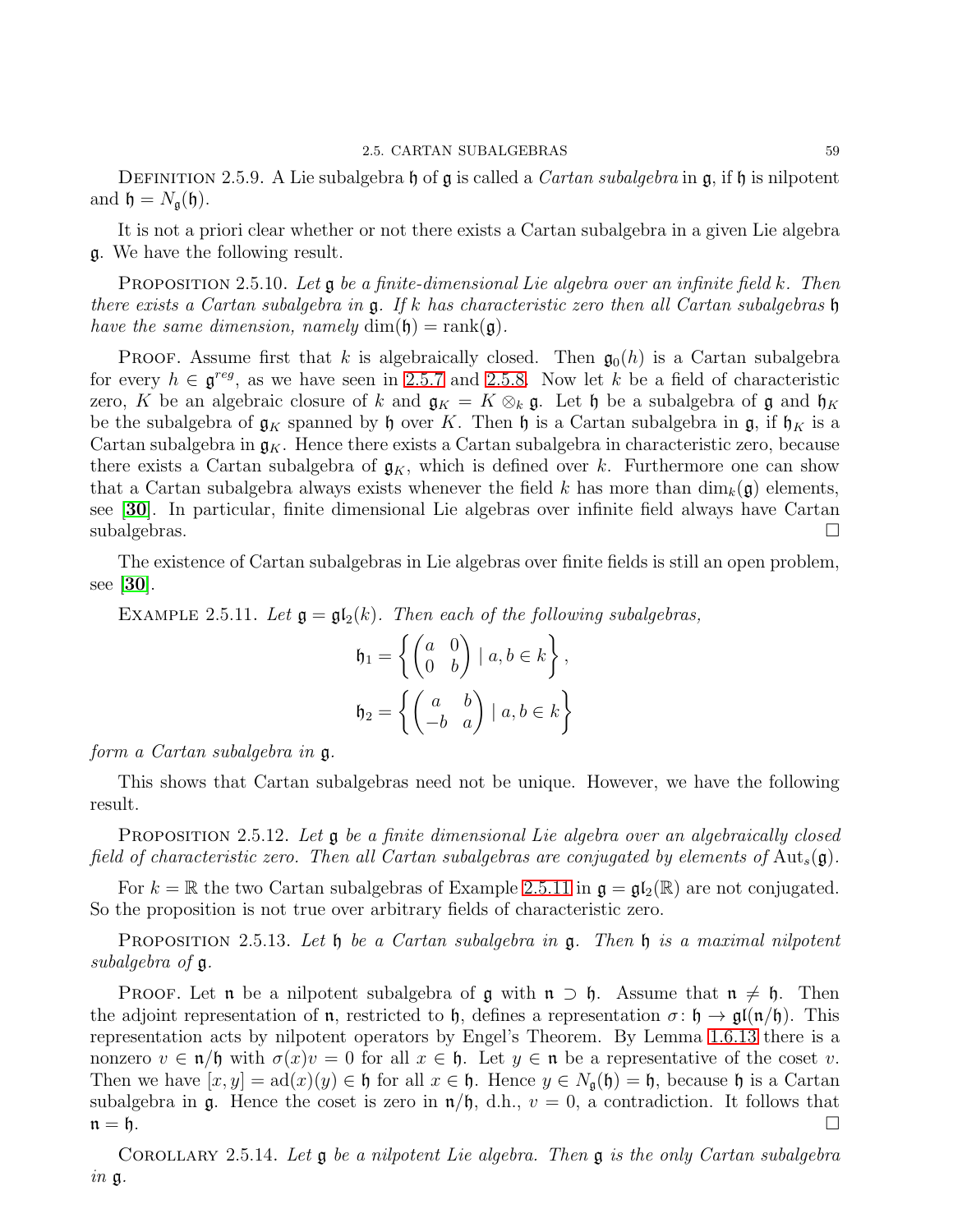Definition 2.5.9. A Lie subalgebra $\mathfrak{h}$ of $\mathfrak{g}$ is called a *Cartan subalgebra* in $\mathfrak{g}$, if $\mathfrak{h}$ is nilpotent and $\mathfrak{h} = N_{\mathfrak{g}}(\mathfrak{h})$.

It is not a priori clear whether or not there exists a Cartan subalgebra in a given Lie algebra $\mathfrak{g}$. We have the following result.

Proposition 2.5.10. *Let $\mathfrak{g}$ be a finite-dimensional Lie algebra over an infinite field $k$. Then there exists a Cartan subalgebra in $\mathfrak{g}$. If $k$ has characteristic zero then all Cartan subalgebras $\mathfrak{h}$ have the same dimension, namely $\dim(\mathfrak{h}) = \operatorname{rank}(\mathfrak{g})$.*

Proof. Assume first that $k$ is algebraically closed. Then $\mathfrak{g}_0(h)$ is a Cartan subalgebra for every $h \in \mathfrak{g}^{reg}$, as we have seen in 2.5.7 and 2.5.8. Now let $k$ be a field of characteristic zero, $K$ be an algebraic closure of $k$ and $\mathfrak{g}_K = K \otimes_k \mathfrak{g}$. Let $\mathfrak{h}$ be a subalgebra of $\mathfrak{g}$ and $\mathfrak{h}_K$ be the subalgebra of $\mathfrak{g}_K$ spanned by $\mathfrak{h}$ over $K$. Then $\mathfrak{h}$ is a Cartan subalgebra in $\mathfrak{g}$, if $\mathfrak{h}_K$ is a Cartan subalgebra in $\mathfrak{g}_K$. Hence there exists a Cartan subalgebra in characteristic zero, because there exists a Cartan subalgebra of $\mathfrak{g}_K$, which is defined over $k$. Furthermore one can show that a Cartan subalgebra always exists whenever the field $k$ has more than $\dim_k(\mathfrak{g})$ elements, see [**30**]. In particular, finite dimensional Lie algebras over infinite field always have Cartan subalgebras. $\square$

The existence of Cartan subalgebras in Lie algebras over finite fields is still an open problem, see [**30**].

Example 2.5.11. *Let $\mathfrak{g} = \mathfrak{gl}_2(k)$. Then each of the following subalgebras,*

$$\mathfrak{h}_1 = \left\{ \begin{pmatrix} a & 0 \\ 0 & b \end{pmatrix} \mid a, b \in k \right\},$$

$$\mathfrak{h}_2 = \left\{ \begin{pmatrix} a & b \\ -b & a \end{pmatrix} \mid a, b \in k \right\}$$

*form a Cartan subalgebra in $\mathfrak{g}$.*

This shows that Cartan subalgebras need not be unique. However, we have the following result.

Proposition 2.5.12. *Let $\mathfrak{g}$ be a finite dimensional Lie algebra over an algebraically closed field of characteristic zero. Then all Cartan subalgebras are conjugated by elements of $\operatorname{Aut}_s(\mathfrak{g})$.*

For $k = \mathbb{R}$ the two Cartan subalgebras of Example 2.5.11 in $\mathfrak{g} = \mathfrak{gl}_2(\mathbb{R})$ are not conjugated. So the proposition is not true over arbitrary fields of characteristic zero.

Proposition 2.5.13. *Let $\mathfrak{h}$ be a Cartan subalgebra in $\mathfrak{g}$. Then $\mathfrak{h}$ is a maximal nilpotent subalgebra of $\mathfrak{g}$.*

Proof. Let $\mathfrak{n}$ be a nilpotent subalgebra of $\mathfrak{g}$ with $\mathfrak{n} \supset \mathfrak{h}$. Assume that $\mathfrak{n} \neq \mathfrak{h}$. Then the adjoint representation of $\mathfrak{n}$, restricted to $\mathfrak{h}$, defines a representation $\sigma \colon \mathfrak{h} \to \mathfrak{gl}(\mathfrak{n}/\mathfrak{h})$. This representation acts by nilpotent operators by Engel's Theorem. By Lemma 1.6.13 there is a nonzero $v \in \mathfrak{n}/\mathfrak{h}$ with $\sigma(x)v = 0$ for all $x \in \mathfrak{h}$. Let $y \in \mathfrak{n}$ be a representative of the coset $v$. Then we have $[x, y] = \operatorname{ad}(x)(y) \in \mathfrak{h}$ for all $x \in \mathfrak{h}$. Hence $y \in N_{\mathfrak{g}}(\mathfrak{h}) = \mathfrak{h}$, because $\mathfrak{h}$ is a Cartan subalgebra in $\mathfrak{g}$. Hence the coset is zero in $\mathfrak{n}/\mathfrak{h}$, d.h., $v = 0$, a contradiction. It follows that $\mathfrak{n} = \mathfrak{h}$. $\square$

Corollary 2.5.14. *Let $\mathfrak{g}$ be a nilpotent Lie algebra. Then $\mathfrak{g}$ is the only Cartan subalgebra in $\mathfrak{g}$.*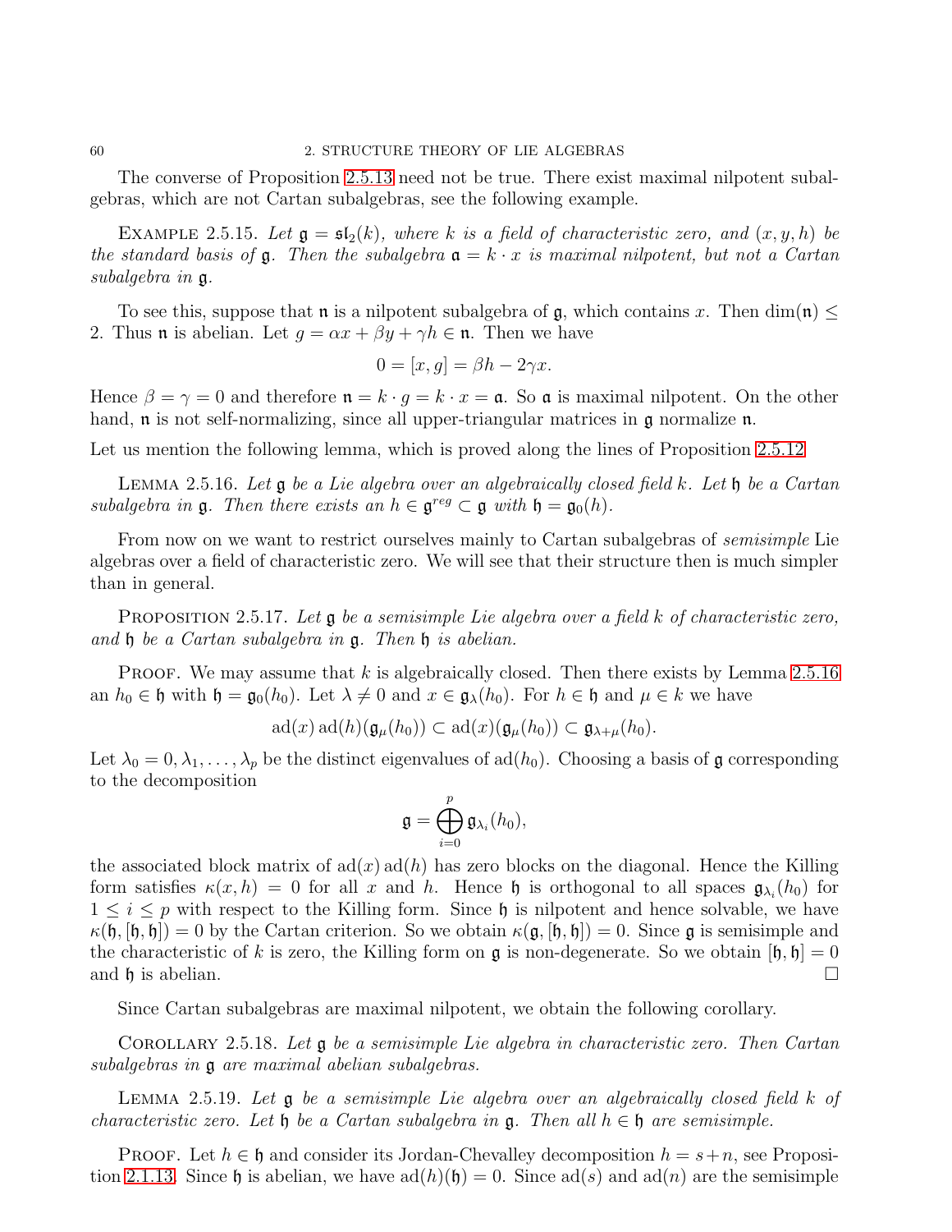The converse of Proposition 2.5.13 need not be true. There exist maximal nilpotent subalgebras, which are not Cartan subalgebras, see the following example.

Example 2.5.15. *Let $\mathfrak{g} = \mathfrak{sl}_2(k)$, where $k$ is a field of characteristic zero, and $(x, y, h)$ be the standard basis of $\mathfrak{g}$. Then the subalgebra $\mathfrak{a} = k \cdot x$ is maximal nilpotent, but not a Cartan subalgebra in $\mathfrak{g}$.*

To see this, suppose that $\mathfrak{n}$ is a nilpotent subalgebra of $\mathfrak{g}$, which contains $x$. Then $\dim(\mathfrak{n}) \leq 2$. Thus $\mathfrak{n}$ is abelian. Let $g = \alpha x + \beta y + \gamma h \in \mathfrak{n}$. Then we have

$$0 = [x, g] = \beta h - 2\gamma x.$$

Hence $\beta = \gamma = 0$ and therefore $\mathfrak{n} = k \cdot g = k \cdot x = \mathfrak{a}$. So $\mathfrak{a}$ is maximal nilpotent. On the other hand, $\mathfrak{n}$ is not self-normalizing, since all upper-triangular matrices in $\mathfrak{g}$ normalize $\mathfrak{n}$.

Let us mention the following lemma, which is proved along the lines of Proposition 2.5.12

Lemma 2.5.16. *Let $\mathfrak{g}$ be a Lie algebra over an algebraically closed field $k$. Let $\mathfrak{h}$ be a Cartan subalgebra in $\mathfrak{g}$. Then there exists an $h \in \mathfrak{g}^{reg} \subset \mathfrak{g}$ with $\mathfrak{h} = \mathfrak{g}_0(h)$.*

From now on we want to restrict ourselves mainly to Cartan subalgebras of *semisimple* Lie algebras over a field of characteristic zero. We will see that their structure then is much simpler than in general.

Proposition 2.5.17. *Let $\mathfrak{g}$ be a semisimple Lie algebra over a field $k$ of characteristic zero, and $\mathfrak{h}$ be a Cartan subalgebra in $\mathfrak{g}$. Then $\mathfrak{h}$ is abelian.*

Proof. We may assume that $k$ is algebraically closed. Then there exists by Lemma 2.5.16 an $h_0 \in \mathfrak{h}$ with $\mathfrak{h} = \mathfrak{g}_0(h_0)$. Let $\lambda \neq 0$ and $x \in \mathfrak{g}_\lambda(h_0)$. For $h \in \mathfrak{h}$ and $\mu \in k$ we have

$$\operatorname{ad}(x)\operatorname{ad}(h)(\mathfrak{g}_\mu(h_0)) \subset \operatorname{ad}(x)(\mathfrak{g}_\mu(h_0)) \subset \mathfrak{g}_{\lambda+\mu}(h_0).$$

Let $\lambda_0 = 0, \lambda_1, \ldots, \lambda_p$ be the distinct eigenvalues of $\operatorname{ad}(h_0)$. Choosing a basis of $\mathfrak{g}$ corresponding to the decomposition

$$\mathfrak{g} = \bigoplus_{i=0}^{p} \mathfrak{g}_{\lambda_i}(h_0),$$

the associated block matrix of $\operatorname{ad}(x)\operatorname{ad}(h)$ has zero blocks on the diagonal. Hence the Killing form satisfies $\kappa(x, h) = 0$ for all $x$ and $h$. Hence $\mathfrak{h}$ is orthogonal to all spaces $\mathfrak{g}_{\lambda_i}(h_0)$ for $1 \leq i \leq p$ with respect to the Killing form. Since $\mathfrak{h}$ is nilpotent and hence solvable, we have $\kappa(\mathfrak{h}, [\mathfrak{h}, \mathfrak{h}]) = 0$ by the Cartan criterion. So we obtain $\kappa(\mathfrak{g}, [\mathfrak{h}, \mathfrak{h}]) = 0$. Since $\mathfrak{g}$ is semisimple and the characteristic of $k$ is zero, the Killing form on $\mathfrak{g}$ is non-degenerate. So we obtain $[\mathfrak{h}, \mathfrak{h}] = 0$ and $\mathfrak{h}$ is abelian. □

Since Cartan subalgebras are maximal nilpotent, we obtain the following corollary.

Corollary 2.5.18. *Let $\mathfrak{g}$ be a semisimple Lie algebra in characteristic zero. Then Cartan subalgebras in $\mathfrak{g}$ are maximal abelian subalgebras.*

Lemma 2.5.19. *Let $\mathfrak{g}$ be a semisimple Lie algebra over an algebraically closed field $k$ of characteristic zero. Let $\mathfrak{h}$ be a Cartan subalgebra in $\mathfrak{g}$. Then all $h \in \mathfrak{h}$ are semisimple.*

Proof. Let $h \in \mathfrak{h}$ and consider its Jordan-Chevalley decomposition $h = s + n$, see Proposition 2.1.13. Since $\mathfrak{h}$ is abelian, we have $\operatorname{ad}(h)(\mathfrak{h}) = 0$. Since $\operatorname{ad}(s)$ and $\operatorname{ad}(n)$ are the semisimple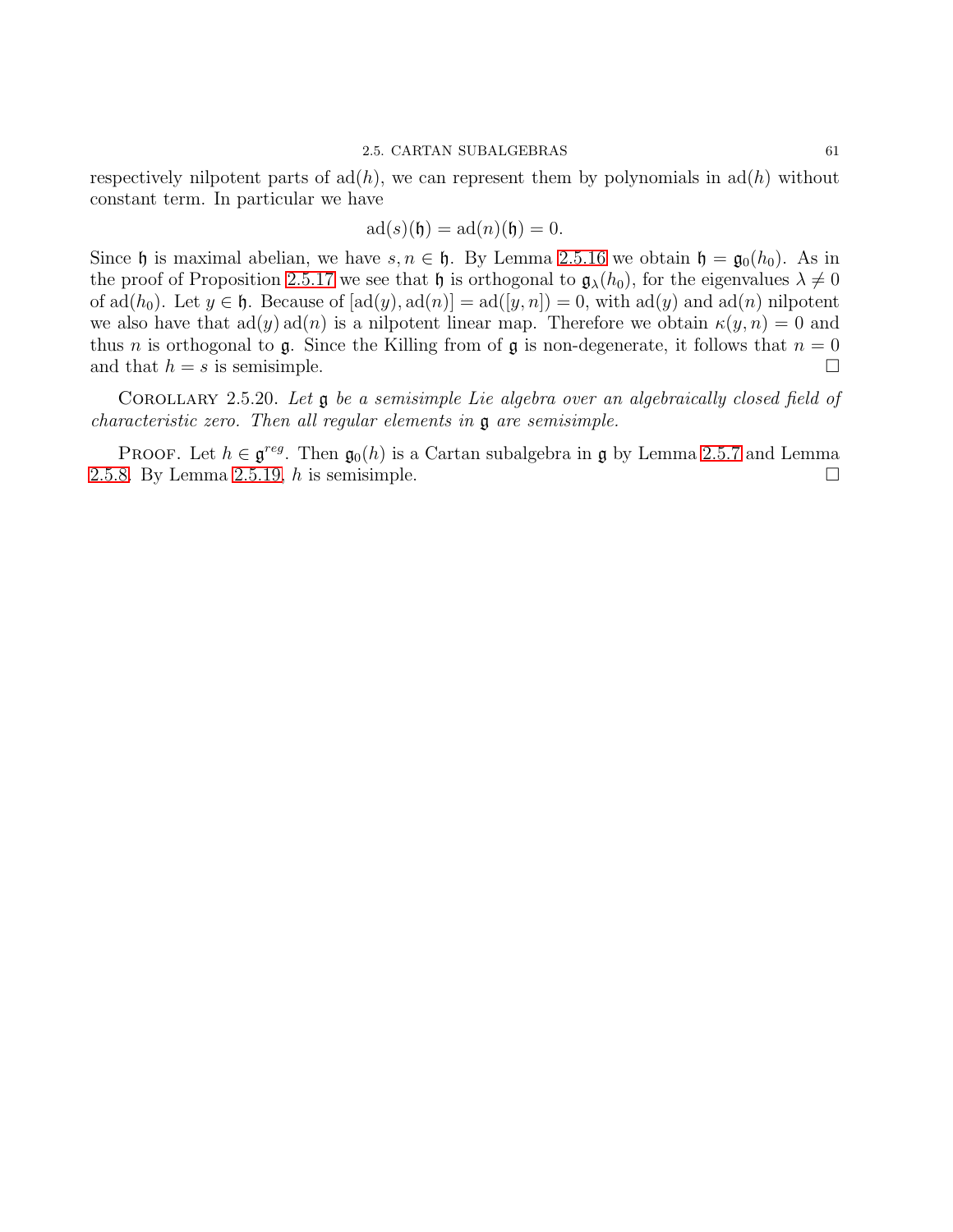respectively nilpotent parts of $\mathrm{ad}(h)$, we can represent them by polynomials in $\mathrm{ad}(h)$ without constant term. In particular we have

$$\mathrm{ad}(s)(\mathfrak{h}) = \mathrm{ad}(n)(\mathfrak{h}) = 0.$$

Since $\mathfrak{h}$ is maximal abelian, we have $s, n \in \mathfrak{h}$. By Lemma 2.5.16 we obtain $\mathfrak{h} = \mathfrak{g}_0(h_0)$. As in the proof of Proposition 2.5.17 we see that $\mathfrak{h}$ is orthogonal to $\mathfrak{g}_\lambda(h_0)$, for the eigenvalues $\lambda \neq 0$ of $\mathrm{ad}(h_0)$. Let $y \in \mathfrak{h}$. Because of $[\mathrm{ad}(y), \mathrm{ad}(n)] = \mathrm{ad}([y, n]) = 0$, with $\mathrm{ad}(y)$ and $\mathrm{ad}(n)$ nilpotent we also have that $\mathrm{ad}(y)\,\mathrm{ad}(n)$ is a nilpotent linear map. Therefore we obtain $\kappa(y, n) = 0$ and thus $n$ is orthogonal to $\mathfrak{g}$. Since the Killing from of $\mathfrak{g}$ is non-degenerate, it follows that $n = 0$ and that $h = s$ is semisimple. □

Corollary 2.5.20. *Let $\mathfrak{g}$ be a semisimple Lie algebra over an algebraically closed field of characteristic zero. Then all regular elements in $\mathfrak{g}$ are semisimple.*

Proof. Let $h \in \mathfrak{g}^{reg}$. Then $\mathfrak{g}_0(h)$ is a Cartan subalgebra in $\mathfrak{g}$ by Lemma 2.5.7 and Lemma 2.5.8. By Lemma 2.5.19, $h$ is semisimple. □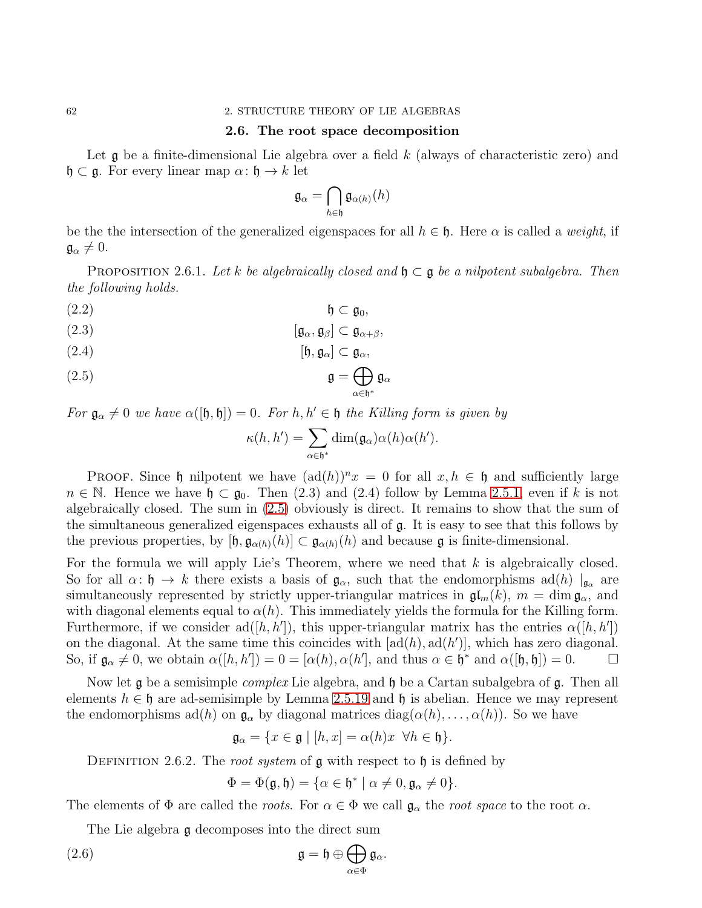## 2.6. The root space decomposition

Let $\mathfrak{g}$ be a finite-dimensional Lie algebra over a field $k$ (always of characteristic zero) and $\mathfrak{h} \subset \mathfrak{g}$. For every linear map $\alpha\colon \mathfrak{h} \to k$ let

$$\mathfrak{g}_\alpha = \bigcap_{h \in \mathfrak{h}} \mathfrak{g}_{\alpha(h)}(h)$$

be the the intersection of the generalized eigenspaces for all $h \in \mathfrak{h}$. Here $\alpha$ is called a *weight*, if $\mathfrak{g}_\alpha \neq 0$.

PROPOSITION 2.6.1. *Let $k$ be algebraically closed and $\mathfrak{h} \subset \mathfrak{g}$ be a nilpotent subalgebra. Then the following holds.*

$$\mathfrak{h} \subset \mathfrak{g}_0, \tag{2.2}$$

$$[\mathfrak{g}_\alpha, \mathfrak{g}_\beta] \subset \mathfrak{g}_{\alpha+\beta}, \tag{2.3}$$

$$[\mathfrak{h}, \mathfrak{g}_\alpha] \subset \mathfrak{g}_\alpha, \tag{2.4}$$

$$\mathfrak{g} = \bigoplus_{\alpha \in \mathfrak{h}^*} \mathfrak{g}_\alpha \tag{2.5}$$

*For $\mathfrak{g}_\alpha \neq 0$ we have $\alpha([\mathfrak{h}, \mathfrak{h}]) = 0$. For $h, h' \in \mathfrak{h}$ the Killing form is given by*

$$\kappa(h, h') = \sum_{\alpha \in \mathfrak{h}^*} \dim(\mathfrak{g}_\alpha)\alpha(h)\alpha(h').$$

PROOF. Since $\mathfrak{h}$ nilpotent we have $(\operatorname{ad}(h))^n x = 0$ for all $x, h \in \mathfrak{h}$ and sufficiently large $n \in \mathbb{N}$. Hence we have $\mathfrak{h} \subset \mathfrak{g}_0$. Then (2.3) and (2.4) follow by Lemma 2.5.1, even if $k$ is not algebraically closed. The sum in (2.5) obviously is direct. It remains to show that the sum of the simultaneous generalized eigenspaces exhausts all of $\mathfrak{g}$. It is easy to see that this follows by the previous properties, by $[\mathfrak{h}, \mathfrak{g}_{\alpha(h)}(h)] \subset \mathfrak{g}_{\alpha(h)}(h)$ and because $\mathfrak{g}$ is finite-dimensional.

For the formula we will apply Lie's Theorem, where we need that $k$ is algebraically closed. So for all $\alpha\colon \mathfrak{h} \to k$ there exists a basis of $\mathfrak{g}_\alpha$, such that the endomorphisms $\operatorname{ad}(h)\mid_{\mathfrak{g}_\alpha}$ are simultaneously represented by strictly upper-triangular matrices in $\mathfrak{gl}_m(k)$, $m = \dim \mathfrak{g}_\alpha$, and with diagonal elements equal to $\alpha(h)$. This immediately yields the formula for the Killing form. Furthermore, if we consider $\operatorname{ad}([h, h'])$, this upper-triangular matrix has the entries $\alpha([h, h'])$ on the diagonal. At the same time this coincides with $[\operatorname{ad}(h), \operatorname{ad}(h')]$, which has zero diagonal. So, if $\mathfrak{g}_\alpha \neq 0$, we obtain $\alpha([h, h']) = 0 = [\alpha(h), \alpha(h')]$, and thus $\alpha \in \mathfrak{h}^*$ and $\alpha([\mathfrak{h}, \mathfrak{h}]) = 0$. $\square$

Now let $\mathfrak{g}$ be a semisimple *complex* Lie algebra, and $\mathfrak{h}$ be a Cartan subalgebra of $\mathfrak{g}$. Then all elements $h \in \mathfrak{h}$ are ad-semisimple by Lemma 2.5.19 and $\mathfrak{h}$ is abelian. Hence we may represent the endomorphisms $\operatorname{ad}(h)$ on $\mathfrak{g}_\alpha$ by diagonal matrices $\operatorname{diag}(\alpha(h), \ldots, \alpha(h))$. So we have

$$\mathfrak{g}_\alpha = \{x \in \mathfrak{g} \mid [h, x] = \alpha(h)x \;\; \forall h \in \mathfrak{h}\}.$$

DEFINITION 2.6.2. The *root system* of $\mathfrak{g}$ with respect to $\mathfrak{h}$ is defined by

$$\Phi = \Phi(\mathfrak{g}, \mathfrak{h}) = \{\alpha \in \mathfrak{h}^* \mid \alpha \neq 0, \mathfrak{g}_\alpha \neq 0\}.$$

The elements of $\Phi$ are called the *roots*. For $\alpha \in \Phi$ we call $\mathfrak{g}_\alpha$ the *root space* to the root $\alpha$.

The Lie algebra $\mathfrak{g}$ decomposes into the direct sum

$$\mathfrak{g} = \mathfrak{h} \oplus \bigoplus_{\alpha \in \Phi} \mathfrak{g}_\alpha. \tag{2.6}$$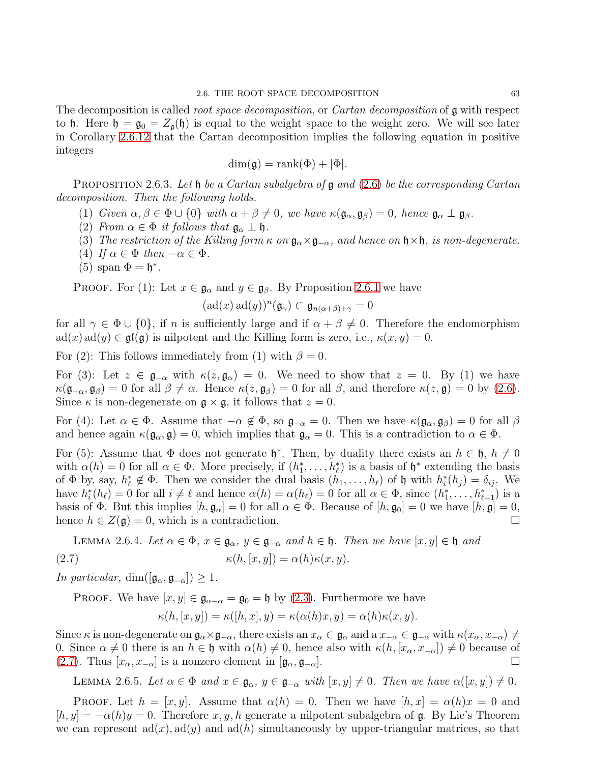The decomposition is called *root space decomposition*, or *Cartan decomposition* of $\mathfrak{g}$ with respect to $\mathfrak{h}$. Here $\mathfrak{h} = \mathfrak{g}_0 = Z_{\mathfrak{g}}(\mathfrak{h})$ is equal to the weight space to the weight zero. We will see later in Corollary 2.6.12 that the Cartan decomposition implies the following equation in positive integers

$$\dim(\mathfrak{g}) = \operatorname{rank}(\Phi) + |\Phi|.$$

PROPOSITION 2.6.3. *Let $\mathfrak{h}$ be a Cartan subalgebra of $\mathfrak{g}$ and (2.6) be the corresponding Cartan decomposition. Then the following holds.*

1. *Given $\alpha, \beta \in \Phi \cup \{0\}$ with $\alpha + \beta \neq 0$, we have $\kappa(\mathfrak{g}_\alpha, \mathfrak{g}_\beta) = 0$, hence $\mathfrak{g}_\alpha \perp \mathfrak{g}_\beta$.*
2. *From $\alpha \in \Phi$ it follows that $\mathfrak{g}_\alpha \perp \mathfrak{h}$.*
3. *The restriction of the Killing form $\kappa$ on $\mathfrak{g}_\alpha \times \mathfrak{g}_{-\alpha}$, and hence on $\mathfrak{h} \times \mathfrak{h}$, is non-degenerate.*
4. *If $\alpha \in \Phi$ then $-\alpha \in \Phi$.*
5. *$\operatorname{span} \Phi = \mathfrak{h}^*$.*

PROOF. For (1): Let $x \in \mathfrak{g}_\alpha$ and $y \in \mathfrak{g}_\beta$. By Proposition 2.6.1 we have

$$(\operatorname{ad}(x)\operatorname{ad}(y))^n(\mathfrak{g}_\gamma) \subset \mathfrak{g}_{n(\alpha+\beta)+\gamma} = 0$$

for all $\gamma \in \Phi \cup \{0\}$, if $n$ is sufficiently large and if $\alpha + \beta \neq 0$. Therefore the endomorphism $\operatorname{ad}(x)\operatorname{ad}(y) \in \mathfrak{gl}(\mathfrak{g})$ is nilpotent and the Killing form is zero, i.e., $\kappa(x, y) = 0$.

For (2): This follows immediately from (1) with $\beta = 0$.

For (3): Let $z \in \mathfrak{g}_{-\alpha}$ with $\kappa(z, \mathfrak{g}_\alpha) = 0$. We need to show that $z = 0$. By (1) we have $\kappa(\mathfrak{g}_{-\alpha}, \mathfrak{g}_\beta) = 0$ for all $\beta \neq \alpha$. Hence $\kappa(z, \mathfrak{g}_\beta) = 0$ for all $\beta$, and therefore $\kappa(z, \mathfrak{g}) = 0$ by (2.6). Since $\kappa$ is non-degenerate on $\mathfrak{g} \times \mathfrak{g}$, it follows that $z = 0$.

For (4): Let $\alpha \in \Phi$. Assume that $-\alpha \notin \Phi$, so $\mathfrak{g}_{-\alpha} = 0$. Then we have $\kappa(\mathfrak{g}_\alpha, \mathfrak{g}_\beta) = 0$ for all $\beta$ and hence again $\kappa(\mathfrak{g}_\alpha, \mathfrak{g}) = 0$, which implies that $\mathfrak{g}_\alpha = 0$. This is a contradiction to $\alpha \in \Phi$.

For (5): Assume that $\Phi$ does not generate $\mathfrak{h}^*$. Then, by duality there exists an $h \in \mathfrak{h}$, $h \neq 0$ with $\alpha(h) = 0$ for all $\alpha \in \Phi$. More precisely, if $(h_1^*, \ldots, h_\ell^*)$ is a basis of $\mathfrak{h}^*$ extending the basis of $\Phi$ by, say, $h_\ell^* \notin \Phi$. Then we consider the dual basis $(h_1, \ldots, h_\ell)$ of $\mathfrak{h}$ with $h_i^*(h_j) = \delta_{ij}$. We have $h_i^*(h_\ell) = 0$ for all $i \neq \ell$ and hence $\alpha(h) = \alpha(h_\ell) = 0$ for all $\alpha \in \Phi$, since $(h_1^*, \ldots, h_{\ell-1}^*)$ is a basis of $\Phi$. But this implies $[h, \mathfrak{g}_\alpha] = 0$ for all $\alpha \in \Phi$. Because of $[h, \mathfrak{g}_0] = 0$ we have $[h, \mathfrak{g}] = 0$, hence $h \in Z(\mathfrak{g}) = 0$, which is a contradiction. $\square$

LEMMA 2.6.4. *Let $\alpha \in \Phi$, $x \in \mathfrak{g}_\alpha$, $y \in \mathfrak{g}_{-\alpha}$ and $h \in \mathfrak{h}$. Then we have $[x, y] \in \mathfrak{h}$ and*

$$\kappa(h, [x, y]) = \alpha(h)\kappa(x, y). \tag{2.7}$$

*In particular,* $\dim([\mathfrak{g}_\alpha, \mathfrak{g}_{-\alpha}]) \geq 1$.

PROOF. We have $[x, y] \in \mathfrak{g}_{\alpha-\alpha} = \mathfrak{g}_0 = \mathfrak{h}$ by (2.3). Furthermore we have

$$\kappa(h, [x, y]) = \kappa([h, x], y) = \kappa(\alpha(h)x, y) = \alpha(h)\kappa(x, y).$$

Since $\kappa$ is non-degenerate on $\mathfrak{g}_\alpha \times \mathfrak{g}_{-\alpha}$, there exists an $x_\alpha \in \mathfrak{g}_\alpha$ and a $x_{-\alpha} \in \mathfrak{g}_{-\alpha}$ with $\kappa(x_\alpha, x_{-\alpha}) \neq 0$. Since $\alpha \neq 0$ there is an $h \in \mathfrak{h}$ with $\alpha(h) \neq 0$, hence also with $\kappa(h, [x_\alpha, x_{-\alpha}]) \neq 0$ because of (2.7). Thus $[x_\alpha, x_{-\alpha}]$ is a nonzero element in $[\mathfrak{g}_\alpha, \mathfrak{g}_{-\alpha}]$. $\square$

LEMMA 2.6.5. *Let $\alpha \in \Phi$ and $x \in \mathfrak{g}_\alpha$, $y \in \mathfrak{g}_{-\alpha}$ with $[x, y] \neq 0$. Then we have $\alpha([x, y]) \neq 0$.*

PROOF. Let $h = [x, y]$. Assume that $\alpha(h) = 0$. Then we have $[h, x] = \alpha(h)x = 0$ and $[h, y] = -\alpha(h)y = 0$. Therefore $x, y, h$ generate a nilpotent subalgebra of $\mathfrak{g}$. By Lie's Theorem we can represent $\operatorname{ad}(x), \operatorname{ad}(y)$ and $\operatorname{ad}(h)$ simultaneously by upper-triangular matrices, so that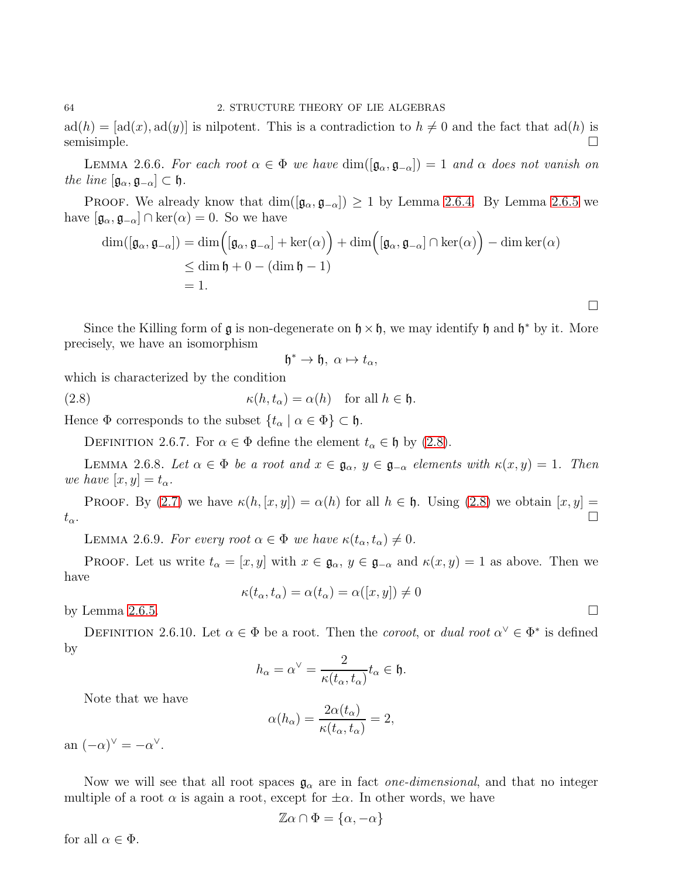$\operatorname{ad}(h) = [\operatorname{ad}(x), \operatorname{ad}(y)]$ is nilpotent. This is a contradiction to $h \neq 0$ and the fact that $\operatorname{ad}(h)$ is semisimple. □

LEMMA 2.6.6. *For each root $\alpha \in \Phi$ we have $\dim([\mathfrak{g}_\alpha, \mathfrak{g}_{-\alpha}]) = 1$ and $\alpha$ does not vanish on the line $[\mathfrak{g}_\alpha, \mathfrak{g}_{-\alpha}] \subset \mathfrak{h}$.*

PROOF. We already know that $\dim([\mathfrak{g}_\alpha, \mathfrak{g}_{-\alpha}]) \geq 1$ by Lemma 2.6.4. By Lemma 2.6.5 we have $[\mathfrak{g}_\alpha, \mathfrak{g}_{-\alpha}] \cap \ker(\alpha) = 0$. So we have

$$\begin{aligned}
\dim([\mathfrak{g}_\alpha, \mathfrak{g}_{-\alpha}]) &= \dim\Big([\mathfrak{g}_\alpha, \mathfrak{g}_{-\alpha}] + \ker(\alpha)\Big) + \dim\Big([\mathfrak{g}_\alpha, \mathfrak{g}_{-\alpha}] \cap \ker(\alpha)\Big) - \dim \ker(\alpha) \\
&\leq \dim \mathfrak{h} + 0 - (\dim \mathfrak{h} - 1) \\
&= 1.
\end{aligned}$$

□

Since the Killing form of $\mathfrak{g}$ is non-degenerate on $\mathfrak{h} \times \mathfrak{h}$, we may identify $\mathfrak{h}$ and $\mathfrak{h}^*$ by it. More precisely, we have an isomorphism

$$\mathfrak{h}^* \to \mathfrak{h},\ \alpha \mapsto t_\alpha,$$

which is characterized by the condition

$$\kappa(h, t_\alpha) = \alpha(h) \quad \text{for all } h \in \mathfrak{h}. \tag{2.8}$$

Hence $\Phi$ corresponds to the subset $\{t_\alpha \mid \alpha \in \Phi\} \subset \mathfrak{h}$.

DEFINITION 2.6.7. For $\alpha \in \Phi$ define the element $t_\alpha \in \mathfrak{h}$ by (2.8).

LEMMA 2.6.8. *Let $\alpha \in \Phi$ be a root and $x \in \mathfrak{g}_\alpha$, $y \in \mathfrak{g}_{-\alpha}$ elements with $\kappa(x, y) = 1$. Then we have $[x, y] = t_\alpha$.*

PROOF. By (2.7) we have $\kappa(h, [x, y]) = \alpha(h)$ for all $h \in \mathfrak{h}$. Using (2.8) we obtain $[x, y] = t_\alpha$. □

LEMMA 2.6.9. *For every root $\alpha \in \Phi$ we have $\kappa(t_\alpha, t_\alpha) \neq 0$.*

PROOF. Let us write $t_\alpha = [x, y]$ with $x \in \mathfrak{g}_\alpha$, $y \in \mathfrak{g}_{-\alpha}$ and $\kappa(x, y) = 1$ as above. Then we have

$$\kappa(t_\alpha, t_\alpha) = \alpha(t_\alpha) = \alpha([x, y]) \neq 0$$

by Lemma 2.6.5. □

DEFINITION 2.6.10. Let $\alpha \in \Phi$ be a root. Then the *coroot*, or *dual root* $\alpha^\vee \in \Phi^*$ is defined by

$$h_\alpha = \alpha^\vee = \frac{2}{\kappa(t_\alpha, t_\alpha)} t_\alpha \in \mathfrak{h}.$$

Note that we have

$$\alpha(h_\alpha) = \frac{2\alpha(t_\alpha)}{\kappa(t_\alpha, t_\alpha)} = 2,$$

an $(-\alpha)^\vee = -\alpha^\vee$.

Now we will see that all root spaces $\mathfrak{g}_\alpha$ are in fact *one-dimensional*, and that no integer multiple of a root $\alpha$ is again a root, except for $\pm\alpha$. In other words, we have

$$\mathbb{Z}\alpha \cap \Phi = \{\alpha, -\alpha\}$$

for all $\alpha \in \Phi$.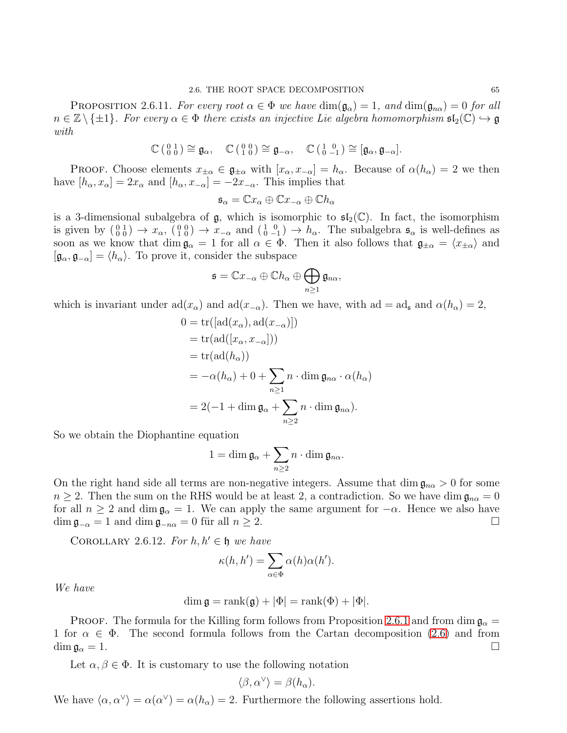**Proposition 2.6.11.** *For every root $\alpha \in \Phi$ we have $\dim(\mathfrak{g}_\alpha) = 1$, and $\dim(\mathfrak{g}_{n\alpha}) = 0$ for all $n \in \mathbb{Z} \setminus \{\pm 1\}$. For every $\alpha \in \Phi$ there exists an injective Lie algebra homomorphism $\mathfrak{sl}_2(\mathbb{C}) \hookrightarrow \mathfrak{g}$ with*

$$\mathbb{C}\left(\begin{smallmatrix} 0 & 1 \\ 0 & 0 \end{smallmatrix}\right) \cong \mathfrak{g}_\alpha, \quad \mathbb{C}\left(\begin{smallmatrix} 0 & 0 \\ 1 & 0 \end{smallmatrix}\right) \cong \mathfrak{g}_{-\alpha}, \quad \mathbb{C}\left(\begin{smallmatrix} 1 & 0 \\ 0 & -1 \end{smallmatrix}\right) \cong [\mathfrak{g}_\alpha, \mathfrak{g}_{-\alpha}].$$

Proof. Choose elements $x_{\pm\alpha} \in \mathfrak{g}_{\pm\alpha}$ with $[x_\alpha, x_{-\alpha}] = h_\alpha$. Because of $\alpha(h_\alpha) = 2$ we then have $[h_\alpha, x_\alpha] = 2x_\alpha$ and $[h_\alpha, x_{-\alpha}] = -2x_{-\alpha}$. This implies that

$$\mathfrak{s}_\alpha = \mathbb{C}x_\alpha \oplus \mathbb{C}x_{-\alpha} \oplus \mathbb{C}h_\alpha$$

is a 3-dimensional subalgebra of $\mathfrak{g}$, which is isomorphic to $\mathfrak{sl}_2(\mathbb{C})$. In fact, the isomorphism is given by $\left(\begin{smallmatrix} 0 & 1 \\ 0 & 0 \end{smallmatrix}\right) \to x_\alpha$, $\left(\begin{smallmatrix} 0 & 0 \\ 1 & 0 \end{smallmatrix}\right) \to x_{-\alpha}$ and $\left(\begin{smallmatrix} 1 & 0 \\ 0 & -1 \end{smallmatrix}\right) \to h_\alpha$. The subalgebra $\mathfrak{s}_\alpha$ is well-defines as soon as we know that $\dim \mathfrak{g}_\alpha = 1$ for all $\alpha \in \Phi$. Then it also follows that $\mathfrak{g}_{\pm\alpha} = \langle x_{\pm\alpha} \rangle$ and $[\mathfrak{g}_\alpha, \mathfrak{g}_{-\alpha}] = \langle h_\alpha \rangle$. To prove it, consider the subspace

$$\mathfrak{s} = \mathbb{C}x_{-\alpha} \oplus \mathbb{C}h_\alpha \oplus \bigoplus_{n \geq 1} \mathfrak{g}_{n\alpha},$$

which is invariant under $\operatorname{ad}(x_\alpha)$ and $\operatorname{ad}(x_{-\alpha})$. Then we have, with $\operatorname{ad} = \operatorname{ad}_\mathfrak{s}$ and $\alpha(h_\alpha) = 2$,

$$\begin{aligned}
0 &= \operatorname{tr}([\operatorname{ad}(x_\alpha), \operatorname{ad}(x_{-\alpha})]) \\
&= \operatorname{tr}(\operatorname{ad}([x_\alpha, x_{-\alpha}])) \\
&= \operatorname{tr}(\operatorname{ad}(h_\alpha)) \\
&= -\alpha(h_\alpha) + 0 + \sum_{n \geq 1} n \cdot \dim \mathfrak{g}_{n\alpha} \cdot \alpha(h_\alpha) \\
&= 2(-1 + \dim \mathfrak{g}_\alpha + \sum_{n \geq 2} n \cdot \dim \mathfrak{g}_{n\alpha}).
\end{aligned}$$

So we obtain the Diophantine equation

$$1 = \dim \mathfrak{g}_\alpha + \sum_{n \geq 2} n \cdot \dim \mathfrak{g}_{n\alpha}.$$

On the right hand side all terms are non-negative integers. Assume that $\dim \mathfrak{g}_{n\alpha} > 0$ for some $n \geq 2$. Then the sum on the RHS would be at least 2, a contradiction. So we have $\dim \mathfrak{g}_{n\alpha} = 0$ for all $n \geq 2$ and $\dim \mathfrak{g}_\alpha = 1$. We can apply the same argument for $-\alpha$. Hence we also have $\dim \mathfrak{g}_{-\alpha} = 1$ and $\dim \mathfrak{g}_{-n\alpha} = 0$ für all $n \geq 2$. □

**Corollary 2.6.12.** *For $h, h' \in \mathfrak{h}$ we have*

$$\kappa(h, h') = \sum_{\alpha \in \Phi} \alpha(h)\alpha(h').$$

*We have*

$$\dim \mathfrak{g} = \operatorname{rank}(\mathfrak{g}) + |\Phi| = \operatorname{rank}(\Phi) + |\Phi|.$$

Proof. The formula for the Killing form follows from Proposition 2.6.1 and from $\dim \mathfrak{g}_\alpha = 1$ for $\alpha \in \Phi$. The second formula follows from the Cartan decomposition (2.6) and from $\dim \mathfrak{g}_\alpha = 1$. □

Let $\alpha, \beta \in \Phi$. It is customary to use the following notation

$$\langle \beta, \alpha^\vee \rangle = \beta(h_\alpha).$$

We have $\langle \alpha, \alpha^\vee \rangle = \alpha(\alpha^\vee) = \alpha(h_\alpha) = 2$. Furthermore the following assertions hold.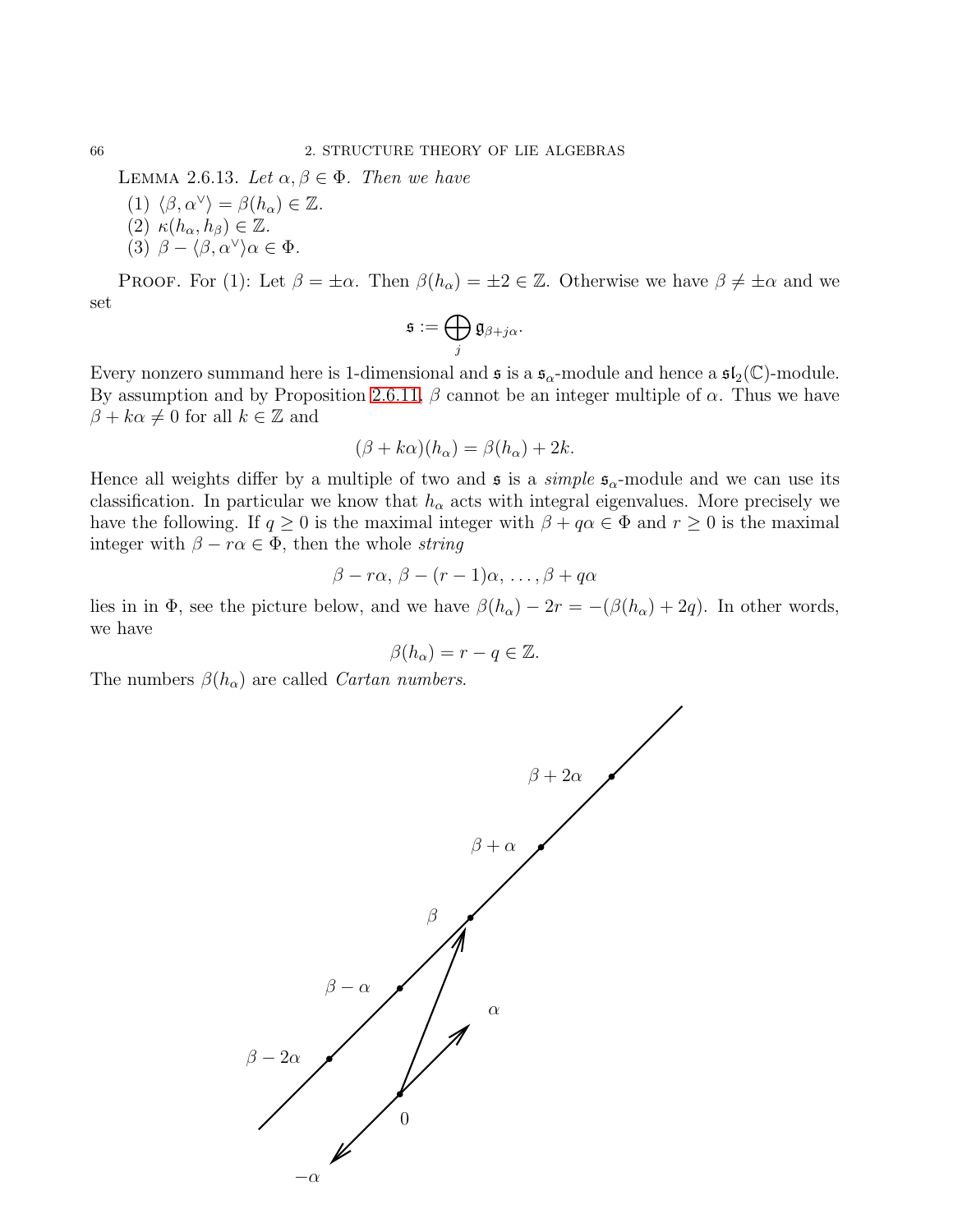**Lemma 2.6.13.** *Let $\alpha, \beta \in \Phi$. Then we have*

(1) $\langle \beta, \alpha^\vee \rangle = \beta(h_\alpha) \in \mathbb{Z}$.
(2) $\kappa(h_\alpha, h_\beta) \in \mathbb{Z}$.
(3) $\beta - \langle \beta, \alpha^\vee \rangle \alpha \in \Phi$.

Proof. For (1): Let $\beta = \pm\alpha$. Then $\beta(h_\alpha) = \pm 2 \in \mathbb{Z}$. Otherwise we have $\beta \neq \pm\alpha$ and we set

$$\mathfrak{s} := \bigoplus_j \mathfrak{g}_{\beta + j\alpha}.$$

Every nonzero summand here is 1-dimensional and $\mathfrak{s}$ is a $\mathfrak{s}_\alpha$-module and hence a $\mathfrak{sl}_2(\mathbb{C})$-module. By assumption and by Proposition 2.6.11, $\beta$ cannot be an integer multiple of $\alpha$. Thus we have $\beta + k\alpha \neq 0$ for all $k \in \mathbb{Z}$ and

$$(\beta + k\alpha)(h_\alpha) = \beta(h_\alpha) + 2k.$$

Hence all weights differ by a multiple of two and $\mathfrak{s}$ is a *simple* $\mathfrak{s}_\alpha$-module and we can use its classification. In particular we know that $h_\alpha$ acts with integral eigenvalues. More precisely we have the following. If $q \geq 0$ is the maximal integer with $\beta + q\alpha \in \Phi$ and $r \geq 0$ is the maximal integer with $\beta - r\alpha \in \Phi$, then the whole *string*

$$\beta - r\alpha,\ \beta - (r-1)\alpha,\ \ldots, \beta + q\alpha$$

lies in in $\Phi$, see the picture below, and we have $\beta(h_\alpha) - 2r = -(\beta(h_\alpha) + 2q)$. In other words, we have

$$\beta(h_\alpha) = r - q \in \mathbb{Z}.$$

The numbers $\beta(h_\alpha)$ are called *Cartan numbers*.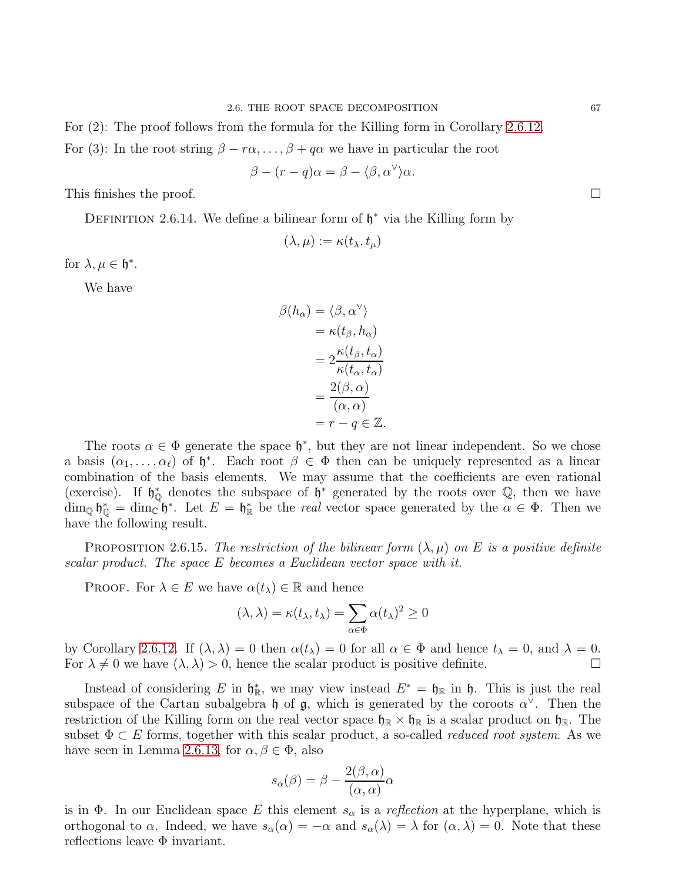For (2): The proof follows from the formula for the Killing form in Corollary 2.6.12.

For (3): In the root string $\beta - r\alpha, \dots, \beta + q\alpha$ we have in particular the root

$$\beta - (r-q)\alpha = \beta - \langle \beta, \alpha^\vee \rangle \alpha.$$

This finishes the proof. $\square$

Definition 2.6.14. We define a bilinear form of $\mathfrak{h}^*$ via the Killing form by

$$(\lambda, \mu) := \kappa(t_\lambda, t_\mu)$$

for $\lambda, \mu \in \mathfrak{h}^*$.

We have

$$\begin{aligned}
\beta(h_\alpha) &= \langle \beta, \alpha^\vee \rangle \\
&= \kappa(t_\beta, h_\alpha) \\
&= 2\frac{\kappa(t_\beta, t_\alpha)}{\kappa(t_\alpha, t_\alpha)} \\
&= \frac{2(\beta, \alpha)}{(\alpha, \alpha)} \\
&= r - q \in \mathbb{Z}.
\end{aligned}$$

The roots $\alpha \in \Phi$ generate the space $\mathfrak{h}^*$, but they are not linear independent. So we chose a basis $(\alpha_1, \dots, \alpha_\ell)$ of $\mathfrak{h}^*$. Each root $\beta \in \Phi$ then can be uniquely represented as a linear combination of the basis elements. We may assume that the coefficients are even rational (exercise). If $\mathfrak{h}^*_{\mathbb{Q}}$ denotes the subspace of $\mathfrak{h}^*$ generated by the roots over $\mathbb{Q}$, then we have $\dim_{\mathbb{Q}} \mathfrak{h}^*_{\mathbb{Q}} = \dim_{\mathbb{C}} \mathfrak{h}^*$. Let $E = \mathfrak{h}^*_{\mathbb{R}}$ be the *real* vector space generated by the $\alpha \in \Phi$. Then we have the following result.

Proposition 2.6.15. *The restriction of the bilinear form $(\lambda, \mu)$ on $E$ is a positive definite scalar product. The space $E$ becomes a Euclidean vector space with it.*

Proof. For $\lambda \in E$ we have $\alpha(t_\lambda) \in \mathbb{R}$ and hence

$$(\lambda, \lambda) = \kappa(t_\lambda, t_\lambda) = \sum_{\alpha \in \Phi} \alpha(t_\lambda)^2 \geq 0$$

by Corollary 2.6.12. If $(\lambda, \lambda) = 0$ then $\alpha(t_\lambda) = 0$ for all $\alpha \in \Phi$ and hence $t_\lambda = 0$, and $\lambda = 0$. For $\lambda \neq 0$ we have $(\lambda, \lambda) > 0$, hence the scalar product is positive definite. $\square$

Instead of considering $E$ in $\mathfrak{h}^*_{\mathbb{R}}$, we may view instead $E^* = \mathfrak{h}_{\mathbb{R}}$ in $\mathfrak{h}$. This is just the real subspace of the Cartan subalgebra $\mathfrak{h}$ of $\mathfrak{g}$, which is generated by the coroots $\alpha^\vee$. Then the restriction of the Killing form on the real vector space $\mathfrak{h}_{\mathbb{R}} \times \mathfrak{h}_{\mathbb{R}}$ is a scalar product on $\mathfrak{h}_{\mathbb{R}}$. The subset $\Phi \subset E$ forms, together with this scalar product, a so-called *reduced root system*. As we have seen in Lemma 2.6.13, for $\alpha, \beta \in \Phi$, also

$$s_\alpha(\beta) = \beta - \frac{2(\beta, \alpha)}{(\alpha, \alpha)}\alpha$$

is in $\Phi$. In our Euclidean space $E$ this element $s_\alpha$ is a *reflection* at the hyperplane, which is orthogonal to $\alpha$. Indeed, we have $s_\alpha(\alpha) = -\alpha$ and $s_\alpha(\lambda) = \lambda$ for $(\alpha, \lambda) = 0$. Note that these reflections leave $\Phi$ invariant.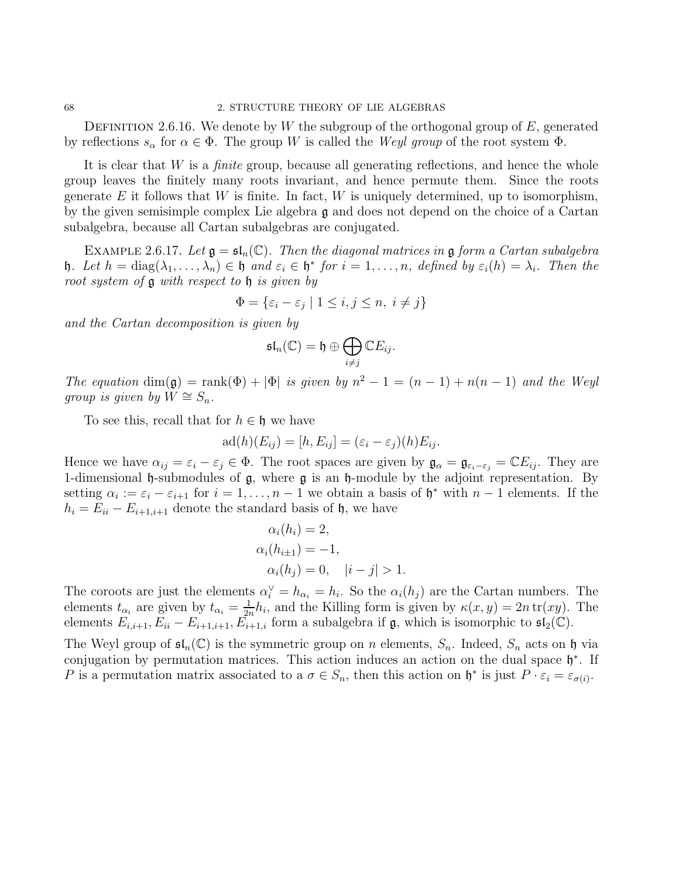Definition 2.6.16. We denote by $W$ the subgroup of the orthogonal group of $E$, generated by reflections $s_\alpha$ for $\alpha \in \Phi$. The group $W$ is called the *Weyl group* of the root system $\Phi$.

It is clear that $W$ is a *finite* group, because all generating reflections, and hence the whole group leaves the finitely many roots invariant, and hence permute them. Since the roots generate $E$ it follows that $W$ is finite. In fact, $W$ is uniquely determined, up to isomorphism, by the given semisimple complex Lie algebra $\mathfrak{g}$ and does not depend on the choice of a Cartan subalgebra, because all Cartan subalgebras are conjugated.

Example 2.6.17. *Let $\mathfrak{g} = \mathfrak{sl}_n(\mathbb{C})$. Then the diagonal matrices in $\mathfrak{g}$ form a Cartan subalgebra $\mathfrak{h}$. Let $h = \operatorname{diag}(\lambda_1, \ldots, \lambda_n) \in \mathfrak{h}$ and $\varepsilon_i \in \mathfrak{h}^*$ for $i = 1, \ldots, n$, defined by $\varepsilon_i(h) = \lambda_i$. Then the root system of $\mathfrak{g}$ with respect to $\mathfrak{h}$ is given by*

$$\Phi = \{\varepsilon_i - \varepsilon_j \mid 1 \leq i, j \leq n,\ i \neq j\}$$

*and the Cartan decomposition is given by*

$$\mathfrak{sl}_n(\mathbb{C}) = \mathfrak{h} \oplus \bigoplus_{i \neq j} \mathbb{C}E_{ij}.$$

*The equation $\dim(\mathfrak{g}) = \operatorname{rank}(\Phi) + |\Phi|$ is given by $n^2 - 1 = (n-1) + n(n-1)$ and the Weyl group is given by $W \cong S_n$.*

To see this, recall that for $h \in \mathfrak{h}$ we have

$$\operatorname{ad}(h)(E_{ij}) = [h, E_{ij}] = (\varepsilon_i - \varepsilon_j)(h)E_{ij}.$$

Hence we have $\alpha_{ij} = \varepsilon_i - \varepsilon_j \in \Phi$. The root spaces are given by $\mathfrak{g}_\alpha = \mathfrak{g}_{\varepsilon_i - \varepsilon_j} = \mathbb{C}E_{ij}$. They are 1-dimensional $\mathfrak{h}$-submodules of $\mathfrak{g}$, where $\mathfrak{g}$ is an $\mathfrak{h}$-module by the adjoint representation. By setting $\alpha_i := \varepsilon_i - \varepsilon_{i+1}$ for $i = 1, \ldots, n-1$ we obtain a basis of $\mathfrak{h}^*$ with $n-1$ elements. If the $h_i = E_{ii} - E_{i+1,i+1}$ denote the standard basis of $\mathfrak{h}$, we have

$$\begin{aligned}
\alpha_i(h_i) &= 2, \\
\alpha_i(h_{i\pm1}) &= -1, \\
\alpha_i(h_j) &= 0, \quad |i-j| > 1.
\end{aligned}$$

The coroots are just the elements $\alpha_i^\vee = h_{\alpha_i} = h_i$. So the $\alpha_i(h_j)$ are the Cartan numbers. The elements $t_{\alpha_i}$ are given by $t_{\alpha_i} = \frac{1}{2n}h_i$, and the Killing form is given by $\kappa(x, y) = 2n\operatorname{tr}(xy)$. The elements $E_{i,i+1}, E_{ii} - E_{i+1,i+1}, E_{i+1,i}$ form a subalgebra if $\mathfrak{g}$, which is isomorphic to $\mathfrak{sl}_2(\mathbb{C})$.

The Weyl group of $\mathfrak{sl}_n(\mathbb{C})$ is the symmetric group on $n$ elements, $S_n$. Indeed, $S_n$ acts on $\mathfrak{h}$ via conjugation by permutation matrices. This action induces an action on the dual space $\mathfrak{h}^*$. If $P$ is a permutation matrix associated to a $\sigma \in S_n$, then this action on $\mathfrak{h}^*$ is just $P \cdot \varepsilon_i = \varepsilon_{\sigma(i)}$.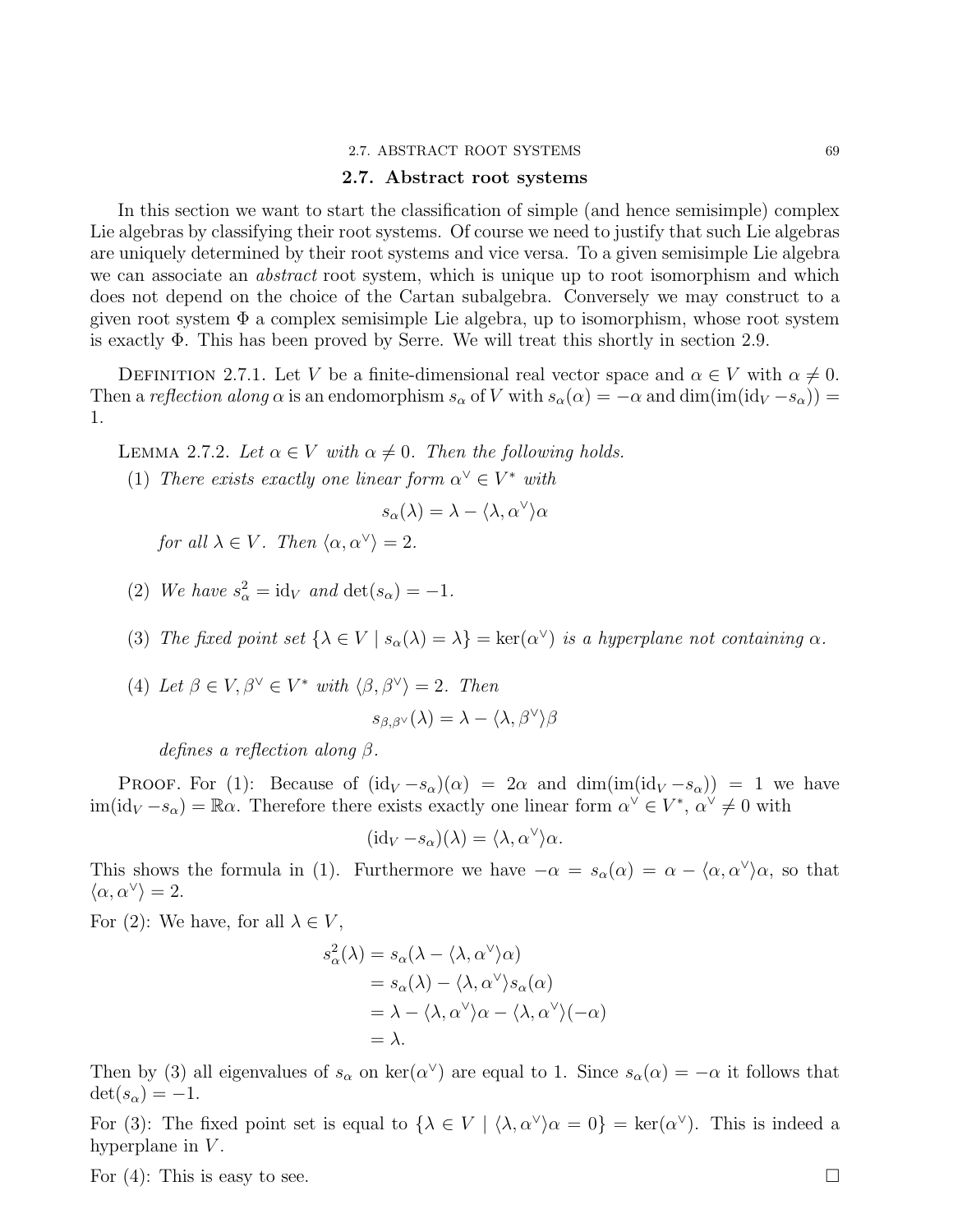## 2.7. Abstract root systems

In this section we want to start the classification of simple (and hence semisimple) complex Lie algebras by classifying their root systems. Of course we need to justify that such Lie algebras are uniquely determined by their root systems and vice versa. To a given semisimple Lie algebra we can associate an *abstract* root system, which is unique up to root isomorphism and which does not depend on the choice of the Cartan subalgebra. Conversely we may construct to a given root system $\Phi$ a complex semisimple Lie algebra, up to isomorphism, whose root system is exactly $\Phi$. This has been proved by Serre. We will treat this shortly in section 2.9.

Definition 2.7.1. Let $V$ be a finite-dimensional real vector space and $\alpha \in V$ with $\alpha \neq 0$. Then a *reflection along* $\alpha$ is an endomorphism $s_\alpha$ of $V$ with $s_\alpha(\alpha) = -\alpha$ and $\dim(\operatorname{im}(\operatorname{id}_V - s_\alpha)) = 1$.

Lemma 2.7.2. *Let $\alpha \in V$ with $\alpha \neq 0$. Then the following holds.*

(1) *There exists exactly one linear form $\alpha^\vee \in V^*$ with*

$$s_\alpha(\lambda) = \lambda - \langle \lambda, \alpha^\vee \rangle \alpha$$

*for all $\lambda \in V$. Then $\langle \alpha, \alpha^\vee \rangle = 2$.*

(2) *We have $s_\alpha^2 = \operatorname{id}_V$ and $\det(s_\alpha) = -1$.*

(3) *The fixed point set $\{\lambda \in V \mid s_\alpha(\lambda) = \lambda\} = \ker(\alpha^\vee)$ is a hyperplane not containing $\alpha$.*

(4) *Let $\beta \in V, \beta^\vee \in V^*$ with $\langle \beta, \beta^\vee \rangle = 2$. Then*

$$s_{\beta,\beta^\vee}(\lambda) = \lambda - \langle \lambda, \beta^\vee \rangle \beta$$

*defines a reflection along $\beta$.*

Proof. For (1): Because of $(\operatorname{id}_V - s_\alpha)(\alpha) = 2\alpha$ and $\dim(\operatorname{im}(\operatorname{id}_V - s_\alpha)) = 1$ we have $\operatorname{im}(\operatorname{id}_V - s_\alpha) = \mathbb{R}\alpha$. Therefore there exists exactly one linear form $\alpha^\vee \in V^*$, $\alpha^\vee \neq 0$ with

$$(\operatorname{id}_V - s_\alpha)(\lambda) = \langle \lambda, \alpha^\vee \rangle \alpha.$$

This shows the formula in (1). Furthermore we have $-\alpha = s_\alpha(\alpha) = \alpha - \langle \alpha, \alpha^\vee \rangle \alpha$, so that $\langle \alpha, \alpha^\vee \rangle = 2$.

For (2): We have, for all $\lambda \in V$,

$$\begin{aligned}
s_\alpha^2(\lambda) &= s_\alpha(\lambda - \langle \lambda, \alpha^\vee \rangle \alpha) \\
&= s_\alpha(\lambda) - \langle \lambda, \alpha^\vee \rangle s_\alpha(\alpha) \\
&= \lambda - \langle \lambda, \alpha^\vee \rangle \alpha - \langle \lambda, \alpha^\vee \rangle (-\alpha) \\
&= \lambda.
\end{aligned}$$

Then by (3) all eigenvalues of $s_\alpha$ on $\ker(\alpha^\vee)$ are equal to 1. Since $s_\alpha(\alpha) = -\alpha$ it follows that $\det(s_\alpha) = -1$.

For (3): The fixed point set is equal to $\{\lambda \in V \mid \langle \lambda, \alpha^\vee \rangle \alpha = 0\} = \ker(\alpha^\vee)$. This is indeed a hyperplane in $V$.

For (4): This is easy to see. □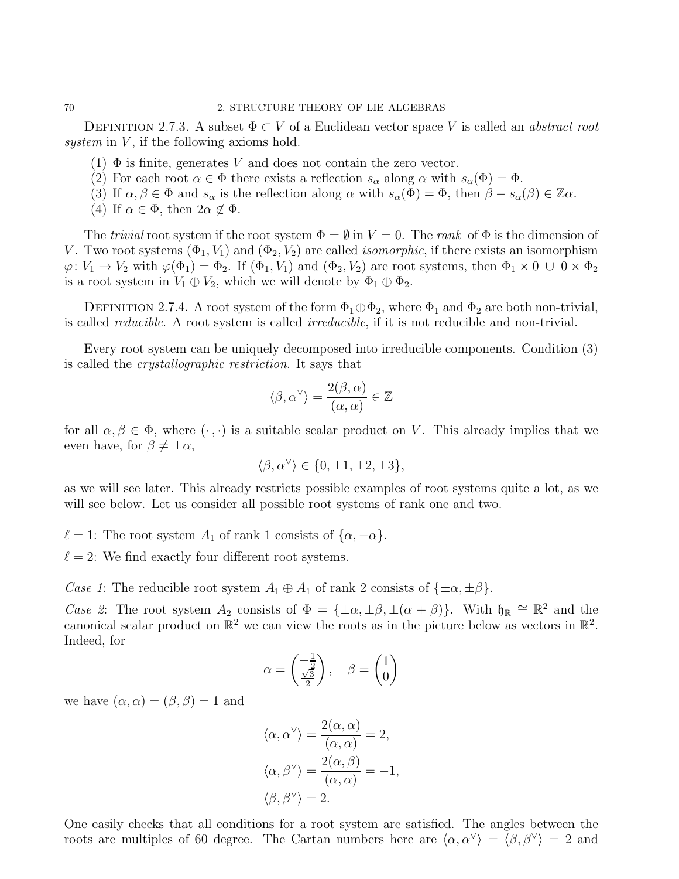DEFINITION 2.7.3. A subset $\Phi \subset V$ of a Euclidean vector space $V$ is called an *abstract root system* in $V$, if the following axioms hold.

1. $\Phi$ is finite, generates $V$ and does not contain the zero vector.
2. For each root $\alpha \in \Phi$ there exists a reflection $s_\alpha$ along $\alpha$ with $s_\alpha(\Phi) = \Phi$.
3. If $\alpha, \beta \in \Phi$ and $s_\alpha$ is the reflection along $\alpha$ with $s_\alpha(\Phi) = \Phi$, then $\beta - s_\alpha(\beta) \in \mathbb{Z}\alpha$.
4. If $\alpha \in \Phi$, then $2\alpha \notin \Phi$.

The *trivial* root system if the root system $\Phi = \emptyset$ in $V = 0$. The *rank* of $\Phi$ is the dimension of $V$. Two root systems $(\Phi_1, V_1)$ and $(\Phi_2, V_2)$ are called *isomorphic*, if there exists an isomorphism $\varphi \colon V_1 \to V_2$ with $\varphi(\Phi_1) = \Phi_2$. If $(\Phi_1, V_1)$ and $(\Phi_2, V_2)$ are root systems, then $\Phi_1 \times 0 \,\cup\, 0 \times \Phi_2$ is a root system in $V_1 \oplus V_2$, which we will denote by $\Phi_1 \oplus \Phi_2$.

DEFINITION 2.7.4. A root system of the form $\Phi_1 \oplus \Phi_2$, where $\Phi_1$ and $\Phi_2$ are both non-trivial, is called *reducible*. A root system is called *irreducible*, if it is not reducible and non-trivial.

Every root system can be uniquely decomposed into irreducible components. Condition (3) is called the *crystallographic restriction*. It says that

$$\langle \beta, \alpha^\vee \rangle = \frac{2(\beta, \alpha)}{(\alpha, \alpha)} \in \mathbb{Z}$$

for all $\alpha, \beta \in \Phi$, where $(\cdot\,,\cdot)$ is a suitable scalar product on $V$. This already implies that we even have, for $\beta \neq \pm\alpha$,

$$\langle \beta, \alpha^\vee \rangle \in \{0, \pm 1, \pm 2, \pm 3\},$$

as we will see later. This already restricts possible examples of root systems quite a lot, as we will see below. Let us consider all possible root systems of rank one and two.

$\ell = 1$: The root system $A_1$ of rank 1 consists of $\{\alpha, -\alpha\}$.

$\ell = 2$: We find exactly four different root systems.

*Case 1*: The reducible root system $A_1 \oplus A_1$ of rank 2 consists of $\{\pm\alpha, \pm\beta\}$.

*Case 2*: The root system $A_2$ consists of $\Phi = \{\pm\alpha, \pm\beta, \pm(\alpha + \beta)\}$. With $\mathfrak{h}_\mathbb{R} \cong \mathbb{R}^2$ and the canonical scalar product on $\mathbb{R}^2$ we can view the roots as in the picture below as vectors in $\mathbb{R}^2$. Indeed, for

$$\alpha = \begin{pmatrix} -\frac{1}{2} \\ \frac{\sqrt{3}}{2} \end{pmatrix}, \quad \beta = \begin{pmatrix} 1 \\ 0 \end{pmatrix}$$

we have $(\alpha, \alpha) = (\beta, \beta) = 1$ and

$$\langle \alpha, \alpha^\vee \rangle = \frac{2(\alpha, \alpha)}{(\alpha, \alpha)} = 2,$$

$$\langle \alpha, \beta^\vee \rangle = \frac{2(\alpha, \beta)}{(\alpha, \alpha)} = -1,$$

$$\langle \beta, \beta^\vee \rangle = 2.$$

One easily checks that all conditions for a root system are satisfied. The angles between the roots are multiples of 60 degree. The Cartan numbers here are $\langle \alpha, \alpha^\vee \rangle = \langle \beta, \beta^\vee \rangle = 2$ and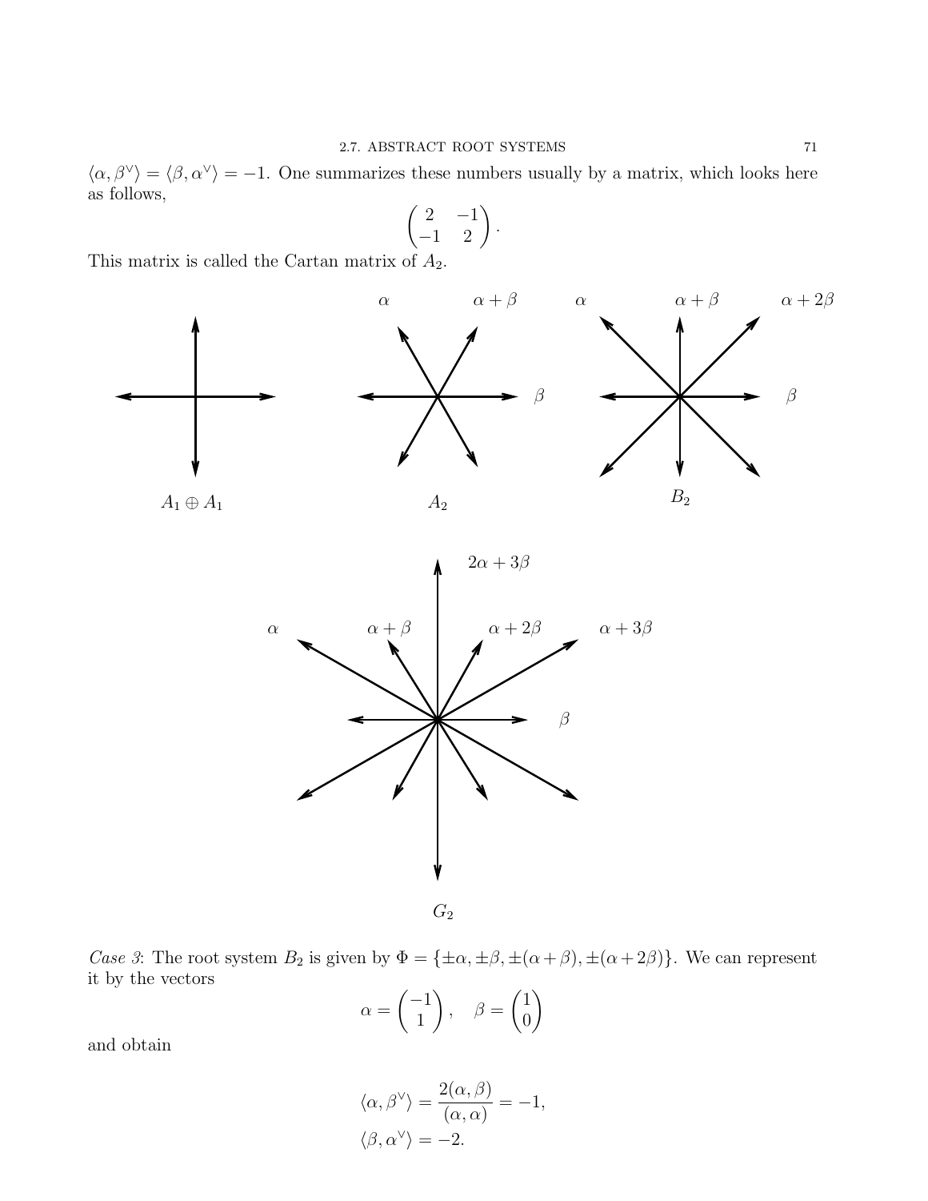$\langle \alpha, \beta^\vee \rangle = \langle \beta, \alpha^\vee \rangle = -1$. One summarizes these numbers usually by a matrix, which looks here as follows,

$$\begin{pmatrix} 2 & -1 \\ -1 & 2 \end{pmatrix}.$$

This matrix is called the Cartan matrix of $A_2$.

$A_1 \oplus A_1$ $\qquad$ $A_2$ $\qquad$ $B_2$

$G_2$

*Case 3*: The root system $B_2$ is given by $\Phi = \{\pm\alpha, \pm\beta, \pm(\alpha+\beta), \pm(\alpha+2\beta)\}$. We can represent it by the vectors

$$\alpha = \begin{pmatrix} -1 \\ 1 \end{pmatrix}, \quad \beta = \begin{pmatrix} 1 \\ 0 \end{pmatrix}$$

and obtain

$$\langle \alpha, \beta^\vee \rangle = \frac{2(\alpha, \beta)}{(\alpha, \alpha)} = -1,$$
$$\langle \beta, \alpha^\vee \rangle = -2.$$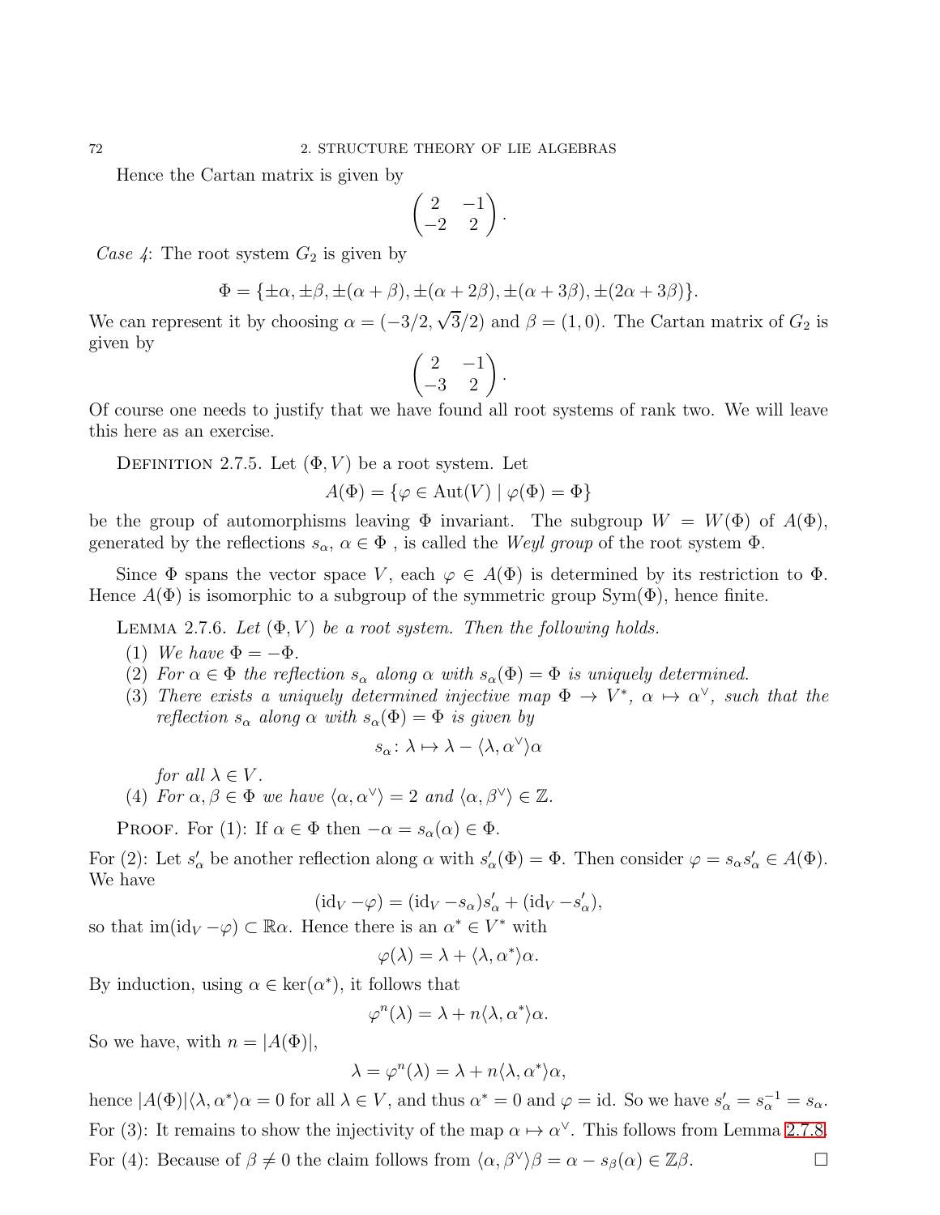Hence the Cartan matrix is given by

$$\begin{pmatrix} 2 & -1 \\ -2 & 2 \end{pmatrix}.$$

*Case 4*: The root system $G_2$ is given by

$$\Phi = \{\pm\alpha, \pm\beta, \pm(\alpha+\beta), \pm(\alpha+2\beta), \pm(\alpha+3\beta), \pm(2\alpha+3\beta)\}.$$

We can represent it by choosing $\alpha = (-3/2, \sqrt{3}/2)$ and $\beta = (1, 0)$. The Cartan matrix of $G_2$ is given by

$$\begin{pmatrix} 2 & -1 \\ -3 & 2 \end{pmatrix}.$$

Of course one needs to justify that we have found all root systems of rank two. We will leave this here as an exercise.

Definition 2.7.5. Let $(\Phi, V)$ be a root system. Let

$$A(\Phi) = \{\varphi \in \operatorname{Aut}(V) \mid \varphi(\Phi) = \Phi\}$$

be the group of automorphisms leaving $\Phi$ invariant. The subgroup $W = W(\Phi)$ of $A(\Phi)$, generated by the reflections $s_\alpha$, $\alpha \in \Phi$ , is called the *Weyl group* of the root system $\Phi$.

Since $\Phi$ spans the vector space $V$, each $\varphi \in A(\Phi)$ is determined by its restriction to $\Phi$. Hence $A(\Phi)$ is isomorphic to a subgroup of the symmetric group $\operatorname{Sym}(\Phi)$, hence finite.

Lemma 2.7.6. *Let $(\Phi, V)$ be a root system. Then the following holds.*

1. *We have $\Phi = -\Phi$.*
2. *For $\alpha \in \Phi$ the reflection $s_\alpha$ along $\alpha$ with $s_\alpha(\Phi) = \Phi$ is uniquely determined.*
3. *There exists a uniquely determined injective map $\Phi \to V^*$, $\alpha \mapsto \alpha^\vee$, such that the reflection $s_\alpha$ along $\alpha$ with $s_\alpha(\Phi) = \Phi$ is given by*

$$s_\alpha \colon \lambda \mapsto \lambda - \langle \lambda, \alpha^\vee \rangle \alpha$$

   *for all $\lambda \in V$.*
4. *For $\alpha, \beta \in \Phi$ we have $\langle \alpha, \alpha^\vee \rangle = 2$ and $\langle \alpha, \beta^\vee \rangle \in \mathbb{Z}$.*

Proof. For (1): If $\alpha \in \Phi$ then $-\alpha = s_\alpha(\alpha) \in \Phi$.

For (2): Let $s'_\alpha$ be another reflection along $\alpha$ with $s'_\alpha(\Phi) = \Phi$. Then consider $\varphi = s_\alpha s'_\alpha \in A(\Phi)$. We have

$$(\operatorname{id}_V - \varphi) = (\operatorname{id}_V - s_\alpha)s'_\alpha + (\operatorname{id}_V - s'_\alpha),$$

so that $\operatorname{im}(\operatorname{id}_V - \varphi) \subset \mathbb{R}\alpha$. Hence there is an $\alpha^* \in V^*$ with

$$\varphi(\lambda) = \lambda + \langle \lambda, \alpha^* \rangle \alpha.$$

By induction, using $\alpha \in \ker(\alpha^*)$, it follows that

$$\varphi^n(\lambda) = \lambda + n\langle \lambda, \alpha^* \rangle \alpha.$$

So we have, with $n = |A(\Phi)|$,

$$\lambda = \varphi^n(\lambda) = \lambda + n\langle \lambda, \alpha^* \rangle \alpha,$$

hence $|A(\Phi)|\langle \lambda, \alpha^* \rangle \alpha = 0$ for all $\lambda \in V$, and thus $\alpha^* = 0$ and $\varphi = \operatorname{id}$. So we have $s'_\alpha = s_\alpha^{-1} = s_\alpha$.

For (3): It remains to show the injectivity of the map $\alpha \mapsto \alpha^\vee$. This follows from Lemma 2.7.8.

For (4): Because of $\beta \neq 0$ the claim follows from $\langle \alpha, \beta^\vee \rangle \beta = \alpha - s_\beta(\alpha) \in \mathbb{Z}\beta$. $\square$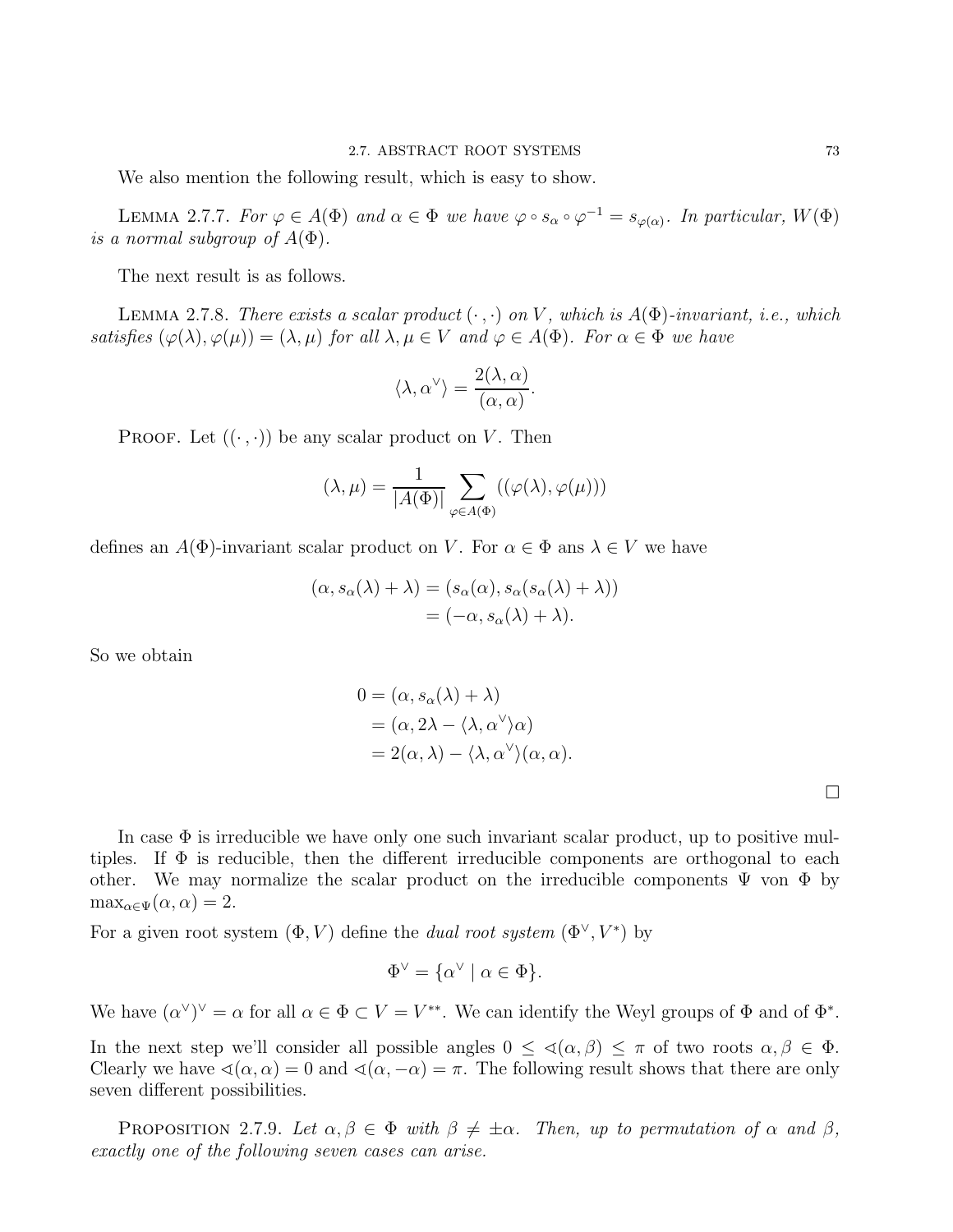We also mention the following result, which is easy to show.

Lemma 2.7.7. *For $\varphi \in A(\Phi)$ and $\alpha \in \Phi$ we have $\varphi \circ s_\alpha \circ \varphi^{-1} = s_{\varphi(\alpha)}$. In particular, $W(\Phi)$ is a normal subgroup of $A(\Phi)$.*

The next result is as follows.

Lemma 2.7.8. *There exists a scalar product $(\cdot\,,\cdot)$ on $V$, which is $A(\Phi)$-invariant, i.e., which satisfies $(\varphi(\lambda), \varphi(\mu)) = (\lambda, \mu)$ for all $\lambda, \mu \in V$ and $\varphi \in A(\Phi)$. For $\alpha \in \Phi$ we have*

$$\langle \lambda, \alpha^\vee \rangle = \frac{2(\lambda, \alpha)}{(\alpha, \alpha)}.$$

Proof. Let $((\cdot\,,\cdot))$ be any scalar product on $V$. Then

$$(\lambda, \mu) = \frac{1}{|A(\Phi)|} \sum_{\varphi \in A(\Phi)} ((\varphi(\lambda), \varphi(\mu)))$$

defines an $A(\Phi)$-invariant scalar product on $V$. For $\alpha \in \Phi$ ans $\lambda \in V$ we have

$$\begin{aligned}
(\alpha, s_\alpha(\lambda) + \lambda) &= (s_\alpha(\alpha), s_\alpha(s_\alpha(\lambda) + \lambda)) \\
&= (-\alpha, s_\alpha(\lambda) + \lambda).
\end{aligned}$$

So we obtain

$$\begin{aligned}
0 &= (\alpha, s_\alpha(\lambda) + \lambda) \\
&= (\alpha, 2\lambda - \langle \lambda, \alpha^\vee \rangle \alpha) \\
&= 2(\alpha, \lambda) - \langle \lambda, \alpha^\vee \rangle (\alpha, \alpha).
\end{aligned}$$

□

In case $\Phi$ is irreducible we have only one such invariant scalar product, up to positive multiples. If $\Phi$ is reducible, then the different irreducible components are orthogonal to each other. We may normalize the scalar product on the irreducible components $\Psi$ von $\Phi$ by $\max_{\alpha \in \Psi} (\alpha, \alpha) = 2$.

For a given root system $(\Phi, V)$ define the *dual root system* $(\Phi^\vee, V^*)$ by

$$\Phi^\vee = \{\alpha^\vee \mid \alpha \in \Phi\}.$$

We have $(\alpha^\vee)^\vee = \alpha$ for all $\alpha \in \Phi \subset V = V^{**}$. We can identify the Weyl groups of $\Phi$ and of $\Phi^*$.

In the next step we'll consider all possible angles $0 \leq \sphericalangle(\alpha, \beta) \leq \pi$ of two roots $\alpha, \beta \in \Phi$. Clearly we have $\sphericalangle(\alpha, \alpha) = 0$ and $\sphericalangle(\alpha, -\alpha) = \pi$. The following result shows that there are only seven different possibilities.

Proposition 2.7.9. *Let $\alpha, \beta \in \Phi$ with $\beta \neq \pm\alpha$. Then, up to permutation of $\alpha$ and $\beta$, exactly one of the following seven cases can arise.*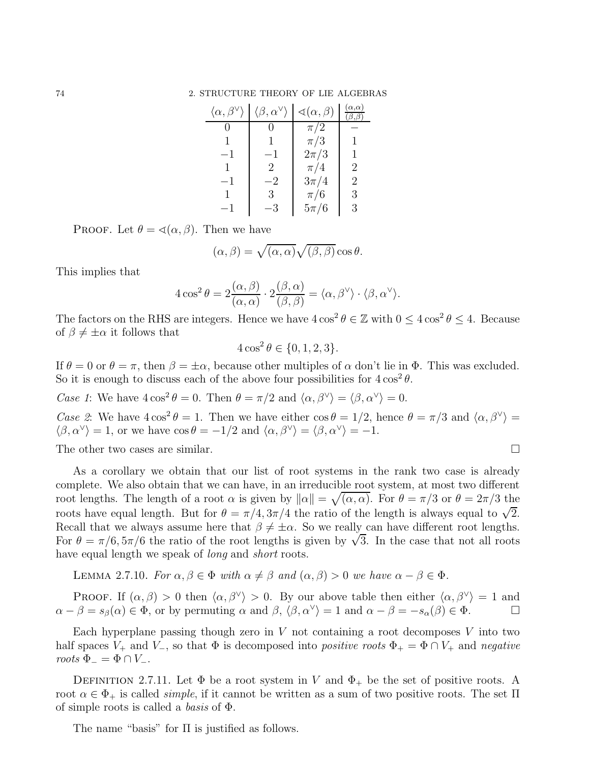| $\langle \alpha, \beta^\vee \rangle$ | $\langle \beta, \alpha^\vee \rangle$ | $\sphericalangle(\alpha, \beta)$ | $\frac{(\alpha,\alpha)}{(\beta,\beta)}$ |
|---|---|---|---|
| $0$ | $0$ | $\pi/2$ | $-$ |
| $1$ | $1$ | $\pi/3$ | $1$ |
| $-1$ | $-1$ | $2\pi/3$ | $1$ |
| $1$ | $2$ | $\pi/4$ | $2$ |
| $-1$ | $-2$ | $3\pi/4$ | $2$ |
| $1$ | $3$ | $\pi/6$ | $3$ |
| $-1$ | $-3$ | $5\pi/6$ | $3$ |

PROOF. Let $\theta = \sphericalangle(\alpha, \beta)$. Then we have

$$(\alpha, \beta) = \sqrt{(\alpha, \alpha)}\sqrt{(\beta, \beta)} \cos\theta.$$

This implies that

$$4\cos^2\theta = 2\frac{(\alpha,\beta)}{(\alpha,\alpha)} \cdot 2\frac{(\beta,\alpha)}{(\beta,\beta)} = \langle \alpha, \beta^\vee \rangle \cdot \langle \beta, \alpha^\vee \rangle.$$

The factors on the RHS are integers. Hence we have $4\cos^2\theta \in \mathbb{Z}$ with $0 \le 4\cos^2\theta \le 4$. Because of $\beta \ne \pm\alpha$ it follows that

$$4\cos^2\theta \in \{0, 1, 2, 3\}.$$

If $\theta = 0$ or $\theta = \pi$, then $\beta = \pm\alpha$, because other multiples of $\alpha$ don't lie in $\Phi$. This was excluded. So it is enough to discuss each of the above four possibilities for $4\cos^2\theta$.

*Case 1*: We have $4\cos^2\theta = 0$. Then $\theta = \pi/2$ and $\langle \alpha, \beta^\vee \rangle = \langle \beta, \alpha^\vee \rangle = 0$.

*Case 2*: We have $4\cos^2\theta = 1$. Then we have either $\cos\theta = 1/2$, hence $\theta = \pi/3$ and $\langle \alpha, \beta^\vee \rangle = \langle \beta, \alpha^\vee \rangle = 1$, or we have $\cos\theta = -1/2$ and $\langle \alpha, \beta^\vee \rangle = \langle \beta, \alpha^\vee \rangle = -1$.

The other two cases are similar. $\square$

As a corollary we obtain that our list of root systems in the rank two case is already complete. We also obtain that we can have, in an irreducible root system, at most two different root lengths. The length of a root $\alpha$ is given by $\|\alpha\| = \sqrt{(\alpha, \alpha)}$. For $\theta = \pi/3$ or $\theta = 2\pi/3$ the roots have equal length. But for $\theta = \pi/4, 3\pi/4$ the ratio of the length is always equal to $\sqrt{2}$. Recall that we always assume here that $\beta \ne \pm\alpha$. So we really can have different root lengths. For $\theta = \pi/6, 5\pi/6$ the ratio of the root lengths is given by $\sqrt{3}$. In the case that not all roots have equal length we speak of *long* and *short* roots.

LEMMA 2.7.10. *For $\alpha, \beta \in \Phi$ with $\alpha \ne \beta$ and $(\alpha, \beta) > 0$ we have $\alpha - \beta \in \Phi$.*

PROOF. If $(\alpha, \beta) > 0$ then $\langle \alpha, \beta^\vee \rangle > 0$. By our above table then either $\langle \alpha, \beta^\vee \rangle = 1$ and $\alpha - \beta = s_\beta(\alpha) \in \Phi$, or by permuting $\alpha$ and $\beta$, $\langle \beta, \alpha^\vee \rangle = 1$ and $\alpha - \beta = -s_\alpha(\beta) \in \Phi$. $\square$

Each hyperplane passing though zero in $V$ not containing a root decomposes $V$ into two half spaces $V_+$ and $V_-$, so that $\Phi$ is decomposed into *positive roots* $\Phi_+ = \Phi \cap V_+$ and *negative roots* $\Phi_- = \Phi \cap V_-$.

DEFINITION 2.7.11. Let $\Phi$ be a root system in $V$ and $\Phi_+$ be the set of positive roots. A root $\alpha \in \Phi_+$ is called *simple*, if it cannot be written as a sum of two positive roots. The set $\Pi$ of simple roots is called a *basis* of $\Phi$.

The name "basis" for $\Pi$ is justified as follows.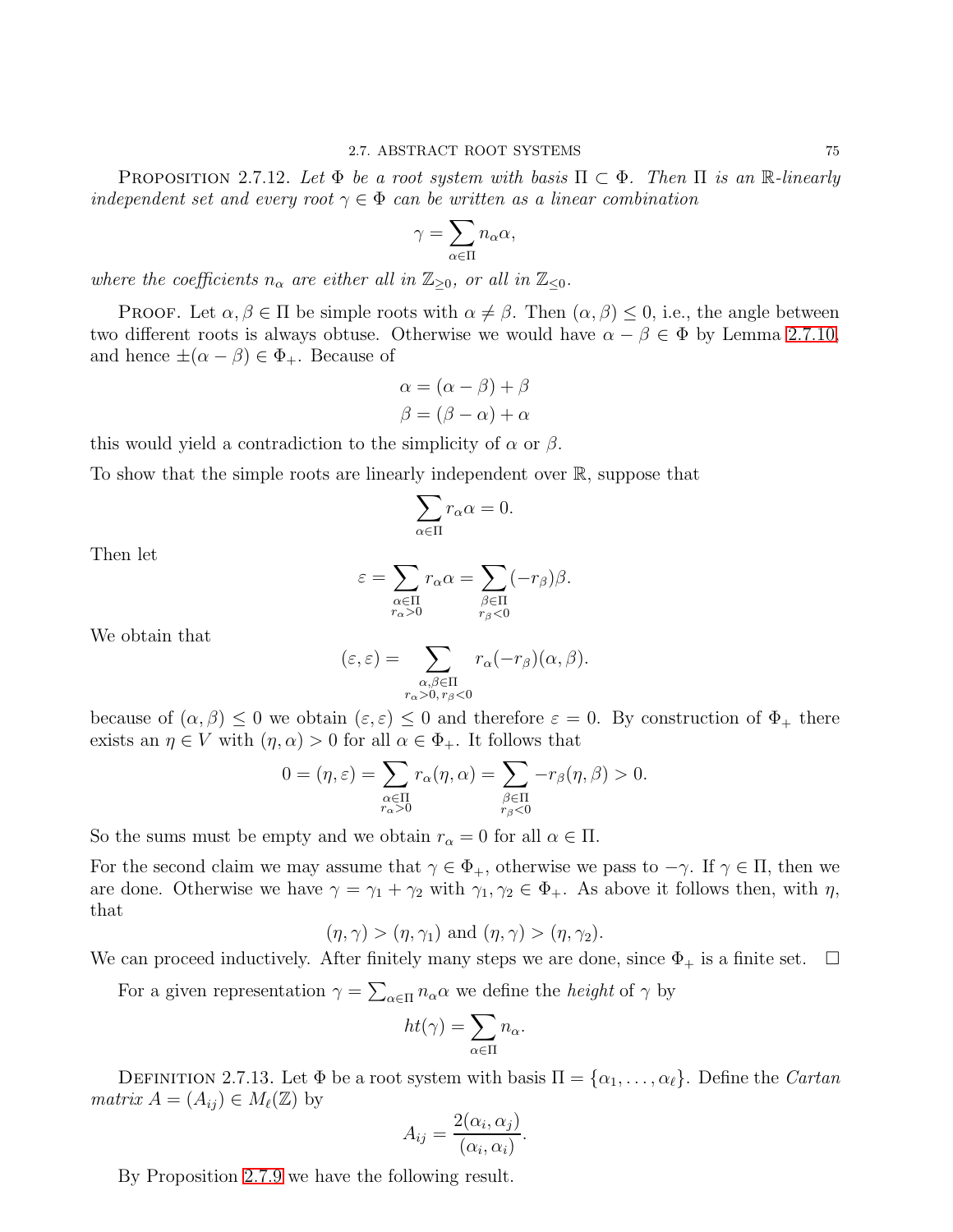**Proposition 2.7.12.** *Let $\Phi$ be a root system with basis $\Pi \subset \Phi$. Then $\Pi$ is an $\mathbb{R}$-linearly independent set and every root $\gamma \in \Phi$ can be written as a linear combination*

$$\gamma = \sum_{\alpha \in \Pi} n_\alpha \alpha,$$

*where the coefficients $n_\alpha$ are either all in $\mathbb{Z}_{\geq 0}$, or all in $\mathbb{Z}_{\leq 0}$.*

Proof. Let $\alpha, \beta \in \Pi$ be simple roots with $\alpha \neq \beta$. Then $(\alpha, \beta) \leq 0$, i.e., the angle between two different roots is always obtuse. Otherwise we would have $\alpha - \beta \in \Phi$ by Lemma 2.7.10, and hence $\pm(\alpha - \beta) \in \Phi_+$. Because of

$$\alpha = (\alpha - \beta) + \beta$$
$$\beta = (\beta - \alpha) + \alpha$$

this would yield a contradiction to the simplicity of $\alpha$ or $\beta$.

To show that the simple roots are linearly independent over $\mathbb{R}$, suppose that

$$\sum_{\alpha \in \Pi} r_\alpha \alpha = 0.$$

Then let

$$\varepsilon = \sum_{\substack{\alpha \in \Pi \\ r_\alpha > 0}} r_\alpha \alpha = \sum_{\substack{\beta \in \Pi \\ r_\beta < 0}} (-r_\beta)\beta.$$

We obtain that

$$(\varepsilon, \varepsilon) = \sum_{\substack{\alpha, \beta \in \Pi \\ r_\alpha > 0, r_\beta < 0}} r_\alpha(-r_\beta)(\alpha, \beta).$$

because of $(\alpha, \beta) \leq 0$ we obtain $(\varepsilon, \varepsilon) \leq 0$ and therefore $\varepsilon = 0$. By construction of $\Phi_+$ there exists an $\eta \in V$ with $(\eta, \alpha) > 0$ for all $\alpha \in \Phi_+$. It follows that

$$0 = (\eta, \varepsilon) = \sum_{\substack{\alpha \in \Pi \\ r_\alpha > 0}} r_\alpha(\eta, \alpha) = \sum_{\substack{\beta \in \Pi \\ r_\beta < 0}} -r_\beta(\eta, \beta) > 0.$$

So the sums must be empty and we obtain $r_\alpha = 0$ for all $\alpha \in \Pi$.

For the second claim we may assume that $\gamma \in \Phi_+$, otherwise we pass to $-\gamma$. If $\gamma \in \Pi$, then we are done. Otherwise we have $\gamma = \gamma_1 + \gamma_2$ with $\gamma_1, \gamma_2 \in \Phi_+$. As above it follows then, with $\eta$, that

$$(\eta, \gamma) > (\eta, \gamma_1) \text{ and } (\eta, \gamma) > (\eta, \gamma_2).$$

We can proceed inductively. After finitely many steps we are done, since $\Phi_+$ is a finite set. $\square$

For a given representation $\gamma = \sum_{\alpha \in \Pi} n_\alpha \alpha$ we define the *height* of $\gamma$ by

$$ht(\gamma) = \sum_{\alpha \in \Pi} n_\alpha.$$

**Definition 2.7.13.** Let $\Phi$ be a root system with basis $\Pi = \{\alpha_1, \dots, \alpha_\ell\}$. Define the *Cartan matrix* $A = (A_{ij}) \in M_\ell(\mathbb{Z})$ by

$$A_{ij} = \frac{2(\alpha_i, \alpha_j)}{(\alpha_i, \alpha_i)}.$$

By Proposition 2.7.9 we have the following result.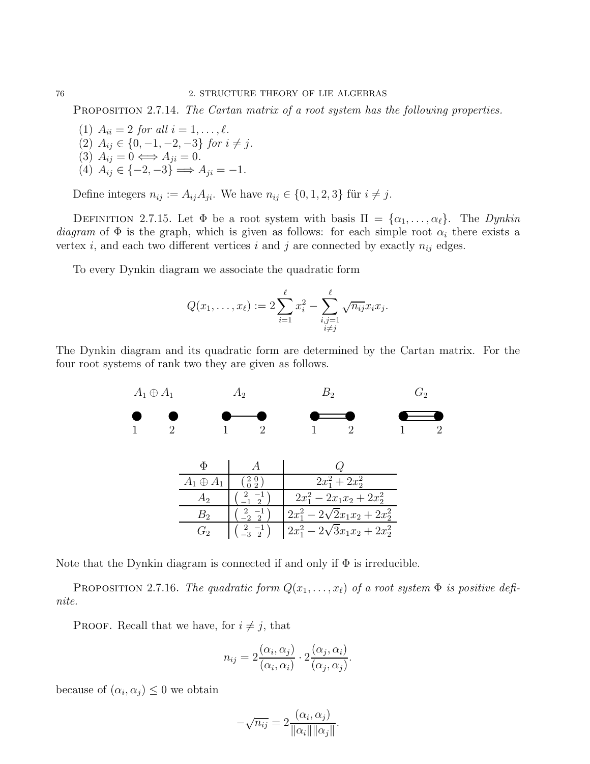Proposition 2.7.14. *The Cartan matrix of a root system has the following properties.*

(1) $A_{ii} = 2$ *for all* $i = 1, \dots, \ell$.
(2) $A_{ij} \in \{0, -1, -2, -3\}$ *for* $i \neq j$.
(3) $A_{ij} = 0 \Longleftrightarrow A_{ji} = 0$.
(4) $A_{ij} \in \{-2, -3\} \Longrightarrow A_{ji} = -1$.

Define integers $n_{ij} := A_{ij}A_{ji}$. We have $n_{ij} \in \{0, 1, 2, 3\}$ für $i \neq j$.

Definition 2.7.15. Let $\Phi$ be a root system with basis $\Pi = \{\alpha_1, \dots, \alpha_\ell\}$. The *Dynkin diagram* of $\Phi$ is the graph, which is given as follows: for each simple root $\alpha_i$ there exists a vertex $i$, and each two different vertices $i$ and $j$ are connected by exactly $n_{ij}$ edges.

To every Dynkin diagram we associate the quadratic form

$$Q(x_1, \dots, x_\ell) := 2\sum_{i=1}^{\ell} x_i^2 - \sum_{\substack{i,j=1 \\ i \neq j}}^{\ell} \sqrt{n_{ij}} x_i x_j.$$

The Dynkin diagram and its quadratic form are determined by the Cartan matrix. For the four root systems of rank two they are given as follows.

$A_1 \oplus A_1$ &nbsp;&nbsp;&nbsp; $A_2$ &nbsp;&nbsp;&nbsp; $B_2$ &nbsp;&nbsp;&nbsp; $G_2$

1 &nbsp; 2 &nbsp;&nbsp;&nbsp; 1 &nbsp; 2 &nbsp;&nbsp;&nbsp; 1 &nbsp; 2 &nbsp;&nbsp;&nbsp; 1 &nbsp; 2

| $\Phi$ | $A$ | $Q$ |
|---|---|---|
| $A_1 \oplus A_1$ | $\begin{pmatrix} 2 & 0 \\ 0 & 2 \end{pmatrix}$ | $2x_1^2 + 2x_2^2$ |
| $A_2$ | $\begin{pmatrix} 2 & -1 \\ -1 & 2 \end{pmatrix}$ | $2x_1^2 - 2x_1x_2 + 2x_2^2$ |
| $B_2$ | $\begin{pmatrix} 2 & -1 \\ -2 & 2 \end{pmatrix}$ | $2x_1^2 - 2\sqrt{2}x_1x_2 + 2x_2^2$ |
| $G_2$ | $\begin{pmatrix} 2 & -1 \\ -3 & 2 \end{pmatrix}$ | $2x_1^2 - 2\sqrt{3}x_1x_2 + 2x_2^2$ |

Note that the Dynkin diagram is connected if and only if $\Phi$ is irreducible.

Proposition 2.7.16. *The quadratic form* $Q(x_1, \dots, x_\ell)$ *of a root system* $\Phi$ *is positive definite.*

Proof. Recall that we have, for $i \neq j$, that

$$n_{ij} = 2\frac{(\alpha_i, \alpha_j)}{(\alpha_i, \alpha_i)} \cdot 2\frac{(\alpha_j, \alpha_i)}{(\alpha_j, \alpha_j)}.$$

because of $(\alpha_i, \alpha_j) \leq 0$ we obtain

$$-\sqrt{n_{ij}} = 2\frac{(\alpha_i, \alpha_j)}{\|\alpha_i\|\|\alpha_j\|}.$$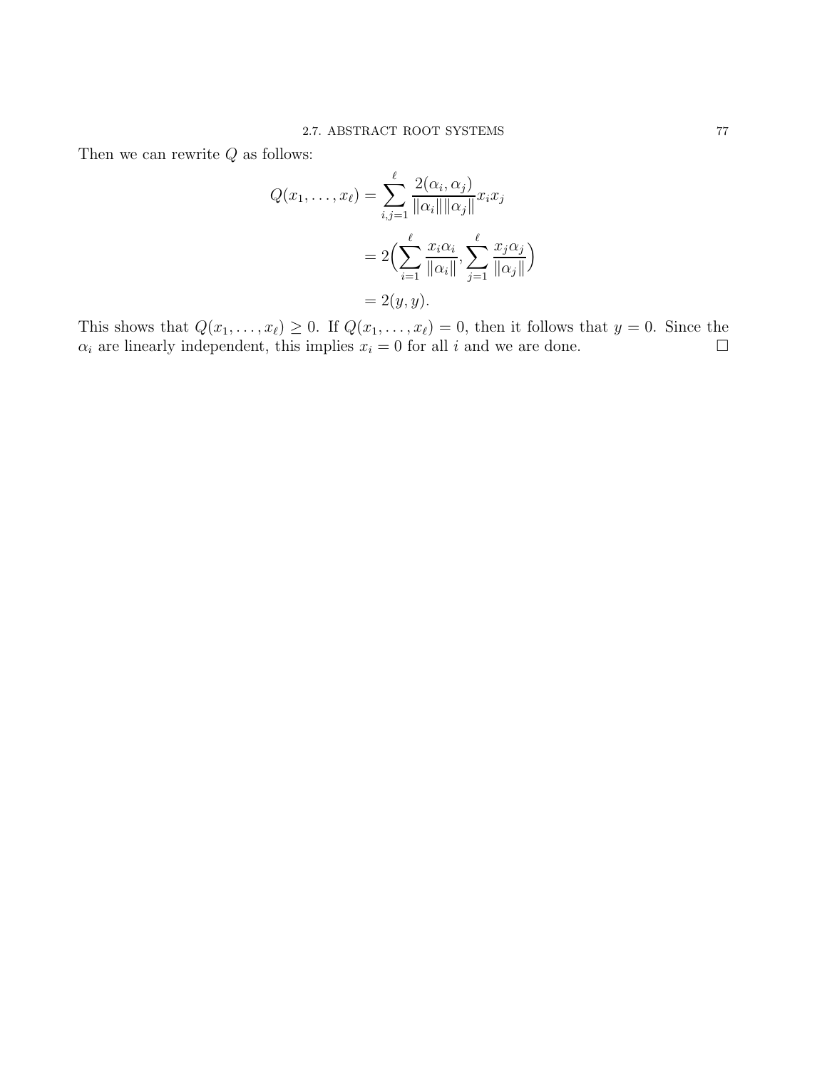Then we can rewrite $Q$ as follows:

$$
\begin{aligned}
Q(x_1, \ldots, x_\ell) &= \sum_{i,j=1}^{\ell} \frac{2(\alpha_i, \alpha_j)}{\|\alpha_i\|\|\alpha_j\|} x_i x_j \\
&= 2\Big(\sum_{i=1}^{\ell} \frac{x_i \alpha_i}{\|\alpha_i\|}, \sum_{j=1}^{\ell} \frac{x_j \alpha_j}{\|\alpha_j\|}\Big) \\
&= 2(y, y).
\end{aligned}
$$

This shows that $Q(x_1, \ldots, x_\ell) \geq 0$. If $Q(x_1, \ldots, x_\ell) = 0$, then it follows that $y = 0$. Since the $\alpha_i$ are linearly independent, this implies $x_i = 0$ for all $i$ and we are done. $\square$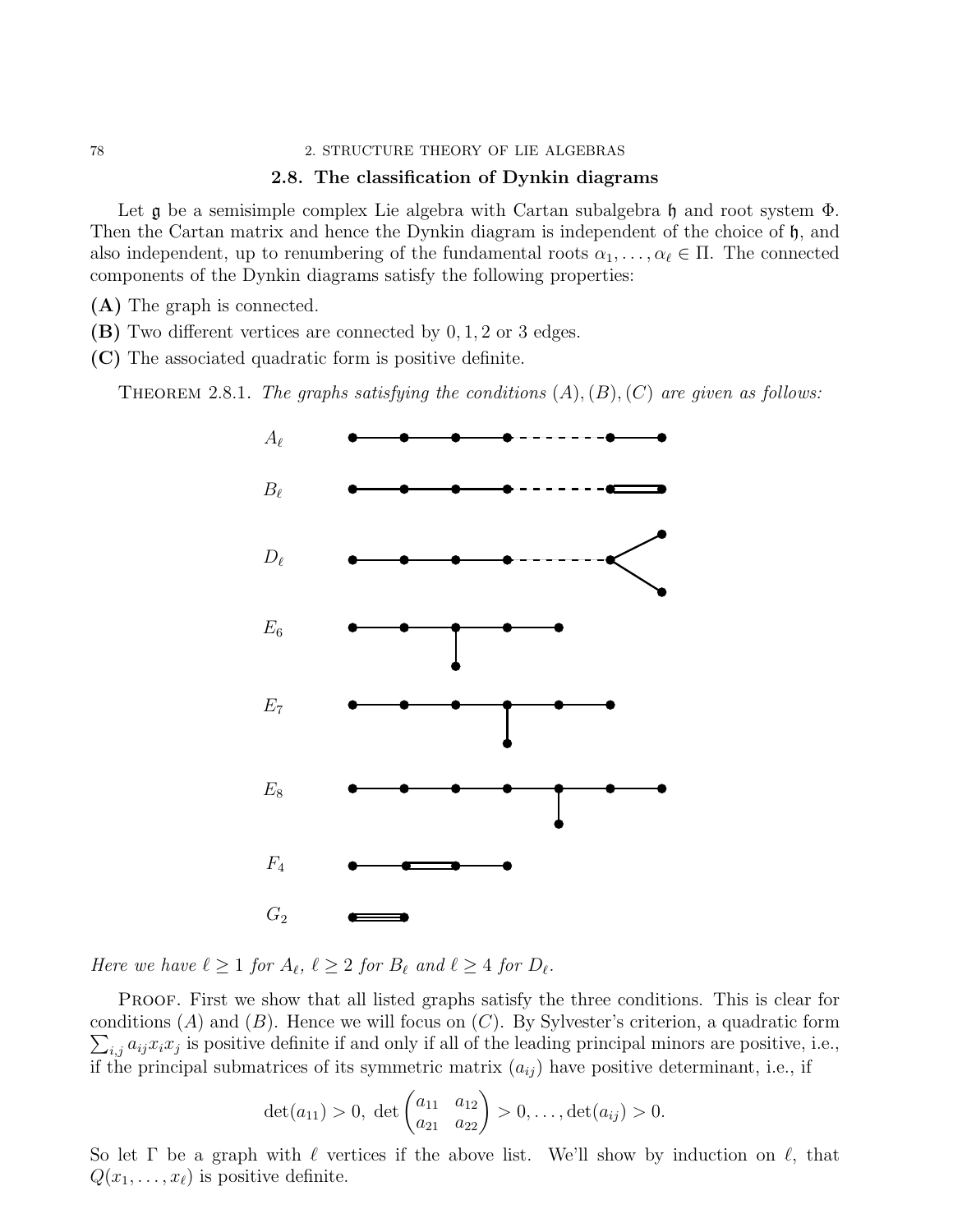## 2.8. The classification of Dynkin diagrams

Let $\mathfrak{g}$ be a semisimple complex Lie algebra with Cartan subalgebra $\mathfrak{h}$ and root system $\Phi$. Then the Cartan matrix and hence the Dynkin diagram is independent of the choice of $\mathfrak{h}$, and also independent, up to renumbering of the fundamental roots $\alpha_1, \ldots, \alpha_\ell \in \Pi$. The connected components of the Dynkin diagrams satisfy the following properties:

**(A)** The graph is connected.

**(B)** Two different vertices are connected by $0, 1, 2$ or $3$ edges.

**(C)** The associated quadratic form is positive definite.

Theorem 2.8.1. *The graphs satisfying the conditions $(A), (B), (C)$ are given as follows:*

$A_\ell$

$B_\ell$

$D_\ell$

$E_6$

$E_7$

$E_8$

$F_4$

$G_2$

*Here we have $\ell \geq 1$ for $A_\ell$, $\ell \geq 2$ for $B_\ell$ and $\ell \geq 4$ for $D_\ell$.*

Proof. First we show that all listed graphs satisfy the three conditions. This is clear for conditions $(A)$ and $(B)$. Hence we will focus on $(C)$. By Sylvester's criterion, a quadratic form $\sum_{i,j} a_{ij} x_i x_j$ is positive definite if and only if all of the leading principal minors are positive, i.e., if the principal submatrices of its symmetric matrix $(a_{ij})$ have positive determinant, i.e., if

$$\det(a_{11}) > 0, \ \det \begin{pmatrix} a_{11} & a_{12} \\ a_{21} & a_{22} \end{pmatrix} > 0, \ldots, \det(a_{ij}) > 0.$$

So let $\Gamma$ be a graph with $\ell$ vertices if the above list. We'll show by induction on $\ell$, that $Q(x_1, \ldots, x_\ell)$ is positive definite.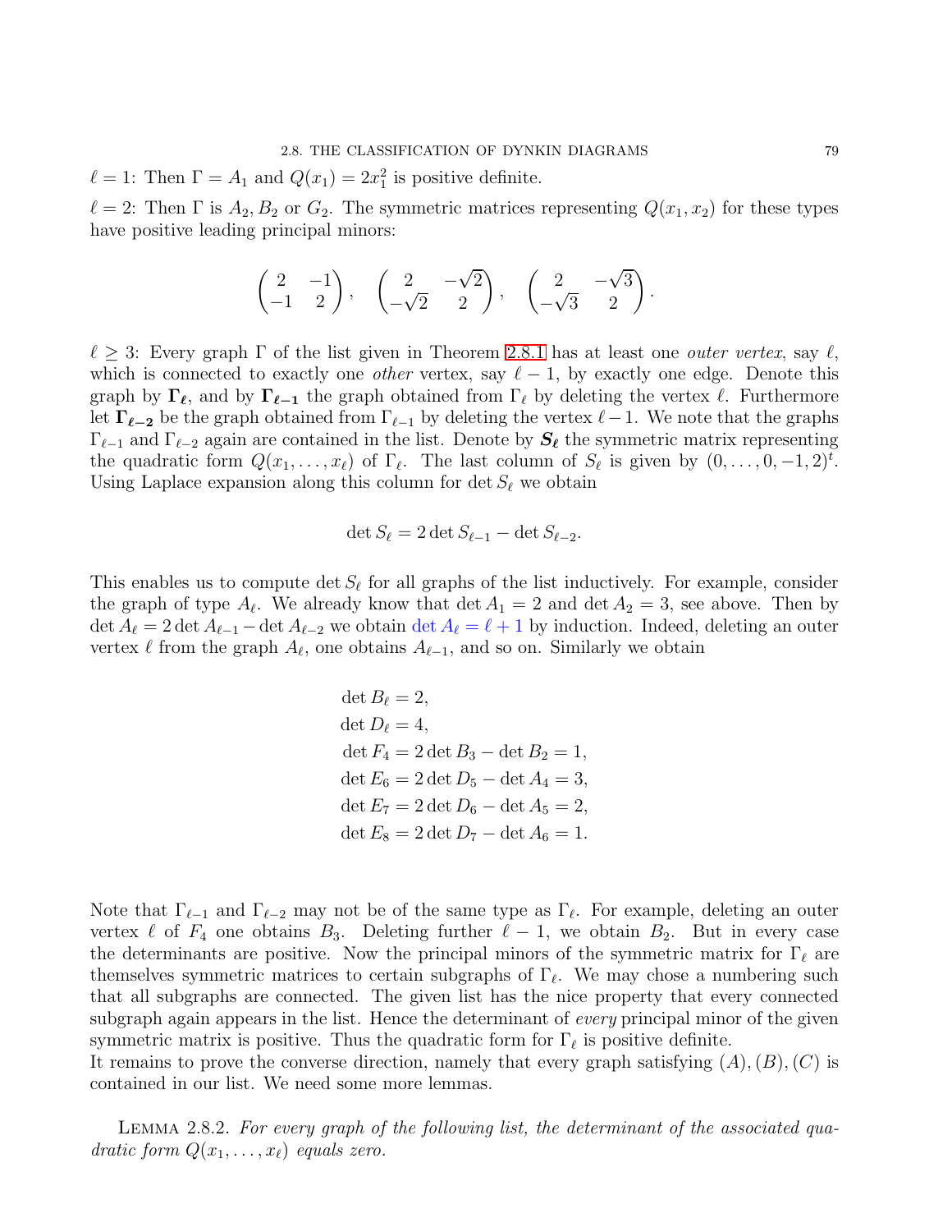$\ell = 1$: Then $\Gamma = A_1$ and $Q(x_1) = 2x_1^2$ is positive definite.

$\ell = 2$: Then $\Gamma$ is $A_2, B_2$ or $G_2$. The symmetric matrices representing $Q(x_1, x_2)$ for these types have positive leading principal minors:

$$\begin{pmatrix} 2 & -1 \\ -1 & 2 \end{pmatrix}, \quad \begin{pmatrix} 2 & -\sqrt{2} \\ -\sqrt{2} & 2 \end{pmatrix}, \quad \begin{pmatrix} 2 & -\sqrt{3} \\ -\sqrt{3} & 2 \end{pmatrix}.$$

$\ell \geq 3$: Every graph $\Gamma$ of the list given in Theorem 2.8.1 has at least one *outer vertex*, say $\ell$, which is connected to exactly one *other* vertex, say $\ell - 1$, by exactly one edge. Denote this graph by $\boldsymbol{\Gamma_\ell}$, and by $\boldsymbol{\Gamma_{\ell-1}}$ the graph obtained from $\Gamma_\ell$ by deleting the vertex $\ell$. Furthermore let $\boldsymbol{\Gamma_{\ell-2}}$ be the graph obtained from $\Gamma_{\ell-1}$ by deleting the vertex $\ell-1$. We note that the graphs $\Gamma_{\ell-1}$ and $\Gamma_{\ell-2}$ again are contained in the list. Denote by $\boldsymbol{S_\ell}$ the symmetric matrix representing the quadratic form $Q(x_1, \ldots, x_\ell)$ of $\Gamma_\ell$. The last column of $S_\ell$ is given by $(0, \ldots, 0, -1, 2)^t$. Using Laplace expansion along this column for $\det S_\ell$ we obtain

$$\det S_\ell = 2 \det S_{\ell-1} - \det S_{\ell-2}.$$

This enables us to compute $\det S_\ell$ for all graphs of the list inductively. For example, consider the graph of type $A_\ell$. We already know that $\det A_1 = 2$ and $\det A_2 = 3$, see above. Then by $\det A_\ell = 2 \det A_{\ell-1} - \det A_{\ell-2}$ we obtain $\det A_\ell = \ell + 1$ by induction. Indeed, deleting an outer vertex $\ell$ from the graph $A_\ell$, one obtains $A_{\ell-1}$, and so on. Similarly we obtain

$$\begin{aligned}
\det B_\ell &= 2, \\
\det D_\ell &= 4, \\
\det F_4 &= 2 \det B_3 - \det B_2 = 1, \\
\det E_6 &= 2 \det D_5 - \det A_4 = 3, \\
\det E_7 &= 2 \det D_6 - \det A_5 = 2, \\
\det E_8 &= 2 \det D_7 - \det A_6 = 1.
\end{aligned}$$

Note that $\Gamma_{\ell-1}$ and $\Gamma_{\ell-2}$ may not be of the same type as $\Gamma_\ell$. For example, deleting an outer vertex $\ell$ of $F_4$ one obtains $B_3$. Deleting further $\ell - 1$, we obtain $B_2$. But in every case the determinants are positive. Now the principal minors of the symmetric matrix for $\Gamma_\ell$ are themselves symmetric matrices to certain subgraphs of $\Gamma_\ell$. We may chose a numbering such that all subgraphs are connected. The given list has the nice property that every connected subgraph again appears in the list. Hence the determinant of *every* principal minor of the given symmetric matrix is positive. Thus the quadratic form for $\Gamma_\ell$ is positive definite.
It remains to prove the converse direction, namely that every graph satisfying $(A), (B), (C)$ is contained in our list. We need some more lemmas.

Lemma 2.8.2. *For every graph of the following list, the determinant of the associated quadratic form $Q(x_1, \ldots, x_\ell)$ equals zero.*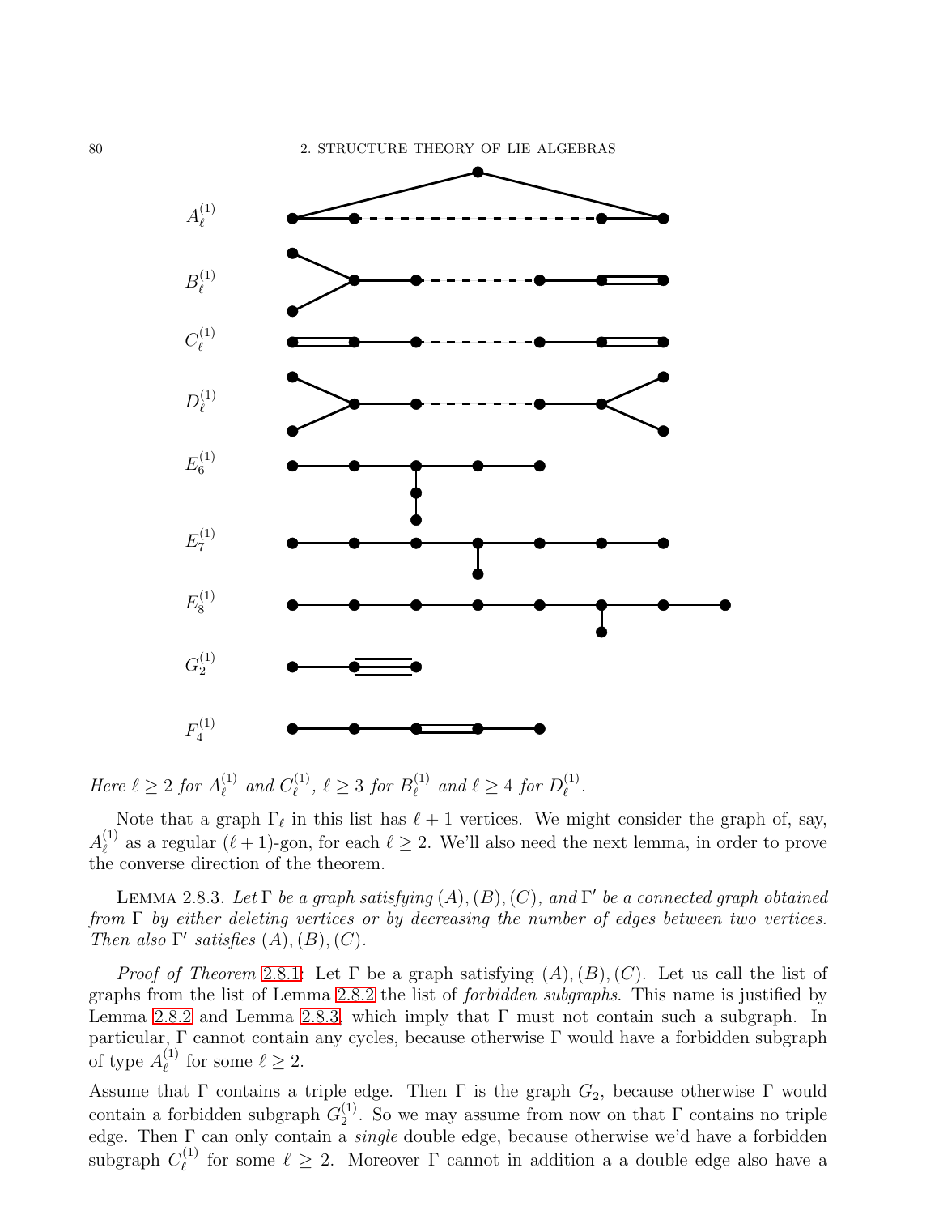$A_\ell^{(1)}$

$B_\ell^{(1)}$

$C_\ell^{(1)}$

$D_\ell^{(1)}$

$E_6^{(1)}$

$E_7^{(1)}$

$E_8^{(1)}$

$G_2^{(1)}$

$F_4^{(1)}$

*Here $\ell \geq 2$ for $A_\ell^{(1)}$ and $C_\ell^{(1)}$, $\ell \geq 3$ for $B_\ell^{(1)}$ and $\ell \geq 4$ for $D_\ell^{(1)}$.*

Note that a graph $\Gamma_\ell$ in this list has $\ell + 1$ vertices. We might consider the graph of, say, $A_\ell^{(1)}$ as a regular $(\ell+1)$-gon, for each $\ell \geq 2$. We'll also need the next lemma, in order to prove the converse direction of the theorem.

LEMMA 2.8.3. *Let $\Gamma$ be a graph satisfying $(A), (B), (C)$, and $\Gamma'$ be a connected graph obtained from $\Gamma$ by either deleting vertices or by decreasing the number of edges between two vertices. Then also $\Gamma'$ satisfies $(A), (B), (C)$.*

*Proof of Theorem* 2.8.1: Let $\Gamma$ be a graph satisfying $(A), (B), (C)$. Let us call the list of graphs from the list of Lemma 2.8.2 the list of *forbidden subgraphs*. This name is justified by Lemma 2.8.2 and Lemma 2.8.3, which imply that $\Gamma$ must not contain such a subgraph. In particular, $\Gamma$ cannot contain any cycles, because otherwise $\Gamma$ would have a forbidden subgraph of type $A_\ell^{(1)}$ for some $\ell \geq 2$.

Assume that $\Gamma$ contains a triple edge. Then $\Gamma$ is the graph $G_2$, because otherwise $\Gamma$ would contain a forbidden subgraph $G_2^{(1)}$. So we may assume from now on that $\Gamma$ contains no triple edge. Then $\Gamma$ can only contain a *single* double edge, because otherwise we'd have a forbidden subgraph $C_\ell^{(1)}$ for some $\ell \geq 2$. Moreover $\Gamma$ cannot in addition a a double edge also have a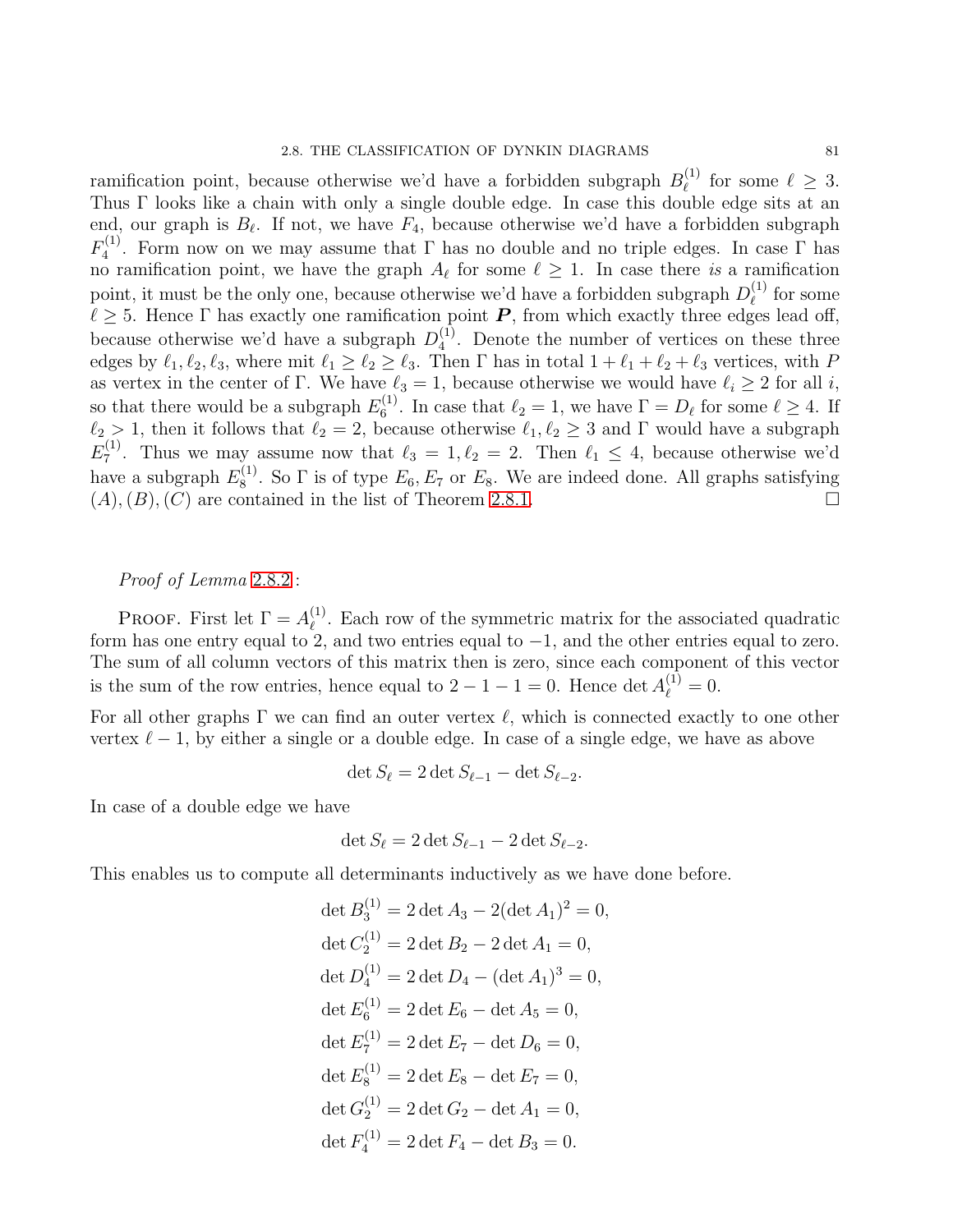ramification point, because otherwise we'd have a forbidden subgraph $B_\ell^{(1)}$ for some $\ell \geq 3$. Thus $\Gamma$ looks like a chain with only a single double edge. In case this double edge sits at an end, our graph is $B_\ell$. If not, we have $F_4$, because otherwise we'd have a forbidden subgraph $F_4^{(1)}$. Form now on we may assume that $\Gamma$ has no double and no triple edges. In case $\Gamma$ has no ramification point, we have the graph $A_\ell$ for some $\ell \geq 1$. In case there *is* a ramification point, it must be the only one, because otherwise we'd have a forbidden subgraph $D_\ell^{(1)}$ for some $\ell \geq 5$. Hence $\Gamma$ has exactly one ramification point $\boldsymbol{P}$, from which exactly three edges lead off, because otherwise we'd have a subgraph $D_4^{(1)}$. Denote the number of vertices on these three edges by $\ell_1, \ell_2, \ell_3$, where mit $\ell_1 \geq \ell_2 \geq \ell_3$. Then $\Gamma$ has in total $1 + \ell_1 + \ell_2 + \ell_3$ vertices, with $P$ as vertex in the center of $\Gamma$. We have $\ell_3 = 1$, because otherwise we would have $\ell_i \geq 2$ for all $i$, so that there would be a subgraph $E_6^{(1)}$. In case that $\ell_2 = 1$, we have $\Gamma = D_\ell$ for some $\ell \geq 4$. If $\ell_2 > 1$, then it follows that $\ell_2 = 2$, because otherwise $\ell_1, \ell_2 \geq 3$ and $\Gamma$ would have a subgraph $E_7^{(1)}$. Thus we may assume now that $\ell_3 = 1, \ell_2 = 2$. Then $\ell_1 \leq 4$, because otherwise we'd have a subgraph $E_8^{(1)}$. So $\Gamma$ is of type $E_6, E_7$ or $E_8$. We are indeed done. All graphs satisfying $(A), (B), (C)$ are contained in the list of Theorem 2.8.1. □

*Proof of Lemma* 2.8.2 :

Proof. First let $\Gamma = A_\ell^{(1)}$. Each row of the symmetric matrix for the associated quadratic form has one entry equal to 2, and two entries equal to $-1$, and the other entries equal to zero. The sum of all column vectors of this matrix then is zero, since each component of this vector is the sum of the row entries, hence equal to $2 - 1 - 1 = 0$. Hence $\det A_\ell^{(1)} = 0$.

For all other graphs $\Gamma$ we can find an outer vertex $\ell$, which is connected exactly to one other vertex $\ell - 1$, by either a single or a double edge. In case of a single edge, we have as above

$$\det S_\ell = 2 \det S_{\ell-1} - \det S_{\ell-2}.$$

In case of a double edge we have

$$\det S_\ell = 2 \det S_{\ell-1} - 2 \det S_{\ell-2}.$$

This enables us to compute all determinants inductively as we have done before.

$$\det B_3^{(1)} = 2 \det A_3 - 2(\det A_1)^2 = 0,$$
$$\det C_2^{(1)} = 2 \det B_2 - 2 \det A_1 = 0,$$
$$\det D_4^{(1)} = 2 \det D_4 - (\det A_1)^3 = 0,$$
$$\det E_6^{(1)} = 2 \det E_6 - \det A_5 = 0,$$
$$\det E_7^{(1)} = 2 \det E_7 - \det D_6 = 0,$$
$$\det E_8^{(1)} = 2 \det E_8 - \det E_7 = 0,$$
$$\det G_2^{(1)} = 2 \det G_2 - \det A_1 = 0,$$
$$\det F_4^{(1)} = 2 \det F_4 - \det B_3 = 0.$$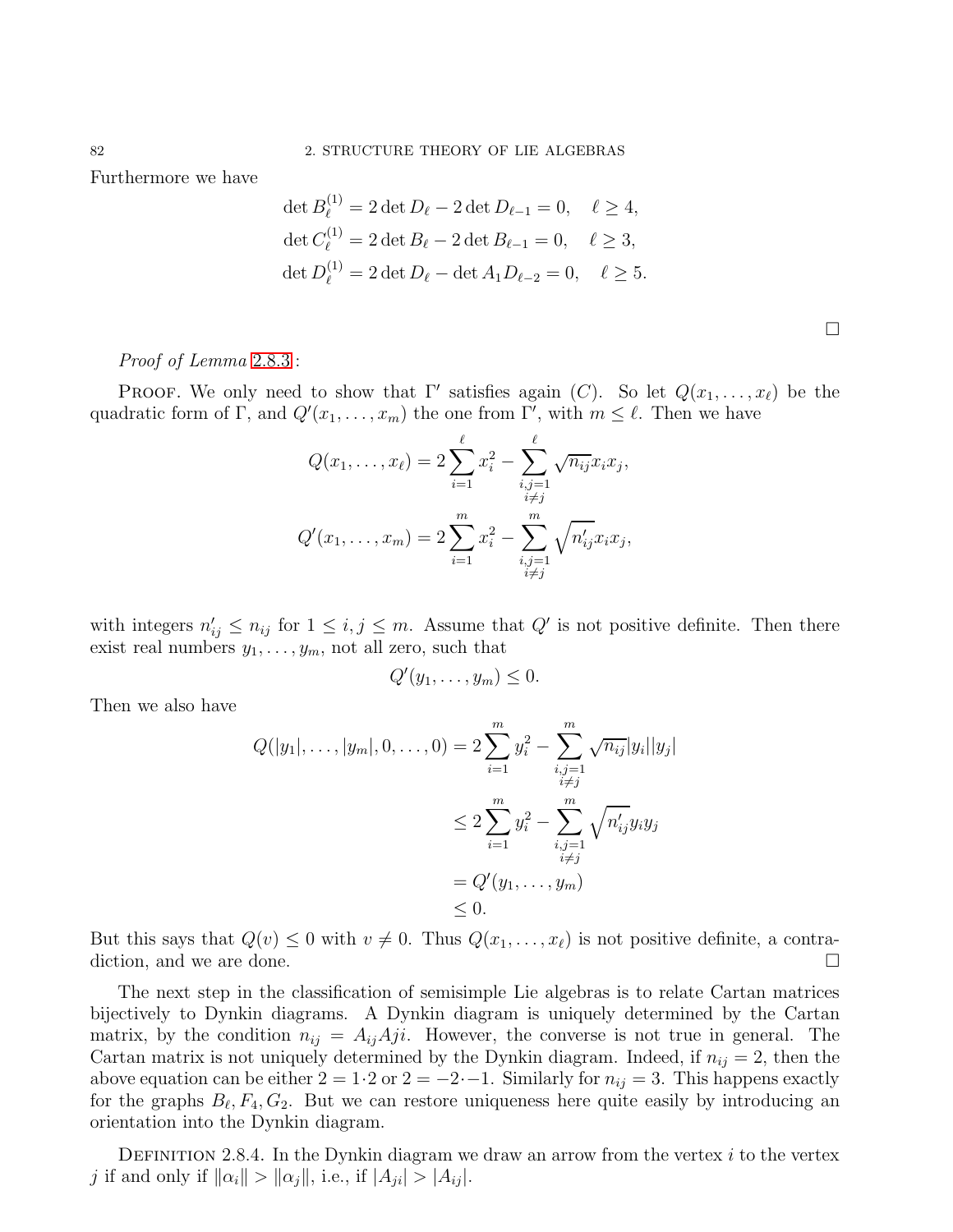Furthermore we have

$$
\begin{aligned}
\det B_\ell^{(1)} &= 2\det D_\ell - 2\det D_{\ell-1} = 0, \quad \ell \geq 4,\\
\det C_\ell^{(1)} &= 2\det B_\ell - 2\det B_{\ell-1} = 0, \quad \ell \geq 3,\\
\det D_\ell^{(1)} &= 2\det D_\ell - \det A_1 D_{\ell-2} = 0, \quad \ell \geq 5.
\end{aligned}
$$

□

*Proof of Lemma 2.8.3*:

PROOF. We only need to show that $\Gamma'$ satisfies again $(C)$. So let $Q(x_1,\dots,x_\ell)$ be the quadratic form of $\Gamma$, and $Q'(x_1,\dots,x_m)$ the one from $\Gamma'$, with $m \leq \ell$. Then we have

$$
\begin{aligned}
Q(x_1,\dots,x_\ell) &= 2\sum_{i=1}^{\ell} x_i^2 - \sum_{\substack{i,j=1\\ i\neq j}}^{\ell} \sqrt{n_{ij}}\, x_i x_j,\\
Q'(x_1,\dots,x_m) &= 2\sum_{i=1}^{m} x_i^2 - \sum_{\substack{i,j=1\\ i\neq j}}^{m} \sqrt{n'_{ij}}\, x_i x_j,
\end{aligned}
$$

with integers $n'_{ij} \leq n_{ij}$ for $1 \leq i,j \leq m$. Assume that $Q'$ is not positive definite. Then there exist real numbers $y_1,\dots,y_m$, not all zero, such that

$$
Q'(y_1,\dots,y_m) \leq 0.
$$

Then we also have

$$
\begin{aligned}
Q(|y_1|,\dots,|y_m|,0,\dots,0) &= 2\sum_{i=1}^{m} y_i^2 - \sum_{\substack{i,j=1\\ i\neq j}}^{m} \sqrt{n_{ij}}\, |y_i||y_j|\\
&\leq 2\sum_{i=1}^{m} y_i^2 - \sum_{\substack{i,j=1\\ i\neq j}}^{m} \sqrt{n'_{ij}}\, y_i y_j\\
&= Q'(y_1,\dots,y_m)\\
&\leq 0.
\end{aligned}
$$

But this says that $Q(v) \leq 0$ with $v \neq 0$. Thus $Q(x_1,\dots,x_\ell)$ is not positive definite, a contradiction, and we are done. □

The next step in the classification of semisimple Lie algebras is to relate Cartan matrices bijectively to Dynkin diagrams. A Dynkin diagram is uniquely determined by the Cartan matrix, by the condition $n_{ij} = A_{ij}Aji$. However, the converse is not true in general. The Cartan matrix is not uniquely determined by the Dynkin diagram. Indeed, if $n_{ij} = 2$, then the above equation can be either $2 = 1 \cdot 2$ or $2 = -2 \cdot -1$. Similarly for $n_{ij} = 3$. This happens exactly for the graphs $B_\ell, F_4, G_2$. But we can restore uniqueness here quite easily by introducing an orientation into the Dynkin diagram.

DEFINITION 2.8.4. In the Dynkin diagram we draw an arrow from the vertex $i$ to the vertex $j$ if and only if $\|\alpha_i\| > \|\alpha_j\|$, i.e., if $|A_{ji}| > |A_{ij}|$.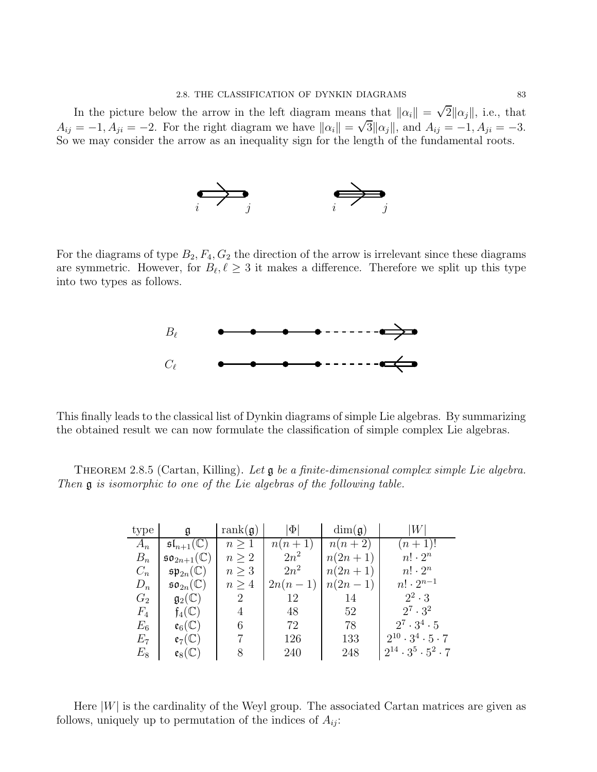In the picture below the arrow in the left diagram means that $\|\alpha_i\| = \sqrt{2}\|\alpha_j\|$, i.e., that $A_{ij} = -1, A_{ji} = -2$. For the right diagram we have $\|\alpha_i\| = \sqrt{3}\|\alpha_j\|$, and $A_{ij} = -1, A_{ji} = -3$. So we may consider the arrow as an inequality sign for the length of the fundamental roots.

For the diagrams of type $B_2, F_4, G_2$ the direction of the arrow is irrelevant since these diagrams are symmetric. However, for $B_\ell, \ell \geq 3$ it makes a difference. Therefore we split up this type into two types as follows.

This finally leads to the classical list of Dynkin diagrams of simple Lie algebras. By summarizing the obtained result we can now formulate the classification of simple complex Lie algebras.

Theorem 2.8.5 (Cartan, Killing). *Let $\mathfrak{g}$ be a finite-dimensional complex simple Lie algebra. Then $\mathfrak{g}$ is isomorphic to one of the Lie algebras of the following table.*

| type | $\mathfrak{g}$ | $\operatorname{rank}(\mathfrak{g})$ | $\lvert\Phi\rvert$ | $\dim(\mathfrak{g})$ | $\lvert W\rvert$ |
|---|---|---|---|---|---|
| $A_n$ | $\mathfrak{sl}_{n+1}(\mathbb{C})$ | $n \geq 1$ | $n(n+1)$ | $n(n+2)$ | $(n+1)!$ |
| $B_n$ | $\mathfrak{so}_{2n+1}(\mathbb{C})$ | $n \geq 2$ | $2n^2$ | $n(2n+1)$ | $n! \cdot 2^n$ |
| $C_n$ | $\mathfrak{sp}_{2n}(\mathbb{C})$ | $n \geq 3$ | $2n^2$ | $n(2n+1)$ | $n! \cdot 2^n$ |
| $D_n$ | $\mathfrak{so}_{2n}(\mathbb{C})$ | $n \geq 4$ | $2n(n-1)$ | $n(2n-1)$ | $n! \cdot 2^{n-1}$ |
| $G_2$ | $\mathfrak{g}_2(\mathbb{C})$ | 2 | 12 | 14 | $2^2 \cdot 3$ |
| $F_4$ | $\mathfrak{f}_4(\mathbb{C})$ | 4 | 48 | 52 | $2^7 \cdot 3^2$ |
| $E_6$ | $\mathfrak{e}_6(\mathbb{C})$ | 6 | 72 | 78 | $2^7 \cdot 3^4 \cdot 5$ |
| $E_7$ | $\mathfrak{e}_7(\mathbb{C})$ | 7 | 126 | 133 | $2^{10} \cdot 3^4 \cdot 5 \cdot 7$ |
| $E_8$ | $\mathfrak{e}_8(\mathbb{C})$ | 8 | 240 | 248 | $2^{14} \cdot 3^5 \cdot 5^2 \cdot 7$ |

Here $|W|$ is the cardinality of the Weyl group. The associated Cartan matrices are given as follows, uniquely up to permutation of the indices of $A_{ij}$: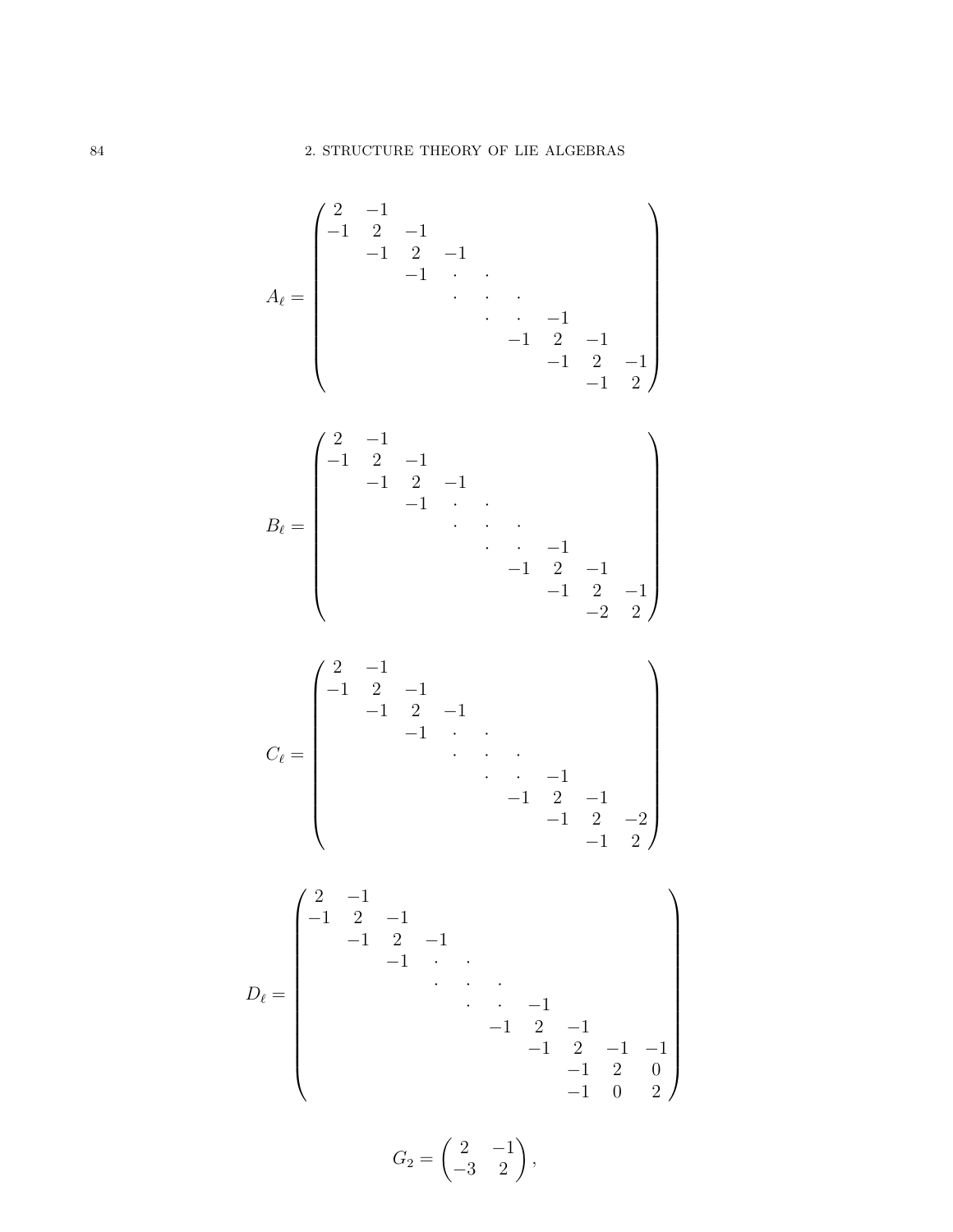$$A_\ell = \begin{pmatrix} 2 & -1 & & & & & & & \\ -1 & 2 & -1 & & & & & & \\ & -1 & 2 & -1 & & & & & \\ & & -1 & \cdot & \cdot & & & & \\ & & & \cdot & \cdot & \cdot & & & \\ & & & & \cdot & \cdot & -1 & & \\ & & & & & -1 & 2 & -1 & \\ & & & & & & -1 & 2 & -1 \\ & & & & & & & -1 & 2 \end{pmatrix}$$

$$B_\ell = \begin{pmatrix} 2 & -1 & & & & & & & \\ -1 & 2 & -1 & & & & & & \\ & -1 & 2 & -1 & & & & & \\ & & -1 & \cdot & \cdot & & & & \\ & & & \cdot & \cdot & \cdot & & & \\ & & & & \cdot & \cdot & -1 & & \\ & & & & & -1 & 2 & -1 & \\ & & & & & & -1 & 2 & -1 \\ & & & & & & & -2 & 2 \end{pmatrix}$$

$$C_\ell = \begin{pmatrix} 2 & -1 & & & & & & & \\ -1 & 2 & -1 & & & & & & \\ & -1 & 2 & -1 & & & & & \\ & & -1 & \cdot & \cdot & & & & \\ & & & \cdot & \cdot & \cdot & & & \\ & & & & \cdot & \cdot & -1 & & \\ & & & & & -1 & 2 & -1 & \\ & & & & & & -1 & 2 & -2 \\ & & & & & & & -1 & 2 \end{pmatrix}$$

$$D_\ell = \begin{pmatrix} 2 & -1 & & & & & & & & \\ -1 & 2 & -1 & & & & & & & \\ & -1 & 2 & -1 & & & & & & \\ & & -1 & \cdot & \cdot & & & & & \\ & & & \cdot & \cdot & \cdot & & & & \\ & & & & \cdot & \cdot & -1 & & & \\ & & & & & -1 & 2 & -1 & & \\ & & & & & & -1 & 2 & -1 & -1 \\ & & & & & & & -1 & 2 & 0 \\ & & & & & & & -1 & 0 & 2 \end{pmatrix}$$

$$G_2 = \begin{pmatrix} 2 & -1 \\ -3 & 2 \end{pmatrix},$$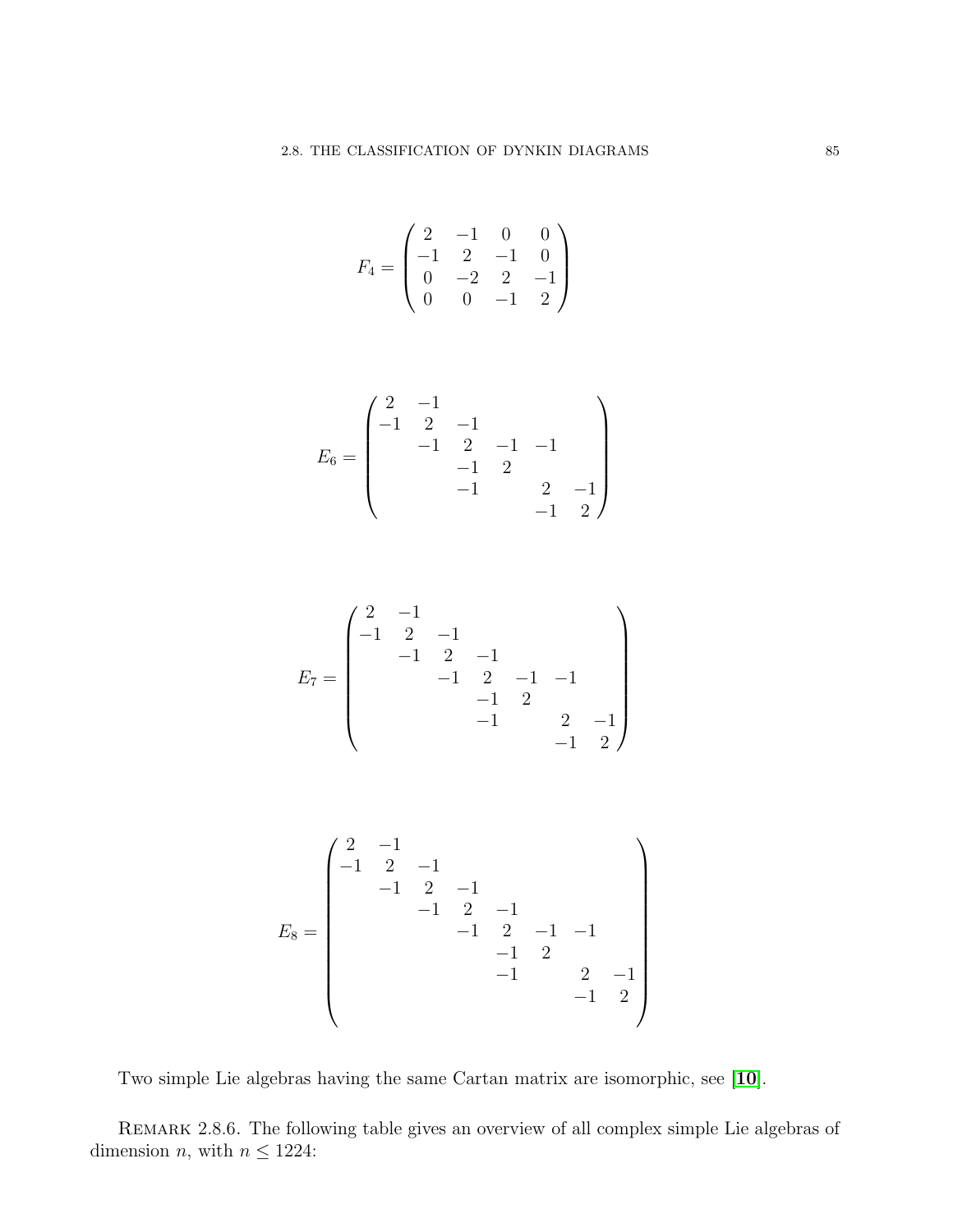$$
F_4 = \begin{pmatrix} 2 & -1 & 0 & 0 \\ -1 & 2 & -1 & 0 \\ 0 & -2 & 2 & -1 \\ 0 & 0 & -1 & 2 \end{pmatrix}
$$

$$
E_6 = \begin{pmatrix} 2 & -1 & & & & \\ -1 & 2 & -1 & & & \\ & -1 & 2 & -1 & -1 & \\ & & -1 & 2 & & \\ & & -1 & & 2 & -1 \\ & & & & -1 & 2 \end{pmatrix}
$$

$$
E_7 = \begin{pmatrix} 2 & -1 & & & & & \\ -1 & 2 & -1 & & & & \\ & -1 & 2 & -1 & & & \\ & & -1 & 2 & -1 & -1 & \\ & & & -1 & 2 & & \\ & & & -1 & & 2 & -1 \\ & & & & & -1 & 2 \end{pmatrix}
$$

$$
E_8 = \begin{pmatrix} 2 & -1 & & & & & & \\ -1 & 2 & -1 & & & & & \\ & -1 & 2 & -1 & & & & \\ & & -1 & 2 & -1 & & & \\ & & & -1 & 2 & -1 & -1 & \\ & & & & -1 & 2 & & \\ & & & & -1 & & 2 & -1 \\ & & & & & & -1 & 2 \end{pmatrix}
$$

Two simple Lie algebras having the same Cartan matrix are isomorphic, see [**10**].

Remark 2.8.6. The following table gives an overview of all complex simple Lie algebras of dimension $n$, with $n \leq 1224$: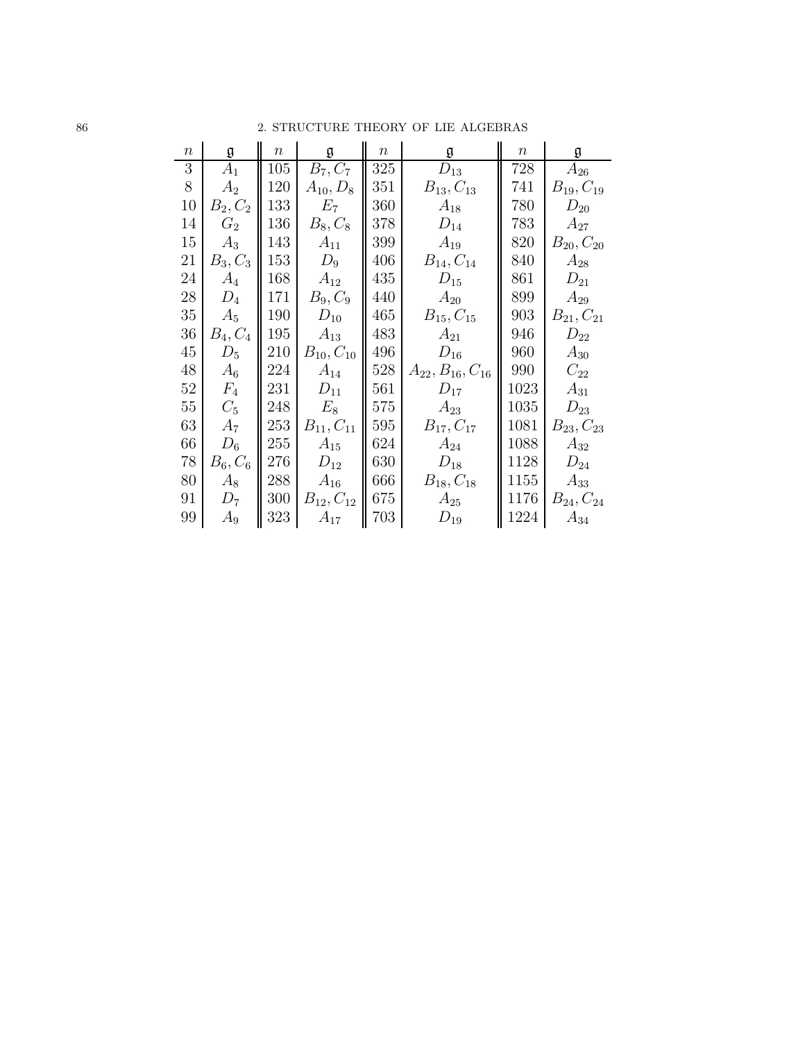| $n$ | $\mathfrak{g}$ | $n$ | $\mathfrak{g}$ | $n$ | $\mathfrak{g}$ | $n$ | $\mathfrak{g}$ |
|---|---|---|---|---|---|---|---|
| 3 | $A_1$ | 105 | $B_7, C_7$ | 325 | $D_{13}$ | 728 | $A_{26}$ |
| 8 | $A_2$ | 120 | $A_{10}, D_8$ | 351 | $B_{13}, C_{13}$ | 741 | $B_{19}, C_{19}$ |
| 10 | $B_2, C_2$ | 133 | $E_7$ | 360 | $A_{18}$ | 780 | $D_{20}$ |
| 14 | $G_2$ | 136 | $B_8, C_8$ | 378 | $D_{14}$ | 783 | $A_{27}$ |
| 15 | $A_3$ | 143 | $A_{11}$ | 399 | $A_{19}$ | 820 | $B_{20}, C_{20}$ |
| 21 | $B_3, C_3$ | 153 | $D_9$ | 406 | $B_{14}, C_{14}$ | 840 | $A_{28}$ |
| 24 | $A_4$ | 168 | $A_{12}$ | 435 | $D_{15}$ | 861 | $D_{21}$ |
| 28 | $D_4$ | 171 | $B_9, C_9$ | 440 | $A_{20}$ | 899 | $A_{29}$ |
| 35 | $A_5$ | 190 | $D_{10}$ | 465 | $B_{15}, C_{15}$ | 903 | $B_{21}, C_{21}$ |
| 36 | $B_4, C_4$ | 195 | $A_{13}$ | 483 | $A_{21}$ | 946 | $D_{22}$ |
| 45 | $D_5$ | 210 | $B_{10}, C_{10}$ | 496 | $D_{16}$ | 960 | $A_{30}$ |
| 48 | $A_6$ | 224 | $A_{14}$ | 528 | $A_{22}, B_{16}, C_{16}$ | 990 | $C_{22}$ |
| 52 | $F_4$ | 231 | $D_{11}$ | 561 | $D_{17}$ | 1023 | $A_{31}$ |
| 55 | $C_5$ | 248 | $E_8$ | 575 | $A_{23}$ | 1035 | $D_{23}$ |
| 63 | $A_7$ | 253 | $B_{11}, C_{11}$ | 595 | $B_{17}, C_{17}$ | 1081 | $B_{23}, C_{23}$ |
| 66 | $D_6$ | 255 | $A_{15}$ | 624 | $A_{24}$ | 1088 | $A_{32}$ |
| 78 | $B_6, C_6$ | 276 | $D_{12}$ | 630 | $D_{18}$ | 1128 | $D_{24}$ |
| 80 | $A_8$ | 288 | $A_{16}$ | 666 | $B_{18}, C_{18}$ | 1155 | $A_{33}$ |
| 91 | $D_7$ | 300 | $B_{12}, C_{12}$ | 675 | $A_{25}$ | 1176 | $B_{24}, C_{24}$ |
| 99 | $A_9$ | 323 | $A_{17}$ | 703 | $D_{19}$ | 1224 | $A_{34}$ |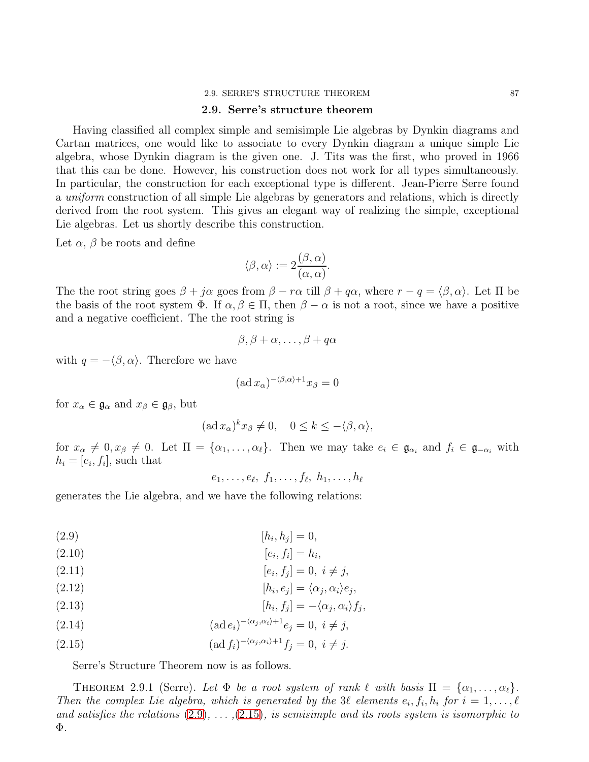## 2.9. Serre's structure theorem

Having classified all complex simple and semisimple Lie algebras by Dynkin diagrams and Cartan matrices, one would like to associate to every Dynkin diagram a unique simple Lie algebra, whose Dynkin diagram is the given one. J. Tits was the first, who proved in 1966 that this can be done. However, his construction does not work for all types simultaneously. In particular, the construction for each exceptional type is different. Jean-Pierre Serre found a *uniform* construction of all simple Lie algebras by generators and relations, which is directly derived from the root system. This gives an elegant way of realizing the simple, exceptional Lie algebras. Let us shortly describe this construction.

Let $\alpha$, $\beta$ be roots and define

$$\langle \beta, \alpha \rangle := 2\frac{(\beta, \alpha)}{(\alpha, \alpha)}.$$

The the root string goes $\beta + j\alpha$ goes from $\beta - r\alpha$ till $\beta + q\alpha$, where $r - q = \langle \beta, \alpha \rangle$. Let $\Pi$ be the basis of the root system $\Phi$. If $\alpha, \beta \in \Pi$, then $\beta - \alpha$ is not a root, since we have a positive and a negative coefficient. The the root string is

$$\beta, \beta + \alpha, \ldots, \beta + q\alpha$$

with $q = -\langle \beta, \alpha \rangle$. Therefore we have

$$(\operatorname{ad} x_\alpha)^{-\langle \beta, \alpha \rangle + 1} x_\beta = 0$$

for $x_\alpha \in \mathfrak{g}_\alpha$ and $x_\beta \in \mathfrak{g}_\beta$, but

$$(\operatorname{ad} x_\alpha)^k x_\beta \neq 0, \quad 0 \leq k \leq -\langle \beta, \alpha \rangle,$$

for $x_\alpha \neq 0, x_\beta \neq 0$. Let $\Pi = \{\alpha_1, \ldots, \alpha_\ell\}$. Then we may take $e_i \in \mathfrak{g}_{\alpha_i}$ and $f_i \in \mathfrak{g}_{-\alpha_i}$ with $h_i = [e_i, f_i]$, such that

$$e_1, \ldots, e_\ell, \ f_1, \ldots, f_\ell, \ h_1, \ldots, h_\ell$$

generates the Lie algebra, and we have the following relations:

$$[h_i, h_j] = 0, \tag{2.9}$$

$$[e_i, f_i] = h_i, \tag{2.10}$$

$$[e_i, f_j] = 0, \ i \neq j, \tag{2.11}$$

$$[h_i, e_j] = \langle \alpha_j, \alpha_i \rangle e_j, \tag{2.12}$$

$$[h_i, f_j] = -\langle \alpha_j, \alpha_i \rangle f_j, \tag{2.13}$$

$$(\operatorname{ad} e_i)^{-\langle \alpha_j, \alpha_i \rangle + 1} e_j = 0, \ i \neq j, \tag{2.14}$$

$$(\operatorname{ad} f_i)^{-\langle \alpha_j, \alpha_i \rangle + 1} f_j = 0, \ i \neq j. \tag{2.15}$$

Serre's Structure Theorem now is as follows.

THEOREM 2.9.1 (Serre). *Let $\Phi$ be a root system of rank $\ell$ with basis $\Pi = \{\alpha_1, \ldots, \alpha_\ell\}$. Then the complex Lie algebra, which is generated by the $3\ell$ elements $e_i, f_i, h_i$ for $i = 1, \ldots, \ell$ and satisfies the relations (2.9), ... ,(2.15), is semisimple and its roots system is isomorphic to $\Phi$.*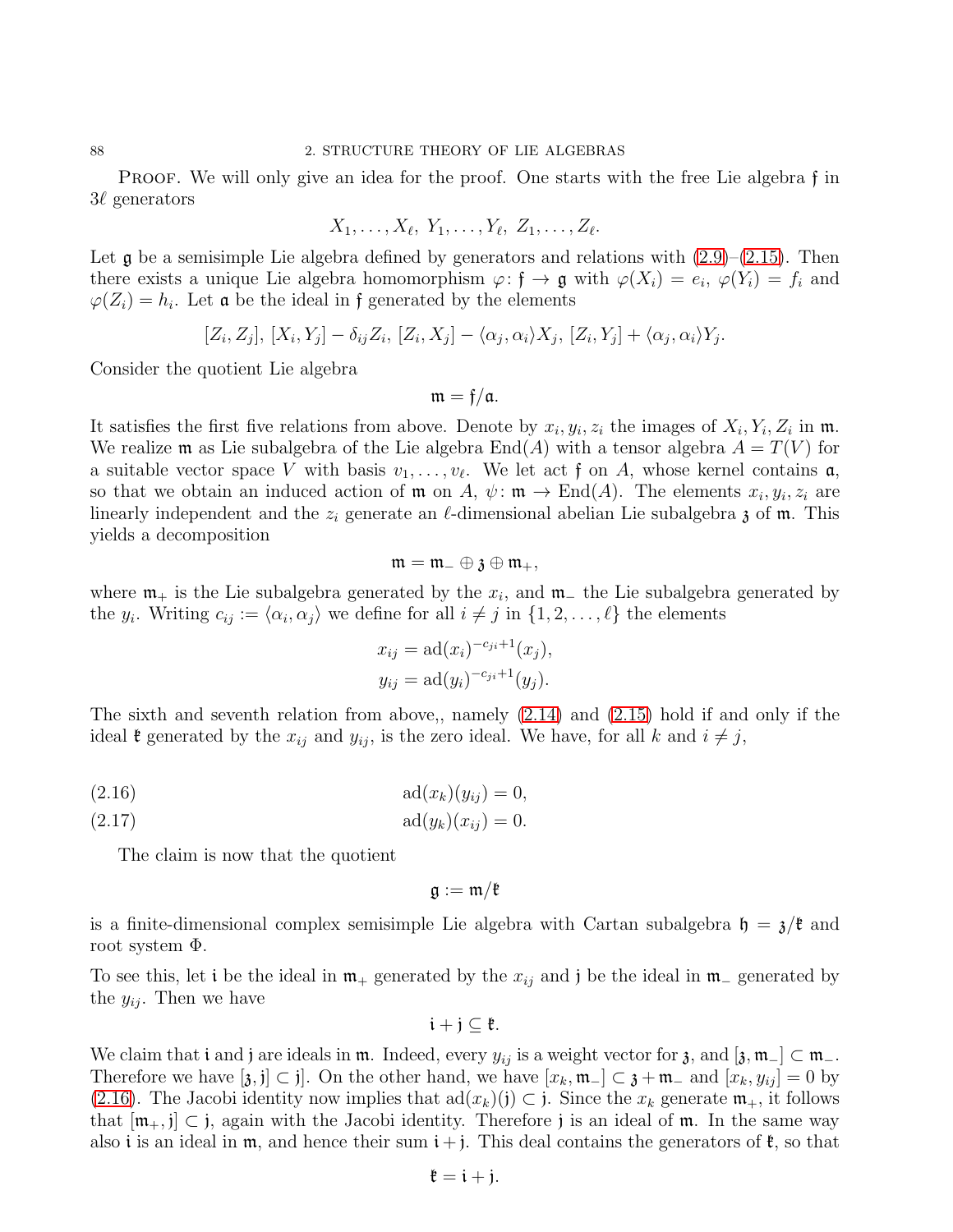Proof. We will only give an idea for the proof. One starts with the free Lie algebra $\mathfrak{f}$ in $3\ell$ generators

$$X_1, \dots, X_\ell,\ Y_1, \dots, Y_\ell,\ Z_1, \dots, Z_\ell.$$

Let $\mathfrak{g}$ be a semisimple Lie algebra defined by generators and relations with (2.9)–(2.15). Then there exists a unique Lie algebra homomorphism $\varphi \colon \mathfrak{f} \to \mathfrak{g}$ with $\varphi(X_i) = e_i$, $\varphi(Y_i) = f_i$ and $\varphi(Z_i) = h_i$. Let $\mathfrak{a}$ be the ideal in $\mathfrak{f}$ generated by the elements

$$[Z_i, Z_j],\ [X_i, Y_j] - \delta_{ij} Z_i,\ [Z_i, X_j] - \langle \alpha_j, \alpha_i \rangle X_j,\ [Z_i, Y_j] + \langle \alpha_j, \alpha_i \rangle Y_j.$$

Consider the quotient Lie algebra

$$\mathfrak{m} = \mathfrak{f}/\mathfrak{a}.$$

It satisfies the first five relations from above. Denote by $x_i, y_i, z_i$ the images of $X_i, Y_i, Z_i$ in $\mathfrak{m}$. We realize $\mathfrak{m}$ as Lie subalgebra of the Lie algebra $\operatorname{End}(A)$ with a tensor algebra $A = T(V)$ for a suitable vector space $V$ with basis $v_1, \dots, v_\ell$. We let act $\mathfrak{f}$ on $A$, whose kernel contains $\mathfrak{a}$, so that we obtain an induced action of $\mathfrak{m}$ on $A$, $\psi \colon \mathfrak{m} \to \operatorname{End}(A)$. The elements $x_i, y_i, z_i$ are linearly independent and the $z_i$ generate an $\ell$-dimensional abelian Lie subalgebra $\mathfrak{z}$ of $\mathfrak{m}$. This yields a decomposition

$$\mathfrak{m} = \mathfrak{m}_- \oplus \mathfrak{z} \oplus \mathfrak{m}_+,$$

where $\mathfrak{m}_+$ is the Lie subalgebra generated by the $x_i$, and $\mathfrak{m}_-$ the Lie subalgebra generated by the $y_i$. Writing $c_{ij} := \langle \alpha_i, \alpha_j \rangle$ we define for all $i \neq j$ in $\{1, 2, \dots, \ell\}$ the elements

$$x_{ij} = \operatorname{ad}(x_i)^{-c_{ji}+1}(x_j),$$
$$y_{ij} = \operatorname{ad}(y_i)^{-c_{ji}+1}(y_j).$$

The sixth and seventh relation from above,, namely (2.14) and (2.15) hold if and only if the ideal $\mathfrak{k}$ generated by the $x_{ij}$ and $y_{ij}$, is the zero ideal. We have, for all $k$ and $i \neq j$,

$$\operatorname{ad}(x_k)(y_{ij}) = 0, \tag{2.16}$$
$$\operatorname{ad}(y_k)(x_{ij}) = 0. \tag{2.17}$$

The claim is now that the quotient

$$\mathfrak{g} := \mathfrak{m}/\mathfrak{k}$$

is a finite-dimensional complex semisimple Lie algebra with Cartan subalgebra $\mathfrak{h} = \mathfrak{z}/\mathfrak{k}$ and root system $\Phi$.

To see this, let $\mathfrak{i}$ be the ideal in $\mathfrak{m}_+$ generated by the $x_{ij}$ and $\mathfrak{j}$ be the ideal in $\mathfrak{m}_-$ generated by the $y_{ij}$. Then we have

$$\mathfrak{i} + \mathfrak{j} \subseteq \mathfrak{k}.$$

We claim that $\mathfrak{i}$ and $\mathfrak{j}$ are ideals in $\mathfrak{m}$. Indeed, every $y_{ij}$ is a weight vector for $\mathfrak{z}$, and $[\mathfrak{z}, \mathfrak{m}_-] \subset \mathfrak{m}_-$. Therefore we have $[\mathfrak{z}, \mathfrak{j}] \subset \mathfrak{j}$. On the other hand, we have $[x_k, \mathfrak{m}_-] \subset \mathfrak{z} + \mathfrak{m}_-$ and $[x_k, y_{ij}] = 0$ by (2.16). The Jacobi identity now implies that $\operatorname{ad}(x_k)(\mathfrak{j}) \subset \mathfrak{j}$. Since the $x_k$ generate $\mathfrak{m}_+$, it follows that $[\mathfrak{m}_+, \mathfrak{j}] \subset \mathfrak{j}$, again with the Jacobi identity. Therefore $\mathfrak{j}$ is an ideal of $\mathfrak{m}$. In the same way also $\mathfrak{i}$ is an ideal in $\mathfrak{m}$, and hence their sum $\mathfrak{i} + \mathfrak{j}$. This deal contains the generators of $\mathfrak{k}$, so that

$$\mathfrak{k} = \mathfrak{i} + \mathfrak{j}.$$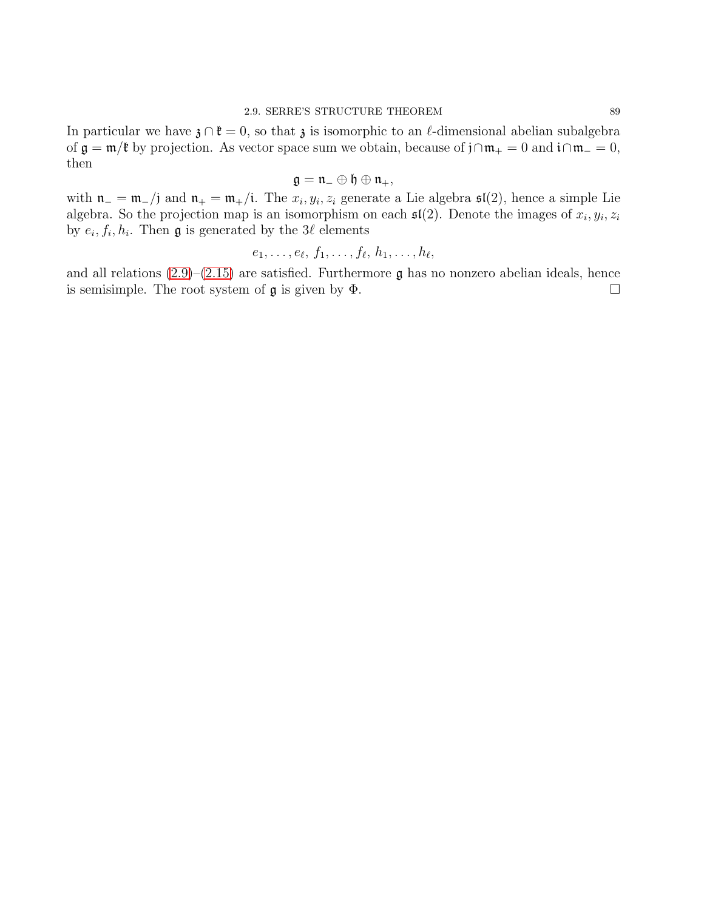In particular we have $\mathfrak{z} \cap \mathfrak{k} = 0$, so that $\mathfrak{z}$ is isomorphic to an $\ell$-dimensional abelian subalgebra of $\mathfrak{g} = \mathfrak{m}/\mathfrak{k}$ by projection. As vector space sum we obtain, because of $\mathfrak{j} \cap \mathfrak{m}_+ = 0$ and $\mathfrak{i} \cap \mathfrak{m}_- = 0$, then

$$\mathfrak{g} = \mathfrak{n}_- \oplus \mathfrak{h} \oplus \mathfrak{n}_+,$$

with $\mathfrak{n}_- = \mathfrak{m}_-/\mathfrak{j}$ and $\mathfrak{n}_+ = \mathfrak{m}_+/\mathfrak{i}$. The $x_i, y_i, z_i$ generate a Lie algebra $\mathfrak{sl}(2)$, hence a simple Lie algebra. So the projection map is an isomorphism on each $\mathfrak{sl}(2)$. Denote the images of $x_i, y_i, z_i$ by $e_i, f_i, h_i$. Then $\mathfrak{g}$ is generated by the $3\ell$ elements

$$e_1, \ldots, e_\ell,\ f_1, \ldots, f_\ell,\ h_1, \ldots, h_\ell,$$

and all relations (2.9)–(2.15) are satisfied. Furthermore $\mathfrak{g}$ has no nonzero abelian ideals, hence is semisimple. The root system of $\mathfrak{g}$ is given by $\Phi$. □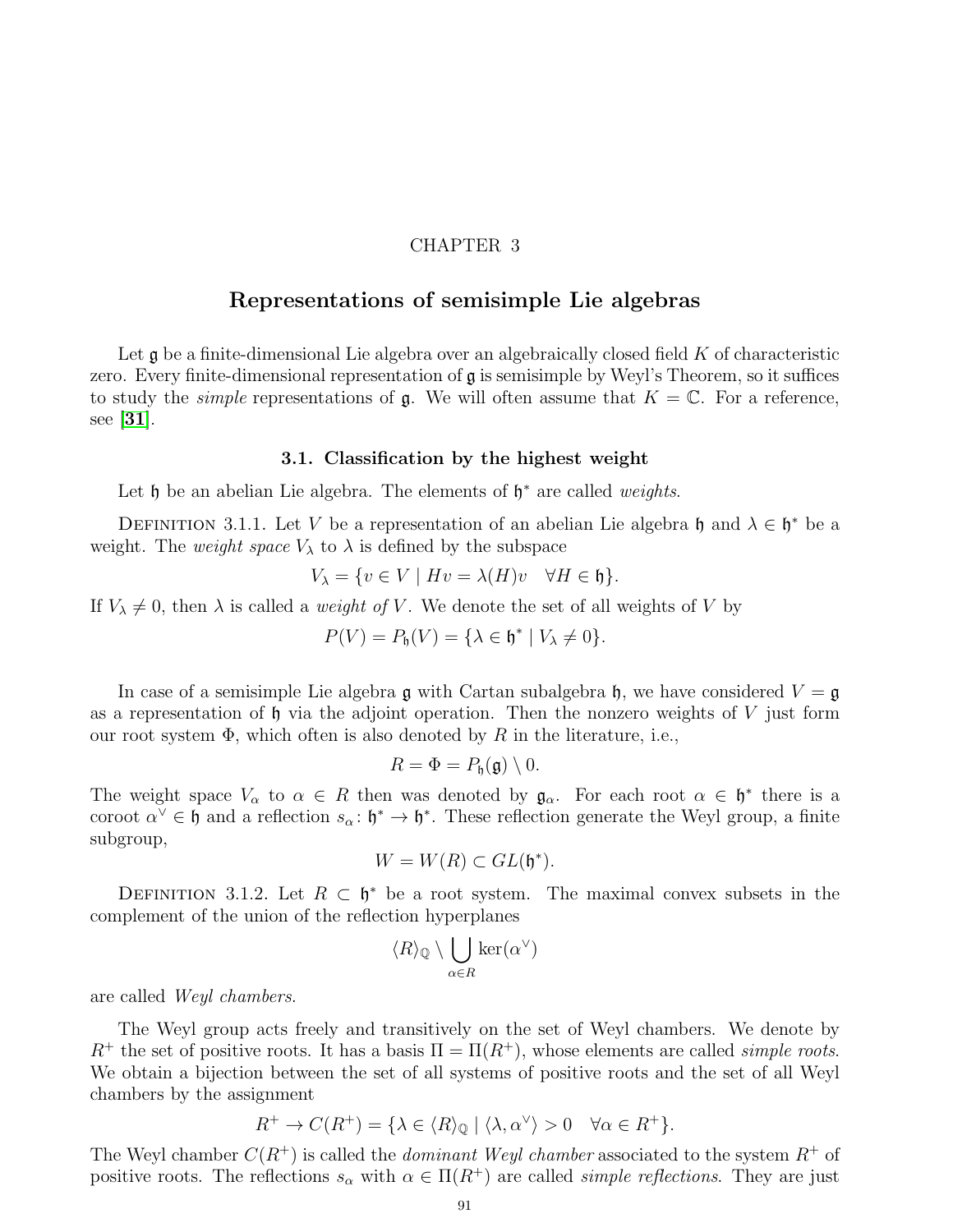CHAPTER 3

# Representations of semisimple Lie algebras

Let $\mathfrak{g}$ be a finite-dimensional Lie algebra over an algebraically closed field $K$ of characteristic zero. Every finite-dimensional representation of $\mathfrak{g}$ is semisimple by Weyl's Theorem, so it suffices to study the *simple* representations of $\mathfrak{g}$. We will often assume that $K = \mathbb{C}$. For a reference, see [**31**].

## 3.1. Classification by the highest weight

Let $\mathfrak{h}$ be an abelian Lie algebra. The elements of $\mathfrak{h}^*$ are called *weights*.

Definition 3.1.1. Let $V$ be a representation of an abelian Lie algebra $\mathfrak{h}$ and $\lambda \in \mathfrak{h}^*$ be a weight. The *weight space* $V_\lambda$ to $\lambda$ is defined by the subspace

$$V_\lambda = \{v \in V \mid Hv = \lambda(H)v \quad \forall H \in \mathfrak{h}\}.$$

If $V_\lambda \neq 0$, then $\lambda$ is called a *weight of* $V$. We denote the set of all weights of $V$ by

$$P(V) = P_{\mathfrak{h}}(V) = \{\lambda \in \mathfrak{h}^* \mid V_\lambda \neq 0\}.$$

In case of a semisimple Lie algebra $\mathfrak{g}$ with Cartan subalgebra $\mathfrak{h}$, we have considered $V = \mathfrak{g}$ as a representation of $\mathfrak{h}$ via the adjoint operation. Then the nonzero weights of $V$ just form our root system $\Phi$, which often is also denoted by $R$ in the literature, i.e.,

$$R = \Phi = P_{\mathfrak{h}}(\mathfrak{g}) \setminus 0.$$

The weight space $V_\alpha$ to $\alpha \in R$ then was denoted by $\mathfrak{g}_\alpha$. For each root $\alpha \in \mathfrak{h}^*$ there is a coroot $\alpha^\vee \in \mathfrak{h}$ and a reflection $s_\alpha \colon \mathfrak{h}^* \to \mathfrak{h}^*$. These reflection generate the Weyl group, a finite subgroup,

$$W = W(R) \subset GL(\mathfrak{h}^*).$$

Definition 3.1.2. Let $R \subset \mathfrak{h}^*$ be a root system. The maximal convex subsets in the complement of the union of the reflection hyperplanes

$$\langle R \rangle_{\mathbb{Q}} \setminus \bigcup_{\alpha \in R} \ker(\alpha^\vee)$$

are called *Weyl chambers*.

The Weyl group acts freely and transitively on the set of Weyl chambers. We denote by $R^+$ the set of positive roots. It has a basis $\Pi = \Pi(R^+)$, whose elements are called *simple roots*. We obtain a bijection between the set of all systems of positive roots and the set of all Weyl chambers by the assignment

$$R^+ \to C(R^+) = \{\lambda \in \langle R \rangle_{\mathbb{Q}} \mid \langle \lambda, \alpha^\vee \rangle > 0 \quad \forall \alpha \in R^+\}.$$

The Weyl chamber $C(R^+)$ is called the *dominant Weyl chamber* associated to the system $R^+$ of positive roots. The reflections $s_\alpha$ with $\alpha \in \Pi(R^+)$ are called *simple reflections*. They are just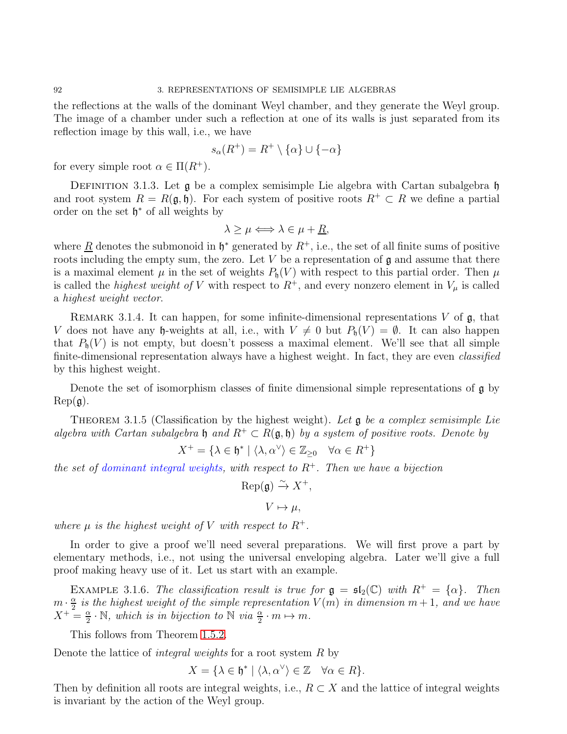the reflections at the walls of the dominant Weyl chamber, and they generate the Weyl group. The image of a chamber under such a reflection at one of its walls is just separated from its reflection image by this wall, i.e., we have

$$s_\alpha(R^+) = R^+ \setminus \{\alpha\} \cup \{-\alpha\}$$

for every simple root $\alpha \in \Pi(R^+)$.

Definition 3.1.3. Let $\mathfrak{g}$ be a complex semisimple Lie algebra with Cartan subalgebra $\mathfrak{h}$ and root system $R = R(\mathfrak{g}, \mathfrak{h})$. For each system of positive roots $R^+ \subset R$ we define a partial order on the set $\mathfrak{h}^*$ of all weights by

$$\lambda \geq \mu \Longleftrightarrow \lambda \in \mu + \underline{R},$$

where $\underline{R}$ denotes the submonoid in $\mathfrak{h}^*$ generated by $R^+$, i.e., the set of all finite sums of positive roots including the empty sum, the zero. Let $V$ be a representation of $\mathfrak{g}$ and assume that there is a maximal element $\mu$ in the set of weights $P_\mathfrak{h}(V)$ with respect to this partial order. Then $\mu$ is called the *highest weight of* $V$ with respect to $R^+$, and every nonzero element in $V_\mu$ is called a *highest weight vector*.

Remark 3.1.4. It can happen, for some infinite-dimensional representations $V$ of $\mathfrak{g}$, that $V$ does not have any $\mathfrak{h}$-weights at all, i.e., with $V \neq 0$ but $P_\mathfrak{h}(V) = \emptyset$. It can also happen that $P_\mathfrak{h}(V)$ is not empty, but doesn't possess a maximal element. We'll see that all simple finite-dimensional representation always have a highest weight. In fact, they are even *classified* by this highest weight.

Denote the set of isomorphism classes of finite dimensional simple representations of $\mathfrak{g}$ by $\mathrm{Rep}(\mathfrak{g})$.

Theorem 3.1.5 (Classification by the highest weight). *Let $\mathfrak{g}$ be a complex semisimple Lie algebra with Cartan subalgebra $\mathfrak{h}$ and $R^+ \subset R(\mathfrak{g}, \mathfrak{h})$ by a system of positive roots. Denote by*

$$X^+ = \{\lambda \in \mathfrak{h}^* \mid \langle \lambda, \alpha^\vee \rangle \in \mathbb{Z}_{\geq 0} \quad \forall \alpha \in R^+\}$$

*the set of dominant integral weights, with respect to $R^+$. Then we have a bijection*

$$\mathrm{Rep}(\mathfrak{g}) \xrightarrow{\sim} X^+,$$

$$V \mapsto \mu,$$

*where $\mu$ is the highest weight of $V$ with respect to $R^+$.*

In order to give a proof we'll need several preparations. We will first prove a part by elementary methods, i.e., not using the universal enveloping algebra. Later we'll give a full proof making heavy use of it. Let us start with an example.

Example 3.1.6. *The classification result is true for $\mathfrak{g} = \mathfrak{sl}_2(\mathbb{C})$ with $R^+ = \{\alpha\}$. Then $m \cdot \frac{\alpha}{2}$ is the highest weight of the simple representation $V(m)$ in dimension $m+1$, and we have $X^+ = \frac{\alpha}{2} \cdot \mathbb{N}$, which is in bijection to $\mathbb{N}$ via $\frac{\alpha}{2} \cdot m \mapsto m$.*

This follows from Theorem 1.5.2.

Denote the lattice of *integral weights* for a root system $R$ by

$$X = \{\lambda \in \mathfrak{h}^* \mid \langle \lambda, \alpha^\vee \rangle \in \mathbb{Z} \quad \forall \alpha \in R\}.$$

Then by definition all roots are integral weights, i.e., $R \subset X$ and the lattice of integral weights is invariant by the action of the Weyl group.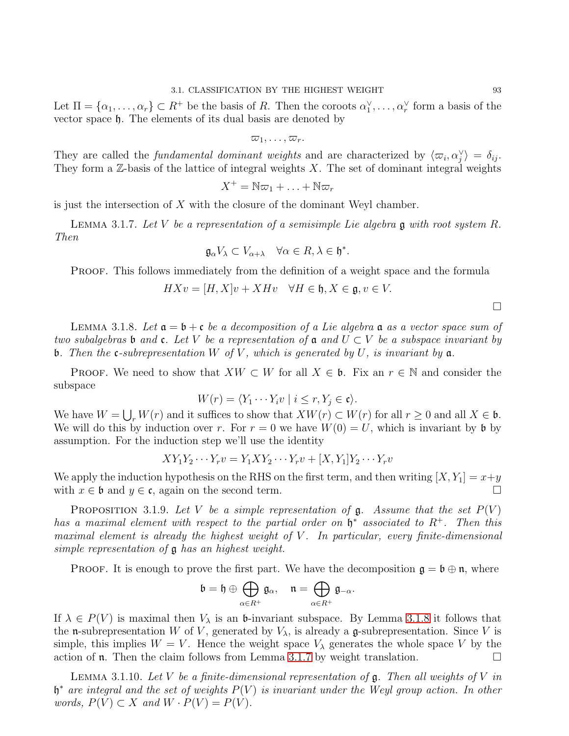Let $\Pi = \{\alpha_1, \ldots, \alpha_r\} \subset R^+$ be the basis of $R$. Then the coroots $\alpha_1^\vee, \ldots, \alpha_r^\vee$ form a basis of the vector space $\mathfrak{h}$. The elements of its dual basis are denoted by

$$\varpi_1, \ldots, \varpi_r.$$

They are called the *fundamental dominant weights* and are characterized by $\langle \varpi_i, \alpha_j^\vee \rangle = \delta_{ij}$. They form a $\mathbb{Z}$-basis of the lattice of integral weights $X$. The set of dominant integral weights

$$X^+ = \mathbb{N}\varpi_1 + \ldots + \mathbb{N}\varpi_r$$

is just the intersection of $X$ with the closure of the dominant Weyl chamber.

Lemma 3.1.7. *Let $V$ be a representation of a semisimple Lie algebra $\mathfrak{g}$ with root system $R$. Then*

$$\mathfrak{g}_\alpha V_\lambda \subset V_{\alpha+\lambda} \quad \forall \alpha \in R, \lambda \in \mathfrak{h}^*.$$

Proof. This follows immediately from the definition of a weight space and the formula

$$HXv = [H, X]v + XHv \quad \forall H \in \mathfrak{h}, X \in \mathfrak{g}, v \in V.$$

□

Lemma 3.1.8. *Let $\mathfrak{a} = \mathfrak{b} + \mathfrak{c}$ be a decomposition of a Lie algebra $\mathfrak{a}$ as a vector space sum of two subalgebras $\mathfrak{b}$ and $\mathfrak{c}$. Let $V$ be a representation of $\mathfrak{a}$ and $U \subset V$ be a subspace invariant by $\mathfrak{b}$. Then the $\mathfrak{c}$-subrepresentation $W$ of $V$, which is generated by $U$, is invariant by $\mathfrak{a}$.*

Proof. We need to show that $XW \subset W$ for all $X \in \mathfrak{b}$. Fix an $r \in \mathbb{N}$ and consider the subspace

$$W(r) = \langle Y_1 \cdots Y_i v \mid i \leq r, Y_j \in \mathfrak{c} \rangle.$$

We have $W = \bigcup_r W(r)$ and it suffices to show that $XW(r) \subset W(r)$ for all $r \geq 0$ and all $X \in \mathfrak{b}$. We will do this by induction over $r$. For $r = 0$ we have $W(0) = U$, which is invariant by $\mathfrak{b}$ by assumption. For the induction step we'll use the identity

$$XY_1Y_2 \cdots Y_r v = Y_1 X Y_2 \cdots Y_r v + [X, Y_1] Y_2 \cdots Y_r v$$

We apply the induction hypothesis on the RHS on the first term, and then writing $[X, Y_1] = x + y$ with $x \in \mathfrak{b}$ and $y \in \mathfrak{c}$, again on the second term. □

Proposition 3.1.9. *Let $V$ be a simple representation of $\mathfrak{g}$. Assume that the set $P(V)$ has a maximal element with respect to the partial order on $\mathfrak{h}^*$ associated to $R^+$. Then this maximal element is already the highest weight of $V$. In particular, every finite-dimensional simple representation of $\mathfrak{g}$ has an highest weight.*

Proof. It is enough to prove the first part. We have the decomposition $\mathfrak{g} = \mathfrak{b} \oplus \mathfrak{n}$, where

$$\mathfrak{b} = \mathfrak{h} \oplus \bigoplus_{\alpha \in R^+} \mathfrak{g}_\alpha, \quad \mathfrak{n} = \bigoplus_{\alpha \in R^+} \mathfrak{g}_{-\alpha}.$$

If $\lambda \in P(V)$ is maximal then $V_\lambda$ is an $\mathfrak{b}$-invariant subspace. By Lemma 3.1.8 it follows that the $\mathfrak{n}$-subrepresentation $W$ of $V$, generated by $V_\lambda$, is already a $\mathfrak{g}$-subrepresentation. Since $V$ is simple, this implies $W = V$. Hence the weight space $V_\lambda$ generates the whole space $V$ by the action of $\mathfrak{n}$. Then the claim follows from Lemma 3.1.7 by weight translation. □

Lemma 3.1.10. *Let $V$ be a finite-dimensional representation of $\mathfrak{g}$. Then all weights of $V$ in $\mathfrak{h}^*$ are integral and the set of weights $P(V)$ is invariant under the Weyl group action. In other words, $P(V) \subset X$ and $W \cdot P(V) = P(V)$.*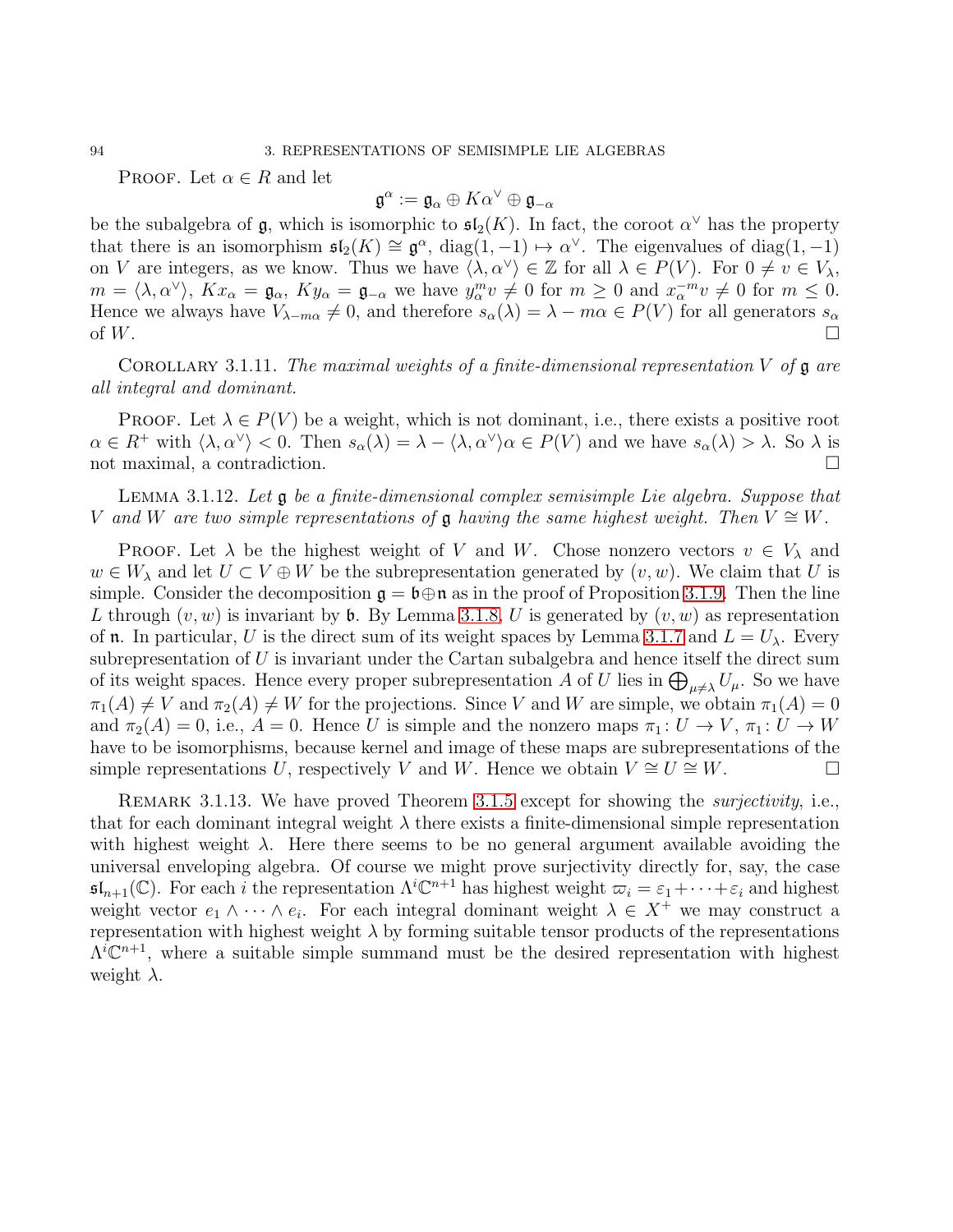Proof. Let $\alpha \in R$ and let

$$\mathfrak{g}^\alpha := \mathfrak{g}_\alpha \oplus K\alpha^\vee \oplus \mathfrak{g}_{-\alpha}$$

be the subalgebra of $\mathfrak{g}$, which is isomorphic to $\mathfrak{sl}_2(K)$. In fact, the coroot $\alpha^\vee$ has the property that there is an isomorphism $\mathfrak{sl}_2(K) \cong \mathfrak{g}^\alpha$, $\mathrm{diag}(1,-1) \mapsto \alpha^\vee$. The eigenvalues of $\mathrm{diag}(1,-1)$ on $V$ are integers, as we know. Thus we have $\langle \lambda, \alpha^\vee \rangle \in \mathbb{Z}$ for all $\lambda \in P(V)$. For $0 \neq v \in V_\lambda$, $m = \langle \lambda, \alpha^\vee \rangle$, $Kx_\alpha = \mathfrak{g}_\alpha$, $Ky_\alpha = \mathfrak{g}_{-\alpha}$ we have $y_\alpha^m v \neq 0$ for $m \geq 0$ and $x_\alpha^{-m} v \neq 0$ for $m \leq 0$. Hence we always have $V_{\lambda - m\alpha} \neq 0$, and therefore $s_\alpha(\lambda) = \lambda - m\alpha \in P(V)$ for all generators $s_\alpha$ of $W$. $\square$

Corollary 3.1.11. *The maximal weights of a finite-dimensional representation $V$ of $\mathfrak{g}$ are all integral and dominant.*

Proof. Let $\lambda \in P(V)$ be a weight, which is not dominant, i.e., there exists a positive root $\alpha \in R^+$ with $\langle \lambda, \alpha^\vee \rangle < 0$. Then $s_\alpha(\lambda) = \lambda - \langle \lambda, \alpha^\vee \rangle \alpha \in P(V)$ and we have $s_\alpha(\lambda) > \lambda$. So $\lambda$ is not maximal, a contradiction. $\square$

Lemma 3.1.12. *Let $\mathfrak{g}$ be a finite-dimensional complex semisimple Lie algebra. Suppose that $V$ and $W$ are two simple representations of $\mathfrak{g}$ having the same highest weight. Then $V \cong W$.*

Proof. Let $\lambda$ be the highest weight of $V$ and $W$. Chose nonzero vectors $v \in V_\lambda$ and $w \in W_\lambda$ and let $U \subset V \oplus W$ be the subrepresentation generated by $(v, w)$. We claim that $U$ is simple. Consider the decomposition $\mathfrak{g} = \mathfrak{b} \oplus \mathfrak{n}$ as in the proof of Proposition 3.1.9. Then the line $L$ through $(v, w)$ is invariant by $\mathfrak{b}$. By Lemma 3.1.8, $U$ is generated by $(v, w)$ as representation of $\mathfrak{n}$. In particular, $U$ is the direct sum of its weight spaces by Lemma 3.1.7 and $L = U_\lambda$. Every subrepresentation of $U$ is invariant under the Cartan subalgebra and hence itself the direct sum of its weight spaces. Hence every proper subrepresentation $A$ of $U$ lies in $\bigoplus_{\mu \neq \lambda} U_\mu$. So we have $\pi_1(A) \neq V$ and $\pi_2(A) \neq W$ for the projections. Since $V$ and $W$ are simple, we obtain $\pi_1(A) = 0$ and $\pi_2(A) = 0$, i.e., $A = 0$. Hence $U$ is simple and the nonzero maps $\pi_1 \colon U \to V$, $\pi_1 \colon U \to W$ have to be isomorphisms, because kernel and image of these maps are subrepresentations of the simple representations $U$, respectively $V$ and $W$. Hence we obtain $V \cong U \cong W$. $\square$

Remark 3.1.13. We have proved Theorem 3.1.5 except for showing the *surjectivity*, i.e., that for each dominant integral weight $\lambda$ there exists a finite-dimensional simple representation with highest weight $\lambda$. Here there seems to be no general argument available avoiding the universal enveloping algebra. Of course we might prove surjectivity directly for, say, the case $\mathfrak{sl}_{n+1}(\mathbb{C})$. For each $i$ the representation $\Lambda^i \mathbb{C}^{n+1}$ has highest weight $\varpi_i = \varepsilon_1 + \cdots + \varepsilon_i$ and highest weight vector $e_1 \wedge \cdots \wedge e_i$. For each integral dominant weight $\lambda \in X^+$ we may construct a representation with highest weight $\lambda$ by forming suitable tensor products of the representations $\Lambda^i \mathbb{C}^{n+1}$, where a suitable simple summand must be the desired representation with highest weight $\lambda$.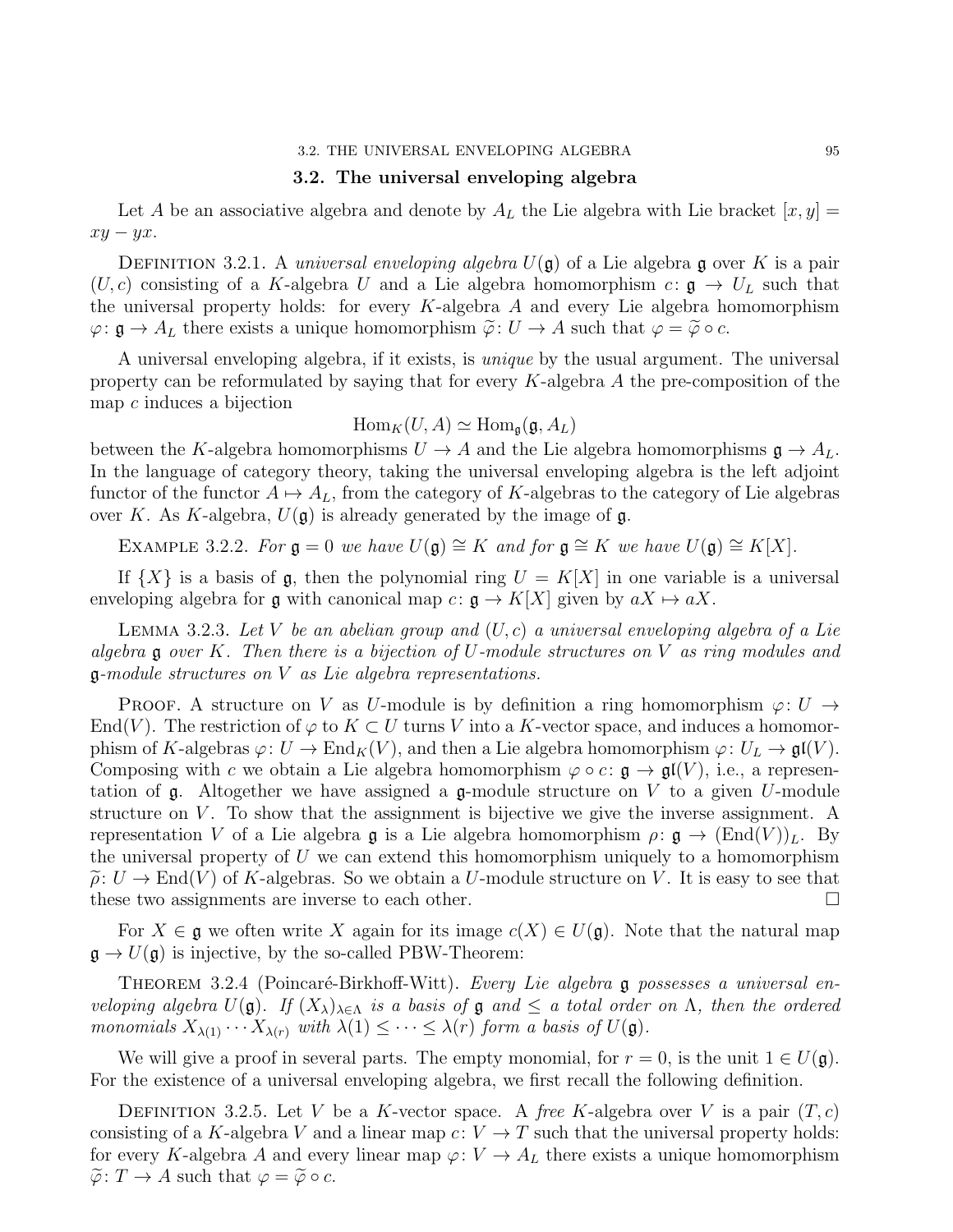## 3.2. The universal enveloping algebra

Let $A$ be an associative algebra and denote by $A_L$ the Lie algebra with Lie bracket $[x,y] = xy - yx$.

Definition 3.2.1. A *universal enveloping algebra* $U(\mathfrak{g})$ of a Lie algebra $\mathfrak{g}$ over $K$ is a pair $(U, c)$ consisting of a $K$-algebra $U$ and a Lie algebra homomorphism $c\colon \mathfrak{g} \to U_L$ such that the universal property holds: for every $K$-algebra $A$ and every Lie algebra homomorphism $\varphi\colon \mathfrak{g} \to A_L$ there exists a unique homomorphism $\widetilde{\varphi}\colon U \to A$ such that $\varphi = \widetilde{\varphi} \circ c$.

A universal enveloping algebra, if it exists, is *unique* by the usual argument. The universal property can be reformulated by saying that for every $K$-algebra $A$ the pre-composition of the map $c$ induces a bijection

$$\mathrm{Hom}_K(U, A) \simeq \mathrm{Hom}_{\mathfrak{g}}(\mathfrak{g}, A_L)$$

between the $K$-algebra homomorphisms $U \to A$ and the Lie algebra homomorphisms $\mathfrak{g} \to A_L$. In the language of category theory, taking the universal enveloping algebra is the left adjoint functor of the functor $A \mapsto A_L$, from the category of $K$-algebras to the category of Lie algebras over $K$. As $K$-algebra, $U(\mathfrak{g})$ is already generated by the image of $\mathfrak{g}$.

Example 3.2.2. *For $\mathfrak{g} = 0$ we have $U(\mathfrak{g}) \cong K$ and for $\mathfrak{g} \cong K$ we have $U(\mathfrak{g}) \cong K[X]$.*

If $\{X\}$ is a basis of $\mathfrak{g}$, then the polynomial ring $U = K[X]$ in one variable is a universal enveloping algebra for $\mathfrak{g}$ with canonical map $c\colon \mathfrak{g} \to K[X]$ given by $aX \mapsto aX$.

Lemma 3.2.3. *Let $V$ be an abelian group and $(U, c)$ a universal enveloping algebra of a Lie algebra $\mathfrak{g}$ over $K$. Then there is a bijection of $U$-module structures on $V$ as ring modules and $\mathfrak{g}$-module structures on $V$ as Lie algebra representations.*

Proof. A structure on $V$ as $U$-module is by definition a ring homomorphism $\varphi\colon U \to \mathrm{End}(V)$. The restriction of $\varphi$ to $K \subset U$ turns $V$ into a $K$-vector space, and induces a homomorphism of $K$-algebras $\varphi\colon U \to \mathrm{End}_K(V)$, and then a Lie algebra homomorphism $\varphi\colon U_L \to \mathfrak{gl}(V)$. Composing with $c$ we obtain a Lie algebra homomorphism $\varphi \circ c\colon \mathfrak{g} \to \mathfrak{gl}(V)$, i.e., a representation of $\mathfrak{g}$. Altogether we have assigned a $\mathfrak{g}$-module structure on $V$ to a given $U$-module structure on $V$. To show that the assignment is bijective we give the inverse assignment. A representation $V$ of a Lie algebra $\mathfrak{g}$ is a Lie algebra homomorphism $\rho\colon \mathfrak{g} \to (\mathrm{End}(V))_L$. By the universal property of $U$ we can extend this homomorphism uniquely to a homomorphism $\widetilde{\rho}\colon U \to \mathrm{End}(V)$ of $K$-algebras. So we obtain a $U$-module structure on $V$. It is easy to see that these two assignments are inverse to each other. $\square$

For $X \in \mathfrak{g}$ we often write $X$ again for its image $c(X) \in U(\mathfrak{g})$. Note that the natural map $\mathfrak{g} \to U(\mathfrak{g})$ is injective, by the so-called PBW-Theorem:

Theorem 3.2.4 (Poincaré-Birkhoff-Witt). *Every Lie algebra $\mathfrak{g}$ possesses a universal enveloping algebra $U(\mathfrak{g})$. If $(X_\lambda)_{\lambda \in \Lambda}$ is a basis of $\mathfrak{g}$ and $\leq$ a total order on $\Lambda$, then the ordered monomials $X_{\lambda(1)} \cdots X_{\lambda(r)}$ with $\lambda(1) \leq \cdots \leq \lambda(r)$ form a basis of $U(\mathfrak{g})$.*

We will give a proof in several parts. The empty monomial, for $r = 0$, is the unit $1 \in U(\mathfrak{g})$. For the existence of a universal enveloping algebra, we first recall the following definition.

Definition 3.2.5. Let $V$ be a $K$-vector space. A *free* $K$-algebra over $V$ is a pair $(T, c)$ consisting of a $K$-algebra $V$ and a linear map $c\colon V \to T$ such that the universal property holds: for every $K$-algebra $A$ and every linear map $\varphi\colon V \to A_L$ there exists a unique homomorphism $\widetilde{\varphi}\colon T \to A$ such that $\varphi = \widetilde{\varphi} \circ c$.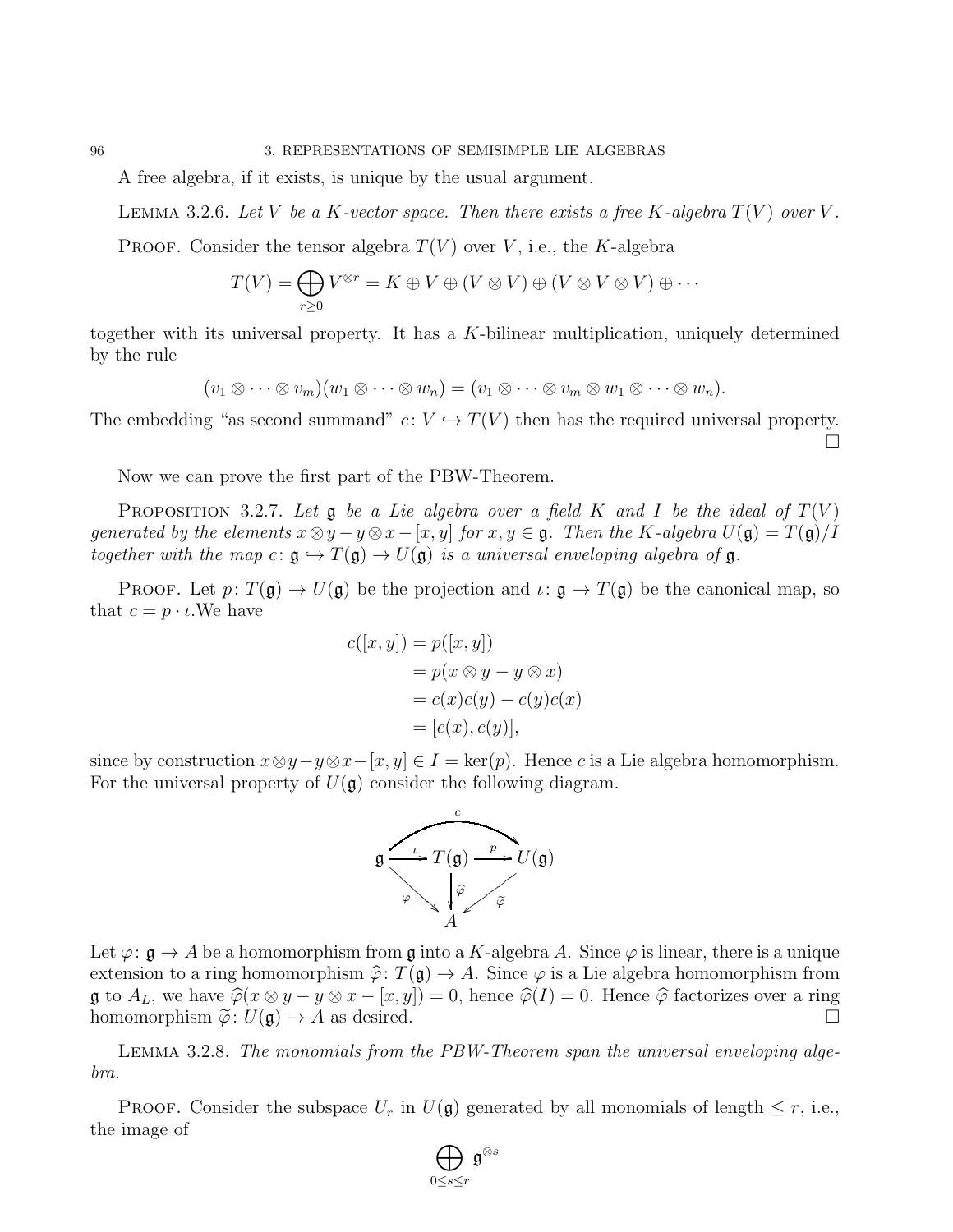A free algebra, if it exists, is unique by the usual argument.

Lemma 3.2.6. *Let $V$ be a $K$-vector space. Then there exists a free $K$-algebra $T(V)$ over $V$.*

Proof. Consider the tensor algebra $T(V)$ over $V$, i.e., the $K$-algebra

$$T(V) = \bigoplus_{r \geq 0} V^{\otimes r} = K \oplus V \oplus (V \otimes V) \oplus (V \otimes V \otimes V) \oplus \cdots$$

together with its universal property. It has a $K$-bilinear multiplication, uniquely determined by the rule

$$(v_1 \otimes \cdots \otimes v_m)(w_1 \otimes \cdots \otimes w_n) = (v_1 \otimes \cdots \otimes v_m \otimes w_1 \otimes \cdots \otimes w_n).$$

The embedding "as second summand" $c \colon V \hookrightarrow T(V)$ then has the required universal property. □

Now we can prove the first part of the PBW-Theorem.

Proposition 3.2.7. *Let $\mathfrak{g}$ be a Lie algebra over a field $K$ and $I$ be the ideal of $T(V)$ generated by the elements $x \otimes y - y \otimes x - [x, y]$ for $x, y \in \mathfrak{g}$. Then the $K$-algebra $U(\mathfrak{g}) = T(\mathfrak{g})/I$ together with the map $c \colon \mathfrak{g} \hookrightarrow T(\mathfrak{g}) \to U(\mathfrak{g})$ is a universal enveloping algebra of $\mathfrak{g}$.*

Proof. Let $p \colon T(\mathfrak{g}) \to U(\mathfrak{g})$ be the projection and $\iota \colon \mathfrak{g} \to T(\mathfrak{g})$ be the canonical map, so that $c = p \cdot \iota$.We have

$$\begin{aligned}
c([x, y]) &= p([x, y]) \\
&= p(x \otimes y - y \otimes x) \\
&= c(x)c(y) - c(y)c(x) \\
&= [c(x), c(y)],
\end{aligned}$$

since by construction $x \otimes y - y \otimes x - [x, y] \in I = \ker(p)$. Hence $c$ is a Lie algebra homomorphism. For the universal property of $U(\mathfrak{g})$ consider the following diagram.

$$\begin{array}{ccccc}
\mathfrak{g} & \xrightarrow{\ \iota\ } & T(\mathfrak{g}) & \xrightarrow{\ p\ } & U(\mathfrak{g}) \\
& \searrow^{\varphi} & \downarrow{\scriptstyle \widehat{\varphi}} & \swarrow_{\widetilde{\varphi}} & \\
& & A & &
\end{array}$$

(with $c \colon \mathfrak{g} \to U(\mathfrak{g})$ the composite along the top)

Let $\varphi \colon \mathfrak{g} \to A$ be a homomorphism from $\mathfrak{g}$ into a $K$-algebra $A$. Since $\varphi$ is linear, there is a unique extension to a ring homomorphism $\widehat{\varphi} \colon T(\mathfrak{g}) \to A$. Since $\varphi$ is a Lie algebra homomorphism from $\mathfrak{g}$ to $A_L$, we have $\widehat{\varphi}(x \otimes y - y \otimes x - [x, y]) = 0$, hence $\widehat{\varphi}(I) = 0$. Hence $\widehat{\varphi}$ factorizes over a ring homomorphism $\widetilde{\varphi} \colon U(\mathfrak{g}) \to A$ as desired. □

Lemma 3.2.8. *The monomials from the PBW-Theorem span the universal enveloping algebra.*

Proof. Consider the subspace $U_r$ in $U(\mathfrak{g})$ generated by all monomials of length $\leq r$, i.e., the image of

$$\bigoplus_{0 \leq s \leq r} \mathfrak{g}^{\otimes s}$$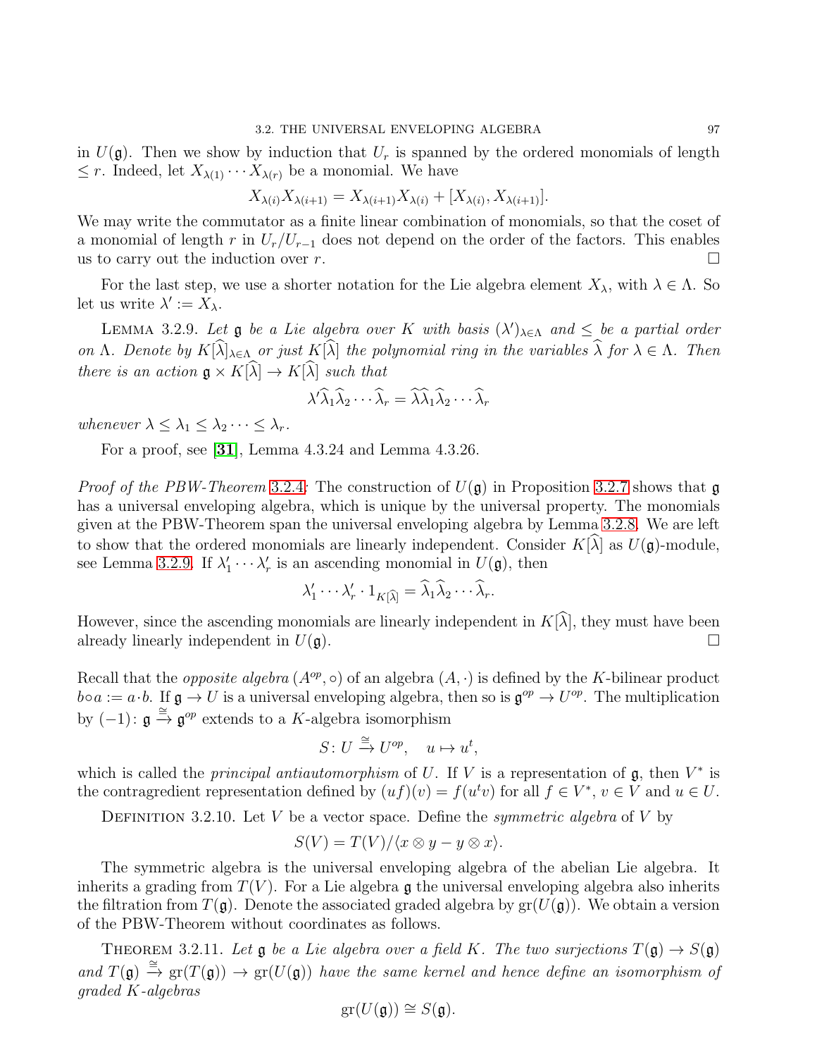in $U(\mathfrak{g})$. Then we show by induction that $U_r$ is spanned by the ordered monomials of length $\leq r$. Indeed, let $X_{\lambda(1)} \cdots X_{\lambda(r)}$ be a monomial. We have

$$X_{\lambda(i)} X_{\lambda(i+1)} = X_{\lambda(i+1)} X_{\lambda(i)} + [X_{\lambda(i)}, X_{\lambda(i+1)}].$$

We may write the commutator as a finite linear combination of monomials, so that the coset of a monomial of length $r$ in $U_r/U_{r-1}$ does not depend on the order of the factors. This enables us to carry out the induction over $r$. $\square$

For the last step, we use a shorter notation for the Lie algebra element $X_\lambda$, with $\lambda \in \Lambda$. So let us write $\lambda' := X_\lambda$.

Lemma 3.2.9. *Let $\mathfrak{g}$ be a Lie algebra over $K$ with basis $(\lambda')_{\lambda \in \Lambda}$ and $\leq$ be a partial order on $\Lambda$. Denote by $K[\widehat{\lambda}]_{\lambda \in \Lambda}$ or just $K[\widehat{\lambda}]$ the polynomial ring in the variables $\widehat{\lambda}$ for $\lambda \in \Lambda$. Then there is an action $\mathfrak{g} \times K[\widehat{\lambda}] \to K[\widehat{\lambda}]$ such that*

$$\lambda' \widehat{\lambda}_1 \widehat{\lambda}_2 \cdots \widehat{\lambda}_r = \widehat{\lambda} \widehat{\lambda}_1 \widehat{\lambda}_2 \cdots \widehat{\lambda}_r$$

*whenever $\lambda \leq \lambda_1 \leq \lambda_2 \cdots \leq \lambda_r$.*

For a proof, see [**31**], Lemma 4.3.24 and Lemma 4.3.26.

*Proof of the PBW-Theorem 3.2.4:* The construction of $U(\mathfrak{g})$ in Proposition 3.2.7 shows that $\mathfrak{g}$ has a universal enveloping algebra, which is unique by the universal property. The monomials given at the PBW-Theorem span the universal enveloping algebra by Lemma 3.2.8. We are left to show that the ordered monomials are linearly independent. Consider $K[\widehat{\lambda}]$ as $U(\mathfrak{g})$-module, see Lemma 3.2.9. If $\lambda'_1 \cdots \lambda'_r$ is an ascending monomial in $U(\mathfrak{g})$, then

$$\lambda'_1 \cdots \lambda'_r \cdot 1_{K[\widehat{\lambda}]} = \widehat{\lambda}_1 \widehat{\lambda}_2 \cdots \widehat{\lambda}_r.$$

However, since the ascending monomials are linearly independent in $K[\widehat{\lambda}]$, they must have been already linearly independent in $U(\mathfrak{g})$. $\square$

Recall that the *opposite algebra* $(A^{op}, \circ)$ of an algebra $(A, \cdot)$ is defined by the $K$-bilinear product $b \circ a := a \cdot b$. If $\mathfrak{g} \to U$ is a universal enveloping algebra, then so is $\mathfrak{g}^{op} \to U^{op}$. The multiplication by $(-1)\colon \mathfrak{g} \xrightarrow{\cong} \mathfrak{g}^{op}$ extends to a $K$-algebra isomorphism

$$S\colon U \xrightarrow{\cong} U^{op}, \quad u \mapsto u^t,$$

which is called the *principal antiautomorphism* of $U$. If $V$ is a representation of $\mathfrak{g}$, then $V^*$ is the contragredient representation defined by $(uf)(v) = f(u^t v)$ for all $f \in V^*$, $v \in V$ and $u \in U$.

Definition 3.2.10. Let $V$ be a vector space. Define the *symmetric algebra* of $V$ by

$$S(V) = T(V)/\langle x \otimes y - y \otimes x \rangle.$$

The symmetric algebra is the universal enveloping algebra of the abelian Lie algebra. It inherits a grading from $T(V)$. For a Lie algebra $\mathfrak{g}$ the universal enveloping algebra also inherits the filtration from $T(\mathfrak{g})$. Denote the associated graded algebra by $\mathrm{gr}(U(\mathfrak{g}))$. We obtain a version of the PBW-Theorem without coordinates as follows.

Theorem 3.2.11. *Let $\mathfrak{g}$ be a Lie algebra over a field $K$. The two surjections $T(\mathfrak{g}) \to S(\mathfrak{g})$ and $T(\mathfrak{g}) \xrightarrow{\cong} \mathrm{gr}(T(\mathfrak{g})) \to \mathrm{gr}(U(\mathfrak{g}))$ have the same kernel and hence define an isomorphism of graded $K$-algebras*

$$\mathrm{gr}(U(\mathfrak{g})) \cong S(\mathfrak{g}).$$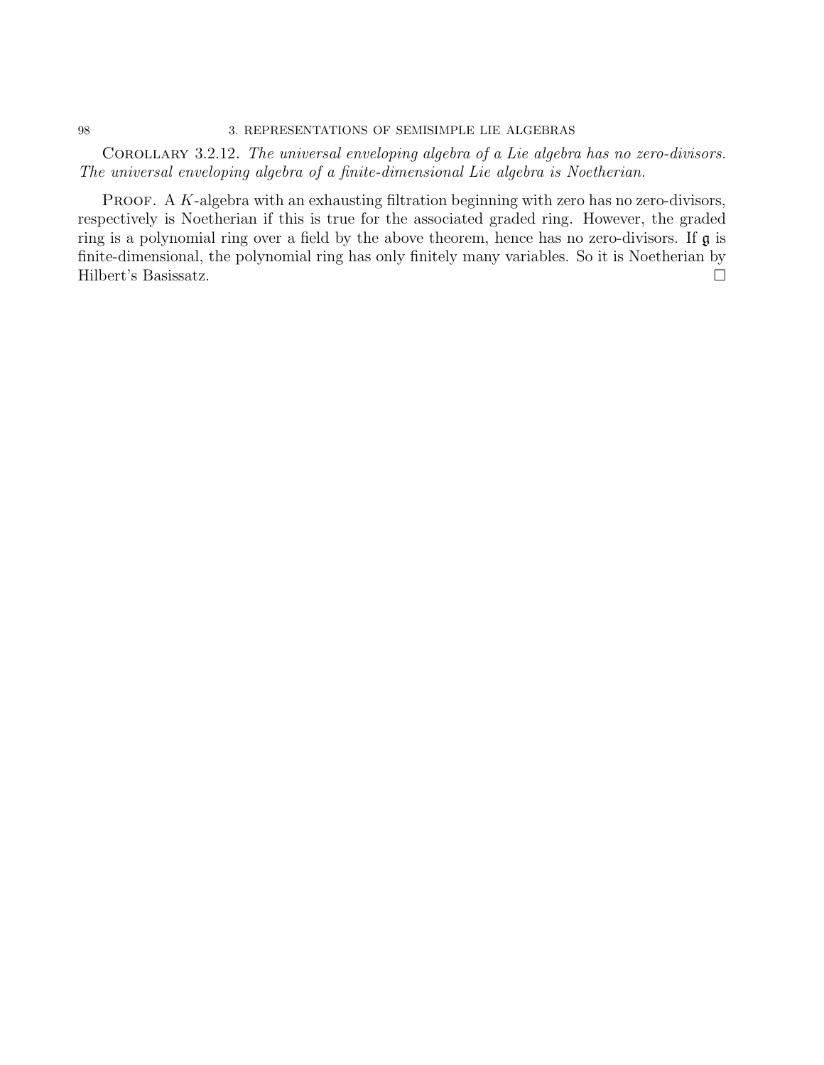Corollary 3.2.12. *The universal enveloping algebra of a Lie algebra has no zero-divisors. The universal enveloping algebra of a finite-dimensional Lie algebra is Noetherian.*

Proof. A $K$-algebra with an exhausting filtration beginning with zero has no zero-divisors, respectively is Noetherian if this is true for the associated graded ring. However, the graded ring is a polynomial ring over a field by the above theorem, hence has no zero-divisors. If $\mathfrak{g}$ is finite-dimensional, the polynomial ring has only finitely many variables. So it is Noetherian by Hilbert's Basissatz. □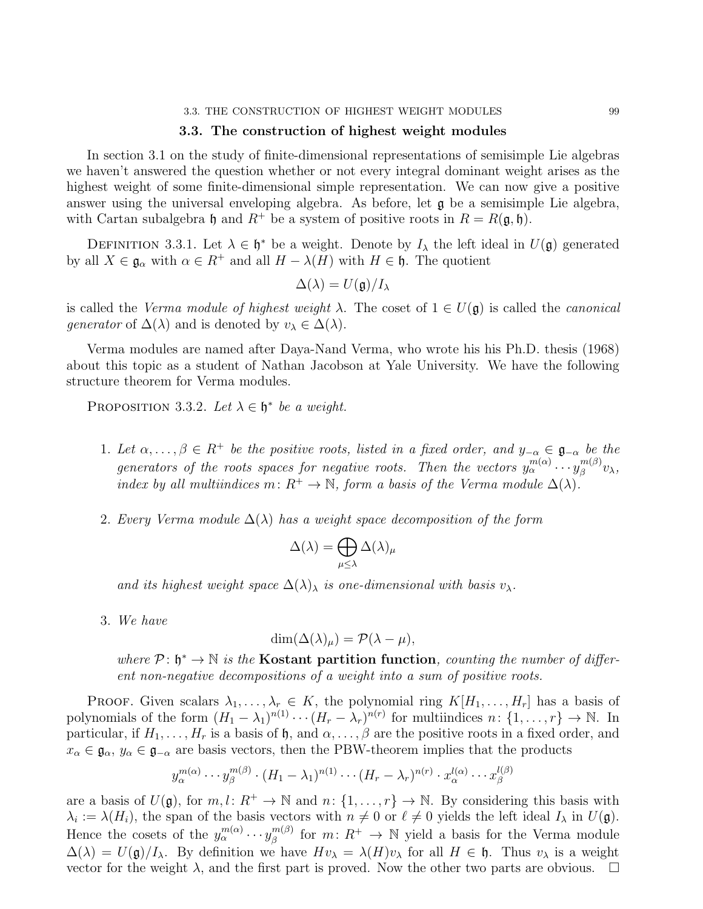## 3.3. The construction of highest weight modules

In section 3.1 on the study of finite-dimensional representations of semisimple Lie algebras we haven't answered the question whether or not every integral dominant weight arises as the highest weight of some finite-dimensional simple representation. We can now give a positive answer using the universal enveloping algebra. As before, let $\mathfrak{g}$ be a semisimple Lie algebra, with Cartan subalgebra $\mathfrak{h}$ and $R^+$ be a system of positive roots in $R = R(\mathfrak{g}, \mathfrak{h})$.

Definition 3.3.1. Let $\lambda \in \mathfrak{h}^*$ be a weight. Denote by $I_\lambda$ the left ideal in $U(\mathfrak{g})$ generated by all $X \in \mathfrak{g}_\alpha$ with $\alpha \in R^+$ and all $H - \lambda(H)$ with $H \in \mathfrak{h}$. The quotient

$$\Delta(\lambda) = U(\mathfrak{g})/I_\lambda$$

is called the *Verma module of highest weight* $\lambda$. The coset of $1 \in U(\mathfrak{g})$ is called the *canonical generator* of $\Delta(\lambda)$ and is denoted by $v_\lambda \in \Delta(\lambda)$.

Verma modules are named after Daya-Nand Verma, who wrote his his Ph.D. thesis (1968) about this topic as a student of Nathan Jacobson at Yale University. We have the following structure theorem for Verma modules.

Proposition 3.3.2. *Let $\lambda \in \mathfrak{h}^*$ be a weight.*

1. *Let $\alpha, \ldots, \beta \in R^+$ be the positive roots, listed in a fixed order, and $y_{-\alpha} \in \mathfrak{g}_{-\alpha}$ be the generators of the roots spaces for negative roots. Then the vectors $y_\alpha^{m(\alpha)} \cdots y_\beta^{m(\beta)} v_\lambda$, index by all multiindices $m \colon R^+ \to \mathbb{N}$, form a basis of the Verma module $\Delta(\lambda)$.*

2. *Every Verma module $\Delta(\lambda)$ has a weight space decomposition of the form*

$$\Delta(\lambda) = \bigoplus_{\mu \leq \lambda} \Delta(\lambda)_\mu$$

*and its highest weight space $\Delta(\lambda)_\lambda$ is one-dimensional with basis $v_\lambda$.*

3. *We have*

$$\dim(\Delta(\lambda)_\mu) = \mathcal{P}(\lambda - \mu),$$

*where $\mathcal{P} \colon \mathfrak{h}^* \to \mathbb{N}$ is the* **Kostant partition function***, counting the number of different non-negative decompositions of a weight into a sum of positive roots.*

Proof. Given scalars $\lambda_1, \ldots, \lambda_r \in K$, the polynomial ring $K[H_1, \ldots, H_r]$ has a basis of polynomials of the form $(H_1 - \lambda_1)^{n(1)} \cdots (H_r - \lambda_r)^{n(r)}$ for multiindices $n \colon \{1, \ldots, r\} \to \mathbb{N}$. In particular, if $H_1, \ldots, H_r$ is a basis of $\mathfrak{h}$, and $\alpha, \ldots, \beta$ are the positive roots in a fixed order, and $x_\alpha \in \mathfrak{g}_\alpha$, $y_\alpha \in \mathfrak{g}_{-\alpha}$ are basis vectors, then the PBW-theorem implies that the products

$$y_\alpha^{m(\alpha)} \cdots y_\beta^{m(\beta)} \cdot (H_1 - \lambda_1)^{n(1)} \cdots (H_r - \lambda_r)^{n(r)} \cdot x_\alpha^{l(\alpha)} \cdots x_\beta^{l(\beta)}$$

are a basis of $U(\mathfrak{g})$, for $m, l \colon R^+ \to \mathbb{N}$ and $n \colon \{1, \ldots, r\} \to \mathbb{N}$. By considering this basis with $\lambda_i := \lambda(H_i)$, the span of the basis vectors with $n \neq 0$ or $\ell \neq 0$ yields the left ideal $I_\lambda$ in $U(\mathfrak{g})$. Hence the cosets of the $y_\alpha^{m(\alpha)} \cdots y_\beta^{m(\beta)}$ for $m \colon R^+ \to \mathbb{N}$ yield a basis for the Verma module $\Delta(\lambda) = U(\mathfrak{g})/I_\lambda$. By definition we have $Hv_\lambda = \lambda(H)v_\lambda$ for all $H \in \mathfrak{h}$. Thus $v_\lambda$ is a weight vector for the weight $\lambda$, and the first part is proved. Now the other two parts are obvious. $\square$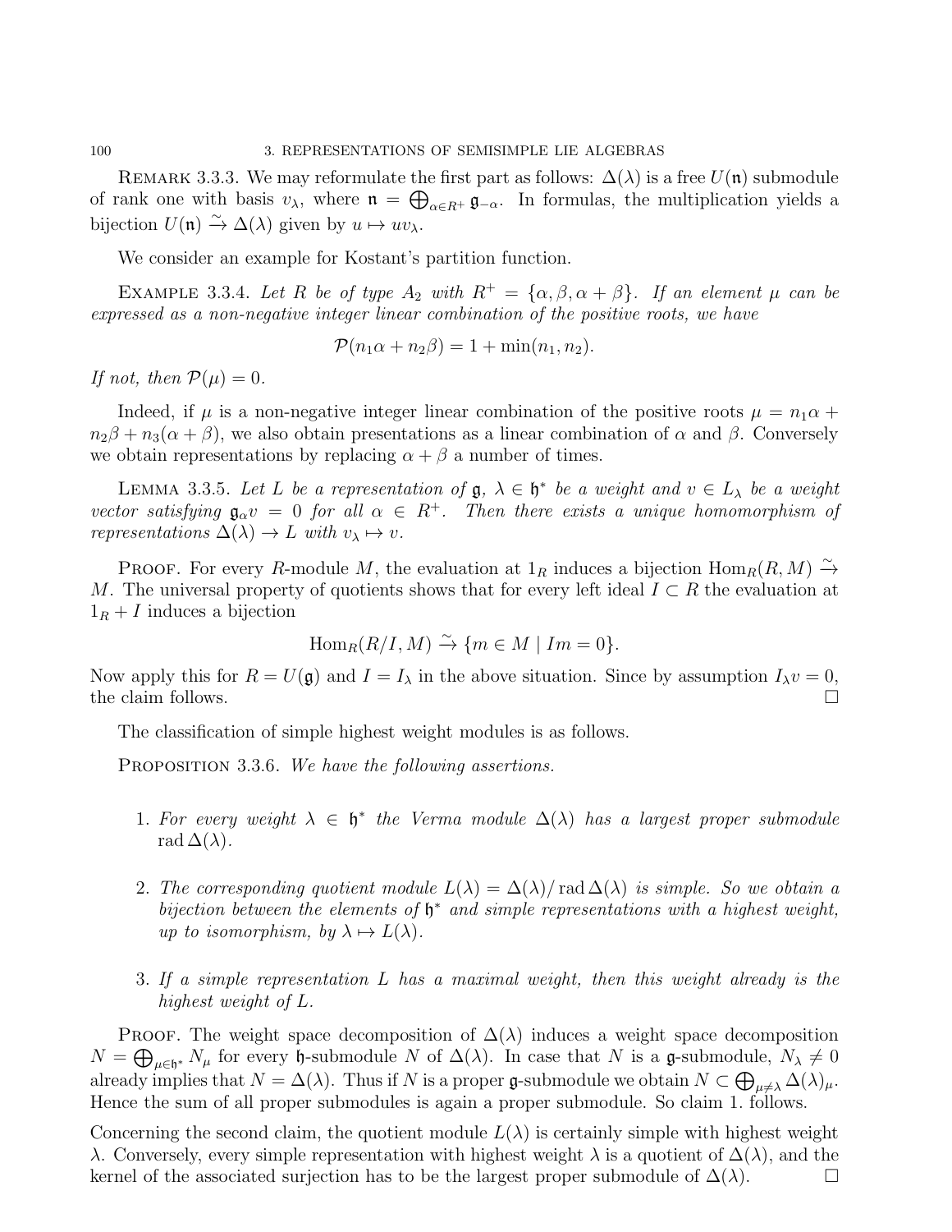Remark 3.3.3. We may reformulate the first part as follows: $\Delta(\lambda)$ is a free $U(\mathfrak{n})$ submodule of rank one with basis $v_\lambda$, where $\mathfrak{n} = \bigoplus_{\alpha \in R^+} \mathfrak{g}_{-\alpha}$. In formulas, the multiplication yields a bijection $U(\mathfrak{n}) \xrightarrow{\sim} \Delta(\lambda)$ given by $u \mapsto uv_\lambda$.

We consider an example for Kostant's partition function.

Example 3.3.4. *Let $R$ be of type $A_2$ with $R^+ = \{\alpha, \beta, \alpha + \beta\}$. If an element $\mu$ can be expressed as a non-negative integer linear combination of the positive roots, we have*

$$\mathcal{P}(n_1\alpha + n_2\beta) = 1 + \min(n_1, n_2).$$

*If not, then $\mathcal{P}(\mu) = 0$.*

Indeed, if $\mu$ is a non-negative integer linear combination of the positive roots $\mu = n_1\alpha + n_2\beta + n_3(\alpha + \beta)$, we also obtain presentations as a linear combination of $\alpha$ and $\beta$. Conversely we obtain representations by replacing $\alpha + \beta$ a number of times.

Lemma 3.3.5. *Let $L$ be a representation of $\mathfrak{g}$, $\lambda \in \mathfrak{h}^*$ be a weight and $v \in L_\lambda$ be a weight vector satisfying $\mathfrak{g}_\alpha v = 0$ for all $\alpha \in R^+$. Then there exists a unique homomorphism of representations $\Delta(\lambda) \to L$ with $v_\lambda \mapsto v$.*

Proof. For every $R$-module $M$, the evaluation at $1_R$ induces a bijection $\operatorname{Hom}_R(R, M) \xrightarrow{\sim} M$. The universal property of quotients shows that for every left ideal $I \subset R$ the evaluation at $1_R + I$ induces a bijection

$$\operatorname{Hom}_R(R/I, M) \xrightarrow{\sim} \{m \in M \mid Im = 0\}.$$

Now apply this for $R = U(\mathfrak{g})$ and $I = I_\lambda$ in the above situation. Since by assumption $I_\lambda v = 0$, the claim follows. □

The classification of simple highest weight modules is as follows.

Proposition 3.3.6. *We have the following assertions.*

1. *For every weight $\lambda \in \mathfrak{h}^*$ the Verma module $\Delta(\lambda)$ has a largest proper submodule $\operatorname{rad} \Delta(\lambda)$.*

2. *The corresponding quotient module $L(\lambda) = \Delta(\lambda)/\operatorname{rad} \Delta(\lambda)$ is simple. So we obtain a bijection between the elements of $\mathfrak{h}^*$ and simple representations with a highest weight, up to isomorphism, by $\lambda \mapsto L(\lambda)$.*

3. *If a simple representation $L$ has a maximal weight, then this weight already is the highest weight of $L$.*

Proof. The weight space decomposition of $\Delta(\lambda)$ induces a weight space decomposition $N = \bigoplus_{\mu \in \mathfrak{h}^*} N_\mu$ for every $\mathfrak{h}$-submodule $N$ of $\Delta(\lambda)$. In case that $N$ is a $\mathfrak{g}$-submodule, $N_\lambda \neq 0$ already implies that $N = \Delta(\lambda)$. Thus if $N$ is a proper $\mathfrak{g}$-submodule we obtain $N \subset \bigoplus_{\mu \neq \lambda} \Delta(\lambda)_\mu$. Hence the sum of all proper submodules is again a proper submodule. So claim 1. follows.

Concerning the second claim, the quotient module $L(\lambda)$ is certainly simple with highest weight $\lambda$. Conversely, every simple representation with highest weight $\lambda$ is a quotient of $\Delta(\lambda)$, and the kernel of the associated surjection has to be the largest proper submodule of $\Delta(\lambda)$. □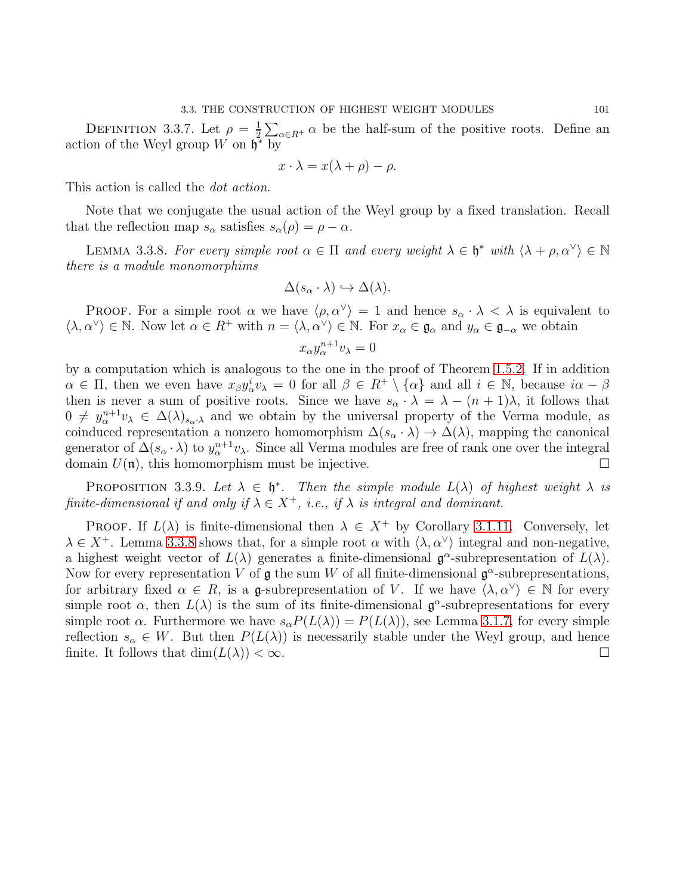Definition 3.3.7. Let $\rho = \frac{1}{2}\sum_{\alpha \in R^+} \alpha$ be the half-sum of the positive roots. Define an action of the Weyl group $W$ on $\mathfrak{h}^*$ by

$$x \cdot \lambda = x(\lambda + \rho) - \rho.$$

This action is called the *dot action*.

Note that we conjugate the usual action of the Weyl group by a fixed translation. Recall that the reflection map $s_\alpha$ satisfies $s_\alpha(\rho) = \rho - \alpha$.

Lemma 3.3.8. *For every simple root $\alpha \in \Pi$ and every weight $\lambda \in \mathfrak{h}^*$ with $\langle \lambda + \rho, \alpha^\vee \rangle \in \mathbb{N}$ there is a module monomorphims*

$$\Delta(s_\alpha \cdot \lambda) \hookrightarrow \Delta(\lambda).$$

Proof. For a simple root $\alpha$ we have $\langle \rho, \alpha^\vee \rangle = 1$ and hence $s_\alpha \cdot \lambda < \lambda$ is equivalent to $\langle \lambda, \alpha^\vee \rangle \in \mathbb{N}$. Now let $\alpha \in R^+$ with $n = \langle \lambda, \alpha^\vee \rangle \in \mathbb{N}$. For $x_\alpha \in \mathfrak{g}_\alpha$ and $y_\alpha \in \mathfrak{g}_{-\alpha}$ we obtain

$$x_\alpha y_\alpha^{n+1} v_\lambda = 0$$

by a computation which is analogous to the one in the proof of Theorem 1.5.2. If in addition $\alpha \in \Pi$, then we even have $x_\beta y_\alpha^i v_\lambda = 0$ for all $\beta \in R^+ \setminus \{\alpha\}$ and all $i \in \mathbb{N}$, because $i\alpha - \beta$ then is never a sum of positive roots. Since we have $s_\alpha \cdot \lambda = \lambda - (n+1)\lambda$, it follows that $0 \neq y_\alpha^{n+1} v_\lambda \in \Delta(\lambda)_{s_\alpha \cdot \lambda}$ and we obtain by the universal property of the Verma module, as coinduced representation a nonzero homomorphism $\Delta(s_\alpha \cdot \lambda) \to \Delta(\lambda)$, mapping the canonical generator of $\Delta(s_\alpha \cdot \lambda)$ to $y_\alpha^{n+1} v_\lambda$. Since all Verma modules are free of rank one over the integral domain $U(\mathfrak{n})$, this homomorphism must be injective. $\square$

Proposition 3.3.9. *Let $\lambda \in \mathfrak{h}^*$. Then the simple module $L(\lambda)$ of highest weight $\lambda$ is finite-dimensional if and only if $\lambda \in X^+$, i.e., if $\lambda$ is integral and dominant.*

Proof. If $L(\lambda)$ is finite-dimensional then $\lambda \in X^+$ by Corollary 3.1.11. Conversely, let $\lambda \in X^+$. Lemma 3.3.8 shows that, for a simple root $\alpha$ with $\langle \lambda, \alpha^\vee \rangle$ integral and non-negative, a highest weight vector of $L(\lambda)$ generates a finite-dimensional $\mathfrak{g}^\alpha$-subrepresentation of $L(\lambda)$. Now for every representation $V$ of $\mathfrak{g}$ the sum $W$ of all finite-dimensional $\mathfrak{g}^\alpha$-subrepresentations, for arbitrary fixed $\alpha \in R$, is a $\mathfrak{g}$-subrepresentation of $V$. If we have $\langle \lambda, \alpha^\vee \rangle \in \mathbb{N}$ for every simple root $\alpha$, then $L(\lambda)$ is the sum of its finite-dimensional $\mathfrak{g}^\alpha$-subrepresentations for every simple root $\alpha$. Furthermore we have $s_\alpha P(L(\lambda)) = P(L(\lambda))$, see Lemma 3.1.7, for every simple reflection $s_\alpha \in W$. But then $P(L(\lambda))$ is necessarily stable under the Weyl group, and hence finite. It follows that $\dim(L(\lambda)) < \infty$. $\square$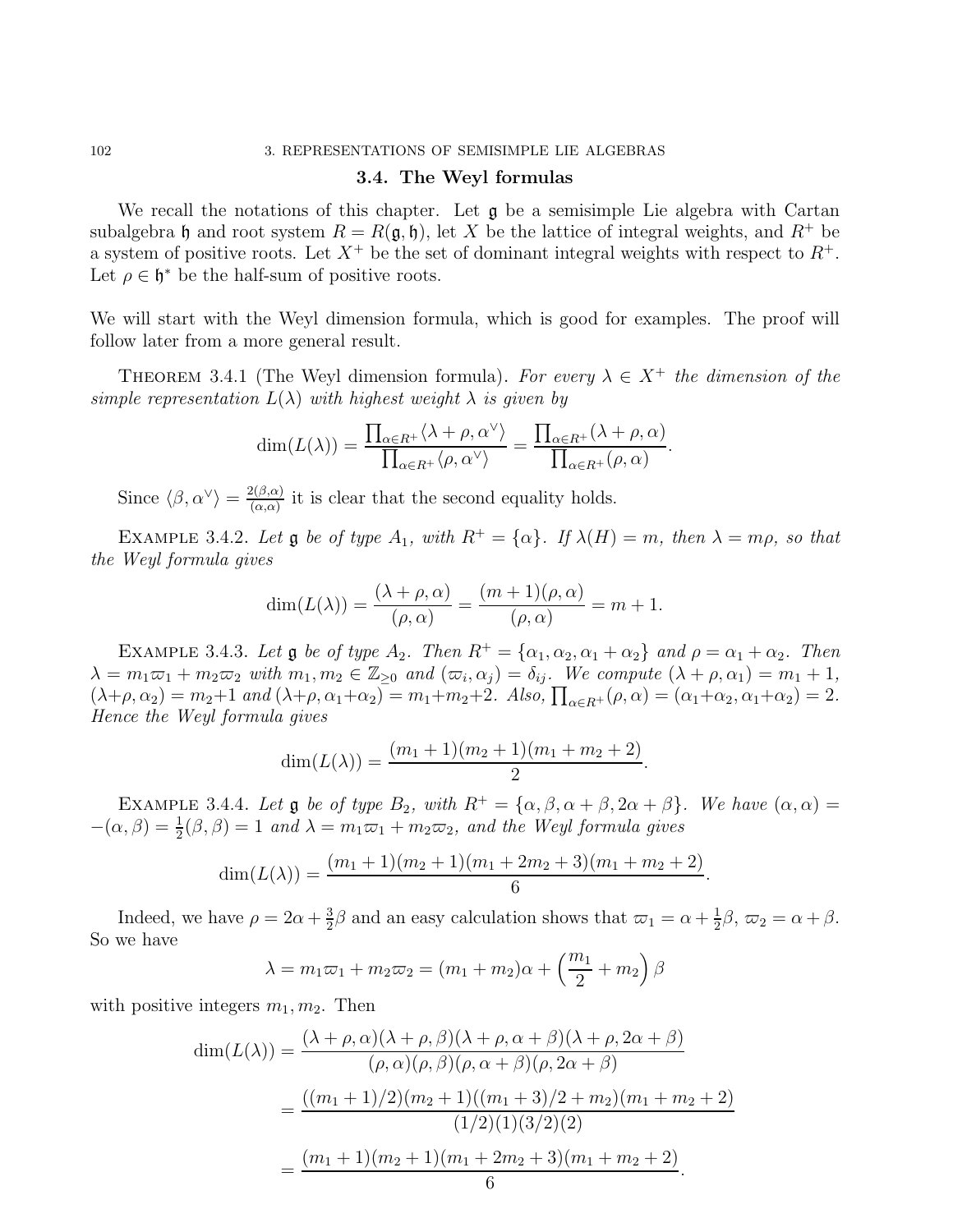## 3.4. The Weyl formulas

We recall the notations of this chapter. Let $\mathfrak{g}$ be a semisimple Lie algebra with Cartan subalgebra $\mathfrak{h}$ and root system $R = R(\mathfrak{g}, \mathfrak{h})$, let $X$ be the lattice of integral weights, and $R^+$ be a system of positive roots. Let $X^+$ be the set of dominant integral weights with respect to $R^+$. Let $\rho \in \mathfrak{h}^*$ be the half-sum of positive roots.

We will start with the Weyl dimension formula, which is good for examples. The proof will follow later from a more general result.

THEOREM 3.4.1 (The Weyl dimension formula). *For every $\lambda \in X^+$ the dimension of the simple representation $L(\lambda)$ with highest weight $\lambda$ is given by*

$$\dim(L(\lambda)) = \frac{\prod_{\alpha \in R^+} \langle \lambda + \rho, \alpha^\vee \rangle}{\prod_{\alpha \in R^+} \langle \rho, \alpha^\vee \rangle} = \frac{\prod_{\alpha \in R^+} (\lambda + \rho, \alpha)}{\prod_{\alpha \in R^+} (\rho, \alpha)}.$$

Since $\langle \beta, \alpha^\vee \rangle = \frac{2(\beta,\alpha)}{(\alpha,\alpha)}$ it is clear that the second equality holds.

EXAMPLE 3.4.2. *Let $\mathfrak{g}$ be of type $A_1$, with $R^+ = \{\alpha\}$. If $\lambda(H) = m$, then $\lambda = m\rho$, so that the Weyl formula gives*

$$\dim(L(\lambda)) = \frac{(\lambda + \rho, \alpha)}{(\rho, \alpha)} = \frac{(m+1)(\rho, \alpha)}{(\rho, \alpha)} = m + 1.$$

EXAMPLE 3.4.3. *Let $\mathfrak{g}$ be of type $A_2$. Then $R^+ = \{\alpha_1, \alpha_2, \alpha_1 + \alpha_2\}$ and $\rho = \alpha_1 + \alpha_2$. Then $\lambda = m_1\varpi_1 + m_2\varpi_2$ with $m_1, m_2 \in \mathbb{Z}_{\geq 0}$ and $(\varpi_i, \alpha_j) = \delta_{ij}$. We compute $(\lambda + \rho, \alpha_1) = m_1 + 1$, $(\lambda+\rho, \alpha_2) = m_2+1$ and $(\lambda+\rho, \alpha_1+\alpha_2) = m_1+m_2+2$. Also, $\prod_{\alpha \in R^+}(\rho, \alpha) = (\alpha_1+\alpha_2, \alpha_1+\alpha_2) = 2$. Hence the Weyl formula gives*

$$\dim(L(\lambda)) = \frac{(m_1 + 1)(m_2 + 1)(m_1 + m_2 + 2)}{2}.$$

EXAMPLE 3.4.4. *Let $\mathfrak{g}$ be of type $B_2$, with $R^+ = \{\alpha, \beta, \alpha + \beta, 2\alpha + \beta\}$. We have $(\alpha, \alpha) = -(\alpha, \beta) = \frac{1}{2}(\beta, \beta) = 1$ and $\lambda = m_1\varpi_1 + m_2\varpi_2$, and the Weyl formula gives*

$$\dim(L(\lambda)) = \frac{(m_1 + 1)(m_2 + 1)(m_1 + 2m_2 + 3)(m_1 + m_2 + 2)}{6}.$$

Indeed, we have $\rho = 2\alpha + \frac{3}{2}\beta$ and an easy calculation shows that $\varpi_1 = \alpha + \frac{1}{2}\beta$, $\varpi_2 = \alpha + \beta$. So we have

$$\lambda = m_1\varpi_1 + m_2\varpi_2 = (m_1 + m_2)\alpha + \left(\frac{m_1}{2} + m_2\right)\beta$$

with positive integers $m_1, m_2$. Then

$$\begin{aligned}
\dim(L(\lambda)) &= \frac{(\lambda + \rho, \alpha)(\lambda + \rho, \beta)(\lambda + \rho, \alpha + \beta)(\lambda + \rho, 2\alpha + \beta)}{(\rho, \alpha)(\rho, \beta)(\rho, \alpha + \beta)(\rho, 2\alpha + \beta)} \\
&= \frac{((m_1 + 1)/2)(m_2 + 1)((m_1 + 3)/2 + m_2)(m_1 + m_2 + 2)}{(1/2)(1)(3/2)(2)} \\
&= \frac{(m_1 + 1)(m_2 + 1)(m_1 + 2m_2 + 3)(m_1 + m_2 + 2)}{6}.
\end{aligned}$$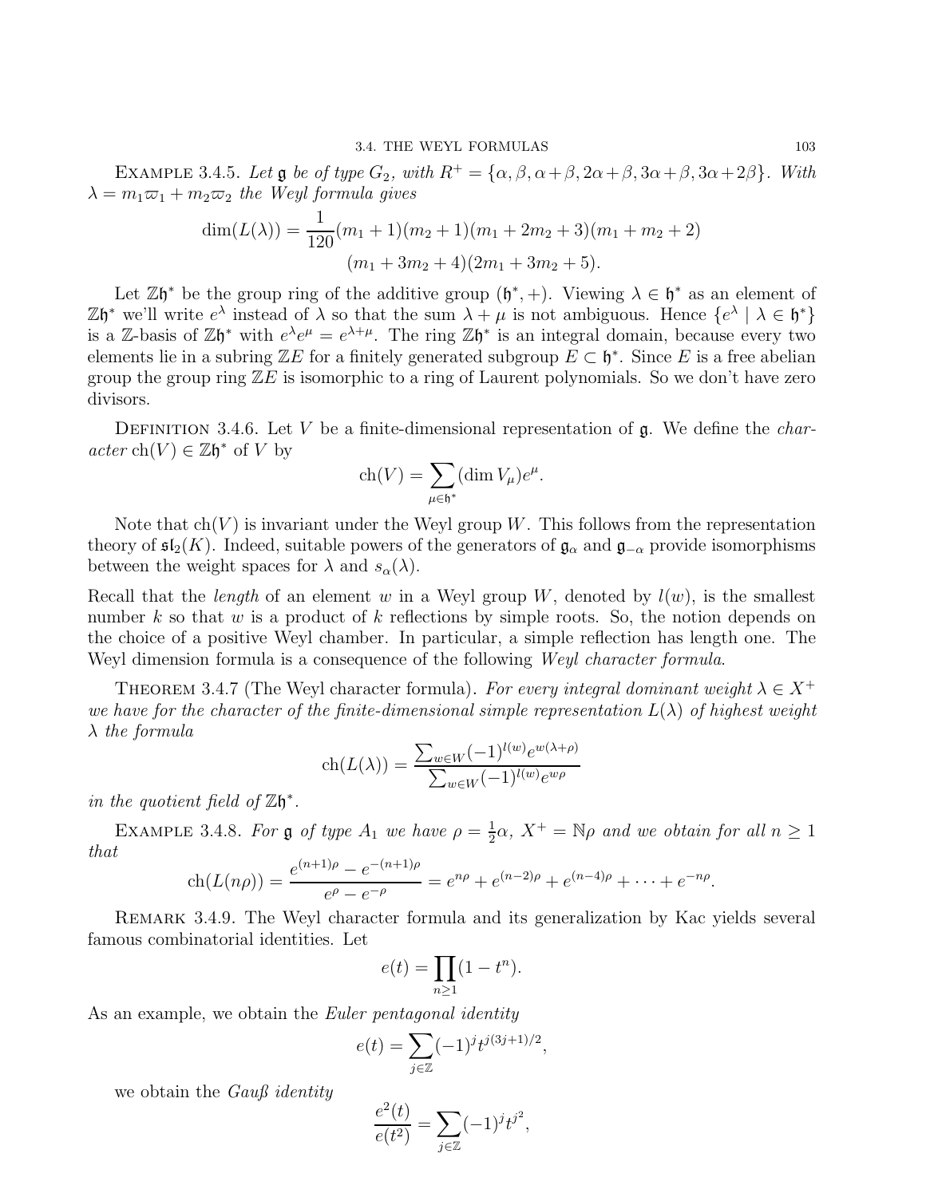EXAMPLE 3.4.5. *Let $\mathfrak{g}$ be of type $G_2$, with $R^+ = \{\alpha, \beta, \alpha+\beta, 2\alpha+\beta, 3\alpha+\beta, 3\alpha+2\beta\}$. With $\lambda = m_1\varpi_1 + m_2\varpi_2$ the Weyl formula gives*

$$\dim(L(\lambda)) = \frac{1}{120}(m_1+1)(m_2+1)(m_1+2m_2+3)(m_1+m_2+2)$$
$$(m_1+3m_2+4)(2m_1+3m_2+5).$$

Let $\mathbb{Z}\mathfrak{h}^*$ be the group ring of the additive group $(\mathfrak{h}^*, +)$. Viewing $\lambda \in \mathfrak{h}^*$ as an element of $\mathbb{Z}\mathfrak{h}^*$ we'll write $e^\lambda$ instead of $\lambda$ so that the sum $\lambda + \mu$ is not ambiguous. Hence $\{e^\lambda \mid \lambda \in \mathfrak{h}^*\}$ is a $\mathbb{Z}$-basis of $\mathbb{Z}\mathfrak{h}^*$ with $e^\lambda e^\mu = e^{\lambda+\mu}$. The ring $\mathbb{Z}\mathfrak{h}^*$ is an integral domain, because every two elements lie in a subring $\mathbb{Z}E$ for a finitely generated subgroup $E \subset \mathfrak{h}^*$. Since $E$ is a free abelian group the group ring $\mathbb{Z}E$ is isomorphic to a ring of Laurent polynomials. So we don't have zero divisors.

DEFINITION 3.4.6. Let $V$ be a finite-dimensional representation of $\mathfrak{g}$. We define the *character* $\mathrm{ch}(V) \in \mathbb{Z}\mathfrak{h}^*$ of $V$ by

$$\mathrm{ch}(V) = \sum_{\mu \in \mathfrak{h}^*} (\dim V_\mu) e^\mu.$$

Note that $\mathrm{ch}(V)$ is invariant under the Weyl group $W$. This follows from the representation theory of $\mathfrak{sl}_2(K)$. Indeed, suitable powers of the generators of $\mathfrak{g}_\alpha$ and $\mathfrak{g}_{-\alpha}$ provide isomorphisms between the weight spaces for $\lambda$ and $s_\alpha(\lambda)$.

Recall that the *length* of an element $w$ in a Weyl group $W$, denoted by $l(w)$, is the smallest number $k$ so that $w$ is a product of $k$ reflections by simple roots. So, the notion depends on the choice of a positive Weyl chamber. In particular, a simple reflection has length one. The Weyl dimension formula is a consequence of the following *Weyl character formula*.

THEOREM 3.4.7 (The Weyl character formula). *For every integral dominant weight $\lambda \in X^+$ we have for the character of the finite-dimensional simple representation $L(\lambda)$ of highest weight $\lambda$ the formula*

$$\mathrm{ch}(L(\lambda)) = \frac{\sum_{w \in W} (-1)^{l(w)} e^{w(\lambda+\rho)}}{\sum_{w \in W} (-1)^{l(w)} e^{w\rho}}$$

*in the quotient field of $\mathbb{Z}\mathfrak{h}^*$.*

EXAMPLE 3.4.8. *For $\mathfrak{g}$ of type $A_1$ we have $\rho = \frac{1}{2}\alpha$, $X^+ = \mathbb{N}\rho$ and we obtain for all $n \geq 1$ that*

$$\mathrm{ch}(L(n\rho)) = \frac{e^{(n+1)\rho} - e^{-(n+1)\rho}}{e^\rho - e^{-\rho}} = e^{n\rho} + e^{(n-2)\rho} + e^{(n-4)\rho} + \cdots + e^{-n\rho}.$$

REMARK 3.4.9. The Weyl character formula and its generalization by Kac yields several famous combinatorial identities. Let

$$e(t) = \prod_{n \geq 1} (1 - t^n).$$

As an example, we obtain the *Euler pentagonal identity*

$$e(t) = \sum_{j \in \mathbb{Z}} (-1)^j t^{j(3j+1)/2},$$

we obtain the *Gauß identity*

$$\frac{e^2(t)}{e(t^2)} = \sum_{j \in \mathbb{Z}} (-1)^j t^{j^2},$$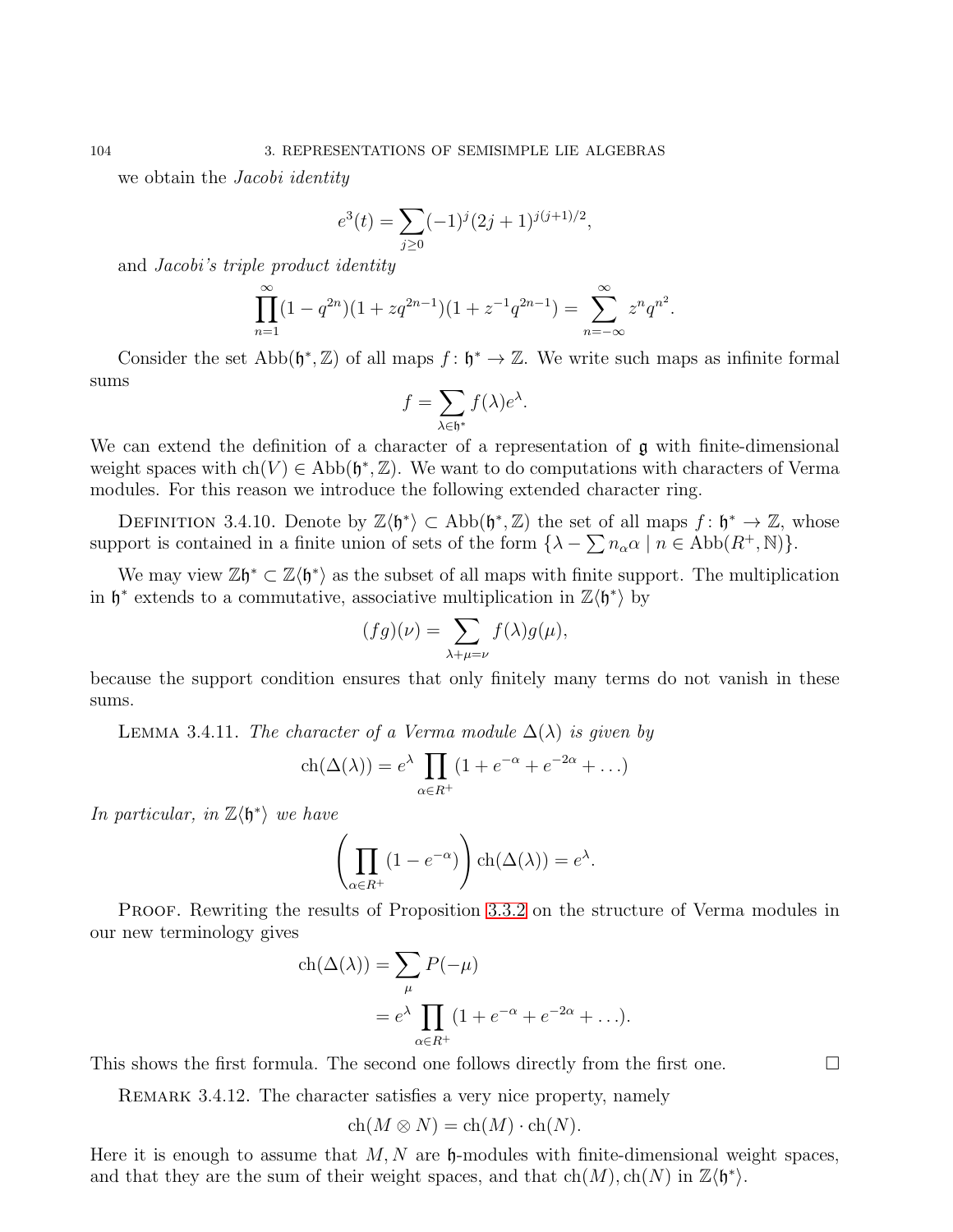we obtain the *Jacobi identity*

$$e^3(t) = \sum_{j \geq 0} (-1)^j (2j+1)^{j(j+1)/2},$$

and *Jacobi's triple product identity*

$$\prod_{n=1}^{\infty} (1 - q^{2n})(1 + zq^{2n-1})(1 + z^{-1}q^{2n-1}) = \sum_{n=-\infty}^{\infty} z^n q^{n^2}.$$

Consider the set $\mathrm{Abb}(\mathfrak{h}^*, \mathbb{Z})$ of all maps $f : \mathfrak{h}^* \to \mathbb{Z}$. We write such maps as infinite formal sums

$$f = \sum_{\lambda \in \mathfrak{h}^*} f(\lambda) e^{\lambda}.$$

We can extend the definition of a character of a representation of $\mathfrak{g}$ with finite-dimensional weight spaces with $\mathrm{ch}(V) \in \mathrm{Abb}(\mathfrak{h}^*, \mathbb{Z})$. We want to do computations with characters of Verma modules. For this reason we introduce the following extended character ring.

Definition 3.4.10. Denote by $\mathbb{Z}\langle \mathfrak{h}^* \rangle \subset \mathrm{Abb}(\mathfrak{h}^*, \mathbb{Z})$ the set of all maps $f : \mathfrak{h}^* \to \mathbb{Z}$, whose support is contained in a finite union of sets of the form $\{\lambda - \sum n_\alpha \alpha \mid n \in \mathrm{Abb}(R^+, \mathbb{N})\}$.

We may view $\mathbb{Z}\mathfrak{h}^* \subset \mathbb{Z}\langle \mathfrak{h}^* \rangle$ as the subset of all maps with finite support. The multiplication in $\mathfrak{h}^*$ extends to a commutative, associative multiplication in $\mathbb{Z}\langle \mathfrak{h}^* \rangle$ by

$$(fg)(\nu) = \sum_{\lambda + \mu = \nu} f(\lambda) g(\mu),$$

because the support condition ensures that only finitely many terms do not vanish in these sums.

Lemma 3.4.11. *The character of a Verma module $\Delta(\lambda)$ is given by*

$$\mathrm{ch}(\Delta(\lambda)) = e^{\lambda} \prod_{\alpha \in R^+} (1 + e^{-\alpha} + e^{-2\alpha} + \ldots)$$

*In particular, in $\mathbb{Z}\langle \mathfrak{h}^* \rangle$ we have*

$$\left( \prod_{\alpha \in R^+} (1 - e^{-\alpha}) \right) \mathrm{ch}(\Delta(\lambda)) = e^{\lambda}.$$

Proof. Rewriting the results of Proposition 3.3.2 on the structure of Verma modules in our new terminology gives

$$\begin{aligned}
\mathrm{ch}(\Delta(\lambda)) &= \sum_{\mu} P(-\mu) \\
&= e^{\lambda} \prod_{\alpha \in R^+} (1 + e^{-\alpha} + e^{-2\alpha} + \ldots).
\end{aligned}$$

This shows the first formula. The second one follows directly from the first one. $\square$

Remark 3.4.12. The character satisfies a very nice property, namely

$$\mathrm{ch}(M \otimes N) = \mathrm{ch}(M) \cdot \mathrm{ch}(N).$$

Here it is enough to assume that $M, N$ are $\mathfrak{h}$-modules with finite-dimensional weight spaces, and that they are the sum of their weight spaces, and that $\mathrm{ch}(M), \mathrm{ch}(N)$ in $\mathbb{Z}\langle \mathfrak{h}^* \rangle$.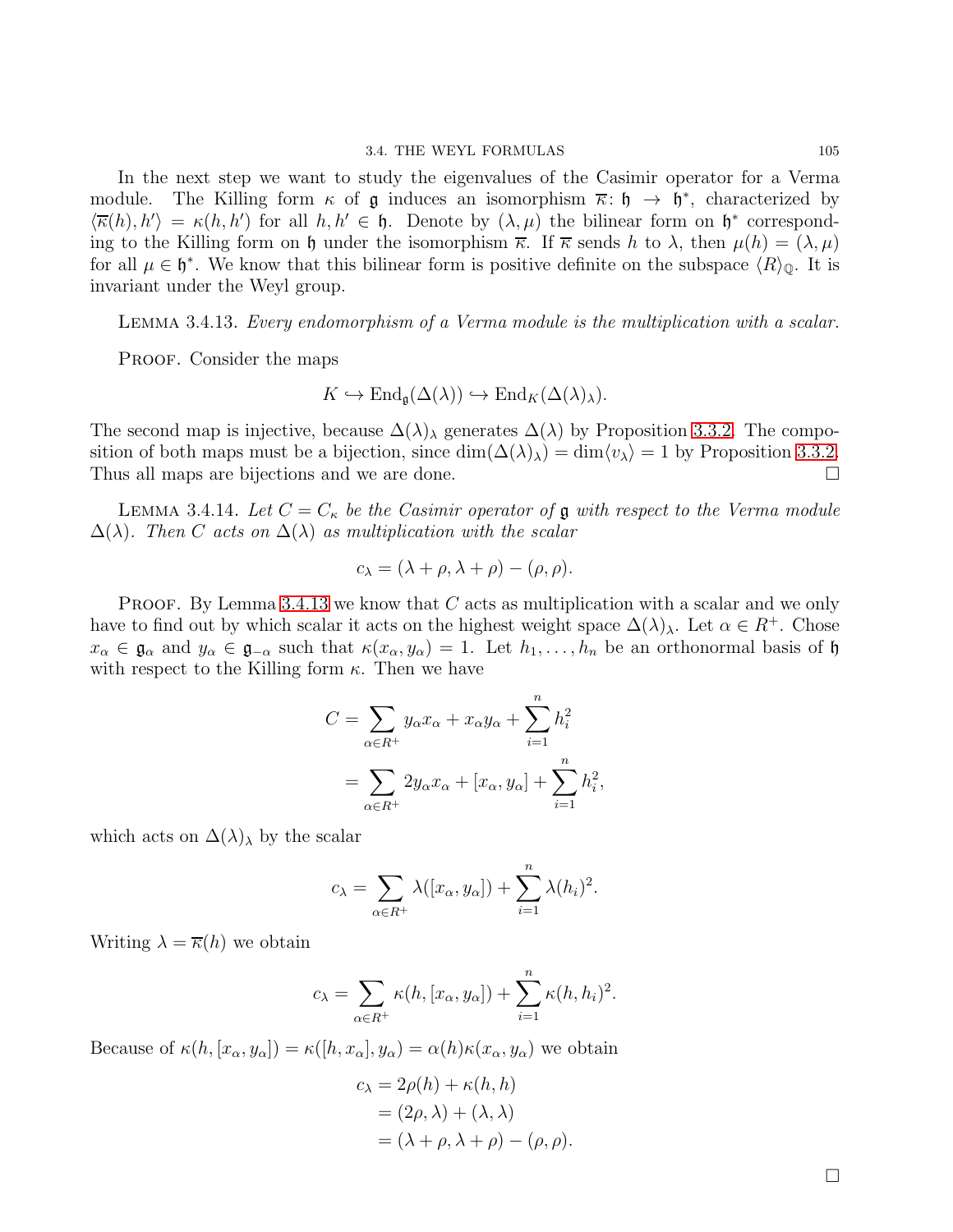In the next step we want to study the eigenvalues of the Casimir operator for a Verma module. The Killing form $\kappa$ of $\mathfrak{g}$ induces an isomorphism $\overline{\kappa}\colon \mathfrak{h} \to \mathfrak{h}^*$, characterized by $\langle \overline{\kappa}(h), h' \rangle = \kappa(h, h')$ for all $h, h' \in \mathfrak{h}$. Denote by $(\lambda, \mu)$ the bilinear form on $\mathfrak{h}^*$ corresponding to the Killing form on $\mathfrak{h}$ under the isomorphism $\overline{\kappa}$. If $\overline{\kappa}$ sends $h$ to $\lambda$, then $\mu(h) = (\lambda, \mu)$ for all $\mu \in \mathfrak{h}^*$. We know that this bilinear form is positive definite on the subspace $\langle R \rangle_{\mathbb{Q}}$. It is invariant under the Weyl group.

Lemma 3.4.13. *Every endomorphism of a Verma module is the multiplication with a scalar.*

Proof. Consider the maps

$$K \hookrightarrow \operatorname{End}_{\mathfrak{g}}(\Delta(\lambda)) \hookrightarrow \operatorname{End}_K(\Delta(\lambda)_\lambda).$$

The second map is injective, because $\Delta(\lambda)_\lambda$ generates $\Delta(\lambda)$ by Proposition 3.3.2. The composition of both maps must be a bijection, since $\dim(\Delta(\lambda)_\lambda) = \dim\langle v_\lambda \rangle = 1$ by Proposition 3.3.2. Thus all maps are bijections and we are done. □

Lemma 3.4.14. *Let $C = C_\kappa$ be the Casimir operator of $\mathfrak{g}$ with respect to the Verma module $\Delta(\lambda)$. Then $C$ acts on $\Delta(\lambda)$ as multiplication with the scalar*

$$c_\lambda = (\lambda + \rho, \lambda + \rho) - (\rho, \rho).$$

Proof. By Lemma 3.4.13 we know that $C$ acts as multiplication with a scalar and we only have to find out by which scalar it acts on the highest weight space $\Delta(\lambda)_\lambda$. Let $\alpha \in R^+$. Chose $x_\alpha \in \mathfrak{g}_\alpha$ and $y_\alpha \in \mathfrak{g}_{-\alpha}$ such that $\kappa(x_\alpha, y_\alpha) = 1$. Let $h_1, \dots, h_n$ be an orthonormal basis of $\mathfrak{h}$ with respect to the Killing form $\kappa$. Then we have

$$\begin{aligned} C &= \sum_{\alpha \in R^+} y_\alpha x_\alpha + x_\alpha y_\alpha + \sum_{i=1}^n h_i^2 \\ &= \sum_{\alpha \in R^+} 2 y_\alpha x_\alpha + [x_\alpha, y_\alpha] + \sum_{i=1}^n h_i^2, \end{aligned}$$

which acts on $\Delta(\lambda)_\lambda$ by the scalar

$$c_\lambda = \sum_{\alpha \in R^+} \lambda([x_\alpha, y_\alpha]) + \sum_{i=1}^n \lambda(h_i)^2.$$

Writing $\lambda = \overline{\kappa}(h)$ we obtain

$$c_\lambda = \sum_{\alpha \in R^+} \kappa(h, [x_\alpha, y_\alpha]) + \sum_{i=1}^n \kappa(h, h_i)^2.$$

Because of $\kappa(h, [x_\alpha, y_\alpha]) = \kappa([h, x_\alpha], y_\alpha) = \alpha(h)\kappa(x_\alpha, y_\alpha)$ we obtain

$$\begin{aligned} c_\lambda &= 2\rho(h) + \kappa(h, h) \\ &= (2\rho, \lambda) + (\lambda, \lambda) \\ &= (\lambda + \rho, \lambda + \rho) - (\rho, \rho). \end{aligned}$$

□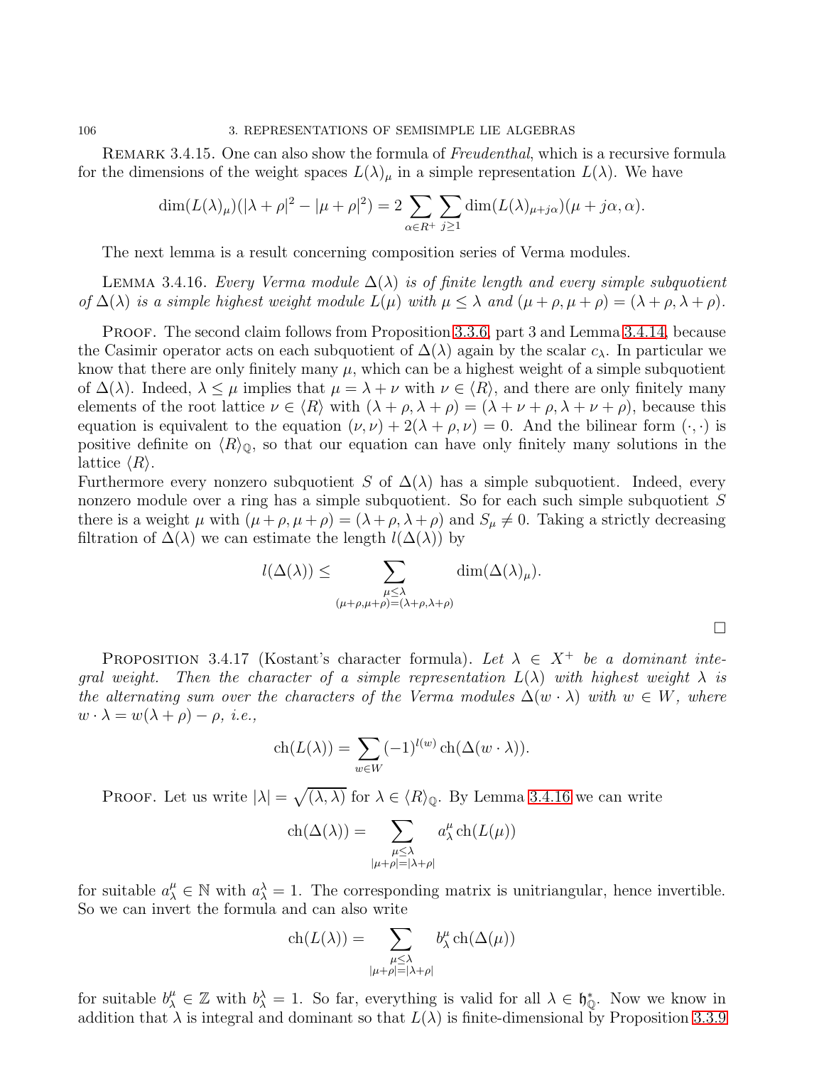Remark 3.4.15. One can also show the formula of *Freudenthal*, which is a recursive formula for the dimensions of the weight spaces $L(\lambda)_\mu$ in a simple representation $L(\lambda)$. We have

$$\dim(L(\lambda)_\mu)(|\lambda+\rho|^2 - |\mu+\rho|^2) = 2\sum_{\alpha\in R^+}\sum_{j\geq 1}\dim(L(\lambda)_{\mu+j\alpha})(\mu+j\alpha,\alpha).$$

The next lemma is a result concerning composition series of Verma modules.

Lemma 3.4.16. *Every Verma module $\Delta(\lambda)$ is of finite length and every simple subquotient of $\Delta(\lambda)$ is a simple highest weight module $L(\mu)$ with $\mu \leq \lambda$ and $(\mu+\rho,\mu+\rho) = (\lambda+\rho,\lambda+\rho)$.*

Proof. The second claim follows from Proposition 3.3.6, part 3 and Lemma 3.4.14, because the Casimir operator acts on each subquotient of $\Delta(\lambda)$ again by the scalar $c_\lambda$. In particular we know that there are only finitely many $\mu$, which can be a highest weight of a simple subquotient of $\Delta(\lambda)$. Indeed, $\lambda \leq \mu$ implies that $\mu = \lambda + \nu$ with $\nu \in \langle R\rangle$, and there are only finitely many elements of the root lattice $\nu \in \langle R\rangle$ with $(\lambda+\rho,\lambda+\rho) = (\lambda+\nu+\rho,\lambda+\nu+\rho)$, because this equation is equivalent to the equation $(\nu,\nu)+2(\lambda+\rho,\nu) = 0$. And the bilinear form $(\cdot,\cdot)$ is positive definite on $\langle R\rangle_{\mathbb{Q}}$, so that our equation can have only finitely many solutions in the lattice $\langle R\rangle$.
Furthermore every nonzero subquotient $S$ of $\Delta(\lambda)$ has a simple subquotient. Indeed, every nonzero module over a ring has a simple subquotient. So for each such simple subquotient $S$ there is a weight $\mu$ with $(\mu+\rho,\mu+\rho) = (\lambda+\rho,\lambda+\rho)$ and $S_\mu \neq 0$. Taking a strictly decreasing filtration of $\Delta(\lambda)$ we can estimate the length $l(\Delta(\lambda))$ by

$$l(\Delta(\lambda)) \leq \sum_{\substack{\mu\leq\lambda \\ (\mu+\rho,\mu+\rho)=(\lambda+\rho,\lambda+\rho)}} \dim(\Delta(\lambda)_\mu).$$

□

Proposition 3.4.17 (Kostant's character formula). *Let $\lambda \in X^+$ be a dominant integral weight. Then the character of a simple representation $L(\lambda)$ with highest weight $\lambda$ is the alternating sum over the characters of the Verma modules $\Delta(w\cdot\lambda)$ with $w \in W$, where $w\cdot\lambda = w(\lambda+\rho)-\rho$, i.e.,*

$$\operatorname{ch}(L(\lambda)) = \sum_{w\in W}(-1)^{l(w)}\operatorname{ch}(\Delta(w\cdot\lambda)).$$

Proof. Let us write $|\lambda| = \sqrt{(\lambda,\lambda)}$ for $\lambda \in \langle R\rangle_{\mathbb{Q}}$. By Lemma 3.4.16 we can write

$$\operatorname{ch}(\Delta(\lambda)) = \sum_{\substack{\mu\leq\lambda \\ |\mu+\rho|=|\lambda+\rho|}} a_\lambda^\mu \operatorname{ch}(L(\mu))$$

for suitable $a_\lambda^\mu \in \mathbb{N}$ with $a_\lambda^\lambda = 1$. The corresponding matrix is unitriangular, hence invertible. So we can invert the formula and can also write

$$\operatorname{ch}(L(\lambda)) = \sum_{\substack{\mu\leq\lambda \\ |\mu+\rho|=|\lambda+\rho|}} b_\lambda^\mu \operatorname{ch}(\Delta(\mu))$$

for suitable $b_\lambda^\mu \in \mathbb{Z}$ with $b_\lambda^\lambda = 1$. So far, everything is valid for all $\lambda \in \mathfrak{h}_{\mathbb{Q}}^*$. Now we know in addition that $\lambda$ is integral and dominant so that $L(\lambda)$ is finite-dimensional by Proposition 3.3.9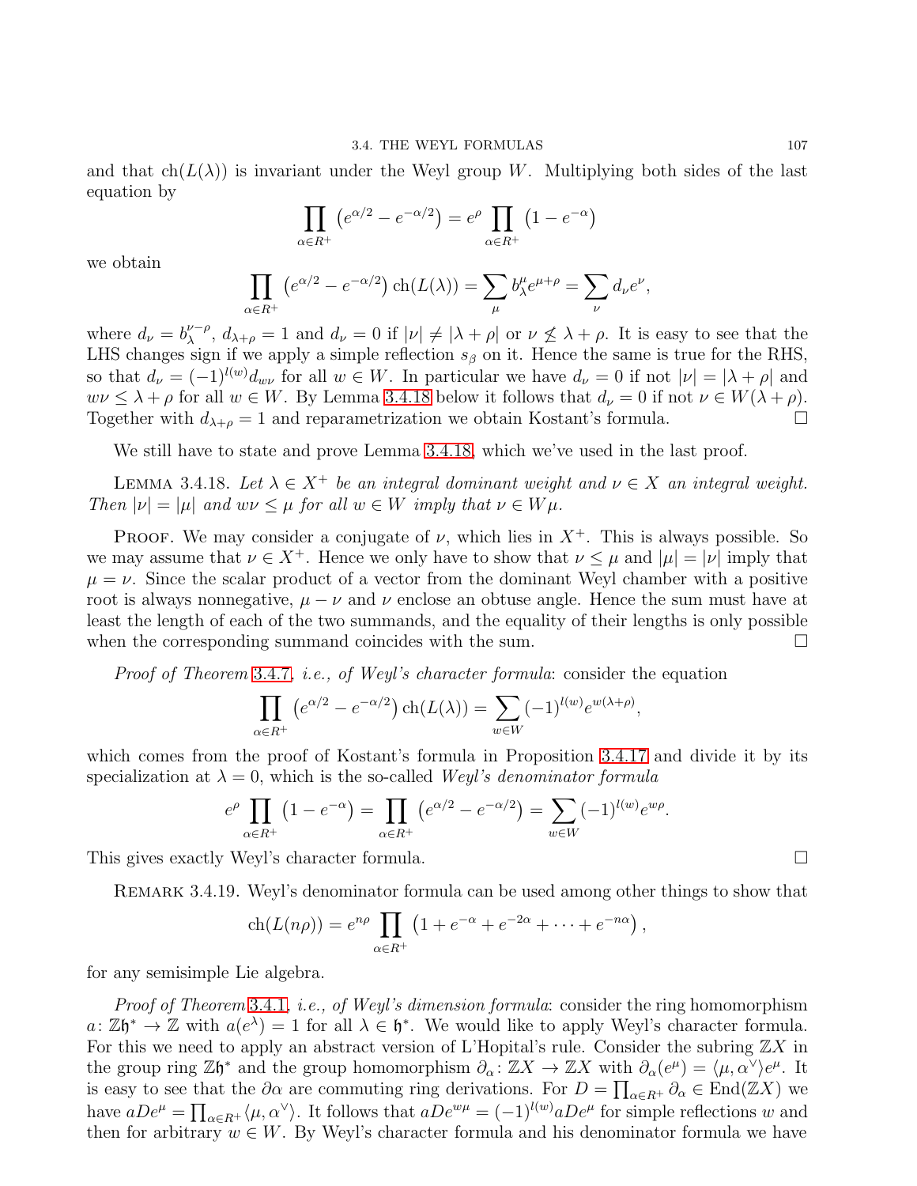and that $\operatorname{ch}(L(\lambda))$ is invariant under the Weyl group $W$. Multiplying both sides of the last equation by

$$\prod_{\alpha \in R^+} \left(e^{\alpha/2} - e^{-\alpha/2}\right) = e^{\rho} \prod_{\alpha \in R^+} \left(1 - e^{-\alpha}\right)$$

we obtain

$$\prod_{\alpha \in R^+} \left(e^{\alpha/2} - e^{-\alpha/2}\right) \operatorname{ch}(L(\lambda)) = \sum_{\mu} b_\lambda^\mu e^{\mu+\rho} = \sum_{\nu} d_\nu e^{\nu},$$

where $d_\nu = b_\lambda^{\nu-\rho}$, $d_{\lambda+\rho} = 1$ and $d_\nu = 0$ if $|\nu| \neq |\lambda + \rho|$ or $\nu \not\leq \lambda + \rho$. It is easy to see that the LHS changes sign if we apply a simple reflection $s_\beta$ on it. Hence the same is true for the RHS, so that $d_\nu = (-1)^{l(w)} d_{w\nu}$ for all $w \in W$. In particular we have $d_\nu = 0$ if not $|\nu| = |\lambda + \rho|$ and $w\nu \leq \lambda + \rho$ for all $w \in W$. By Lemma 3.4.18 below it follows that $d_\nu = 0$ if not $\nu \in W(\lambda + \rho)$. Together with $d_{\lambda+\rho} = 1$ and reparametrization we obtain Kostant's formula. □

We still have to state and prove Lemma 3.4.18, which we've used in the last proof.

Lemma 3.4.18. *Let $\lambda \in X^+$ be an integral dominant weight and $\nu \in X$ an integral weight. Then $|\nu| = |\mu|$ and $w\nu \leq \mu$ for all $w \in W$ imply that $\nu \in W\mu$.*

Proof. We may consider a conjugate of $\nu$, which lies in $X^+$. This is always possible. So we may assume that $\nu \in X^+$. Hence we only have to show that $\nu \leq \mu$ and $|\mu| = |\nu|$ imply that $\mu = \nu$. Since the scalar product of a vector from the dominant Weyl chamber with a positive root is always nonnegative, $\mu - \nu$ and $\nu$ enclose an obtuse angle. Hence the sum must have at least the length of each of the two summands, and the equality of their lengths is only possible when the corresponding summand coincides with the sum. □

*Proof of Theorem 3.4.7, i.e., of Weyl's character formula*: consider the equation

$$\prod_{\alpha \in R^+} \left(e^{\alpha/2} - e^{-\alpha/2}\right) \operatorname{ch}(L(\lambda)) = \sum_{w \in W} (-1)^{l(w)} e^{w(\lambda+\rho)},$$

which comes from the proof of Kostant's formula in Proposition 3.4.17 and divide it by its specialization at $\lambda = 0$, which is the so-called *Weyl's denominator formula*

$$e^{\rho} \prod_{\alpha \in R^+} \left(1 - e^{-\alpha}\right) = \prod_{\alpha \in R^+} \left(e^{\alpha/2} - e^{-\alpha/2}\right) = \sum_{w \in W} (-1)^{l(w)} e^{w\rho}.$$

This gives exactly Weyl's character formula. □

Remark 3.4.19. Weyl's denominator formula can be used among other things to show that

$$\operatorname{ch}(L(n\rho)) = e^{n\rho} \prod_{\alpha \in R^+} \left(1 + e^{-\alpha} + e^{-2\alpha} + \cdots + e^{-n\alpha}\right),$$

for any semisimple Lie algebra.

*Proof of Theorem 3.4.1, i.e., of Weyl's dimension formula*: consider the ring homomorphism $a\colon \mathbb{Z}\mathfrak{h}^* \to \mathbb{Z}$ with $a(e^\lambda) = 1$ for all $\lambda \in \mathfrak{h}^*$. We would like to apply Weyl's character formula. For this we need to apply an abstract version of L'Hopital's rule. Consider the subring $\mathbb{Z}X$ in the group ring $\mathbb{Z}\mathfrak{h}^*$ and the group homomorphism $\partial_\alpha\colon \mathbb{Z}X \to \mathbb{Z}X$ with $\partial_\alpha(e^\mu) = \langle \mu, \alpha^\vee \rangle e^\mu$. It is easy to see that the $\partial\alpha$ are commuting ring derivations. For $D = \prod_{\alpha \in R^+} \partial_\alpha \in \operatorname{End}(\mathbb{Z}X)$ we have $aDe^\mu = \prod_{\alpha \in R^+} \langle \mu, \alpha^\vee \rangle$. It follows that $aDe^{w\mu} = (-1)^{l(w)} aDe^\mu$ for simple reflections $w$ and then for arbitrary $w \in W$. By Weyl's character formula and his denominator formula we have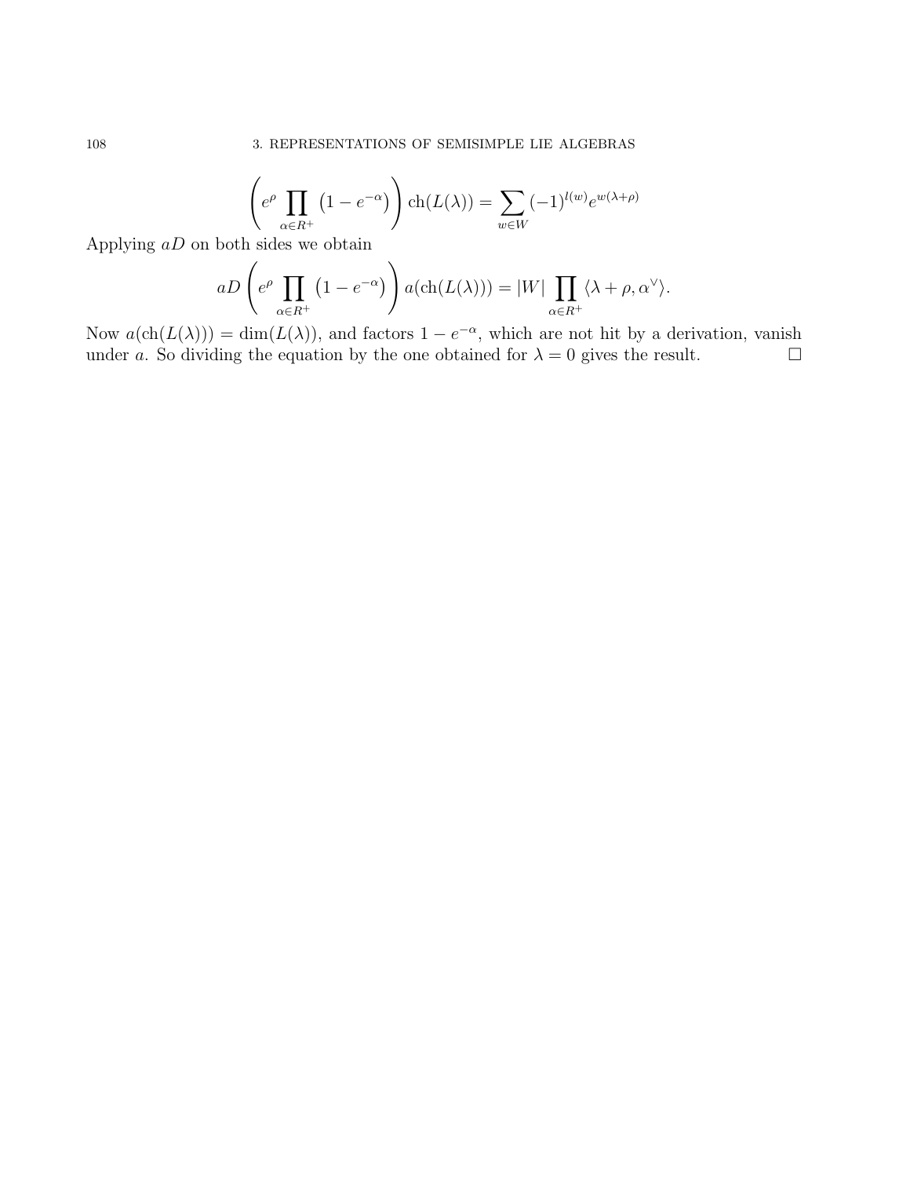$$\left(e^{\rho}\prod_{\alpha\in R^+}\left(1-e^{-\alpha}\right)\right)\mathrm{ch}(L(\lambda))=\sum_{w\in W}(-1)^{l(w)}e^{w(\lambda+\rho)}$$

Applying $aD$ on both sides we obtain

$$aD\left(e^{\rho}\prod_{\alpha\in R^+}\left(1-e^{-\alpha}\right)\right)a(\mathrm{ch}(L(\lambda)))=|W|\prod_{\alpha\in R^+}\langle\lambda+\rho,\alpha^{\vee}\rangle.$$

Now $a(\mathrm{ch}(L(\lambda)))=\dim(L(\lambda))$, and factors $1-e^{-\alpha}$, which are not hit by a derivation, vanish under $a$. So dividing the equation by the one obtained for $\lambda=0$ gives the result. □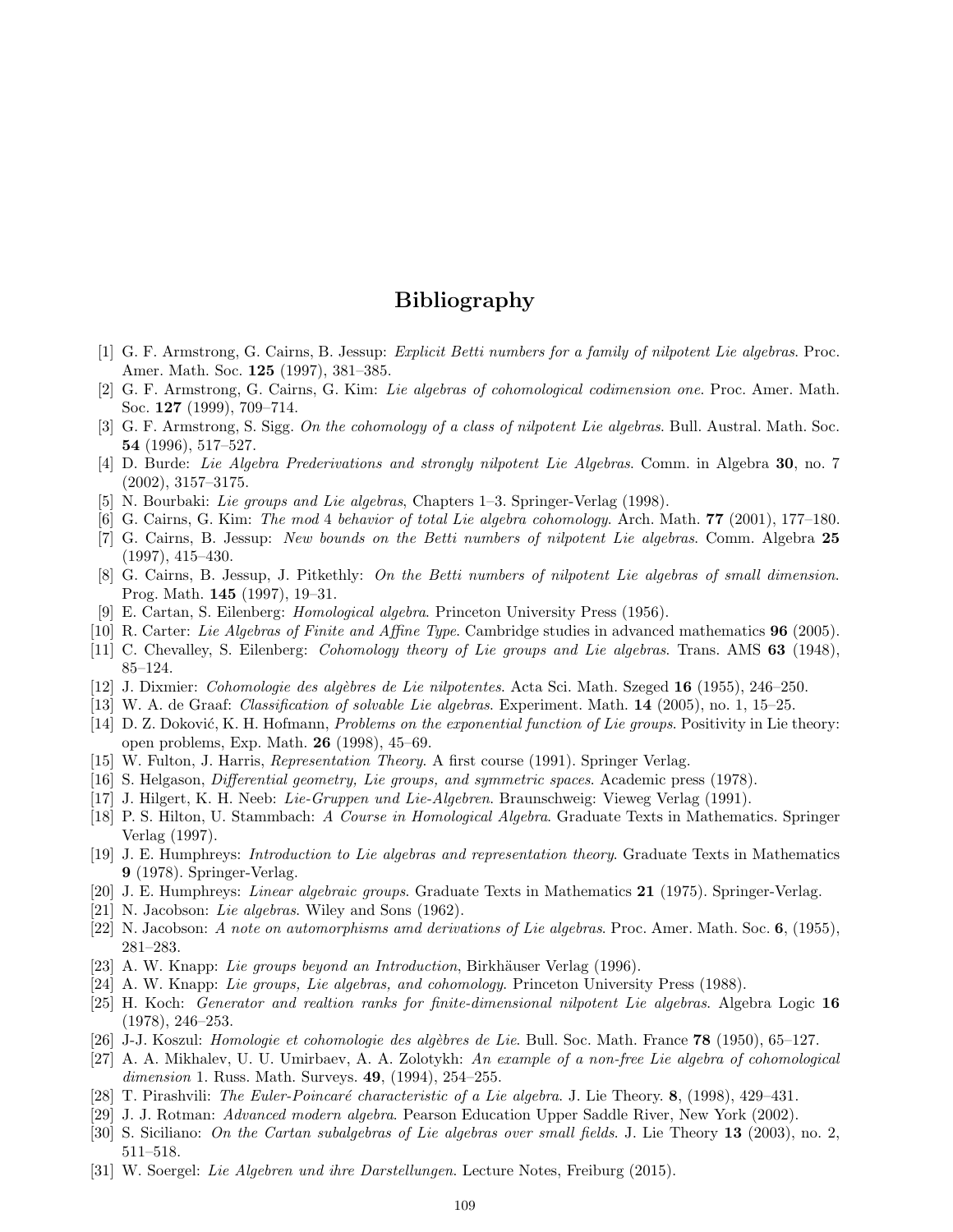# Bibliography

[1] G. F. Armstrong, G. Cairns, B. Jessup: *Explicit Betti numbers for a family of nilpotent Lie algebras*. Proc. Amer. Math. Soc. **125** (1997), 381–385.

[2] G. F. Armstrong, G. Cairns, G. Kim: *Lie algebras of cohomological codimension one*. Proc. Amer. Math. Soc. **127** (1999), 709–714.

[3] G. F. Armstrong, S. Sigg. *On the cohomology of a class of nilpotent Lie algebras*. Bull. Austral. Math. Soc. **54** (1996), 517–527.

[4] D. Burde: *Lie Algebra Prederivations and strongly nilpotent Lie Algebras*. Comm. in Algebra **30**, no. 7 (2002), 3157–3175.

[5] N. Bourbaki: *Lie groups and Lie algebras*, Chapters 1–3. Springer-Verlag (1998).

[6] G. Cairns, G. Kim: *The mod 4 behavior of total Lie algebra cohomology*. Arch. Math. **77** (2001), 177–180.

[7] G. Cairns, B. Jessup: *New bounds on the Betti numbers of nilpotent Lie algebras*. Comm. Algebra **25** (1997), 415–430.

[8] G. Cairns, B. Jessup, J. Pitkethly: *On the Betti numbers of nilpotent Lie algebras of small dimension*. Prog. Math. **145** (1997), 19–31.

[9] E. Cartan, S. Eilenberg: *Homological algebra*. Princeton University Press (1956).

[10] R. Carter: *Lie Algebras of Finite and Affine Type*. Cambridge studies in advanced mathematics **96** (2005).

[11] C. Chevalley, S. Eilenberg: *Cohomology theory of Lie groups and Lie algebras*. Trans. AMS **63** (1948), 85–124.

[12] J. Dixmier: *Cohomologie des algèbres de Lie nilpotentes*. Acta Sci. Math. Szeged **16** (1955), 246–250.

[13] W. A. de Graaf: *Classification of solvable Lie algebras*. Experiment. Math. **14** (2005), no. 1, 15–25.

[14] D. Z. Doković, K. H. Hofmann, *Problems on the exponential function of Lie groups*. Positivity in Lie theory: open problems, Exp. Math. **26** (1998), 45–69.

[15] W. Fulton, J. Harris, *Representation Theory*. A first course (1991). Springer Verlag.

[16] S. Helgason, *Differential geometry, Lie groups, and symmetric spaces*. Academic press (1978).

[17] J. Hilgert, K. H. Neeb: *Lie-Gruppen und Lie-Algebren*. Braunschweig: Vieweg Verlag (1991).

[18] P. S. Hilton, U. Stammbach: *A Course in Homological Algebra*. Graduate Texts in Mathematics. Springer Verlag (1997).

[19] J. E. Humphreys: *Introduction to Lie algebras and representation theory*. Graduate Texts in Mathematics **9** (1978). Springer-Verlag.

[20] J. E. Humphreys: *Linear algebraic groups*. Graduate Texts in Mathematics **21** (1975). Springer-Verlag.

[21] N. Jacobson: *Lie algebras*. Wiley and Sons (1962).

[22] N. Jacobson: *A note on automorphisms amd derivations of Lie algebras*. Proc. Amer. Math. Soc. **6**, (1955), 281–283.

[23] A. W. Knapp: *Lie groups beyond an Introduction*, Birkhäuser Verlag (1996).

[24] A. W. Knapp: *Lie groups, Lie algebras, and cohomology*. Princeton University Press (1988).

[25] H. Koch: *Generator and realtion ranks for finite-dimensional nilpotent Lie algebras*. Algebra Logic **16** (1978), 246–253.

[26] J-J. Koszul: *Homologie et cohomologie des algèbres de Lie*. Bull. Soc. Math. France **78** (1950), 65–127.

[27] A. A. Mikhalev, U. U. Umirbaev, A. A. Zolotykh: *An example of a non-free Lie algebra of cohomological dimension* 1. Russ. Math. Surveys. **49**, (1994), 254–255.

[28] T. Pirashvili: *The Euler-Poincaré characteristic of a Lie algebra*. J. Lie Theory. **8**, (1998), 429–431.

[29] J. J. Rotman: *Advanced modern algebra*. Pearson Education Upper Saddle River, New York (2002).

[30] S. Siciliano: *On the Cartan subalgebras of Lie algebras over small fields*. J. Lie Theory **13** (2003), no. 2, 511–518.

[31] W. Soergel: *Lie Algebren und ihre Darstellungen*. Lecture Notes, Freiburg (2015).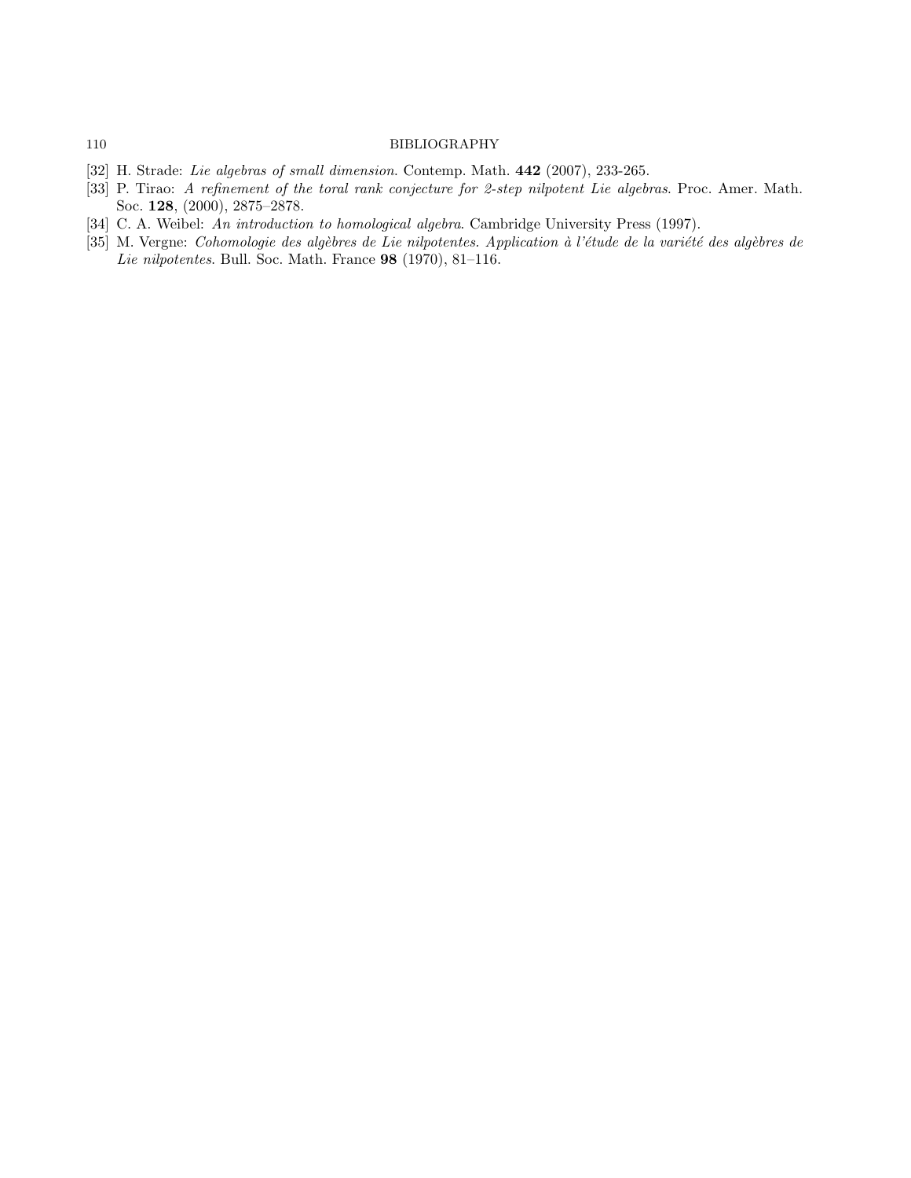[32] H. Strade: *Lie algebras of small dimension*. Contemp. Math. **442** (2007), 233-265.

[33] P. Tirao: *A refinement of the toral rank conjecture for 2-step nilpotent Lie algebras*. Proc. Amer. Math. Soc. **128**, (2000), 2875–2878.

[34] C. A. Weibel: *An introduction to homological algebra*. Cambridge University Press (1997).

[35] M. Vergne: *Cohomologie des algèbres de Lie nilpotentes. Application à l'étude de la variété des algèbres de Lie nilpotentes*. Bull. Soc. Math. France **98** (1970), 81–116.